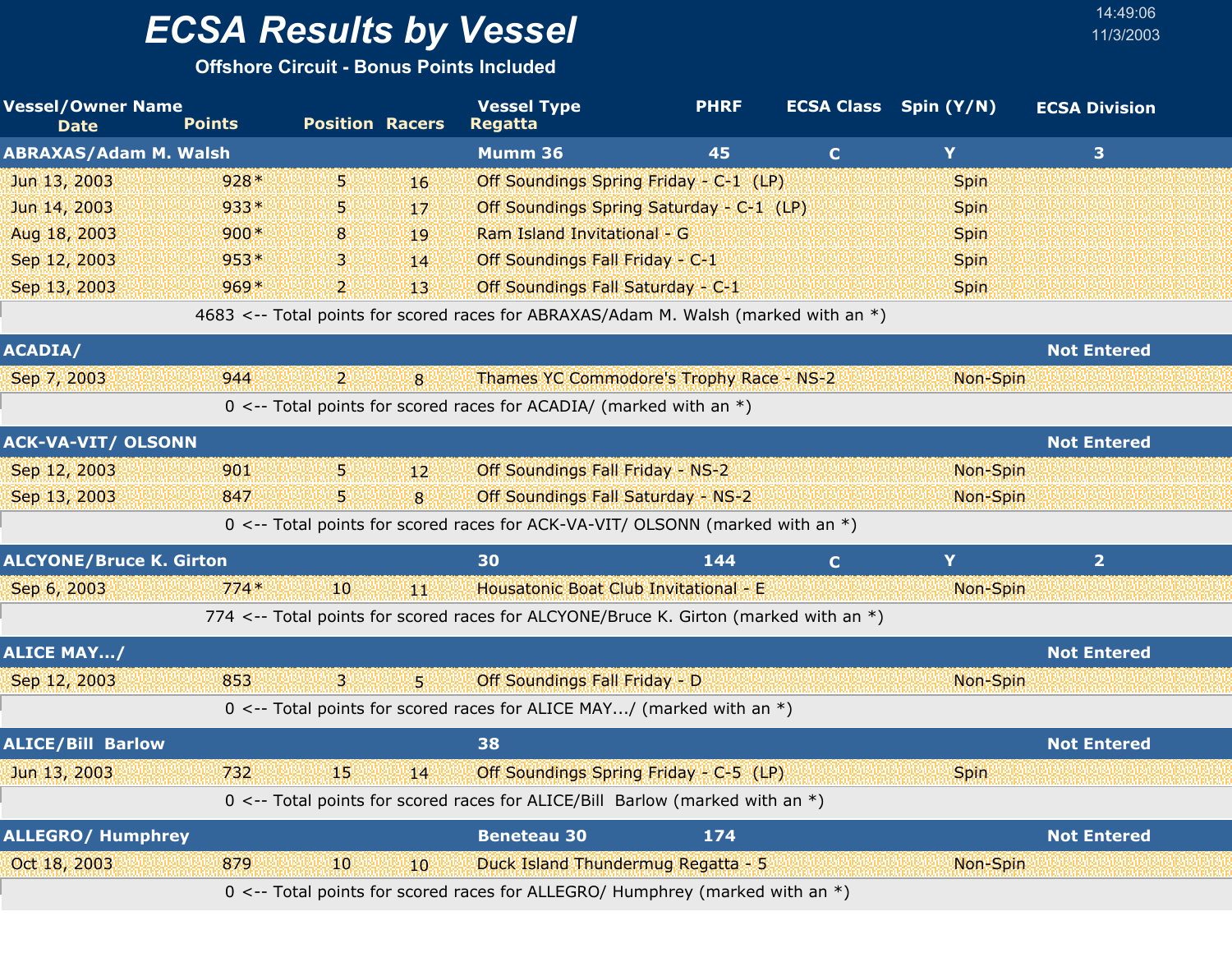# ECSA Results by Vessel

**Offshore Circuit - Bonus Points Included**

14:49:06
11/3/2003

| Vessel/Owner Name / Date | Points | Position | Racers | Vessel Type / Regatta | PHRF | ECSA Class | Spin (Y/N) | ECSA Division |
|---|---|---|---|---|---|---|---|---|
| **ABRAXAS/Adam M. Walsh** | | | | **Mumm 36** | **45** | **C** | **Y** | **3** |
| Jun 13, 2003 | 928* | 5 | 16 | Off Soundings Spring Friday - C-1 (LP) | | | Spin | |
| Jun 14, 2003 | 933* | 5 | 17 | Off Soundings Spring Saturday - C-1 (LP) | | | Spin | |
| Aug 18, 2003 | 900* | 8 | 19 | Ram Island Invitational - G | | | Spin | |
| Sep 12, 2003 | 953* | 3 | 14 | Off Soundings Fall Friday - C-1 | | | Spin | |
| Sep 13, 2003 | 969* | 2 | 13 | Off Soundings Fall Saturday - C-1 | | | Spin | |
| 4683 <-- Total points for scored races for ABRAXAS/Adam M. Walsh (marked with an *) | | | | | | | | |
| **ACADIA/** | | | | | | | | **Not Entered** |
| Sep 7, 2003 | 944 | 2 | 8 | Thames YC Commodore's Trophy Race - NS-2 | | | Non-Spin | |
| 0 <-- Total points for scored races for ACADIA/ (marked with an *) | | | | | | | | |
| **ACK-VA-VIT/ OLSONN** | | | | | | | | **Not Entered** |
| Sep 12, 2003 | 901 | 5 | 12 | Off Soundings Fall Friday - NS-2 | | | Non-Spin | |
| Sep 13, 2003 | 847 | 5 | 8 | Off Soundings Fall Saturday - NS-2 | | | Non-Spin | |
| 0 <-- Total points for scored races for ACK-VA-VIT/ OLSONN (marked with an *) | | | | | | | | |
| **ALCYONE/Bruce K. Girton** | | | | **30** | **144** | **C** | **Y** | **2** |
| Sep 6, 2003 | 774* | 10 | 11 | Housatonic Boat Club Invitational - E | | | Non-Spin | |
| 774 <-- Total points for scored races for ALCYONE/Bruce K. Girton (marked with an *) | | | | | | | | |
| **ALICE MAY.../** | | | | | | | | **Not Entered** |
| Sep 12, 2003 | 853 | 3 | 5 | Off Soundings Fall Friday - D | | | Non-Spin | |
| 0 <-- Total points for scored races for ALICE MAY.../ (marked with an *) | | | | | | | | |
| **ALICE/Bill Barlow** | | | | **38** | | | | **Not Entered** |
| Jun 13, 2003 | 732 | 15 | 14 | Off Soundings Spring Friday - C-5 (LP) | | | Spin | |
| 0 <-- Total points for scored races for ALICE/Bill Barlow (marked with an *) | | | | | | | | |
| **ALLEGRO/ Humphrey** | | | | **Beneteau 30** | **174** | | | **Not Entered** |
| Oct 18, 2003 | 879 | 10 | 10 | Duck Island Thundermug Regatta - 5 | | | Non-Spin | |
| 0 <-- Total points for scored races for ALLEGRO/ Humphrey (marked with an *) | | | | | | | | |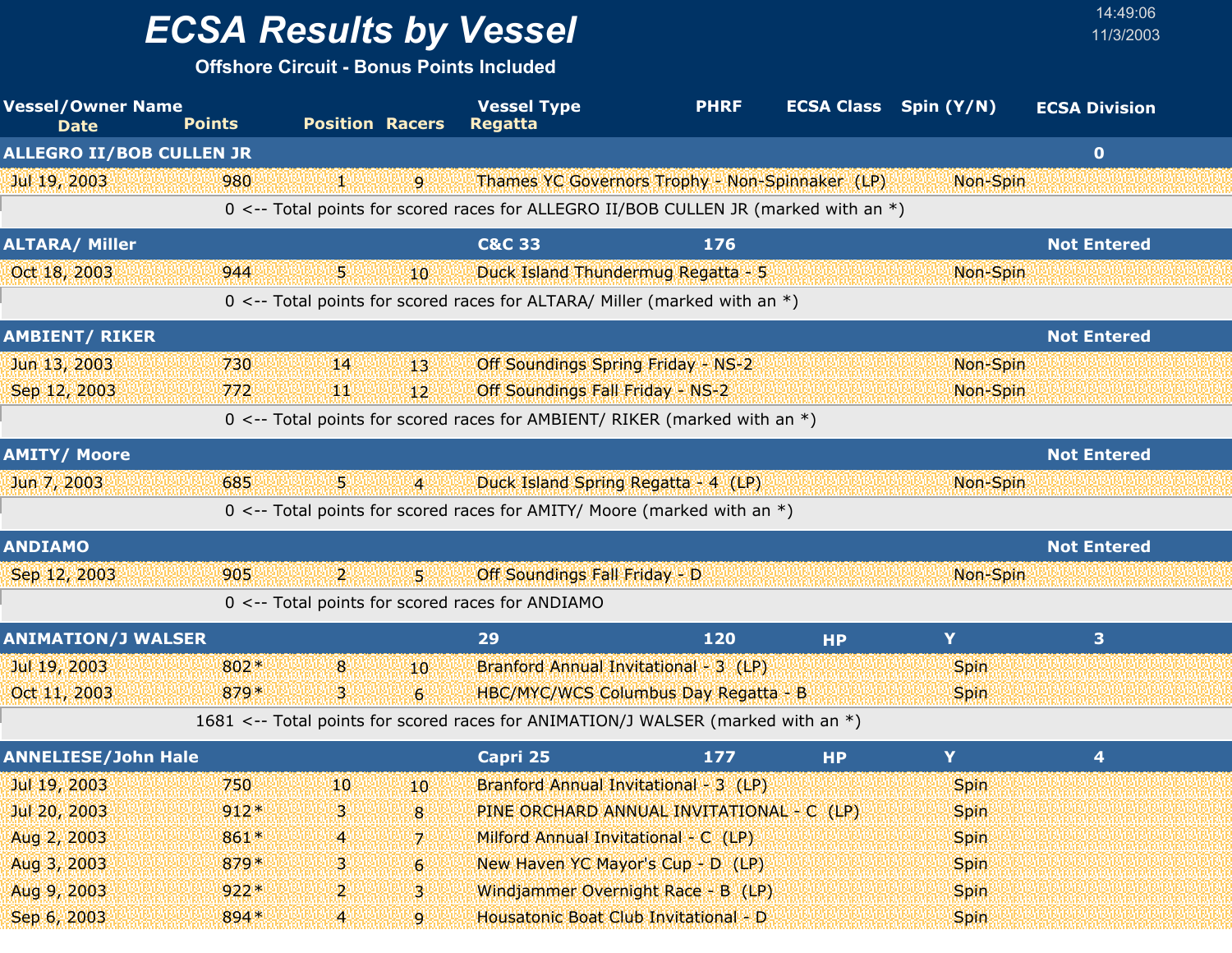# ECSA Results by Vessel

14:49:06
11/3/2003

**Offshore Circuit - Bonus Points Included**

| Vessel/Owner Name / Date | Points | Position | Racers | Vessel Type / Regatta | PHRF | ECSA Class | Spin (Y/N) | ECSA Division |
|---|---|---|---|---|---|---|---|---|
| **ALLEGRO II/BOB CULLEN JR** | | | | | | | | **0** |
| Jul 19, 2003 | 980 | 1 | 9 | Thames YC Governors Trophy - Non-Spinnaker (LP) | | | Non-Spin | |
| | 0 <-- Total points for scored races for ALLEGRO II/BOB CULLEN JR (marked with an *) | | | | | | | |
| **ALTARA/ Miller** | | | | **C&C 33** | **176** | | | **Not Entered** |
| Oct 18, 2003 | 944 | 5 | 10 | Duck Island Thundermug Regatta - 5 | | | Non-Spin | |
| | 0 <-- Total points for scored races for ALTARA/ Miller (marked with an *) | | | | | | | |
| **AMBIENT/ RIKER** | | | | | | | | **Not Entered** |
| Jun 13, 2003 | 730 | 14 | 13 | Off Soundings Spring Friday - NS-2 | | | Non-Spin | |
| Sep 12, 2003 | 772 | 11 | 12 | Off Soundings Fall Friday - NS-2 | | | Non-Spin | |
| | 0 <-- Total points for scored races for AMBIENT/ RIKER (marked with an *) | | | | | | | |
| **AMITY/ Moore** | | | | | | | | **Not Entered** |
| Jun 7, 2003 | 685 | 5 | 4 | Duck Island Spring Regatta - 4 (LP) | | | Non-Spin | |
| | 0 <-- Total points for scored races for AMITY/ Moore (marked with an *) | | | | | | | |
| **ANDIAMO** | | | | | | | | **Not Entered** |
| Sep 12, 2003 | 905 | 2 | 5 | Off Soundings Fall Friday - D | | | Non-Spin | |
| | 0 <-- Total points for scored races for ANDIAMO | | | | | | | |
| **ANIMATION/J WALSER** | | | | **29** | **120** | **HP** | **Y** | **3** |
| Jul 19, 2003 | 802* | 8 | 10 | Branford Annual Invitational - 3 (LP) | | | Spin | |
| Oct 11, 2003 | 879* | 3 | 6 | HBC/MYC/WCS Columbus Day Regatta - B | | | Spin | |
| | 1681 <-- Total points for scored races for ANIMATION/J WALSER (marked with an *) | | | | | | | |
| **ANNELIESE/John Hale** | | | | **Capri 25** | **177** | **HP** | **Y** | **4** |
| Jul 19, 2003 | 750 | 10 | 10 | Branford Annual Invitational - 3 (LP) | | | Spin | |
| Jul 20, 2003 | 912* | 3 | 8 | PINE ORCHARD ANNUAL INVITATIONAL - C (LP) | | | Spin | |
| Aug 2, 2003 | 861* | 4 | 7 | Milford Annual Invitational - C (LP) | | | Spin | |
| Aug 3, 2003 | 879* | 3 | 6 | New Haven YC Mayor's Cup - D (LP) | | | Spin | |
| Aug 9, 2003 | 922* | 2 | 3 | Windjammer Overnight Race - B (LP) | | | Spin | |
| Sep 6, 2003 | 894* | 4 | 9 | Housatonic Boat Club Invitational - D | | | Spin | |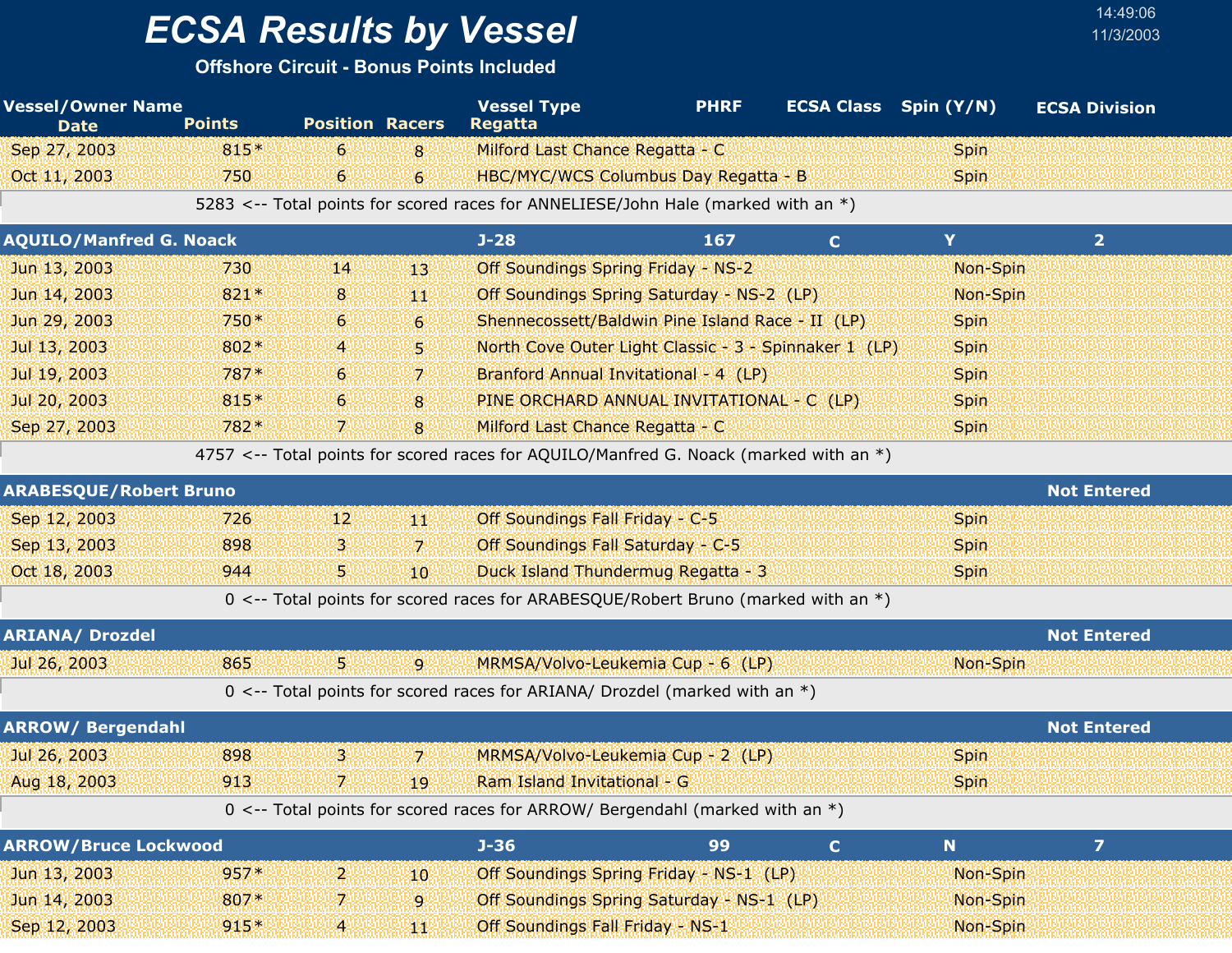# ECSA Results by Vessel

**Offshore Circuit - Bonus Points Included**

14:49:06
11/3/2003

| Vessel/Owner Name / Date | Points | Position | Racers | Vessel Type / Regatta | PHRF | ECSA Class | Spin (Y/N) | ECSA Division |
|---|---|---|---|---|---|---|---|---|
| Sep 27, 2003 | 815* | 6 | 8 | Milford Last Chance Regatta - C | | | Spin | |
| Oct 11, 2003 | 750 | 6 | 6 | HBC/MYC/WCS Columbus Day Regatta - B | | | Spin | |
| | 5283 <-- Total points for scored races for ANNELIESE/John Hale (marked with an *) | | | | | | | |
| **AQUILO/Manfred G. Noack** | | | | **J-28** | **167** | **C** | **Y** | **2** |
| Jun 13, 2003 | 730 | 14 | 13 | Off Soundings Spring Friday - NS-2 | | | Non-Spin | |
| Jun 14, 2003 | 821* | 8 | 11 | Off Soundings Spring Saturday - NS-2 (LP) | | | Non-Spin | |
| Jun 29, 2003 | 750* | 6 | 6 | Shennecossett/Baldwin Pine Island Race - II (LP) | | | Spin | |
| Jul 13, 2003 | 802* | 4 | 5 | North Cove Outer Light Classic - 3 - Spinnaker 1 (LP) | | | Spin | |
| Jul 19, 2003 | 787* | 6 | 7 | Branford Annual Invitational - 4 (LP) | | | Spin | |
| Jul 20, 2003 | 815* | 6 | 8 | PINE ORCHARD ANNUAL INVITATIONAL - C (LP) | | | Spin | |
| Sep 27, 2003 | 782* | 7 | 8 | Milford Last Chance Regatta - C | | | Spin | |
| | 4757 <-- Total points for scored races for AQUILO/Manfred G. Noack (marked with an *) | | | | | | | |
| **ARABESQUE/Robert Bruno** | | | | | | | | **Not Entered** |
| Sep 12, 2003 | 726 | 12 | 11 | Off Soundings Fall Friday - C-5 | | | Spin | |
| Sep 13, 2003 | 898 | 3 | 7 | Off Soundings Fall Saturday - C-5 | | | Spin | |
| Oct 18, 2003 | 944 | 5 | 10 | Duck Island Thundermug Regatta - 3 | | | Spin | |
| | 0 <-- Total points for scored races for ARABESQUE/Robert Bruno (marked with an *) | | | | | | | |
| **ARIANA/ Drozdel** | | | | | | | | **Not Entered** |
| Jul 26, 2003 | 865 | 5 | 9 | MRMSA/Volvo-Leukemia Cup - 6 (LP) | | | Non-Spin | |
| | 0 <-- Total points for scored races for ARIANA/ Drozdel (marked with an *) | | | | | | | |
| **ARROW/ Bergendahl** | | | | | | | | **Not Entered** |
| Jul 26, 2003 | 898 | 3 | 7 | MRMSA/Volvo-Leukemia Cup - 2 (LP) | | | Spin | |
| Aug 18, 2003 | 913 | 7 | 19 | Ram Island Invitational - G | | | Spin | |
| | 0 <-- Total points for scored races for ARROW/ Bergendahl (marked with an *) | | | | | | | |
| **ARROW/Bruce Lockwood** | | | | **J-36** | **99** | **C** | **N** | **7** |
| Jun 13, 2003 | 957* | 2 | 10 | Off Soundings Spring Friday - NS-1 (LP) | | | Non-Spin | |
| Jun 14, 2003 | 807* | 7 | 9 | Off Soundings Spring Saturday - NS-1 (LP) | | | Non-Spin | |
| Sep 12, 2003 | 915* | 4 | 11 | Off Soundings Fall Friday - NS-1 | | | Non-Spin | |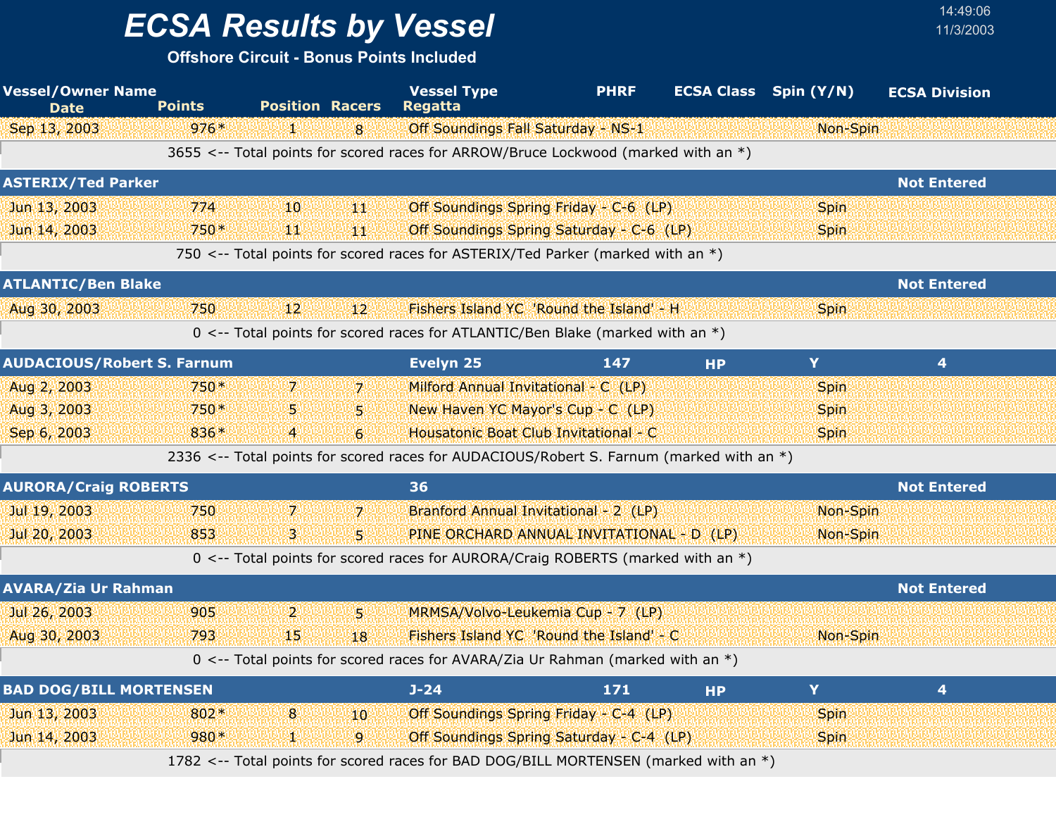# ECSA Results by Vessel

**Offshore Circuit - Bonus Points Included**

14:49:06
11/3/2003

| Vessel/Owner Name / Date | Points | Position | Racers | Vessel Type / Regatta | PHRF | ECSA Class | Spin (Y/N) | ECSA Division |
|---|---|---|---|---|---|---|---|---|
| Sep 13, 2003 | 976* | 1 | 8 | Off Soundings Fall Saturday - NS-1 | | | Non-Spin | |
| 3655 <-- Total points for scored races for ARROW/Bruce Lockwood (marked with an *) | | | | | | | | |
| **ASTERIX/Ted Parker** | | | | | | | | **Not Entered** |
| Jun 13, 2003 | 774 | 10 | 11 | Off Soundings Spring Friday - C-6 (LP) | | | Spin | |
| Jun 14, 2003 | 750* | 11 | 11 | Off Soundings Spring Saturday - C-6 (LP) | | | Spin | |
| 750 <-- Total points for scored races for ASTERIX/Ted Parker (marked with an *) | | | | | | | | |
| **ATLANTIC/Ben Blake** | | | | | | | | **Not Entered** |
| Aug 30, 2003 | 750 | 12 | 12 | Fishers Island YC 'Round the Island' - H | | | Spin | |
| 0 <-- Total points for scored races for ATLANTIC/Ben Blake (marked with an *) | | | | | | | | |
| **AUDACIOUS/Robert S. Farnum** | | | | **Evelyn 25** | **147** | **HP** | **Y** | **4** |
| Aug 2, 2003 | 750* | 7 | 7 | Milford Annual Invitational - C (LP) | | | Spin | |
| Aug 3, 2003 | 750* | 5 | 5 | New Haven YC Mayor's Cup - C (LP) | | | Spin | |
| Sep 6, 2003 | 836* | 4 | 6 | Housatonic Boat Club Invitational - C | | | Spin | |
| 2336 <-- Total points for scored races for AUDACIOUS/Robert S. Farnum (marked with an *) | | | | | | | | |
| **AURORA/Craig ROBERTS** | | | | **36** | | | | **Not Entered** |
| Jul 19, 2003 | 750 | 7 | 7 | Branford Annual Invitational - 2 (LP) | | | Non-Spin | |
| Jul 20, 2003 | 853 | 3 | 5 | PINE ORCHARD ANNUAL INVITATIONAL - D (LP) | | | Non-Spin | |
| 0 <-- Total points for scored races for AURORA/Craig ROBERTS (marked with an *) | | | | | | | | |
| **AVARA/Zia Ur Rahman** | | | | | | | | **Not Entered** |
| Jul 26, 2003 | 905 | 2 | 5 | MRMSA/Volvo-Leukemia Cup - 7 (LP) | | | | |
| Aug 30, 2003 | 793 | 15 | 18 | Fishers Island YC 'Round the Island' - C | | | Non-Spin | |
| 0 <-- Total points for scored races for AVARA/Zia Ur Rahman (marked with an *) | | | | | | | | |
| **BAD DOG/BILL MORTENSEN** | | | | **J-24** | **171** | **HP** | **Y** | **4** |
| Jun 13, 2003 | 802* | 8 | 10 | Off Soundings Spring Friday - C-4 (LP) | | | Spin | |
| Jun 14, 2003 | 980* | 1 | 9 | Off Soundings Spring Saturday - C-4 (LP) | | | Spin | |
| 1782 <-- Total points for scored races for BAD DOG/BILL MORTENSEN (marked with an *) | | | | | | | | |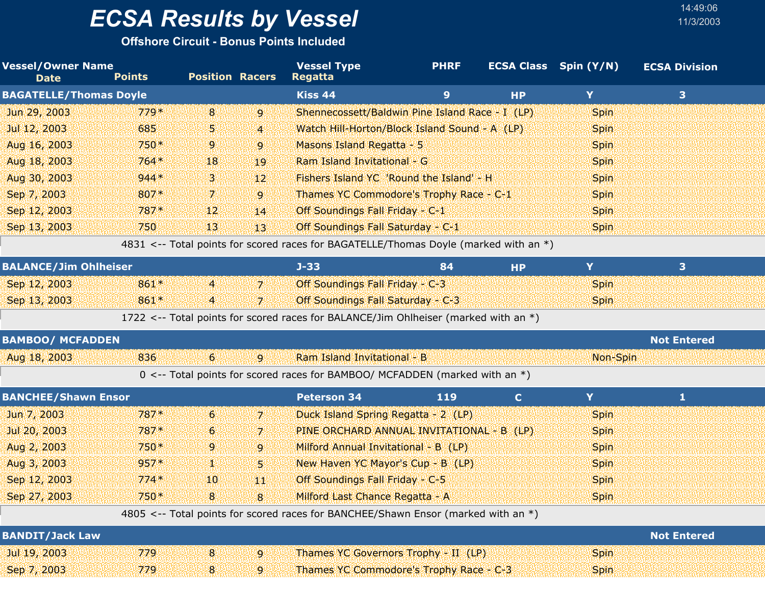# ECSA Results by Vessel

**Offshore Circuit - Bonus Points Included**

14:49:06
11/3/2003

| Vessel/Owner Name<br>Date | Points | Position | Racers | Vessel Type<br>Regatta | PHRF | ECSA Class | Spin (Y/N) | ECSA Division |
|---|---|---|---|---|---|---|---|---|
| **BAGATELLE/Thomas Doyle** | | | | **Kiss 44** | **9** | **HP** | **Y** | **3** |
| Jun 29, 2003 | 779* | 8 | 9 | Shennecossett/Baldwin Pine Island Race - I (LP) | | | Spin | |
| Jul 12, 2003 | 685 | 5 | 4 | Watch Hill-Horton/Block Island Sound - A (LP) | | | Spin | |
| Aug 16, 2003 | 750* | 9 | 9 | Masons Island Regatta - 5 | | | Spin | |
| Aug 18, 2003 | 764* | 18 | 19 | Ram Island Invitational - G | | | Spin | |
| Aug 30, 2003 | 944* | 3 | 12 | Fishers Island YC 'Round the Island' - H | | | Spin | |
| Sep 7, 2003 | 807* | 7 | 9 | Thames YC Commodore's Trophy Race - C-1 | | | Spin | |
| Sep 12, 2003 | 787* | 12 | 14 | Off Soundings Fall Friday - C-1 | | | Spin | |
| Sep 13, 2003 | 750 | 13 | 13 | Off Soundings Fall Saturday - C-1 | | | Spin | |
| | 4831 <-- Total points for scored races for BAGATELLE/Thomas Doyle (marked with an *) | | | | | | | |
| **BALANCE/Jim Ohlheiser** | | | | **J-33** | **84** | **HP** | **Y** | **3** |
| Sep 12, 2003 | 861* | 4 | 7 | Off Soundings Fall Friday - C-3 | | | Spin | |
| Sep 13, 2003 | 861* | 4 | 7 | Off Soundings Fall Saturday - C-3 | | | Spin | |
| | 1722 <-- Total points for scored races for BALANCE/Jim Ohlheiser (marked with an *) | | | | | | | |
| **BAMBOO/ MCFADDEN** | | | | | | | | **Not Entered** |
| Aug 18, 2003 | 836 | 6 | 9 | Ram Island Invitational - B | | | Non-Spin | |
| | 0 <-- Total points for scored races for BAMBOO/ MCFADDEN (marked with an *) | | | | | | | |
| **BANCHEE/Shawn Ensor** | | | | **Peterson 34** | **119** | **C** | **Y** | **1** |
| Jun 7, 2003 | 787* | 6 | 7 | Duck Island Spring Regatta - 2 (LP) | | | Spin | |
| Jul 20, 2003 | 787* | 6 | 7 | PINE ORCHARD ANNUAL INVITATIONAL - B (LP) | | | Spin | |
| Aug 2, 2003 | 750* | 9 | 9 | Milford Annual Invitational - B (LP) | | | Spin | |
| Aug 3, 2003 | 957* | 1 | 5 | New Haven YC Mayor's Cup - B (LP) | | | Spin | |
| Sep 12, 2003 | 774* | 10 | 11 | Off Soundings Fall Friday - C-5 | | | Spin | |
| Sep 27, 2003 | 750* | 8 | 8 | Milford Last Chance Regatta - A | | | Spin | |
| | 4805 <-- Total points for scored races for BANCHEE/Shawn Ensor (marked with an *) | | | | | | | |
| **BANDIT/Jack Law** | | | | | | | | **Not Entered** |
| Jul 19, 2003 | 779 | 8 | 9 | Thames YC Governors Trophy - II (LP) | | | Spin | |
| Sep 7, 2003 | 779 | 8 | 9 | Thames YC Commodore's Trophy Race - C-3 | | | Spin | |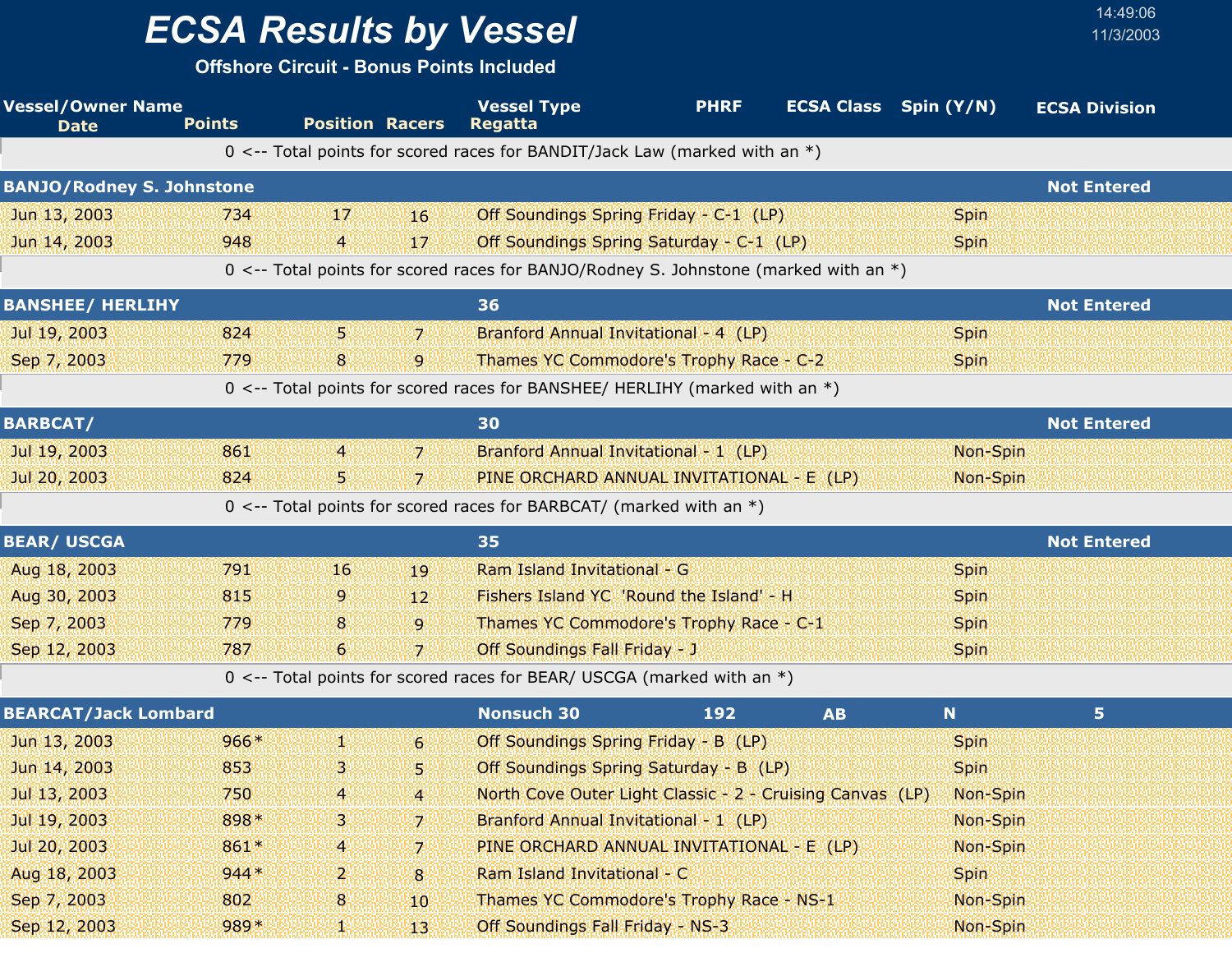# ECSA Results by Vessel

**Offshore Circuit - Bonus Points Included**

14:49:06
11/3/2003

| Vessel/Owner Name / Date | Points | Position | Racers | Vessel Type / Regatta | PHRF | ECSA Class | Spin (Y/N) | ECSA Division |
|---|---|---|---|---|---|---|---|---|
| | 0 <-- Total points for scored races for BANDIT/Jack Law (marked with an *) | | | | | | | |
| **BANJO/Rodney S. Johnstone** | | | | | | | | **Not Entered** |
| Jun 13, 2003 | 734 | 17 | 16 | Off Soundings Spring Friday - C-1 (LP) | | | Spin | |
| Jun 14, 2003 | 948 | 4 | 17 | Off Soundings Spring Saturday - C-1 (LP) | | | Spin | |
| | 0 <-- Total points for scored races for BANJO/Rodney S. Johnstone (marked with an *) | | | | | | | |
| **BANSHEE/ HERLIHY** | | | | **36** | | | | **Not Entered** |
| Jul 19, 2003 | 824 | 5 | 7 | Branford Annual Invitational - 4 (LP) | | | Spin | |
| Sep 7, 2003 | 779 | 8 | 9 | Thames YC Commodore's Trophy Race - C-2 | | | Spin | |
| | 0 <-- Total points for scored races for BANSHEE/ HERLIHY (marked with an *) | | | | | | | |
| **BARBCAT/** | | | | **30** | | | | **Not Entered** |
| Jul 19, 2003 | 861 | 4 | 7 | Branford Annual Invitational - 1 (LP) | | | Non-Spin | |
| Jul 20, 2003 | 824 | 5 | 7 | PINE ORCHARD ANNUAL INVITATIONAL - E (LP) | | | Non-Spin | |
| | 0 <-- Total points for scored races for BARBCAT/ (marked with an *) | | | | | | | |
| **BEAR/ USCGA** | | | | **35** | | | | **Not Entered** |
| Aug 18, 2003 | 791 | 16 | 19 | Ram Island Invitational - G | | | Spin | |
| Aug 30, 2003 | 815 | 9 | 12 | Fishers Island YC 'Round the Island' - H | | | Spin | |
| Sep 7, 2003 | 779 | 8 | 9 | Thames YC Commodore's Trophy Race - C-1 | | | Spin | |
| Sep 12, 2003 | 787 | 6 | 7 | Off Soundings Fall Friday - J | | | Spin | |
| | 0 <-- Total points for scored races for BEAR/ USCGA (marked with an *) | | | | | | | |
| **BEARCAT/Jack Lombard** | | | | **Nonsuch 30** | **192** | **AB** | **N** | **5** |
| Jun 13, 2003 | 966* | 1 | 6 | Off Soundings Spring Friday - B (LP) | | | Spin | |
| Jun 14, 2003 | 853 | 3 | 5 | Off Soundings Spring Saturday - B (LP) | | | Spin | |
| Jul 13, 2003 | 750 | 4 | 4 | North Cove Outer Light Classic - 2 - Cruising Canvas (LP) | | | Non-Spin | |
| Jul 19, 2003 | 898* | 3 | 7 | Branford Annual Invitational - 1 (LP) | | | Non-Spin | |
| Jul 20, 2003 | 861* | 4 | 7 | PINE ORCHARD ANNUAL INVITATIONAL - E (LP) | | | Non-Spin | |
| Aug 18, 2003 | 944* | 2 | 8 | Ram Island Invitational - C | | | Spin | |
| Sep 7, 2003 | 802 | 8 | 10 | Thames YC Commodore's Trophy Race - NS-1 | | | Non-Spin | |
| Sep 12, 2003 | 989* | 1 | 13 | Off Soundings Fall Friday - NS-3 | | | Non-Spin | |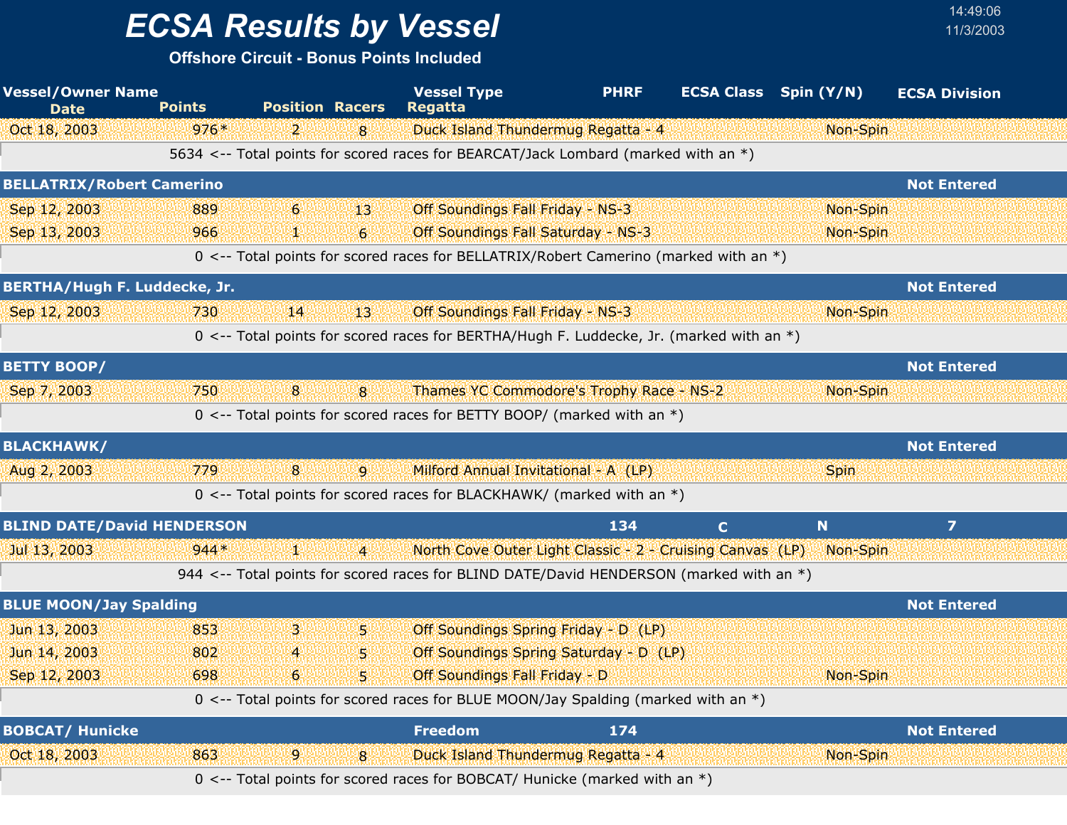# ECSA Results by Vessel

**Offshore Circuit - Bonus Points Included**

14:49:06
11/3/2003

| Vessel/Owner Name<br>Date | Points | Position | Racers | Vessel Type<br>Regatta | PHRF | ECSA Class | Spin (Y/N) | ECSA Division |
|---|---|---|---|---|---|---|---|---|
| Oct 18, 2003 | 976* | 2 | 8 | Duck Island Thundermug Regatta - 4 | | | Non-Spin | |
| 5634 <-- Total points for scored races for BEARCAT/Jack Lombard (marked with an *) | | | | | | | | |
| **BELLATRIX/Robert Camerino** | | | | | | | | **Not Entered** |
| Sep 12, 2003 | 889 | 6 | 13 | Off Soundings Fall Friday - NS-3 | | | Non-Spin | |
| Sep 13, 2003 | 966 | 1 | 6 | Off Soundings Fall Saturday - NS-3 | | | Non-Spin | |
| 0 <-- Total points for scored races for BELLATRIX/Robert Camerino (marked with an *) | | | | | | | | |
| **BERTHA/Hugh F. Luddecke, Jr.** | | | | | | | | **Not Entered** |
| Sep 12, 2003 | 730 | 14 | 13 | Off Soundings Fall Friday - NS-3 | | | Non-Spin | |
| 0 <-- Total points for scored races for BERTHA/Hugh F. Luddecke, Jr. (marked with an *) | | | | | | | | |
| **BETTY BOOP/** | | | | | | | | **Not Entered** |
| Sep 7, 2003 | 750 | 8 | 8 | Thames YC Commodore's Trophy Race - NS-2 | | | Non-Spin | |
| 0 <-- Total points for scored races for BETTY BOOP/ (marked with an *) | | | | | | | | |
| **BLACKHAWK/** | | | | | | | | **Not Entered** |
| Aug 2, 2003 | 779 | 8 | 9 | Milford Annual Invitational - A (LP) | | | Spin | |
| 0 <-- Total points for scored races for BLACKHAWK/ (marked with an *) | | | | | | | | |
| **BLIND DATE/David HENDERSON** | | | | | **134** | **C** | **N** | **7** |
| Jul 13, 2003 | 944* | 1 | 4 | North Cove Outer Light Classic - 2 - Cruising Canvas (LP) | | | Non-Spin | |
| 944 <-- Total points for scored races for BLIND DATE/David HENDERSON (marked with an *) | | | | | | | | |
| **BLUE MOON/Jay Spalding** | | | | | | | | **Not Entered** |
| Jun 13, 2003 | 853 | 3 | 5 | Off Soundings Spring Friday - D (LP) | | | | |
| Jun 14, 2003 | 802 | 4 | 5 | Off Soundings Spring Saturday - D (LP) | | | | |
| Sep 12, 2003 | 698 | 6 | 5 | Off Soundings Fall Friday - D | | | Non-Spin | |
| 0 <-- Total points for scored races for BLUE MOON/Jay Spalding (marked with an *) | | | | | | | | |
| **BOBCAT/ Hunicke** | | | | **Freedom** | **174** | | | **Not Entered** |
| Oct 18, 2003 | 863 | 9 | 8 | Duck Island Thundermug Regatta - 4 | | | Non-Spin | |
| 0 <-- Total points for scored races for BOBCAT/ Hunicke (marked with an *) | | | | | | | | |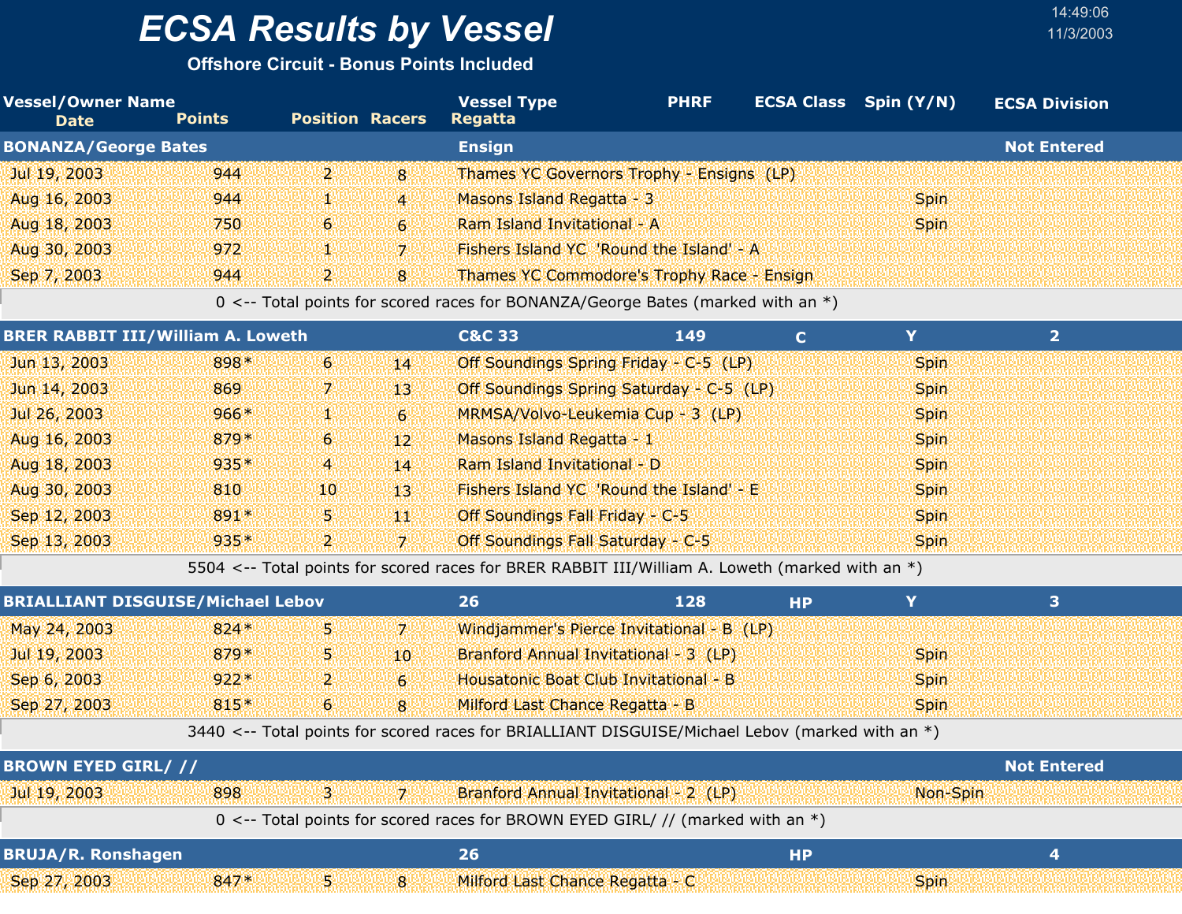# ECSA Results by Vessel

**Offshore Circuit - Bonus Points Included**

14:49:06
11/3/2003

| Vessel/Owner Name / Date | Points | Position | Racers | Vessel Type / Regatta | PHRF | ECSA Class | Spin (Y/N) | ECSA Division |
|---|---|---|---|---|---|---|---|---|
| **BONANZA/George Bates** | | | | **Ensign** | | | | **Not Entered** |
| Jul 19, 2003 | 944 | 2 | 8 | Thames YC Governors Trophy - Ensigns (LP) | | | | |
| Aug 16, 2003 | 944 | 1 | 4 | Masons Island Regatta - 3 | | | Spin | |
| Aug 18, 2003 | 750 | 6 | 6 | Ram Island Invitational - A | | | Spin | |
| Aug 30, 2003 | 972 | 1 | 7 | Fishers Island YC 'Round the Island' - A | | | | |
| Sep 7, 2003 | 944 | 2 | 8 | Thames YC Commodore's Trophy Race - Ensign | | | | |
| 0 <-- Total points for scored races for BONANZA/George Bates (marked with an *) | | | | | | | | |
| **BRER RABBIT III/William A. Loweth** | | | | **C&C 33** | **149** | **C** | **Y** | **2** |
| Jun 13, 2003 | 898* | 6 | 14 | Off Soundings Spring Friday - C-5 (LP) | | | Spin | |
| Jun 14, 2003 | 869 | 7 | 13 | Off Soundings Spring Saturday - C-5 (LP) | | | Spin | |
| Jul 26, 2003 | 966* | 1 | 6 | MRMSA/Volvo-Leukemia Cup - 3 (LP) | | | Spin | |
| Aug 16, 2003 | 879* | 6 | 12 | Masons Island Regatta - 1 | | | Spin | |
| Aug 18, 2003 | 935* | 4 | 14 | Ram Island Invitational - D | | | Spin | |
| Aug 30, 2003 | 810 | 10 | 13 | Fishers Island YC 'Round the Island' - E | | | Spin | |
| Sep 12, 2003 | 891* | 5 | 11 | Off Soundings Fall Friday - C-5 | | | Spin | |
| Sep 13, 2003 | 935* | 2 | 7 | Off Soundings Fall Saturday - C-5 | | | Spin | |
| 5504 <-- Total points for scored races for BRER RABBIT III/William A. Loweth (marked with an *) | | | | | | | | |
| **BRIALLIANT DISGUISE/Michael Lebov** | | | | **26** | **128** | **HP** | **Y** | **3** |
| May 24, 2003 | 824* | 5 | 7 | Windjammer's Pierce Invitational - B (LP) | | | | |
| Jul 19, 2003 | 879* | 5 | 10 | Branford Annual Invitational - 3 (LP) | | | Spin | |
| Sep 6, 2003 | 922* | 2 | 6 | Housatonic Boat Club Invitational - B | | | Spin | |
| Sep 27, 2003 | 815* | 6 | 8 | Milford Last Chance Regatta - B | | | Spin | |
| 3440 <-- Total points for scored races for BRIALLIANT DISGUISE/Michael Lebov (marked with an *) | | | | | | | | |
| **BROWN EYED GIRL/ //** | | | | | | | | **Not Entered** |
| Jul 19, 2003 | 898 | 3 | 7 | Branford Annual Invitational - 2 (LP) | | | Non-Spin | |
| 0 <-- Total points for scored races for BROWN EYED GIRL/ // (marked with an *) | | | | | | | | |
| **BRUJA/R. Ronshagen** | | | | **26** | | **HP** | | **4** |
| Sep 27, 2003 | 847* | 5 | 8 | Milford Last Chance Regatta - C | | | Spin | |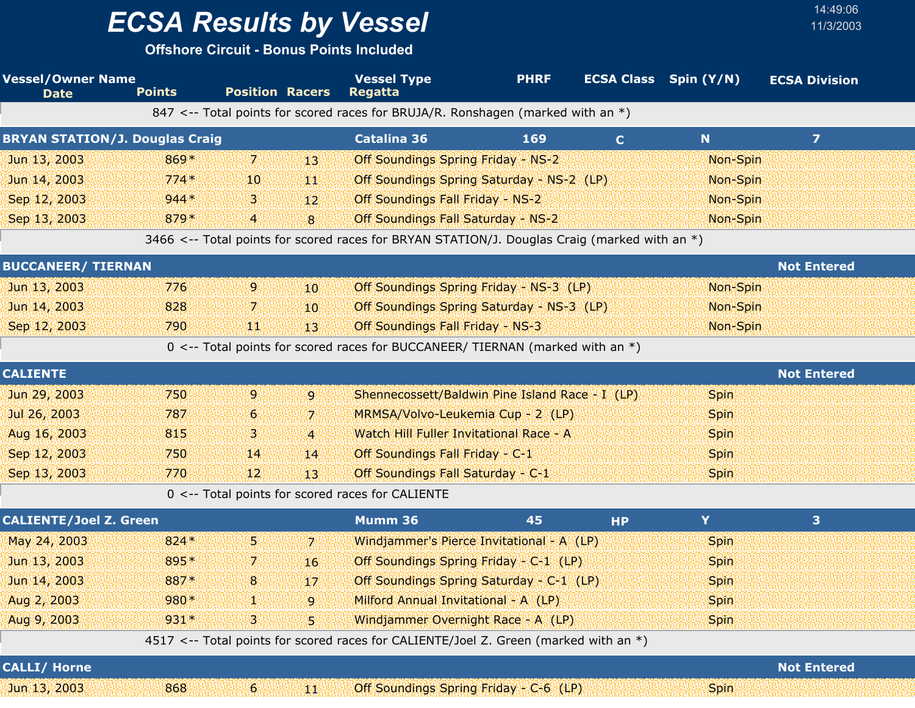# ECSA Results by Vessel

**Offshore Circuit - Bonus Points Included**

14:49:06
11/3/2003

| Vessel/Owner Name / Date | Points | Position | Racers | Vessel Type / Regatta | PHRF | ECSA Class | Spin (Y/N) | ECSA Division |
|---|---|---|---|---|---|---|---|---|
| 847 <-- Total points for scored races for BRUJA/R. Ronshagen (marked with an *) | | | | | | | | |
| **BRYAN STATION/J. Douglas Craig** | | | | **Catalina 36** | **169** | **C** | **N** | **7** |
| Jun 13, 2003 | 869* | 7 | 13 | Off Soundings Spring Friday - NS-2 | | | Non-Spin | |
| Jun 14, 2003 | 774* | 10 | 11 | Off Soundings Spring Saturday - NS-2 (LP) | | | Non-Spin | |
| Sep 12, 2003 | 944* | 3 | 12 | Off Soundings Fall Friday - NS-2 | | | Non-Spin | |
| Sep 13, 2003 | 879* | 4 | 8 | Off Soundings Fall Saturday - NS-2 | | | Non-Spin | |
| 3466 <-- Total points for scored races for BRYAN STATION/J. Douglas Craig (marked with an *) | | | | | | | | |
| **BUCCANEER/ TIERNAN** | | | | | | | | **Not Entered** |
| Jun 13, 2003 | 776 | 9 | 10 | Off Soundings Spring Friday - NS-3 (LP) | | | Non-Spin | |
| Jun 14, 2003 | 828 | 7 | 10 | Off Soundings Spring Saturday - NS-3 (LP) | | | Non-Spin | |
| Sep 12, 2003 | 790 | 11 | 13 | Off Soundings Fall Friday - NS-3 | | | Non-Spin | |
| 0 <-- Total points for scored races for BUCCANEER/ TIERNAN (marked with an *) | | | | | | | | |
| **CALIENTE** | | | | | | | | **Not Entered** |
| Jun 29, 2003 | 750 | 9 | 9 | Shennecossett/Baldwin Pine Island Race - I (LP) | | | Spin | |
| Jul 26, 2003 | 787 | 6 | 7 | MRMSA/Volvo-Leukemia Cup - 2 (LP) | | | Spin | |
| Aug 16, 2003 | 815 | 3 | 4 | Watch Hill Fuller Invitational Race - A | | | Spin | |
| Sep 12, 2003 | 750 | 14 | 14 | Off Soundings Fall Friday - C-1 | | | Spin | |
| Sep 13, 2003 | 770 | 12 | 13 | Off Soundings Fall Saturday - C-1 | | | Spin | |
| 0 <-- Total points for scored races for CALIENTE | | | | | | | | |
| **CALIENTE/Joel Z. Green** | | | | **Mumm 36** | **45** | **HP** | **Y** | **3** |
| May 24, 2003 | 824* | 5 | 7 | Windjammer's Pierce Invitational - A (LP) | | | Spin | |
| Jun 13, 2003 | 895* | 7 | 16 | Off Soundings Spring Friday - C-1 (LP) | | | Spin | |
| Jun 14, 2003 | 887* | 8 | 17 | Off Soundings Spring Saturday - C-1 (LP) | | | Spin | |
| Aug 2, 2003 | 980* | 1 | 9 | Milford Annual Invitational - A (LP) | | | Spin | |
| Aug 9, 2003 | 931* | 3 | 5 | Windjammer Overnight Race - A (LP) | | | Spin | |
| 4517 <-- Total points for scored races for CALIENTE/Joel Z. Green (marked with an *) | | | | | | | | |
| **CALLI/ Horne** | | | | | | | | **Not Entered** |
| Jun 13, 2003 | 868 | 6 | 11 | Off Soundings Spring Friday - C-6 (LP) | | | Spin | |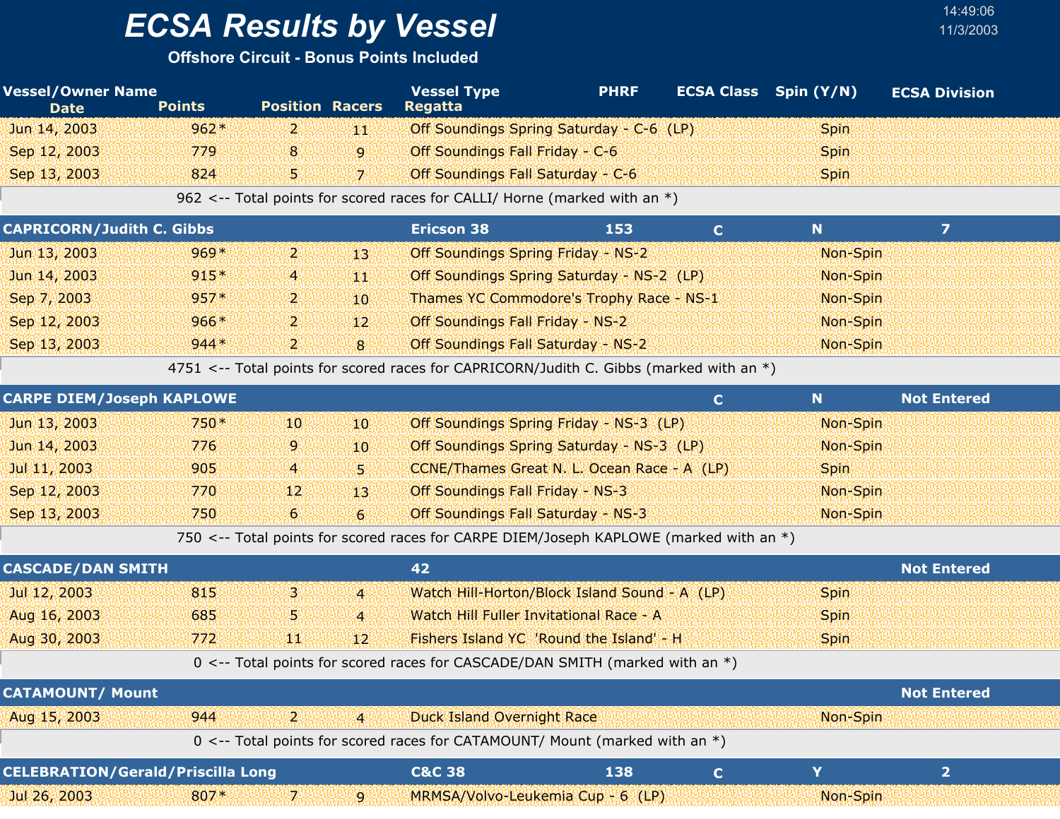# ECSA Results by Vessel

**Offshore Circuit - Bonus Points Included**

14:49:06
11/3/2003

| Vessel/Owner Name | | | | Vessel Type | PHRF | ECSA Class | Spin (Y/N) | ECSA Division |
|---|---|---|---|---|---|---|---|---|
| **Date** | **Points** | **Position** | **Racers** | **Regatta** | | | | |
| Jun 14, 2003 | 962* | 2 | 11 | Off Soundings Spring Saturday - C-6 (LP) | | | Spin | |
| Sep 12, 2003 | 779 | 8 | 9 | Off Soundings Fall Friday - C-6 | | | Spin | |
| Sep 13, 2003 | 824 | 5 | 7 | Off Soundings Fall Saturday - C-6 | | | Spin | |
| | 962 <-- Total points for scored races for CALLI/ Horne (marked with an *) | | | | | | | |
| **CAPRICORN/Judith C. Gibbs** | | | | **Ericson 38** | **153** | **C** | **N** | **7** |
| Jun 13, 2003 | 969* | 2 | 13 | Off Soundings Spring Friday - NS-2 | | | Non-Spin | |
| Jun 14, 2003 | 915* | 4 | 11 | Off Soundings Spring Saturday - NS-2 (LP) | | | Non-Spin | |
| Sep 7, 2003 | 957* | 2 | 10 | Thames YC Commodore's Trophy Race - NS-1 | | | Non-Spin | |
| Sep 12, 2003 | 966* | 2 | 12 | Off Soundings Fall Friday - NS-2 | | | Non-Spin | |
| Sep 13, 2003 | 944* | 2 | 8 | Off Soundings Fall Saturday - NS-2 | | | Non-Spin | |
| | 4751 <-- Total points for scored races for CAPRICORN/Judith C. Gibbs (marked with an *) | | | | | | | |
| **CARPE DIEM/Joseph KAPLOWE** | | | | | | **C** | **N** | **Not Entered** |
| Jun 13, 2003 | 750* | 10 | 10 | Off Soundings Spring Friday - NS-3 (LP) | | | Non-Spin | |
| Jun 14, 2003 | 776 | 9 | 10 | Off Soundings Spring Saturday - NS-3 (LP) | | | Non-Spin | |
| Jul 11, 2003 | 905 | 4 | 5 | CCNE/Thames Great N. L. Ocean Race - A (LP) | | | Spin | |
| Sep 12, 2003 | 770 | 12 | 13 | Off Soundings Fall Friday - NS-3 | | | Non-Spin | |
| Sep 13, 2003 | 750 | 6 | 6 | Off Soundings Fall Saturday - NS-3 | | | Non-Spin | |
| | 750 <-- Total points for scored races for CARPE DIEM/Joseph KAPLOWE (marked with an *) | | | | | | | |
| **CASCADE/DAN SMITH** | | | | **42** | | | | **Not Entered** |
| Jul 12, 2003 | 815 | 3 | 4 | Watch Hill-Horton/Block Island Sound - A (LP) | | | Spin | |
| Aug 16, 2003 | 685 | 5 | 4 | Watch Hill Fuller Invitational Race - A | | | Spin | |
| Aug 30, 2003 | 772 | 11 | 12 | Fishers Island YC 'Round the Island' - H | | | Spin | |
| | 0 <-- Total points for scored races for CASCADE/DAN SMITH (marked with an *) | | | | | | | |
| **CATAMOUNT/ Mount** | | | | | | | | **Not Entered** |
| Aug 15, 2003 | 944 | 2 | 4 | Duck Island Overnight Race | | | Non-Spin | |
| | 0 <-- Total points for scored races for CATAMOUNT/ Mount (marked with an *) | | | | | | | |
| **CELEBRATION/Gerald/Priscilla Long** | | | | **C&C 38** | **138** | **C** | **Y** | **2** |
| Jul 26, 2003 | 807* | 7 | 9 | MRMSA/Volvo-Leukemia Cup - 6 (LP) | | | Non-Spin | |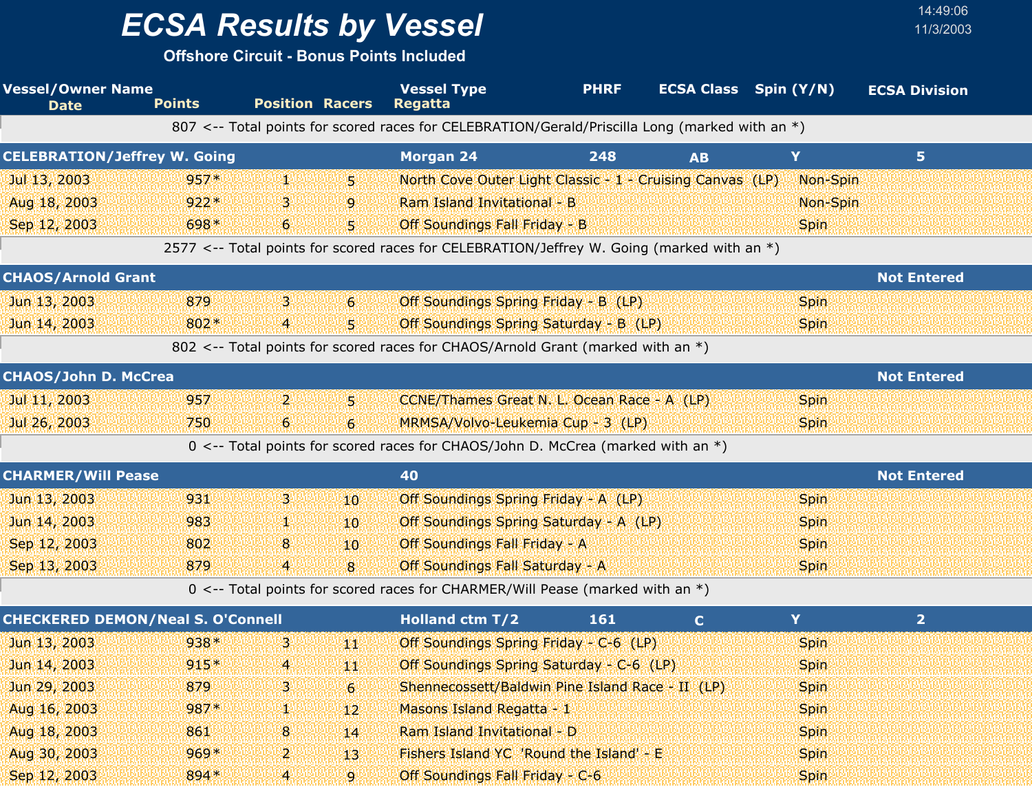# ECSA Results by Vessel

**Offshore Circuit - Bonus Points Included**

14:49:06
11/3/2003

| Vessel/Owner Name / Date | Points | Position | Racers | Vessel Type / Regatta | PHRF | ECSA Class | Spin (Y/N) | ECSA Division |
|---|---|---|---|---|---|---|---|---|
| 807 <-- Total points for scored races for CELEBRATION/Gerald/Priscilla Long (marked with an *) | | | | | | | | |
| **CELEBRATION/Jeffrey W. Going** | | | | **Morgan 24** | **248** | **AB** | **Y** | **5** |
| Jul 13, 2003 | 957* | 1 | 5 | North Cove Outer Light Classic - 1 - Cruising Canvas (LP) | | | Non-Spin | |
| Aug 18, 2003 | 922* | 3 | 9 | Ram Island Invitational - B | | | Non-Spin | |
| Sep 12, 2003 | 698* | 6 | 5 | Off Soundings Fall Friday - B | | | Spin | |
| 2577 <-- Total points for scored races for CELEBRATION/Jeffrey W. Going (marked with an *) | | | | | | | | |
| **CHAOS/Arnold Grant** | | | | | | | | **Not Entered** |
| Jun 13, 2003 | 879 | 3 | 6 | Off Soundings Spring Friday - B (LP) | | | Spin | |
| Jun 14, 2003 | 802* | 4 | 5 | Off Soundings Spring Saturday - B (LP) | | | Spin | |
| 802 <-- Total points for scored races for CHAOS/Arnold Grant (marked with an *) | | | | | | | | |
| **CHAOS/John D. McCrea** | | | | | | | | **Not Entered** |
| Jul 11, 2003 | 957 | 2 | 5 | CCNE/Thames Great N. L. Ocean Race - A (LP) | | | Spin | |
| Jul 26, 2003 | 750 | 6 | 6 | MRMSA/Volvo-Leukemia Cup - 3 (LP) | | | Spin | |
| 0 <-- Total points for scored races for CHAOS/John D. McCrea (marked with an *) | | | | | | | | |
| **CHARMER/Will Pease** | | | | **40** | | | | **Not Entered** |
| Jun 13, 2003 | 931 | 3 | 10 | Off Soundings Spring Friday - A (LP) | | | Spin | |
| Jun 14, 2003 | 983 | 1 | 10 | Off Soundings Spring Saturday - A (LP) | | | Spin | |
| Sep 12, 2003 | 802 | 8 | 10 | Off Soundings Fall Friday - A | | | Spin | |
| Sep 13, 2003 | 879 | 4 | 8 | Off Soundings Fall Saturday - A | | | Spin | |
| 0 <-- Total points for scored races for CHARMER/Will Pease (marked with an *) | | | | | | | | |
| **CHECKERED DEMON/Neal S. O'Connell** | | | | **Holland ctm T/2** | **161** | **C** | **Y** | **2** |
| Jun 13, 2003 | 938* | 3 | 11 | Off Soundings Spring Friday - C-6 (LP) | | | Spin | |
| Jun 14, 2003 | 915* | 4 | 11 | Off Soundings Spring Saturday - C-6 (LP) | | | Spin | |
| Jun 29, 2003 | 879 | 3 | 6 | Shennecossett/Baldwin Pine Island Race - II (LP) | | | Spin | |
| Aug 16, 2003 | 987* | 1 | 12 | Masons Island Regatta - 1 | | | Spin | |
| Aug 18, 2003 | 861 | 8 | 14 | Ram Island Invitational - D | | | Spin | |
| Aug 30, 2003 | 969* | 2 | 13 | Fishers Island YC 'Round the Island' - E | | | Spin | |
| Sep 12, 2003 | 894* | 4 | 9 | Off Soundings Fall Friday - C-6 | | | Spin | |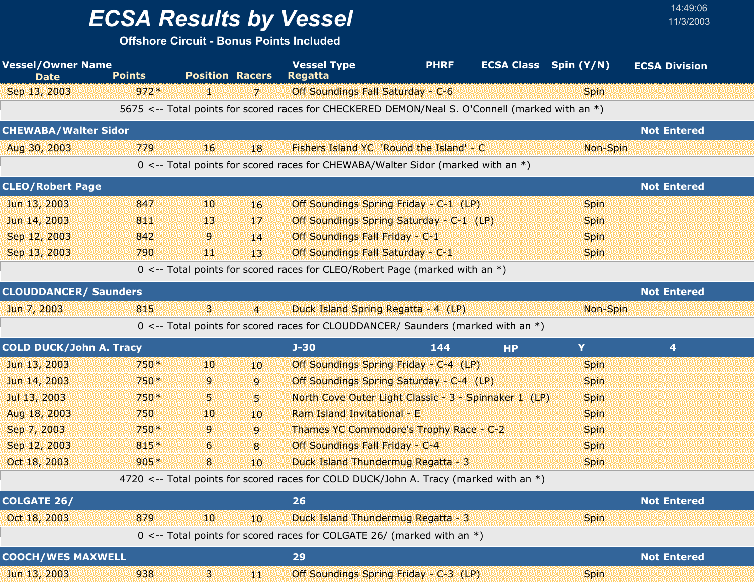# ECSA Results by Vessel

**Offshore Circuit - Bonus Points Included**

14:49:06
11/3/2003

| Vessel/Owner Name / Date | Points | Position | Racers | Vessel Type / Regatta | PHRF | ECSA Class | Spin (Y/N) | ECSA Division |
|---|---|---|---|---|---|---|---|---|
| Sep 13, 2003 | 972* | 1 | 7 | Off Soundings Fall Saturday - C-6 | | | Spin | |
| 5675 <-- Total points for scored races for CHECKERED DEMON/Neal S. O'Connell (marked with an *) | | | | | | | | |
| **CHEWABA/Walter Sidor** | | | | | | | | **Not Entered** |
| Aug 30, 2003 | 779 | 16 | 18 | Fishers Island YC 'Round the Island' - C | | | Non-Spin | |
| 0 <-- Total points for scored races for CHEWABA/Walter Sidor (marked with an *) | | | | | | | | |
| **CLEO/Robert Page** | | | | | | | | **Not Entered** |
| Jun 13, 2003 | 847 | 10 | 16 | Off Soundings Spring Friday - C-1 (LP) | | | Spin | |
| Jun 14, 2003 | 811 | 13 | 17 | Off Soundings Spring Saturday - C-1 (LP) | | | Spin | |
| Sep 12, 2003 | 842 | 9 | 14 | Off Soundings Fall Friday - C-1 | | | Spin | |
| Sep 13, 2003 | 790 | 11 | 13 | Off Soundings Fall Saturday - C-1 | | | Spin | |
| 0 <-- Total points for scored races for CLEO/Robert Page (marked with an *) | | | | | | | | |
| **CLOUDDANCER/ Saunders** | | | | | | | | **Not Entered** |
| Jun 7, 2003 | 815 | 3 | 4 | Duck Island Spring Regatta - 4 (LP) | | | Non-Spin | |
| 0 <-- Total points for scored races for CLOUDDANCER/ Saunders (marked with an *) | | | | | | | | |
| **COLD DUCK/John A. Tracy** | | | | **J-30** | **144** | **HP** | **Y** | **4** |
| Jun 13, 2003 | 750* | 10 | 10 | Off Soundings Spring Friday - C-4 (LP) | | | Spin | |
| Jun 14, 2003 | 750* | 9 | 9 | Off Soundings Spring Saturday - C-4 (LP) | | | Spin | |
| Jul 13, 2003 | 750* | 5 | 5 | North Cove Outer Light Classic - 3 - Spinnaker 1 (LP) | | | Spin | |
| Aug 18, 2003 | 750 | 10 | 10 | Ram Island Invitational - E | | | Spin | |
| Sep 7, 2003 | 750* | 9 | 9 | Thames YC Commodore's Trophy Race - C-2 | | | Spin | |
| Sep 12, 2003 | 815* | 6 | 8 | Off Soundings Fall Friday - C-4 | | | Spin | |
| Oct 18, 2003 | 905* | 8 | 10 | Duck Island Thundermug Regatta - 3 | | | Spin | |
| 4720 <-- Total points for scored races for COLD DUCK/John A. Tracy (marked with an *) | | | | | | | | |
| **COLGATE 26/** | | | | **26** | | | | **Not Entered** |
| Oct 18, 2003 | 879 | 10 | 10 | Duck Island Thundermug Regatta - 3 | | | Spin | |
| 0 <-- Total points for scored races for COLGATE 26/ (marked with an *) | | | | | | | | |
| **COOCH/WES MAXWELL** | | | | **29** | | | | **Not Entered** |
| Jun 13, 2003 | 938 | 3 | 11 | Off Soundings Spring Friday - C-3 (LP) | | | Spin | |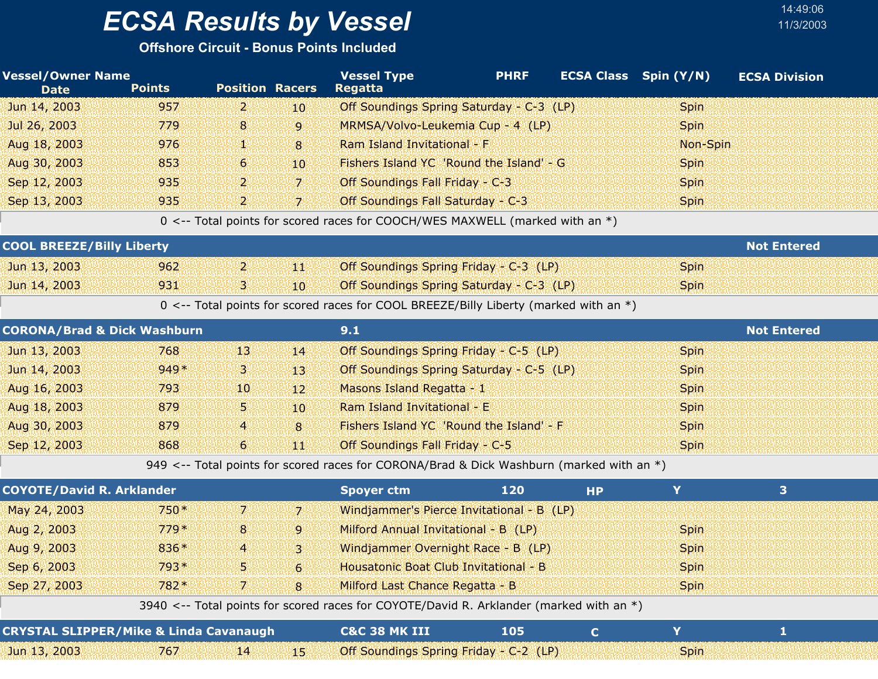# ECSA Results by Vessel

**Offshore Circuit - Bonus Points Included**

14:49:06
11/3/2003

| Vessel/Owner Name / Date | Points | Position | Racers | Vessel Type / Regatta | PHRF | ECSA Class | Spin (Y/N) | ECSA Division |
|---|---|---|---|---|---|---|---|---|
| Jun 14, 2003 | 957 | 2 | 10 | Off Soundings Spring Saturday - C-3 (LP) | | | Spin | |
| Jul 26, 2003 | 779 | 8 | 9 | MRMSA/Volvo-Leukemia Cup - 4 (LP) | | | Spin | |
| Aug 18, 2003 | 976 | 1 | 8 | Ram Island Invitational - F | | | Non-Spin | |
| Aug 30, 2003 | 853 | 6 | 10 | Fishers Island YC 'Round the Island' - G | | | Spin | |
| Sep 12, 2003 | 935 | 2 | 7 | Off Soundings Fall Friday - C-3 | | | Spin | |
| Sep 13, 2003 | 935 | 2 | 7 | Off Soundings Fall Saturday - C-3 | | | Spin | |
| 0 <-- Total points for scored races for COOCH/WES MAXWELL (marked with an *) | | | | | | | | |
| **COOL BREEZE/Billy Liberty** | | | | | | | | **Not Entered** |
| Jun 13, 2003 | 962 | 2 | 11 | Off Soundings Spring Friday - C-3 (LP) | | | Spin | |
| Jun 14, 2003 | 931 | 3 | 10 | Off Soundings Spring Saturday - C-3 (LP) | | | Spin | |
| 0 <-- Total points for scored races for COOL BREEZE/Billy Liberty (marked with an *) | | | | | | | | |
| **CORONA/Brad & Dick Washburn** | | | | **9.1** | | | | **Not Entered** |
| Jun 13, 2003 | 768 | 13 | 14 | Off Soundings Spring Friday - C-5 (LP) | | | Spin | |
| Jun 14, 2003 | 949* | 3 | 13 | Off Soundings Spring Saturday - C-5 (LP) | | | Spin | |
| Aug 16, 2003 | 793 | 10 | 12 | Masons Island Regatta - 1 | | | Spin | |
| Aug 18, 2003 | 879 | 5 | 10 | Ram Island Invitational - E | | | Spin | |
| Aug 30, 2003 | 879 | 4 | 8 | Fishers Island YC 'Round the Island' - F | | | Spin | |
| Sep 12, 2003 | 868 | 6 | 11 | Off Soundings Fall Friday - C-5 | | | Spin | |
| 949 <-- Total points for scored races for CORONA/Brad & Dick Washburn (marked with an *) | | | | | | | | |
| **COYOTE/David R. Arklander** | | | | **Spoyer ctm** | **120** | **HP** | **Y** | **3** |
| May 24, 2003 | 750* | 7 | 7 | Windjammer's Pierce Invitational - B (LP) | | | | |
| Aug 2, 2003 | 779* | 8 | 9 | Milford Annual Invitational - B (LP) | | | Spin | |
| Aug 9, 2003 | 836* | 4 | 3 | Windjammer Overnight Race - B (LP) | | | Spin | |
| Sep 6, 2003 | 793* | 5 | 6 | Housatonic Boat Club Invitational - B | | | Spin | |
| Sep 27, 2003 | 782* | 7 | 8 | Milford Last Chance Regatta - B | | | Spin | |
| 3940 <-- Total points for scored races for COYOTE/David R. Arklander (marked with an *) | | | | | | | | |
| **CRYSTAL SLIPPER/Mike & Linda Cavanaugh** | | | | **C&C 38 MK III** | **105** | **C** | **Y** | **1** |
| Jun 13, 2003 | 767 | 14 | 15 | Off Soundings Spring Friday - C-2 (LP) | | | Spin | |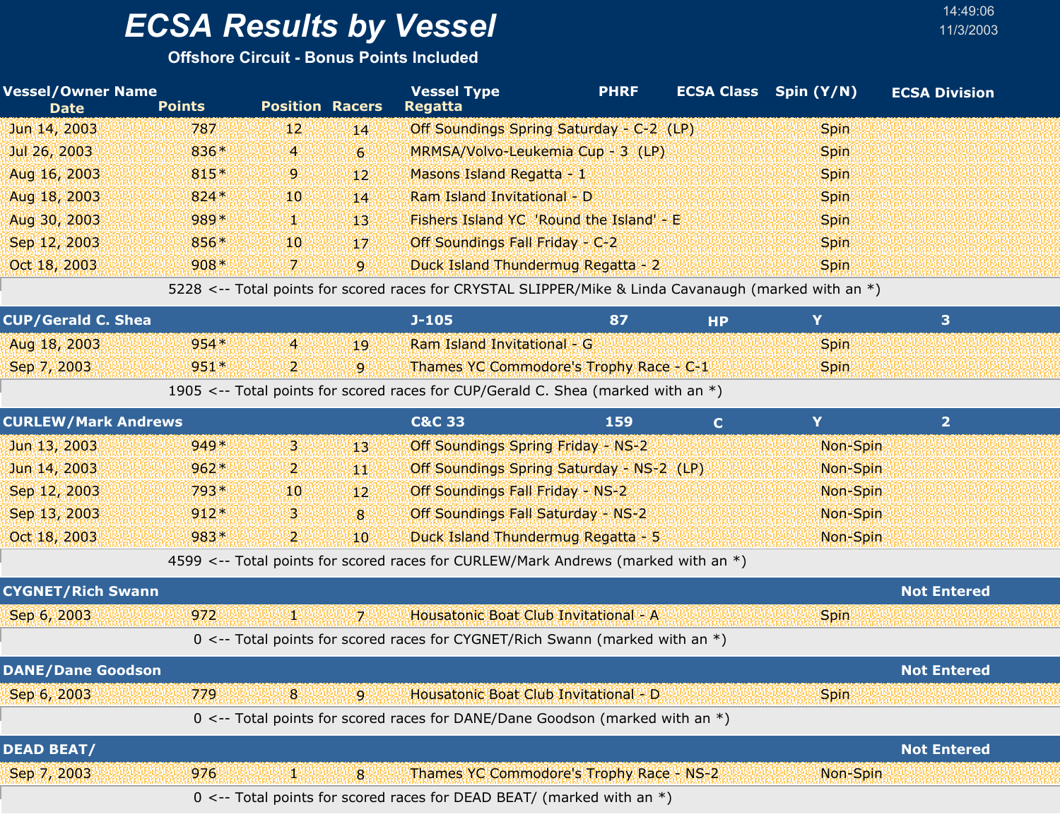# ECSA Results by Vessel

**Offshore Circuit - Bonus Points Included**

14:49:06
11/3/2003

| Vessel/Owner Name / Date | Points | Position | Racers | Vessel Type / Regatta | PHRF | ECSA Class | Spin (Y/N) | ECSA Division |
|---|---|---|---|---|---|---|---|---|
| Jun 14, 2003 | 787 | 12 | 14 | Off Soundings Spring Saturday - C-2 (LP) | | | Spin | |
| Jul 26, 2003 | 836* | 4 | 6 | MRMSA/Volvo-Leukemia Cup - 3 (LP) | | | Spin | |
| Aug 16, 2003 | 815* | 9 | 12 | Masons Island Regatta - 1 | | | Spin | |
| Aug 18, 2003 | 824* | 10 | 14 | Ram Island Invitational - D | | | Spin | |
| Aug 30, 2003 | 989* | 1 | 13 | Fishers Island YC 'Round the Island' - E | | | Spin | |
| Sep 12, 2003 | 856* | 10 | 17 | Off Soundings Fall Friday - C-2 | | | Spin | |
| Oct 18, 2003 | 908* | 7 | 9 | Duck Island Thundermug Regatta - 2 | | | Spin | |
| | 5228 <-- Total points for scored races for CRYSTAL SLIPPER/Mike & Linda Cavanaugh (marked with an *) | | | | | | | |
| **CUP/Gerald C. Shea** | | | | **J-105** | **87** | **HP** | **Y** | **3** |
| Aug 18, 2003 | 954* | 4 | 19 | Ram Island Invitational - G | | | Spin | |
| Sep 7, 2003 | 951* | 2 | 9 | Thames YC Commodore's Trophy Race - C-1 | | | Spin | |
| | 1905 <-- Total points for scored races for CUP/Gerald C. Shea (marked with an *) | | | | | | | |
| **CURLEW/Mark Andrews** | | | | **C&C 33** | **159** | **C** | **Y** | **2** |
| Jun 13, 2003 | 949* | 3 | 13 | Off Soundings Spring Friday - NS-2 | | | Non-Spin | |
| Jun 14, 2003 | 962* | 2 | 11 | Off Soundings Spring Saturday - NS-2 (LP) | | | Non-Spin | |
| Sep 12, 2003 | 793* | 10 | 12 | Off Soundings Fall Friday - NS-2 | | | Non-Spin | |
| Sep 13, 2003 | 912* | 3 | 8 | Off Soundings Fall Saturday - NS-2 | | | Non-Spin | |
| Oct 18, 2003 | 983* | 2 | 10 | Duck Island Thundermug Regatta - 5 | | | Non-Spin | |
| | 4599 <-- Total points for scored races for CURLEW/Mark Andrews (marked with an *) | | | | | | | |
| **CYGNET/Rich Swann** | | | | | | | | **Not Entered** |
| Sep 6, 2003 | 972 | 1 | 7 | Housatonic Boat Club Invitational - A | | | Spin | |
| | 0 <-- Total points for scored races for CYGNET/Rich Swann (marked with an *) | | | | | | | |
| **DANE/Dane Goodson** | | | | | | | | **Not Entered** |
| Sep 6, 2003 | 779 | 8 | 9 | Housatonic Boat Club Invitational - D | | | Spin | |
| | 0 <-- Total points for scored races for DANE/Dane Goodson (marked with an *) | | | | | | | |
| **DEAD BEAT/** | | | | | | | | **Not Entered** |
| Sep 7, 2003 | 976 | 1 | 8 | Thames YC Commodore's Trophy Race - NS-2 | | | Non-Spin | |
| | 0 <-- Total points for scored races for DEAD BEAT/ (marked with an *) | | | | | | | |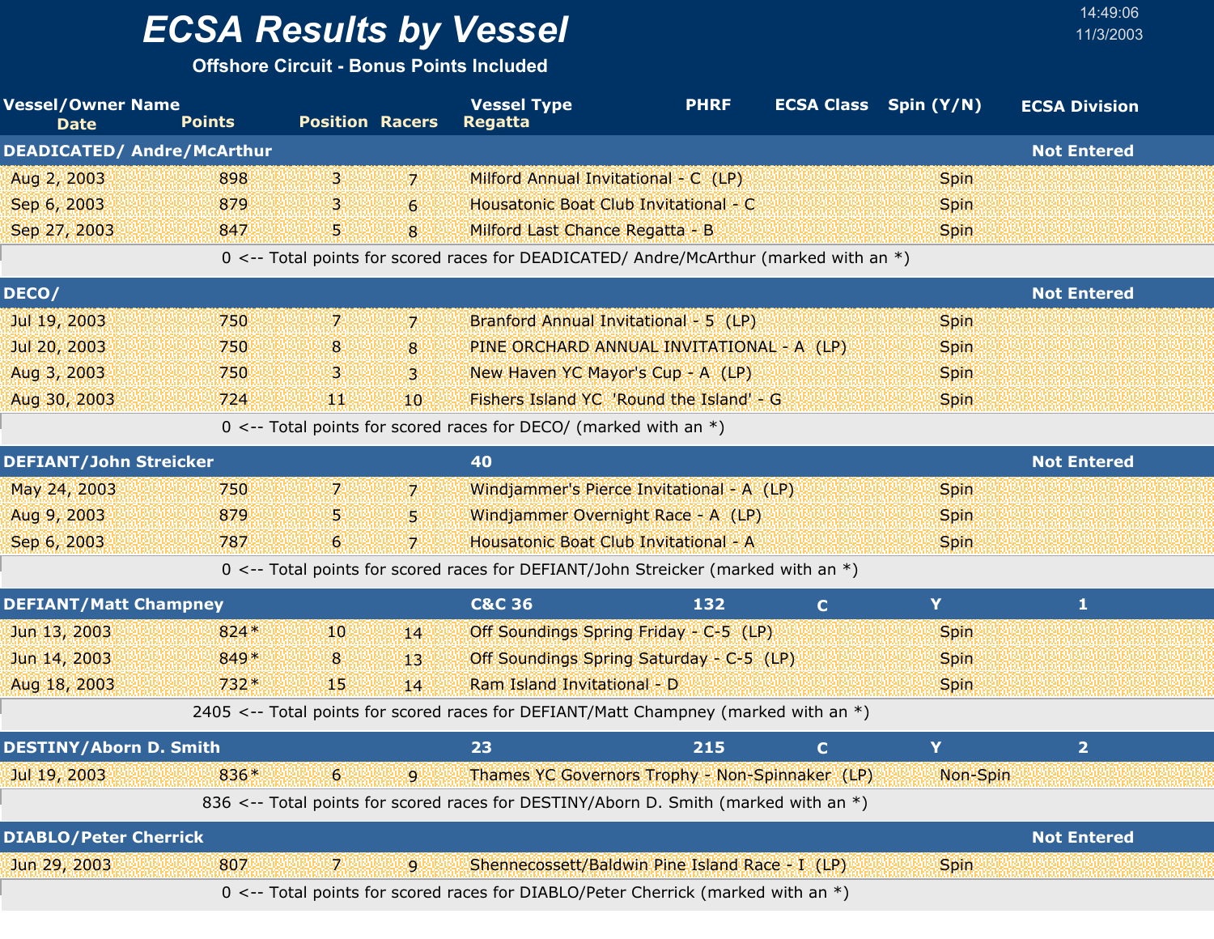# ECSA Results by Vessel

**Offshore Circuit - Bonus Points Included**

14:49:06
11/3/2003

| Vessel/Owner Name / Date | Points | Position | Racers | Vessel Type / Regatta | PHRF | ECSA Class | Spin (Y/N) | ECSA Division |
|---|---|---|---|---|---|---|---|---|
| **DEADICATED/ Andre/McArthur** | | | | | | | | **Not Entered** |
| Aug 2, 2003 | 898 | 3 | 7 | Milford Annual Invitational - C (LP) | | | Spin | |
| Sep 6, 2003 | 879 | 3 | 6 | Housatonic Boat Club Invitational - C | | | Spin | |
| Sep 27, 2003 | 847 | 5 | 8 | Milford Last Chance Regatta - B | | | Spin | |
| | 0 <-- Total points for scored races for DEADICATED/ Andre/McArthur (marked with an *) | | | | | | | |
| **DECO/** | | | | | | | | **Not Entered** |
| Jul 19, 2003 | 750 | 7 | 7 | Branford Annual Invitational - 5 (LP) | | | Spin | |
| Jul 20, 2003 | 750 | 8 | 8 | PINE ORCHARD ANNUAL INVITATIONAL - A (LP) | | | Spin | |
| Aug 3, 2003 | 750 | 3 | 3 | New Haven YC Mayor's Cup - A (LP) | | | Spin | |
| Aug 30, 2003 | 724 | 11 | 10 | Fishers Island YC 'Round the Island' - G | | | Spin | |
| | 0 <-- Total points for scored races for DECO/ (marked with an *) | | | | | | | |
| **DEFIANT/John Streicker** | | | | **40** | | | | **Not Entered** |
| May 24, 2003 | 750 | 7 | 7 | Windjammer's Pierce Invitational - A (LP) | | | Spin | |
| Aug 9, 2003 | 879 | 5 | 5 | Windjammer Overnight Race - A (LP) | | | Spin | |
| Sep 6, 2003 | 787 | 6 | 7 | Housatonic Boat Club Invitational - A | | | Spin | |
| | 0 <-- Total points for scored races for DEFIANT/John Streicker (marked with an *) | | | | | | | |
| **DEFIANT/Matt Champney** | | | | **C&C 36** | **132** | **C** | **Y** | **1** |
| Jun 13, 2003 | 824* | 10 | 14 | Off Soundings Spring Friday - C-5 (LP) | | | Spin | |
| Jun 14, 2003 | 849* | 8 | 13 | Off Soundings Spring Saturday - C-5 (LP) | | | Spin | |
| Aug 18, 2003 | 732* | 15 | 14 | Ram Island Invitational - D | | | Spin | |
| | 2405 <-- Total points for scored races for DEFIANT/Matt Champney (marked with an *) | | | | | | | |
| **DESTINY/Aborn D. Smith** | | | | **23** | **215** | **C** | **Y** | **2** |
| Jul 19, 2003 | 836* | 6 | 9 | Thames YC Governors Trophy - Non-Spinnaker (LP) | | | Non-Spin | |
| | 836 <-- Total points for scored races for DESTINY/Aborn D. Smith (marked with an *) | | | | | | | |
| **DIABLO/Peter Cherrick** | | | | | | | | **Not Entered** |
| Jun 29, 2003 | 807 | 7 | 9 | Shennecossett/Baldwin Pine Island Race - I (LP) | | | Spin | |
| | 0 <-- Total points for scored races for DIABLO/Peter Cherrick (marked with an *) | | | | | | | |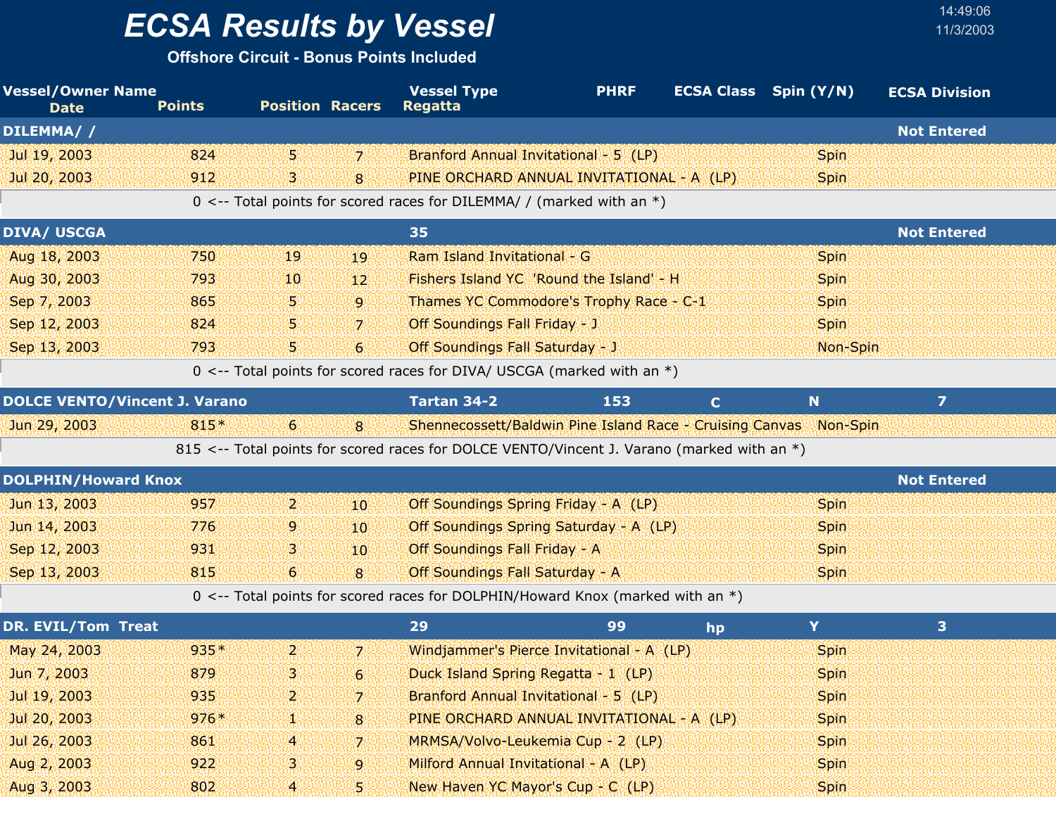# ECSA Results by Vessel

**Offshore Circuit - Bonus Points Included**

14:49:06
11/3/2003

| Vessel/Owner Name / Date | Points | Position | Racers | Vessel Type / Regatta | PHRF | ECSA Class | Spin (Y/N) | ECSA Division |
|---|---|---|---|---|---|---|---|---|
| **DILEMMA/ /** | | | | | | | | **Not Entered** |
| Jul 19, 2003 | 824 | 5 | 7 | Branford Annual Invitational - 5 (LP) | | | Spin | |
| Jul 20, 2003 | 912 | 3 | 8 | PINE ORCHARD ANNUAL INVITATIONAL - A (LP) | | | Spin | |
| | 0 <-- Total points for scored races for DILEMMA/ / (marked with an *) | | | | | | | |
| **DIVA/ USCGA** | | | | **35** | | | | **Not Entered** |
| Aug 18, 2003 | 750 | 19 | 19 | Ram Island Invitational - G | | | Spin | |
| Aug 30, 2003 | 793 | 10 | 12 | Fishers Island YC 'Round the Island' - H | | | Spin | |
| Sep 7, 2003 | 865 | 5 | 9 | Thames YC Commodore's Trophy Race - C-1 | | | Spin | |
| Sep 12, 2003 | 824 | 5 | 7 | Off Soundings Fall Friday - J | | | Spin | |
| Sep 13, 2003 | 793 | 5 | 6 | Off Soundings Fall Saturday - J | | | Non-Spin | |
| | 0 <-- Total points for scored races for DIVA/ USCGA (marked with an *) | | | | | | | |
| **DOLCE VENTO/Vincent J. Varano** | | | | **Tartan 34-2** | **153** | **C** | **N** | **7** |
| Jun 29, 2003 | 815* | 6 | 8 | Shennecossett/Baldwin Pine Island Race - Cruising Canvas | | | Non-Spin | |
| | 815 <-- Total points for scored races for DOLCE VENTO/Vincent J. Varano (marked with an *) | | | | | | | |
| **DOLPHIN/Howard Knox** | | | | | | | | **Not Entered** |
| Jun 13, 2003 | 957 | 2 | 10 | Off Soundings Spring Friday - A (LP) | | | Spin | |
| Jun 14, 2003 | 776 | 9 | 10 | Off Soundings Spring Saturday - A (LP) | | | Spin | |
| Sep 12, 2003 | 931 | 3 | 10 | Off Soundings Fall Friday - A | | | Spin | |
| Sep 13, 2003 | 815 | 6 | 8 | Off Soundings Fall Saturday - A | | | Spin | |
| | 0 <-- Total points for scored races for DOLPHIN/Howard Knox (marked with an *) | | | | | | | |
| **DR. EVIL/Tom Treat** | | | | **29** | **99** | **hp** | **Y** | **3** |
| May 24, 2003 | 935* | 2 | 7 | Windjammer's Pierce Invitational - A (LP) | | | Spin | |
| Jun 7, 2003 | 879 | 3 | 6 | Duck Island Spring Regatta - 1 (LP) | | | Spin | |
| Jul 19, 2003 | 935 | 2 | 7 | Branford Annual Invitational - 5 (LP) | | | Spin | |
| Jul 20, 2003 | 976* | 1 | 8 | PINE ORCHARD ANNUAL INVITATIONAL - A (LP) | | | Spin | |
| Jul 26, 2003 | 861 | 4 | 7 | MRMSA/Volvo-Leukemia Cup - 2 (LP) | | | Spin | |
| Aug 2, 2003 | 922 | 3 | 9 | Milford Annual Invitational - A (LP) | | | Spin | |
| Aug 3, 2003 | 802 | 4 | 5 | New Haven YC Mayor's Cup - C (LP) | | | Spin | |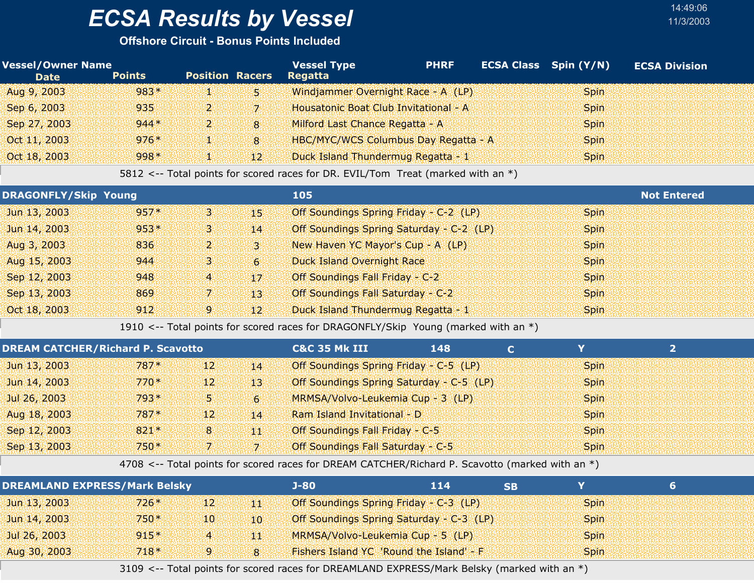# ECSA Results by Vessel

**Offshore Circuit - Bonus Points Included**

14:49:06
11/3/2003

| Vessel/Owner Name<br>Date | Points | Position | Racers | Vessel Type<br>Regatta | PHRF | ECSA Class | Spin (Y/N) | ECSA Division |
|---|---|---|---|---|---|---|---|---|
| Aug 9, 2003 | 983* | 1 | 5 | Windjammer Overnight Race - A (LP) | | | Spin | |
| Sep 6, 2003 | 935 | 2 | 7 | Housatonic Boat Club Invitational - A | | | Spin | |
| Sep 27, 2003 | 944* | 2 | 8 | Milford Last Chance Regatta - A | | | Spin | |
| Oct 11, 2003 | 976* | 1 | 8 | HBC/MYC/WCS Columbus Day Regatta - A | | | Spin | |
| Oct 18, 2003 | 998* | 1 | 12 | Duck Island Thundermug Regatta - 1 | | | Spin | |
| | 5812 <-- Total points for scored races for DR. EVIL/Tom Treat (marked with an *) | | | | | | | |
| **DRAGONFLY/Skip Young** | | | | **105** | | | | **Not Entered** |
| Jun 13, 2003 | 957* | 3 | 15 | Off Soundings Spring Friday - C-2 (LP) | | | Spin | |
| Jun 14, 2003 | 953* | 3 | 14 | Off Soundings Spring Saturday - C-2 (LP) | | | Spin | |
| Aug 3, 2003 | 836 | 2 | 3 | New Haven YC Mayor's Cup - A (LP) | | | Spin | |
| Aug 15, 2003 | 944 | 3 | 6 | Duck Island Overnight Race | | | Spin | |
| Sep 12, 2003 | 948 | 4 | 17 | Off Soundings Fall Friday - C-2 | | | Spin | |
| Sep 13, 2003 | 869 | 7 | 13 | Off Soundings Fall Saturday - C-2 | | | Spin | |
| Oct 18, 2003 | 912 | 9 | 12 | Duck Island Thundermug Regatta - 1 | | | Spin | |
| | 1910 <-- Total points for scored races for DRAGONFLY/Skip Young (marked with an *) | | | | | | | |
| **DREAM CATCHER/Richard P. Scavotto** | | | | **C&C 35 Mk III** | **148** | **C** | **Y** | **2** |
| Jun 13, 2003 | 787* | 12 | 14 | Off Soundings Spring Friday - C-5 (LP) | | | Spin | |
| Jun 14, 2003 | 770* | 12 | 13 | Off Soundings Spring Saturday - C-5 (LP) | | | Spin | |
| Jul 26, 2003 | 793* | 5 | 6 | MRMSA/Volvo-Leukemia Cup - 3 (LP) | | | Spin | |
| Aug 18, 2003 | 787* | 12 | 14 | Ram Island Invitational - D | | | Spin | |
| Sep 12, 2003 | 821* | 8 | 11 | Off Soundings Fall Friday - C-5 | | | Spin | |
| Sep 13, 2003 | 750* | 7 | 7 | Off Soundings Fall Saturday - C-5 | | | Spin | |
| | 4708 <-- Total points for scored races for DREAM CATCHER/Richard P. Scavotto (marked with an *) | | | | | | | |
| **DREAMLAND EXPRESS/Mark Belsky** | | | | **J-80** | **114** | **SB** | **Y** | **6** |
| Jun 13, 2003 | 726* | 12 | 11 | Off Soundings Spring Friday - C-3 (LP) | | | Spin | |
| Jun 14, 2003 | 750* | 10 | 10 | Off Soundings Spring Saturday - C-3 (LP) | | | Spin | |
| Jul 26, 2003 | 915* | 4 | 11 | MRMSA/Volvo-Leukemia Cup - 5 (LP) | | | Spin | |
| Aug 30, 2003 | 718* | 9 | 8 | Fishers Island YC 'Round the Island' - F | | | Spin | |
| | 3109 <-- Total points for scored races for DREAMLAND EXPRESS/Mark Belsky (marked with an *) | | | | | | | |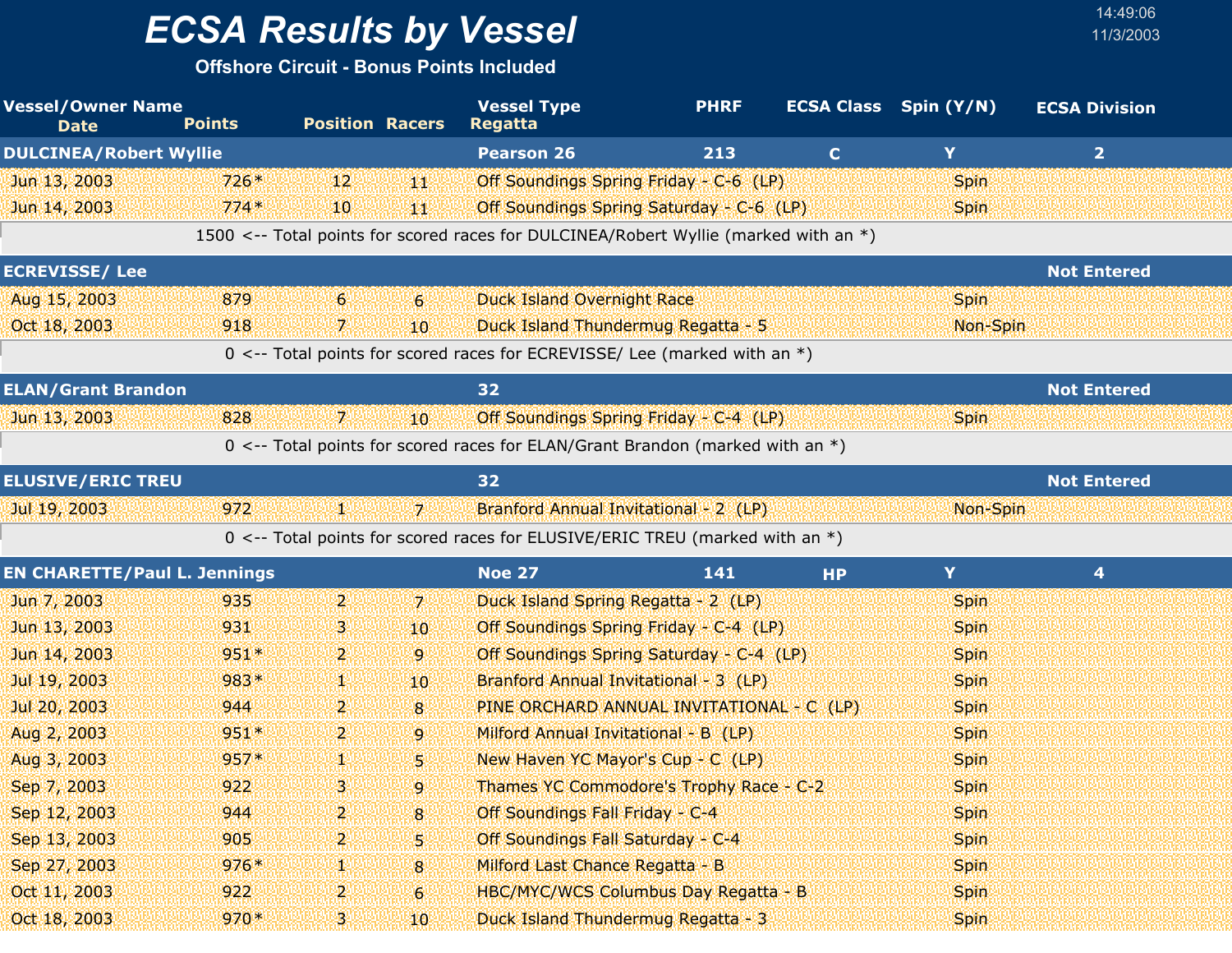# ECSA Results by Vessel

**Offshore Circuit - Bonus Points Included**

14:49:06
11/3/2003

| Vessel/Owner Name / Date | Points | Position | Racers | Vessel Type / Regatta | PHRF | ECSA Class | Spin (Y/N) | ECSA Division |
|---|---|---|---|---|---|---|---|---|
| **DULCINEA/Robert Wyllie** | | | | **Pearson 26** | **213** | **C** | **Y** | **2** |
| Jun 13, 2003 | 726* | 12 | 11 | Off Soundings Spring Friday - C-6 (LP) | | | Spin | |
| Jun 14, 2003 | 774* | 10 | 11 | Off Soundings Spring Saturday - C-6 (LP) | | | Spin | |
| 1500 <-- Total points for scored races for DULCINEA/Robert Wyllie (marked with an *) | | | | | | | | |
| **ECREVISSE/ Lee** | | | | | | | | **Not Entered** |
| Aug 15, 2003 | 879 | 6 | 6 | Duck Island Overnight Race | | | Spin | |
| Oct 18, 2003 | 918 | 7 | 10 | Duck Island Thundermug Regatta - 5 | | | Non-Spin | |
| 0 <-- Total points for scored races for ECREVISSE/ Lee (marked with an *) | | | | | | | | |
| **ELAN/Grant Brandon** | | | | **32** | | | | **Not Entered** |
| Jun 13, 2003 | 828 | 7 | 10 | Off Soundings Spring Friday - C-4 (LP) | | | Spin | |
| 0 <-- Total points for scored races for ELAN/Grant Brandon (marked with an *) | | | | | | | | |
| **ELUSIVE/ERIC TREU** | | | | **32** | | | | **Not Entered** |
| Jul 19, 2003 | 972 | 1 | 7 | Branford Annual Invitational - 2 (LP) | | | Non-Spin | |
| 0 <-- Total points for scored races for ELUSIVE/ERIC TREU (marked with an *) | | | | | | | | |
| **EN CHARETTE/Paul L. Jennings** | | | | **Noe 27** | **141** | **HP** | **Y** | **4** |
| Jun 7, 2003 | 935 | 2 | 7 | Duck Island Spring Regatta - 2 (LP) | | | Spin | |
| Jun 13, 2003 | 931 | 3 | 10 | Off Soundings Spring Friday - C-4 (LP) | | | Spin | |
| Jun 14, 2003 | 951* | 2 | 9 | Off Soundings Spring Saturday - C-4 (LP) | | | Spin | |
| Jul 19, 2003 | 983* | 1 | 10 | Branford Annual Invitational - 3 (LP) | | | Spin | |
| Jul 20, 2003 | 944 | 2 | 8 | PINE ORCHARD ANNUAL INVITATIONAL - C (LP) | | | Spin | |
| Aug 2, 2003 | 951* | 2 | 9 | Milford Annual Invitational - B (LP) | | | Spin | |
| Aug 3, 2003 | 957* | 1 | 5 | New Haven YC Mayor's Cup - C (LP) | | | Spin | |
| Sep 7, 2003 | 922 | 3 | 9 | Thames YC Commodore's Trophy Race - C-2 | | | Spin | |
| Sep 12, 2003 | 944 | 2 | 8 | Off Soundings Fall Friday - C-4 | | | Spin | |
| Sep 13, 2003 | 905 | 2 | 5 | Off Soundings Fall Saturday - C-4 | | | Spin | |
| Sep 27, 2003 | 976* | 1 | 8 | Milford Last Chance Regatta - B | | | Spin | |
| Oct 11, 2003 | 922 | 2 | 6 | HBC/MYC/WCS Columbus Day Regatta - B | | | Spin | |
| Oct 18, 2003 | 970* | 3 | 10 | Duck Island Thundermug Regatta - 3 | | | Spin | |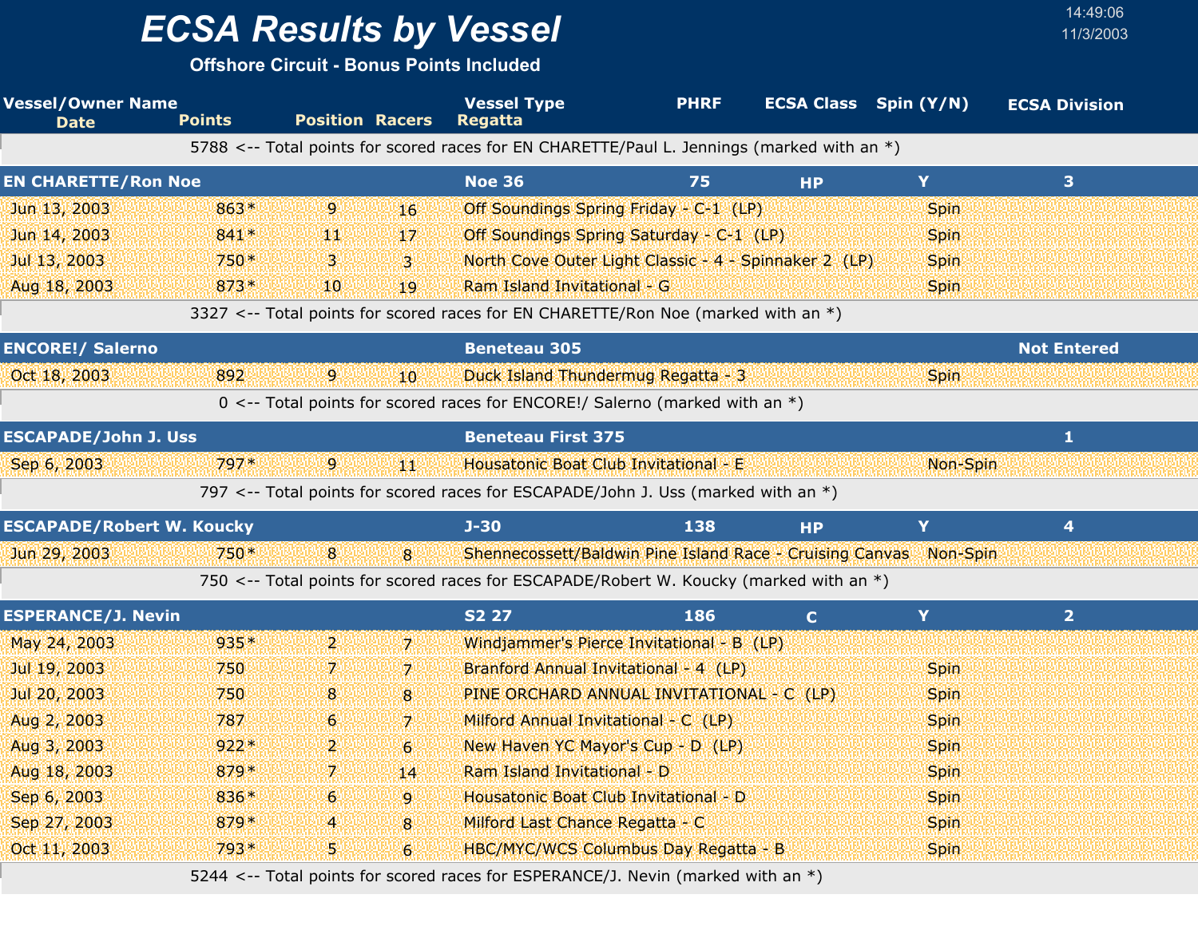# ECSA Results by Vessel

**Offshore Circuit - Bonus Points Included**

14:49:06
11/3/2003

| Vessel/Owner Name / Date | Points | Position | Racers | Vessel Type / Regatta | PHRF | ECSA Class | Spin (Y/N) | ECSA Division |
|---|---|---|---|---|---|---|---|---|
| | 5788 <-- Total points for scored races for EN CHARETTE/Paul L. Jennings (marked with an *) | | | | | | | |
| **EN CHARETTE/Ron Noe** | | | | **Noe 36** | **75** | **HP** | **Y** | **3** |
| Jun 13, 2003 | 863* | 9 | 16 | Off Soundings Spring Friday - C-1 (LP) | | | Spin | |
| Jun 14, 2003 | 841* | 11 | 17 | Off Soundings Spring Saturday - C-1 (LP) | | | Spin | |
| Jul 13, 2003 | 750* | 3 | 3 | North Cove Outer Light Classic - 4 - Spinnaker 2 (LP) | | | Spin | |
| Aug 18, 2003 | 873* | 10 | 19 | Ram Island Invitational - G | | | Spin | |
| | 3327 <-- Total points for scored races for EN CHARETTE/Ron Noe (marked with an *) | | | | | | | |
| **ENCORE!/ Salerno** | | | | **Beneteau 305** | | | | **Not Entered** |
| Oct 18, 2003 | 892 | 9 | 10 | Duck Island Thundermug Regatta - 3 | | | Spin | |
| | 0 <-- Total points for scored races for ENCORE!/ Salerno (marked with an *) | | | | | | | |
| **ESCAPADE/John J. Uss** | | | | **Beneteau First 375** | | | | **1** |
| Sep 6, 2003 | 797* | 9 | 11 | Housatonic Boat Club Invitational - E | | | Non-Spin | |
| | 797 <-- Total points for scored races for ESCAPADE/John J. Uss (marked with an *) | | | | | | | |
| **ESCAPADE/Robert W. Koucky** | | | | **J-30** | **138** | **HP** | **Y** | **4** |
| Jun 29, 2003 | 750* | 8 | 8 | Shennecossett/Baldwin Pine Island Race - Cruising Canvas | | | Non-Spin | |
| | 750 <-- Total points for scored races for ESCAPADE/Robert W. Koucky (marked with an *) | | | | | | | |
| **ESPERANCE/J. Nevin** | | | | **S2 27** | **186** | **C** | **Y** | **2** |
| May 24, 2003 | 935* | 2 | 7 | Windjammer's Pierce Invitational - B (LP) | | | | |
| Jul 19, 2003 | 750 | 7 | 7 | Branford Annual Invitational - 4 (LP) | | | Spin | |
| Jul 20, 2003 | 750 | 8 | 8 | PINE ORCHARD ANNUAL INVITATIONAL - C (LP) | | | Spin | |
| Aug 2, 2003 | 787 | 6 | 7 | Milford Annual Invitational - C (LP) | | | Spin | |
| Aug 3, 2003 | 922* | 2 | 6 | New Haven YC Mayor's Cup - D (LP) | | | Spin | |
| Aug 18, 2003 | 879* | 7 | 14 | Ram Island Invitational - D | | | Spin | |
| Sep 6, 2003 | 836* | 6 | 9 | Housatonic Boat Club Invitational - D | | | Spin | |
| Sep 27, 2003 | 879* | 4 | 8 | Milford Last Chance Regatta - C | | | Spin | |
| Oct 11, 2003 | 793* | 5 | 6 | HBC/MYC/WCS Columbus Day Regatta - B | | | Spin | |
| | 5244 <-- Total points for scored races for ESPERANCE/J. Nevin (marked with an *) | | | | | | | |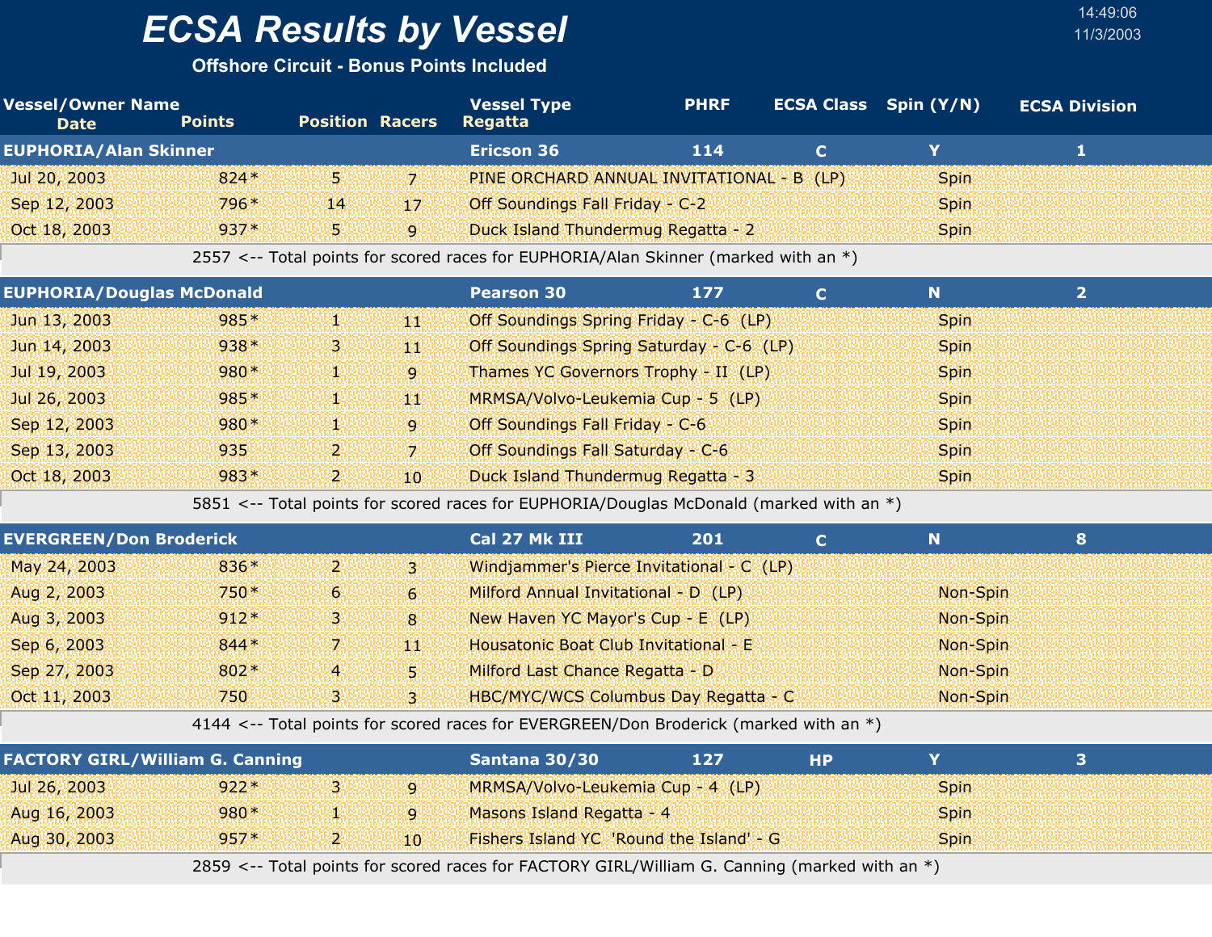# ECSA Results by Vessel

**Offshore Circuit - Bonus Points Included**

14:49:06
11/3/2003

| Vessel/Owner Name / Date | Points | Position | Racers | Vessel Type / Regatta | PHRF | ECSA Class | Spin (Y/N) | ECSA Division |
|---|---|---|---|---|---|---|---|---|
| **EUPHORIA/Alan Skinner** | | | | **Ericson 36** | **114** | **C** | **Y** | **1** |
| Jul 20, 2003 | 824* | 5 | 7 | PINE ORCHARD ANNUAL INVITATIONAL - B (LP) | | | Spin | |
| Sep 12, 2003 | 796* | 14 | 17 | Off Soundings Fall Friday - C-2 | | | Spin | |
| Oct 18, 2003 | 937* | 5 | 9 | Duck Island Thundermug Regatta - 2 | | | Spin | |
| 2557 <-- Total points for scored races for EUPHORIA/Alan Skinner (marked with an *) | | | | | | | | |
| **EUPHORIA/Douglas McDonald** | | | | **Pearson 30** | **177** | **C** | **N** | **2** |
| Jun 13, 2003 | 985* | 1 | 11 | Off Soundings Spring Friday - C-6 (LP) | | | Spin | |
| Jun 14, 2003 | 938* | 3 | 11 | Off Soundings Spring Saturday - C-6 (LP) | | | Spin | |
| Jul 19, 2003 | 980* | 1 | 9 | Thames YC Governors Trophy - II (LP) | | | Spin | |
| Jul 26, 2003 | 985* | 1 | 11 | MRMSA/Volvo-Leukemia Cup - 5 (LP) | | | Spin | |
| Sep 12, 2003 | 980* | 1 | 9 | Off Soundings Fall Friday - C-6 | | | Spin | |
| Sep 13, 2003 | 935 | 2 | 7 | Off Soundings Fall Saturday - C-6 | | | Spin | |
| Oct 18, 2003 | 983* | 2 | 10 | Duck Island Thundermug Regatta - 3 | | | Spin | |
| 5851 <-- Total points for scored races for EUPHORIA/Douglas McDonald (marked with an *) | | | | | | | | |
| **EVERGREEN/Don Broderick** | | | | **Cal 27 Mk III** | **201** | **C** | **N** | **8** |
| May 24, 2003 | 836* | 2 | 3 | Windjammer's Pierce Invitational - C (LP) | | | | |
| Aug 2, 2003 | 750* | 6 | 6 | Milford Annual Invitational - D (LP) | | | Non-Spin | |
| Aug 3, 2003 | 912* | 3 | 8 | New Haven YC Mayor's Cup - E (LP) | | | Non-Spin | |
| Sep 6, 2003 | 844* | 7 | 11 | Housatonic Boat Club Invitational - E | | | Non-Spin | |
| Sep 27, 2003 | 802* | 4 | 5 | Milford Last Chance Regatta - D | | | Non-Spin | |
| Oct 11, 2003 | 750 | 3 | 3 | HBC/MYC/WCS Columbus Day Regatta - C | | | Non-Spin | |
| 4144 <-- Total points for scored races for EVERGREEN/Don Broderick (marked with an *) | | | | | | | | |
| **FACTORY GIRL/William G. Canning** | | | | **Santana 30/30** | **127** | **HP** | **Y** | **3** |
| Jul 26, 2003 | 922* | 3 | 9 | MRMSA/Volvo-Leukemia Cup - 4 (LP) | | | Spin | |
| Aug 16, 2003 | 980* | 1 | 9 | Masons Island Regatta - 4 | | | Spin | |
| Aug 30, 2003 | 957* | 2 | 10 | Fishers Island YC 'Round the Island' - G | | | Spin | |
| 2859 <-- Total points for scored races for FACTORY GIRL/William G. Canning (marked with an *) | | | | | | | | |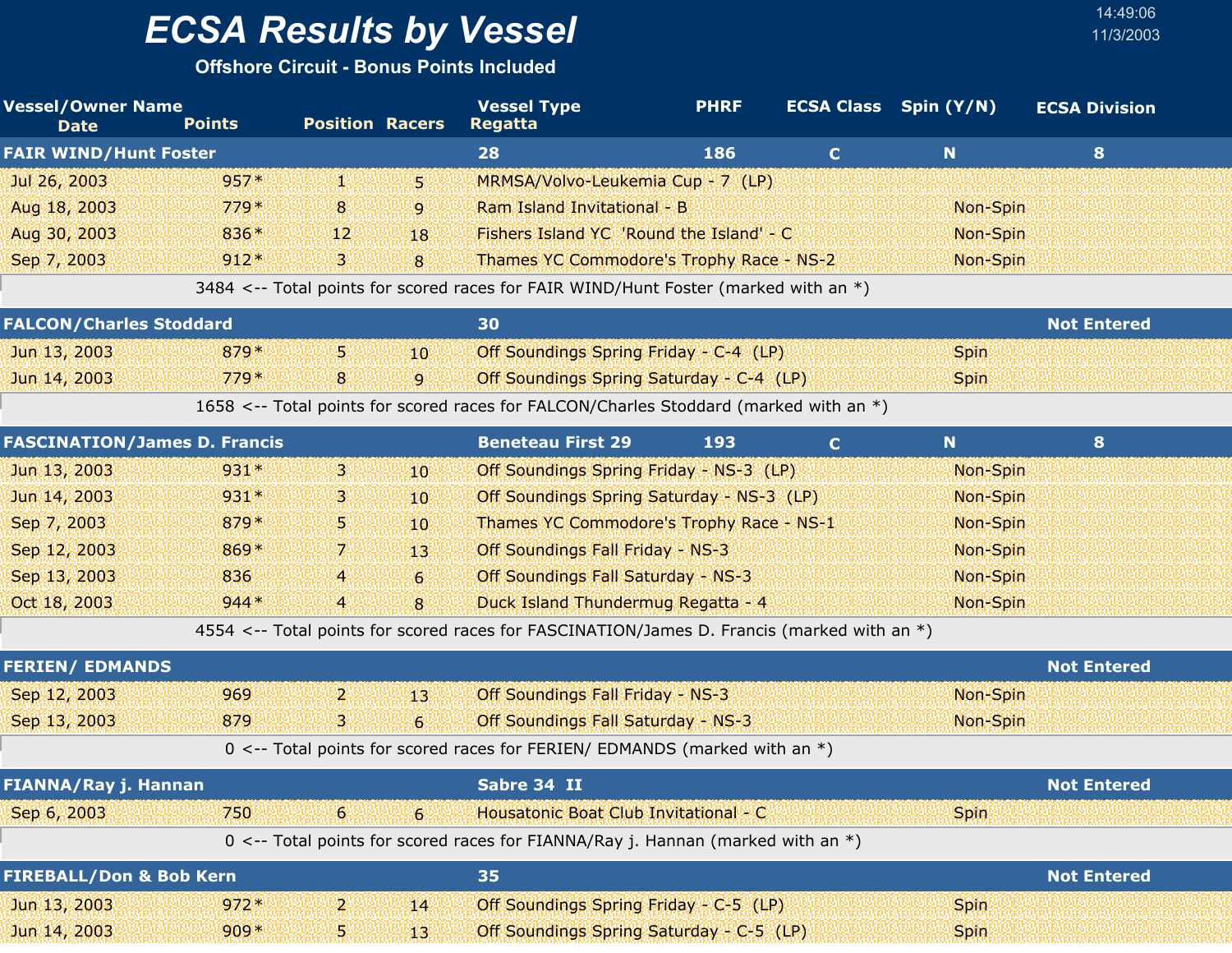# ECSA Results by Vessel

**Offshore Circuit - Bonus Points Included**

14:49:06
11/3/2003

| Vessel/Owner Name / Date | Points | Position | Racers | Vessel Type / Regatta | PHRF | ECSA Class | Spin (Y/N) | ECSA Division |
|---|---|---|---|---|---|---|---|---|
| **FAIR WIND/Hunt Foster** | | | | **28** | **186** | **C** | **N** | **8** |
| Jul 26, 2003 | 957* | 1 | 5 | MRMSA/Volvo-Leukemia Cup - 7 (LP) | | | | |
| Aug 18, 2003 | 779* | 8 | 9 | Ram Island Invitational - B | | | Non-Spin | |
| Aug 30, 2003 | 836* | 12 | 18 | Fishers Island YC 'Round the Island' - C | | | Non-Spin | |
| Sep 7, 2003 | 912* | 3 | 8 | Thames YC Commodore's Trophy Race - NS-2 | | | Non-Spin | |
| | 3484 <-- Total points for scored races for FAIR WIND/Hunt Foster (marked with an *) | | | | | | | |
| **FALCON/Charles Stoddard** | | | | **30** | | | | **Not Entered** |
| Jun 13, 2003 | 879* | 5 | 10 | Off Soundings Spring Friday - C-4 (LP) | | | Spin | |
| Jun 14, 2003 | 779* | 8 | 9 | Off Soundings Spring Saturday - C-4 (LP) | | | Spin | |
| | 1658 <-- Total points for scored races for FALCON/Charles Stoddard (marked with an *) | | | | | | | |
| **FASCINATION/James D. Francis** | | | | **Beneteau First 29** | **193** | **C** | **N** | **8** |
| Jun 13, 2003 | 931* | 3 | 10 | Off Soundings Spring Friday - NS-3 (LP) | | | Non-Spin | |
| Jun 14, 2003 | 931* | 3 | 10 | Off Soundings Spring Saturday - NS-3 (LP) | | | Non-Spin | |
| Sep 7, 2003 | 879* | 5 | 10 | Thames YC Commodore's Trophy Race - NS-1 | | | Non-Spin | |
| Sep 12, 2003 | 869* | 7 | 13 | Off Soundings Fall Friday - NS-3 | | | Non-Spin | |
| Sep 13, 2003 | 836 | 4 | 6 | Off Soundings Fall Saturday - NS-3 | | | Non-Spin | |
| Oct 18, 2003 | 944* | 4 | 8 | Duck Island Thundermug Regatta - 4 | | | Non-Spin | |
| | 4554 <-- Total points for scored races for FASCINATION/James D. Francis (marked with an *) | | | | | | | |
| **FERIEN/ EDMANDS** | | | | | | | | **Not Entered** |
| Sep 12, 2003 | 969 | 2 | 13 | Off Soundings Fall Friday - NS-3 | | | Non-Spin | |
| Sep 13, 2003 | 879 | 3 | 6 | Off Soundings Fall Saturday - NS-3 | | | Non-Spin | |
| | 0 <-- Total points for scored races for FERIEN/ EDMANDS (marked with an *) | | | | | | | |
| **FIANNA/Ray j. Hannan** | | | | **Sabre 34 II** | | | | **Not Entered** |
| Sep 6, 2003 | 750 | 6 | 6 | Housatonic Boat Club Invitational - C | | | Spin | |
| | 0 <-- Total points for scored races for FIANNA/Ray j. Hannan (marked with an *) | | | | | | | |
| **FIREBALL/Don & Bob Kern** | | | | **35** | | | | **Not Entered** |
| Jun 13, 2003 | 972* | 2 | 14 | Off Soundings Spring Friday - C-5 (LP) | | | Spin | |
| Jun 14, 2003 | 909* | 5 | 13 | Off Soundings Spring Saturday - C-5 (LP) | | | Spin | |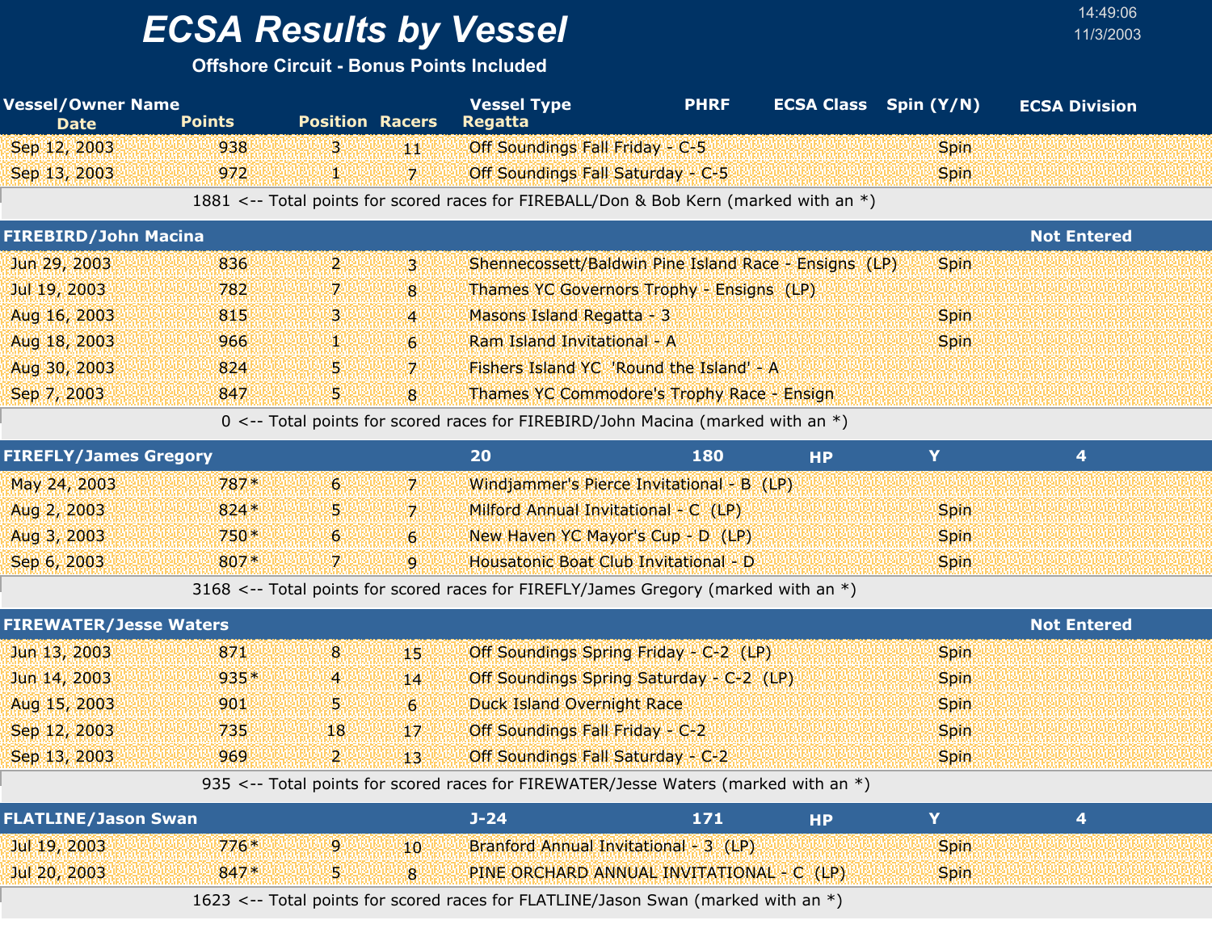# ECSA Results by Vessel

**Offshore Circuit - Bonus Points Included**

14:49:06
11/3/2003

| Vessel/Owner Name Date | Points | Position | Racers | Vessel Type Regatta | PHRF | ECSA Class | Spin (Y/N) | ECSA Division |
|---|---|---|---|---|---|---|---|---|
| Sep 12, 2003 | 938 | 3 | 11 | Off Soundings Fall Friday - C-5 | | | Spin | |
| Sep 13, 2003 | 972 | 1 | 7 | Off Soundings Fall Saturday - C-5 | | | Spin | |
| | 1881 <-- Total points for scored races for FIREBALL/Don & Bob Kern (marked with an *) | | | | | | | |
| **FIREBIRD/John Macina** | | | | | | | | **Not Entered** |
| Jun 29, 2003 | 836 | 2 | 3 | Shennecossett/Baldwin Pine Island Race - Ensigns (LP) | | | Spin | |
| Jul 19, 2003 | 782 | 7 | 8 | Thames YC Governors Trophy - Ensigns (LP) | | | | |
| Aug 16, 2003 | 815 | 3 | 4 | Masons Island Regatta - 3 | | | Spin | |
| Aug 18, 2003 | 966 | 1 | 6 | Ram Island Invitational - A | | | Spin | |
| Aug 30, 2003 | 824 | 5 | 7 | Fishers Island YC 'Round the Island' - A | | | | |
| Sep 7, 2003 | 847 | 5 | 8 | Thames YC Commodore's Trophy Race - Ensign | | | | |
| | 0 <-- Total points for scored races for FIREBIRD/John Macina (marked with an *) | | | | | | | |
| **FIREFLY/James Gregory** | | | | **20** | **180** | **HP** | **Y** | **4** |
| May 24, 2003 | 787* | 6 | 7 | Windjammer's Pierce Invitational - B (LP) | | | | |
| Aug 2, 2003 | 824* | 5 | 7 | Milford Annual Invitational - C (LP) | | | Spin | |
| Aug 3, 2003 | 750* | 6 | 6 | New Haven YC Mayor's Cup - D (LP) | | | Spin | |
| Sep 6, 2003 | 807* | 7 | 9 | Housatonic Boat Club Invitational - D | | | Spin | |
| | 3168 <-- Total points for scored races for FIREFLY/James Gregory (marked with an *) | | | | | | | |
| **FIREWATER/Jesse Waters** | | | | | | | | **Not Entered** |
| Jun 13, 2003 | 871 | 8 | 15 | Off Soundings Spring Friday - C-2 (LP) | | | Spin | |
| Jun 14, 2003 | 935* | 4 | 14 | Off Soundings Spring Saturday - C-2 (LP) | | | Spin | |
| Aug 15, 2003 | 901 | 5 | 6 | Duck Island Overnight Race | | | Spin | |
| Sep 12, 2003 | 735 | 18 | 17 | Off Soundings Fall Friday - C-2 | | | Spin | |
| Sep 13, 2003 | 969 | 2 | 13 | Off Soundings Fall Saturday - C-2 | | | Spin | |
| | 935 <-- Total points for scored races for FIREWATER/Jesse Waters (marked with an *) | | | | | | | |
| **FLATLINE/Jason Swan** | | | | **J-24** | **171** | **HP** | **Y** | **4** |
| Jul 19, 2003 | 776* | 9 | 10 | Branford Annual Invitational - 3 (LP) | | | Spin | |
| Jul 20, 2003 | 847* | 5 | 8 | PINE ORCHARD ANNUAL INVITATIONAL - C (LP) | | | Spin | |
| | 1623 <-- Total points for scored races for FLATLINE/Jason Swan (marked with an *) | | | | | | | |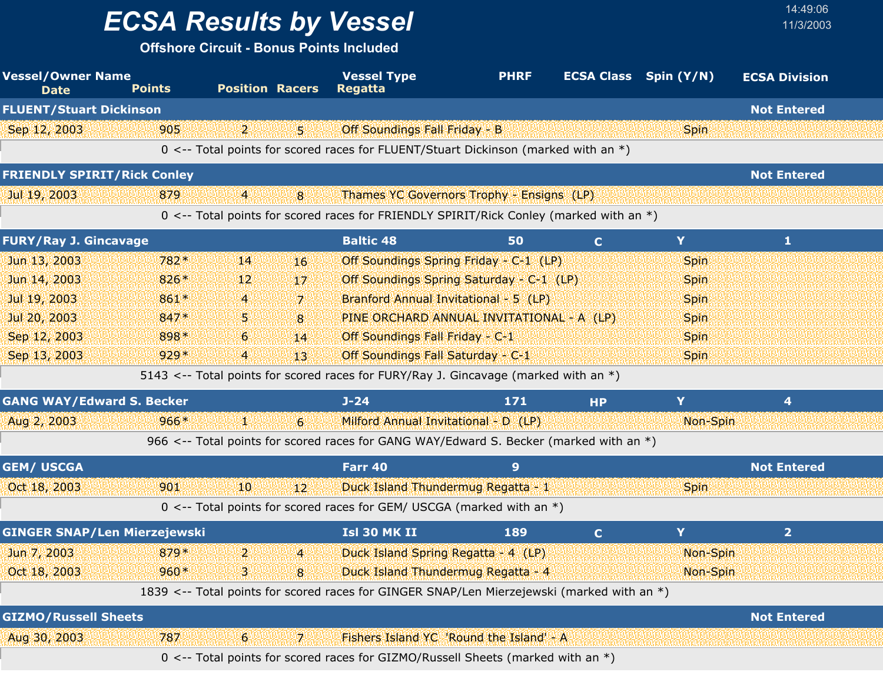# ECSA Results by Vessel

**Offshore Circuit - Bonus Points Included**

14:49:06
11/3/2003

| Vessel/Owner Name / Date | Points | Position | Racers | Vessel Type / Regatta | PHRF | ECSA Class | Spin (Y/N) | ECSA Division |
|---|---|---|---|---|---|---|---|---|
| **FLUENT/Stuart Dickinson** | | | | | | | | **Not Entered** |
| Sep 12, 2003 | 905 | 2 | 5 | Off Soundings Fall Friday - B | | | Spin | |
| 0 <-- Total points for scored races for FLUENT/Stuart Dickinson (marked with an *) | | | | | | | | |
| **FRIENDLY SPIRIT/Rick Conley** | | | | | | | | **Not Entered** |
| Jul 19, 2003 | 879 | 4 | 8 | Thames YC Governors Trophy - Ensigns (LP) | | | | |
| 0 <-- Total points for scored races for FRIENDLY SPIRIT/Rick Conley (marked with an *) | | | | | | | | |
| **FURY/Ray J. Gincavage** | | | | **Baltic 48** | **50** | **C** | **Y** | **1** |
| Jun 13, 2003 | 782* | 14 | 16 | Off Soundings Spring Friday - C-1 (LP) | | | Spin | |
| Jun 14, 2003 | 826* | 12 | 17 | Off Soundings Spring Saturday - C-1 (LP) | | | Spin | |
| Jul 19, 2003 | 861* | 4 | 7 | Branford Annual Invitational - 5 (LP) | | | Spin | |
| Jul 20, 2003 | 847* | 5 | 8 | PINE ORCHARD ANNUAL INVITATIONAL - A (LP) | | | Spin | |
| Sep 12, 2003 | 898* | 6 | 14 | Off Soundings Fall Friday - C-1 | | | Spin | |
| Sep 13, 2003 | 929* | 4 | 13 | Off Soundings Fall Saturday - C-1 | | | Spin | |
| 5143 <-- Total points for scored races for FURY/Ray J. Gincavage (marked with an *) | | | | | | | | |
| **GANG WAY/Edward S. Becker** | | | | **J-24** | **171** | **HP** | **Y** | **4** |
| Aug 2, 2003 | 966* | 1 | 6 | Milford Annual Invitational - D (LP) | | | Non-Spin | |
| 966 <-- Total points for scored races for GANG WAY/Edward S. Becker (marked with an *) | | | | | | | | |
| **GEM/ USCGA** | | | | **Farr 40** | **9** | | | **Not Entered** |
| Oct 18, 2003 | 901 | 10 | 12 | Duck Island Thundermug Regatta - 1 | | | Spin | |
| 0 <-- Total points for scored races for GEM/ USCGA (marked with an *) | | | | | | | | |
| **GINGER SNAP/Len Mierzejewski** | | | | **Isl 30 MK II** | **189** | **C** | **Y** | **2** |
| Jun 7, 2003 | 879* | 2 | 4 | Duck Island Spring Regatta - 4 (LP) | | | Non-Spin | |
| Oct 18, 2003 | 960* | 3 | 8 | Duck Island Thundermug Regatta - 4 | | | Non-Spin | |
| 1839 <-- Total points for scored races for GINGER SNAP/Len Mierzejewski (marked with an *) | | | | | | | | |
| **GIZMO/Russell Sheets** | | | | | | | | **Not Entered** |
| Aug 30, 2003 | 787 | 6 | 7 | Fishers Island YC 'Round the Island' - A | | | | |
| 0 <-- Total points for scored races for GIZMO/Russell Sheets (marked with an *) | | | | | | | | |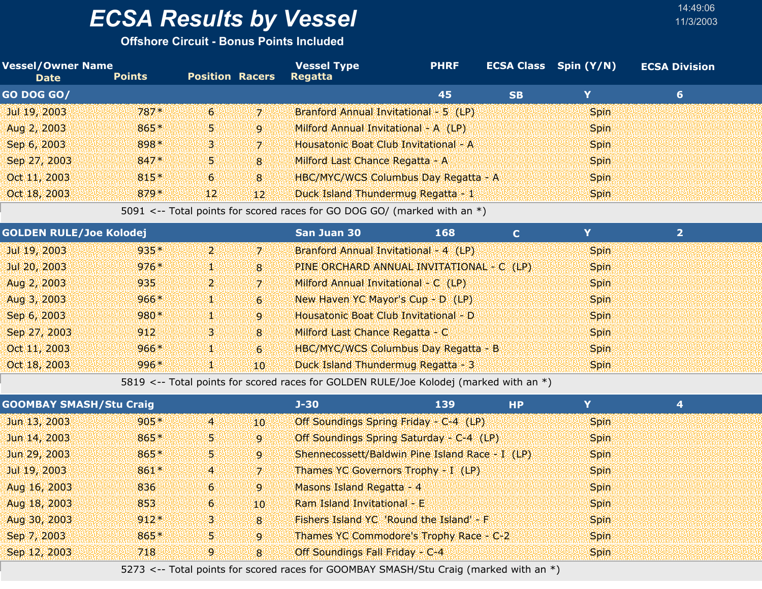# ECSA Results by Vessel

**Offshore Circuit - Bonus Points Included**

14:49:06
11/3/2003

| Vessel/Owner Name | | | | Vessel Type | PHRF | ECSA Class | Spin (Y/N) | ECSA Division |
|---|---|---|---|---|---|---|---|---|
| **Date** | **Points** | **Position** | **Racers** | **Regatta** | | | | |
| **GO DOG GO/** | | | | | **45** | **SB** | **Y** | **6** |
| Jul 19, 2003 | 787* | 6 | 7 | Branford Annual Invitational - 5 (LP) | | | Spin | |
| Aug 2, 2003 | 865* | 5 | 9 | Milford Annual Invitational - A (LP) | | | Spin | |
| Sep 6, 2003 | 898* | 3 | 7 | Housatonic Boat Club Invitational - A | | | Spin | |
| Sep 27, 2003 | 847* | 5 | 8 | Milford Last Chance Regatta - A | | | Spin | |
| Oct 11, 2003 | 815* | 6 | 8 | HBC/MYC/WCS Columbus Day Regatta - A | | | Spin | |
| Oct 18, 2003 | 879* | 12 | 12 | Duck Island Thundermug Regatta - 1 | | | Spin | |
| | 5091 <-- Total points for scored races for GO DOG GO/ (marked with an *) | | | | | | | |
| **GOLDEN RULE/Joe Kolodej** | | | | **San Juan 30** | **168** | **C** | **Y** | **2** |
| Jul 19, 2003 | 935* | 2 | 7 | Branford Annual Invitational - 4 (LP) | | | Spin | |
| Jul 20, 2003 | 976* | 1 | 8 | PINE ORCHARD ANNUAL INVITATIONAL - C (LP) | | | Spin | |
| Aug 2, 2003 | 935 | 2 | 7 | Milford Annual Invitational - C (LP) | | | Spin | |
| Aug 3, 2003 | 966* | 1 | 6 | New Haven YC Mayor's Cup - D (LP) | | | Spin | |
| Sep 6, 2003 | 980* | 1 | 9 | Housatonic Boat Club Invitational - D | | | Spin | |
| Sep 27, 2003 | 912 | 3 | 8 | Milford Last Chance Regatta - C | | | Spin | |
| Oct 11, 2003 | 966* | 1 | 6 | HBC/MYC/WCS Columbus Day Regatta - B | | | Spin | |
| Oct 18, 2003 | 996* | 1 | 10 | Duck Island Thundermug Regatta - 3 | | | Spin | |
| | 5819 <-- Total points for scored races for GOLDEN RULE/Joe Kolodej (marked with an *) | | | | | | | |
| **GOOMBAY SMASH/Stu Craig** | | | | **J-30** | **139** | **HP** | **Y** | **4** |
| Jun 13, 2003 | 905* | 4 | 10 | Off Soundings Spring Friday - C-4 (LP) | | | Spin | |
| Jun 14, 2003 | 865* | 5 | 9 | Off Soundings Spring Saturday - C-4 (LP) | | | Spin | |
| Jun 29, 2003 | 865* | 5 | 9 | Shennecossett/Baldwin Pine Island Race - I (LP) | | | Spin | |
| Jul 19, 2003 | 861* | 4 | 7 | Thames YC Governors Trophy - I (LP) | | | Spin | |
| Aug 16, 2003 | 836 | 6 | 9 | Masons Island Regatta - 4 | | | Spin | |
| Aug 18, 2003 | 853 | 6 | 10 | Ram Island Invitational - E | | | Spin | |
| Aug 30, 2003 | 912* | 3 | 8 | Fishers Island YC 'Round the Island' - F | | | Spin | |
| Sep 7, 2003 | 865* | 5 | 9 | Thames YC Commodore's Trophy Race - C-2 | | | Spin | |
| Sep 12, 2003 | 718 | 9 | 8 | Off Soundings Fall Friday - C-4 | | | Spin | |
| | 5273 <-- Total points for scored races for GOOMBAY SMASH/Stu Craig (marked with an *) | | | | | | | |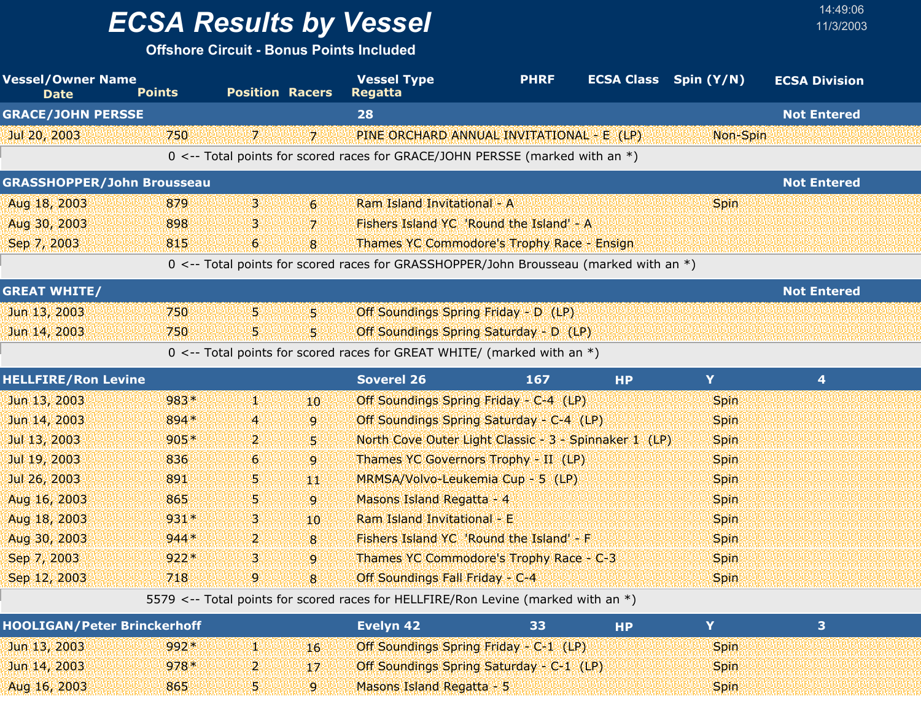# ECSA Results by Vessel

**Offshore Circuit - Bonus Points Included**

14:49:06
11/3/2003

| Vessel/Owner Name / Date | Points | Position | Racers | Vessel Type / Regatta | PHRF | ECSA Class | Spin (Y/N) | ECSA Division |
|---|---|---|---|---|---|---|---|---|
| **GRACE/JOHN PERSSE** | | | | **28** | | | | **Not Entered** |
| Jul 20, 2003 | 750 | 7 | 7 | PINE ORCHARD ANNUAL INVITATIONAL - E (LP) | | | Non-Spin | |
| 0 <-- Total points for scored races for GRACE/JOHN PERSSE (marked with an *) | | | | | | | | |
| **GRASSHOPPER/John Brousseau** | | | | | | | | **Not Entered** |
| Aug 18, 2003 | 879 | 3 | 6 | Ram Island Invitational - A | | | Spin | |
| Aug 30, 2003 | 898 | 3 | 7 | Fishers Island YC 'Round the Island' - A | | | | |
| Sep 7, 2003 | 815 | 6 | 8 | Thames YC Commodore's Trophy Race - Ensign | | | | |
| 0 <-- Total points for scored races for GRASSHOPPER/John Brousseau (marked with an *) | | | | | | | | |
| **GREAT WHITE/** | | | | | | | | **Not Entered** |
| Jun 13, 2003 | 750 | 5 | 5 | Off Soundings Spring Friday - D (LP) | | | | |
| Jun 14, 2003 | 750 | 5 | 5 | Off Soundings Spring Saturday - D (LP) | | | | |
| 0 <-- Total points for scored races for GREAT WHITE/ (marked with an *) | | | | | | | | |
| **HELLFIRE/Ron Levine** | | | | **Soverel 26** | **167** | **HP** | **Y** | **4** |
| Jun 13, 2003 | 983* | 1 | 10 | Off Soundings Spring Friday - C-4 (LP) | | | Spin | |
| Jun 14, 2003 | 894* | 4 | 9 | Off Soundings Spring Saturday - C-4 (LP) | | | Spin | |
| Jul 13, 2003 | 905* | 2 | 5 | North Cove Outer Light Classic - 3 - Spinnaker 1 (LP) | | | Spin | |
| Jul 19, 2003 | 836 | 6 | 9 | Thames YC Governors Trophy - II (LP) | | | Spin | |
| Jul 26, 2003 | 891 | 5 | 11 | MRMSA/Volvo-Leukemia Cup - 5 (LP) | | | Spin | |
| Aug 16, 2003 | 865 | 5 | 9 | Masons Island Regatta - 4 | | | Spin | |
| Aug 18, 2003 | 931* | 3 | 10 | Ram Island Invitational - E | | | Spin | |
| Aug 30, 2003 | 944* | 2 | 8 | Fishers Island YC 'Round the Island' - F | | | Spin | |
| Sep 7, 2003 | 922* | 3 | 9 | Thames YC Commodore's Trophy Race - C-3 | | | Spin | |
| Sep 12, 2003 | 718 | 9 | 8 | Off Soundings Fall Friday - C-4 | | | Spin | |
| 5579 <-- Total points for scored races for HELLFIRE/Ron Levine (marked with an *) | | | | | | | | |
| **HOOLIGAN/Peter Brinckerhoff** | | | | **Evelyn 42** | **33** | **HP** | **Y** | **3** |
| Jun 13, 2003 | 992* | 1 | 16 | Off Soundings Spring Friday - C-1 (LP) | | | Spin | |
| Jun 14, 2003 | 978* | 2 | 17 | Off Soundings Spring Saturday - C-1 (LP) | | | Spin | |
| Aug 16, 2003 | 865 | 5 | 9 | Masons Island Regatta - 5 | | | Spin | |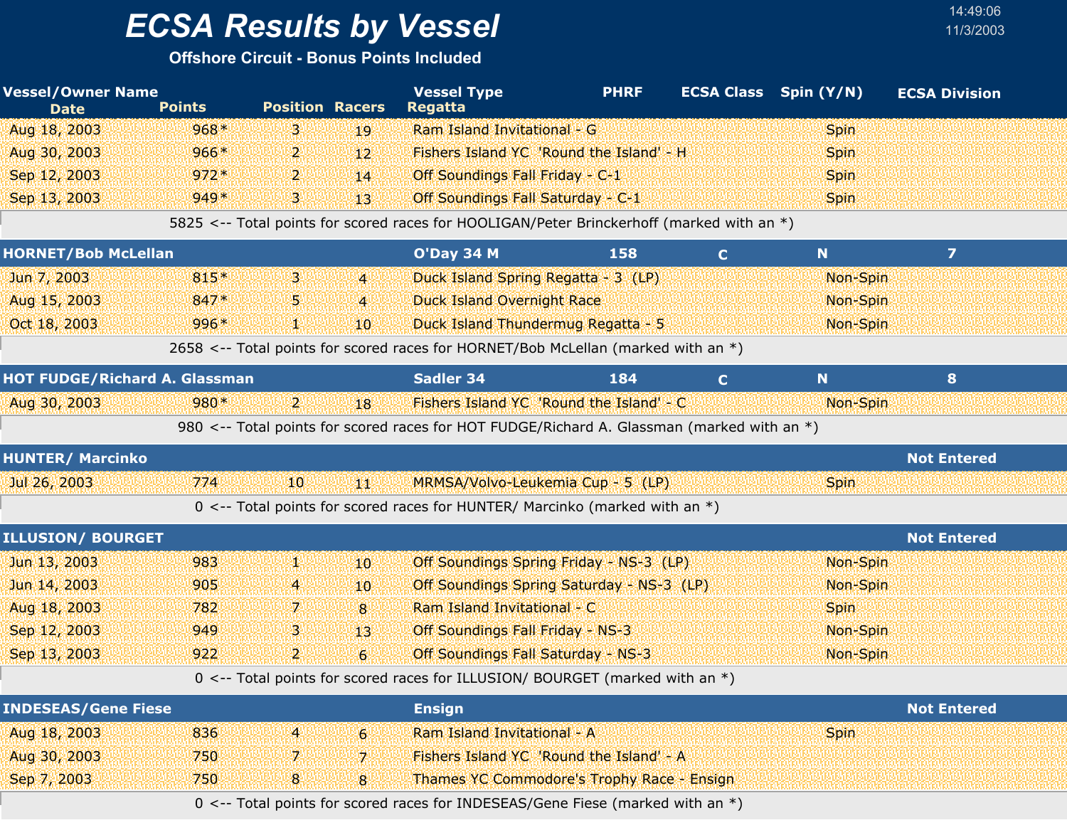# ECSA Results by Vessel

**Offshore Circuit - Bonus Points Included**

14:49:06
11/3/2003

| Vessel/Owner Name<br>Date | Points | Position | Racers | Vessel Type<br>Regatta | PHRF | ECSA Class | Spin (Y/N) | ECSA Division |
|---|---|---|---|---|---|---|---|---|
| Aug 18, 2003 | 968* | 3 | 19 | Ram Island Invitational - G | | | Spin | |
| Aug 30, 2003 | 966* | 2 | 12 | Fishers Island YC 'Round the Island' - H | | | Spin | |
| Sep 12, 2003 | 972* | 2 | 14 | Off Soundings Fall Friday - C-1 | | | Spin | |
| Sep 13, 2003 | 949* | 3 | 13 | Off Soundings Fall Saturday - C-1 | | | Spin | |
| 5825 <-- Total points for scored races for HOOLIGAN/Peter Brinckerhoff (marked with an *) | | | | | | | | |
| **HORNET/Bob McLellan** | | | | **O'Day 34 M** | **158** | **C** | **N** | **7** |
| Jun 7, 2003 | 815* | 3 | 4 | Duck Island Spring Regatta - 3 (LP) | | | Non-Spin | |
| Aug 15, 2003 | 847* | 5 | 4 | Duck Island Overnight Race | | | Non-Spin | |
| Oct 18, 2003 | 996* | 1 | 10 | Duck Island Thundermug Regatta - 5 | | | Non-Spin | |
| 2658 <-- Total points for scored races for HORNET/Bob McLellan (marked with an *) | | | | | | | | |
| **HOT FUDGE/Richard A. Glassman** | | | | **Sadler 34** | **184** | **C** | **N** | **8** |
| Aug 30, 2003 | 980* | 2 | 18 | Fishers Island YC 'Round the Island' - C | | | Non-Spin | |
| 980 <-- Total points for scored races for HOT FUDGE/Richard A. Glassman (marked with an *) | | | | | | | | |
| **HUNTER/ Marcinko** | | | | | | | | **Not Entered** |
| Jul 26, 2003 | 774 | 10 | 11 | MRMSA/Volvo-Leukemia Cup - 5 (LP) | | | Spin | |
| 0 <-- Total points for scored races for HUNTER/ Marcinko (marked with an *) | | | | | | | | |
| **ILLUSION/ BOURGET** | | | | | | | | **Not Entered** |
| Jun 13, 2003 | 983 | 1 | 10 | Off Soundings Spring Friday - NS-3 (LP) | | | Non-Spin | |
| Jun 14, 2003 | 905 | 4 | 10 | Off Soundings Spring Saturday - NS-3 (LP) | | | Non-Spin | |
| Aug 18, 2003 | 782 | 7 | 8 | Ram Island Invitational - C | | | Spin | |
| Sep 12, 2003 | 949 | 3 | 13 | Off Soundings Fall Friday - NS-3 | | | Non-Spin | |
| Sep 13, 2003 | 922 | 2 | 6 | Off Soundings Fall Saturday - NS-3 | | | Non-Spin | |
| 0 <-- Total points for scored races for ILLUSION/ BOURGET (marked with an *) | | | | | | | | |
| **INDESEAS/Gene Fiese** | | | | **Ensign** | | | | **Not Entered** |
| Aug 18, 2003 | 836 | 4 | 6 | Ram Island Invitational - A | | | Spin | |
| Aug 30, 2003 | 750 | 7 | 7 | Fishers Island YC 'Round the Island' - A | | | | |
| Sep 7, 2003 | 750 | 8 | 8 | Thames YC Commodore's Trophy Race - Ensign | | | | |
| 0 <-- Total points for scored races for INDESEAS/Gene Fiese (marked with an *) | | | | | | | | |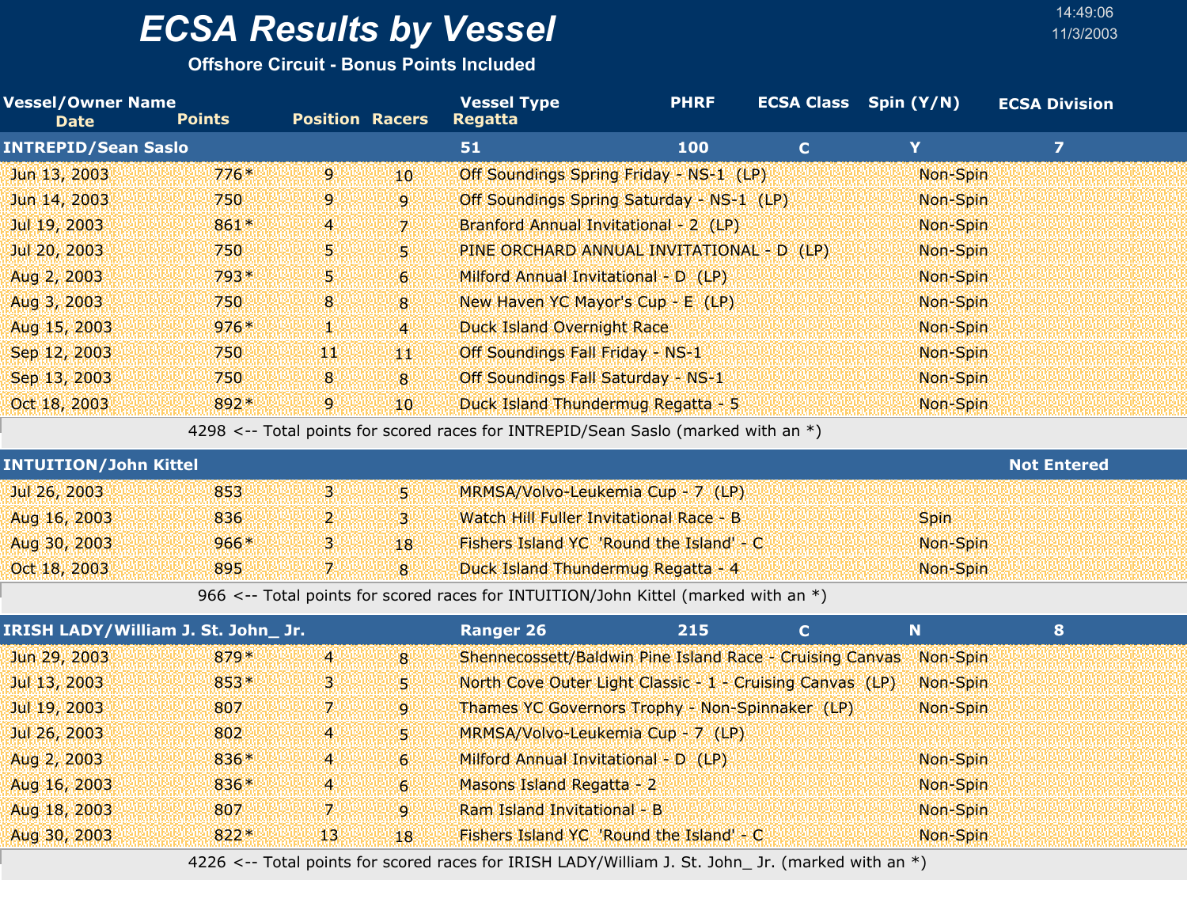# ECSA Results by Vessel

**Offshore Circuit - Bonus Points Included**

14:49:06
11/3/2003

| Vessel/Owner Name / Date | Points | Position | Racers | Vessel Type / Regatta | PHRF | ECSA Class | Spin (Y/N) | ECSA Division |
|---|---|---|---|---|---|---|---|---|
| **INTREPID/Sean Saslo** | | | | **51** | **100** | **C** | **Y** | **7** |
| Jun 13, 2003 | 776* | 9 | 10 | Off Soundings Spring Friday - NS-1 (LP) | | | Non-Spin | |
| Jun 14, 2003 | 750 | 9 | 9 | Off Soundings Spring Saturday - NS-1 (LP) | | | Non-Spin | |
| Jul 19, 2003 | 861* | 4 | 7 | Branford Annual Invitational - 2 (LP) | | | Non-Spin | |
| Jul 20, 2003 | 750 | 5 | 5 | PINE ORCHARD ANNUAL INVITATIONAL - D (LP) | | | Non-Spin | |
| Aug 2, 2003 | 793* | 5 | 6 | Milford Annual Invitational - D (LP) | | | Non-Spin | |
| Aug 3, 2003 | 750 | 8 | 8 | New Haven YC Mayor's Cup - E (LP) | | | Non-Spin | |
| Aug 15, 2003 | 976* | 1 | 4 | Duck Island Overnight Race | | | Non-Spin | |
| Sep 12, 2003 | 750 | 11 | 11 | Off Soundings Fall Friday - NS-1 | | | Non-Spin | |
| Sep 13, 2003 | 750 | 8 | 8 | Off Soundings Fall Saturday - NS-1 | | | Non-Spin | |
| Oct 18, 2003 | 892* | 9 | 10 | Duck Island Thundermug Regatta - 5 | | | Non-Spin | |
| | 4298 <-- Total points for scored races for INTREPID/Sean Saslo (marked with an *) | | | | | | | |
| **INTUITION/John Kittel** | | | | | | | | **Not Entered** |
| Jul 26, 2003 | 853 | 3 | 5 | MRMSA/Volvo-Leukemia Cup - 7 (LP) | | | | |
| Aug 16, 2003 | 836 | 2 | 3 | Watch Hill Fuller Invitational Race - B | | | Spin | |
| Aug 30, 2003 | 966* | 3 | 18 | Fishers Island YC 'Round the Island' - C | | | Non-Spin | |
| Oct 18, 2003 | 895 | 7 | 8 | Duck Island Thundermug Regatta - 4 | | | Non-Spin | |
| | 966 <-- Total points for scored races for INTUITION/John Kittel (marked with an *) | | | | | | | |
| **IRISH LADY/William J. St. John_ Jr.** | | | | **Ranger 26** | **215** | **C** | **N** | **8** |
| Jun 29, 2003 | 879* | 4 | 8 | Shennecossett/Baldwin Pine Island Race - Cruising Canvas | | | Non-Spin | |
| Jul 13, 2003 | 853* | 3 | 5 | North Cove Outer Light Classic - 1 - Cruising Canvas (LP) | | | Non-Spin | |
| Jul 19, 2003 | 807 | 7 | 9 | Thames YC Governors Trophy - Non-Spinnaker (LP) | | | Non-Spin | |
| Jul 26, 2003 | 802 | 4 | 5 | MRMSA/Volvo-Leukemia Cup - 7 (LP) | | | | |
| Aug 2, 2003 | 836* | 4 | 6 | Milford Annual Invitational - D (LP) | | | Non-Spin | |
| Aug 16, 2003 | 836* | 4 | 6 | Masons Island Regatta - 2 | | | Non-Spin | |
| Aug 18, 2003 | 807 | 7 | 9 | Ram Island Invitational - B | | | Non-Spin | |
| Aug 30, 2003 | 822* | 13 | 18 | Fishers Island YC 'Round the Island' - C | | | Non-Spin | |
| | 4226 <-- Total points for scored races for IRISH LADY/William J. St. John_ Jr. (marked with an *) | | | | | | | |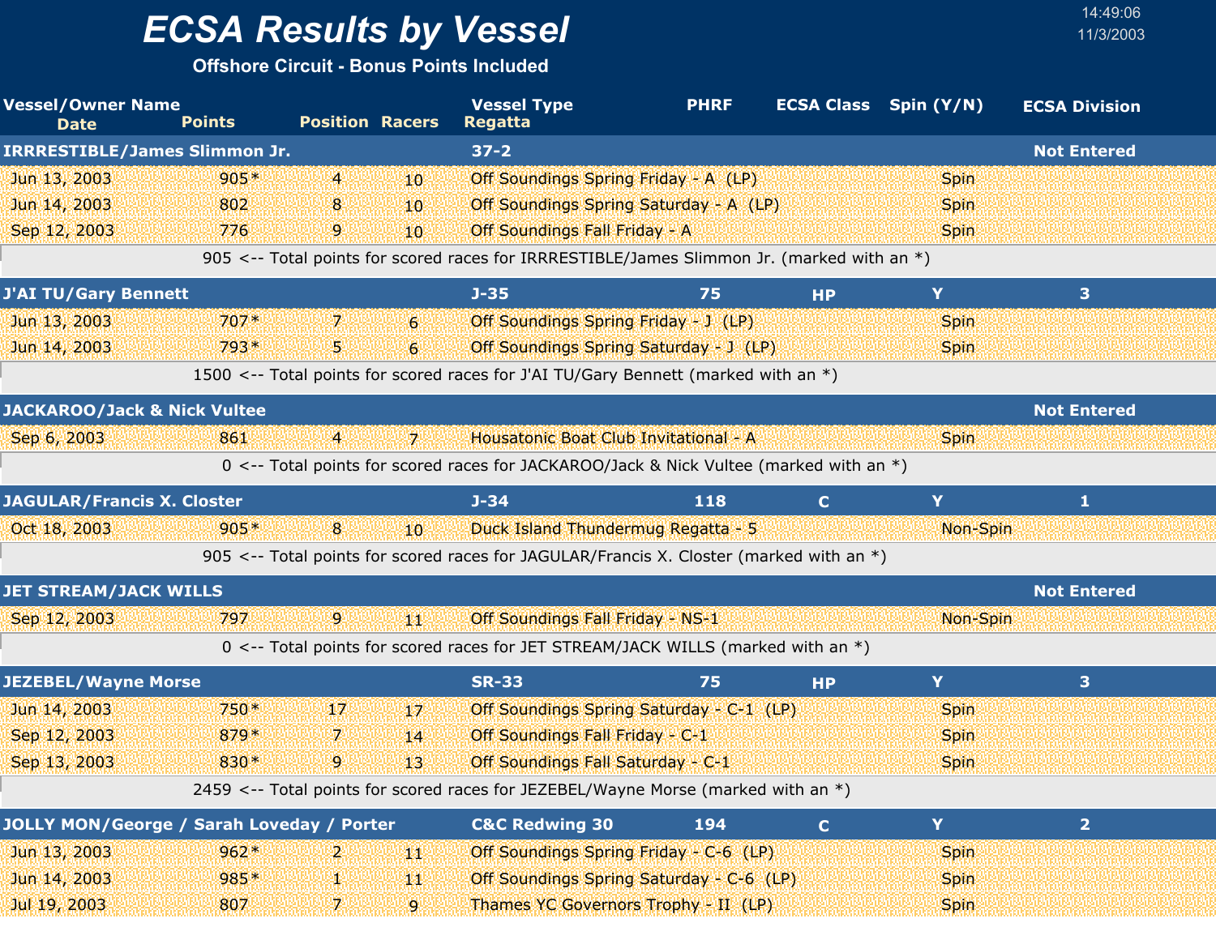# ECSA Results by Vessel

**Offshore Circuit - Bonus Points Included**

14:49:06
11/3/2003

| Vessel/Owner Name / Date | Points | Position | Racers | Vessel Type / Regatta | PHRF | ECSA Class | Spin (Y/N) | ECSA Division |
|---|---|---|---|---|---|---|---|---|
| **IRRRESTIBLE/James Slimmon Jr.** | | | | **37-2** | | | | **Not Entered** |
| Jun 13, 2003 | 905* | 4 | 10 | Off Soundings Spring Friday - A (LP) | | | Spin | |
| Jun 14, 2003 | 802 | 8 | 10 | Off Soundings Spring Saturday - A (LP) | | | Spin | |
| Sep 12, 2003 | 776 | 9 | 10 | Off Soundings Fall Friday - A | | | Spin | |
| 905 <-- Total points for scored races for IRRRESTIBLE/James Slimmon Jr. (marked with an *) | | | | | | | | |
| **J'AI TU/Gary Bennett** | | | | **J-35** | **75** | **HP** | **Y** | **3** |
| Jun 13, 2003 | 707* | 7 | 6 | Off Soundings Spring Friday - J (LP) | | | Spin | |
| Jun 14, 2003 | 793* | 5 | 6 | Off Soundings Spring Saturday - J (LP) | | | Spin | |
| 1500 <-- Total points for scored races for J'AI TU/Gary Bennett (marked with an *) | | | | | | | | |
| **JACKAROO/Jack & Nick Vultee** | | | | | | | | **Not Entered** |
| Sep 6, 2003 | 861 | 4 | 7 | Housatonic Boat Club Invitational - A | | | Spin | |
| 0 <-- Total points for scored races for JACKAROO/Jack & Nick Vultee (marked with an *) | | | | | | | | |
| **JAGULAR/Francis X. Closter** | | | | **J-34** | **118** | **C** | **Y** | **1** |
| Oct 18, 2003 | 905* | 8 | 10 | Duck Island Thundermug Regatta - 5 | | | Non-Spin | |
| 905 <-- Total points for scored races for JAGULAR/Francis X. Closter (marked with an *) | | | | | | | | |
| **JET STREAM/JACK WILLS** | | | | | | | | **Not Entered** |
| Sep 12, 2003 | 797 | 9 | 11 | Off Soundings Fall Friday - NS-1 | | | Non-Spin | |
| 0 <-- Total points for scored races for JET STREAM/JACK WILLS (marked with an *) | | | | | | | | |
| **JEZEBEL/Wayne Morse** | | | | **SR-33** | **75** | **HP** | **Y** | **3** |
| Jun 14, 2003 | 750* | 17 | 17 | Off Soundings Spring Saturday - C-1 (LP) | | | Spin | |
| Sep 12, 2003 | 879* | 7 | 14 | Off Soundings Fall Friday - C-1 | | | Spin | |
| Sep 13, 2003 | 830* | 9 | 13 | Off Soundings Fall Saturday - C-1 | | | Spin | |
| 2459 <-- Total points for scored races for JEZEBEL/Wayne Morse (marked with an *) | | | | | | | | |
| **JOLLY MON/George / Sarah Loveday / Porter** | | | | **C&C Redwing 30** | **194** | **C** | **Y** | **2** |
| Jun 13, 2003 | 962* | 2 | 11 | Off Soundings Spring Friday - C-6 (LP) | | | Spin | |
| Jun 14, 2003 | 985* | 1 | 11 | Off Soundings Spring Saturday - C-6 (LP) | | | Spin | |
| Jul 19, 2003 | 807 | 7 | 9 | Thames YC Governors Trophy - II (LP) | | | Spin | |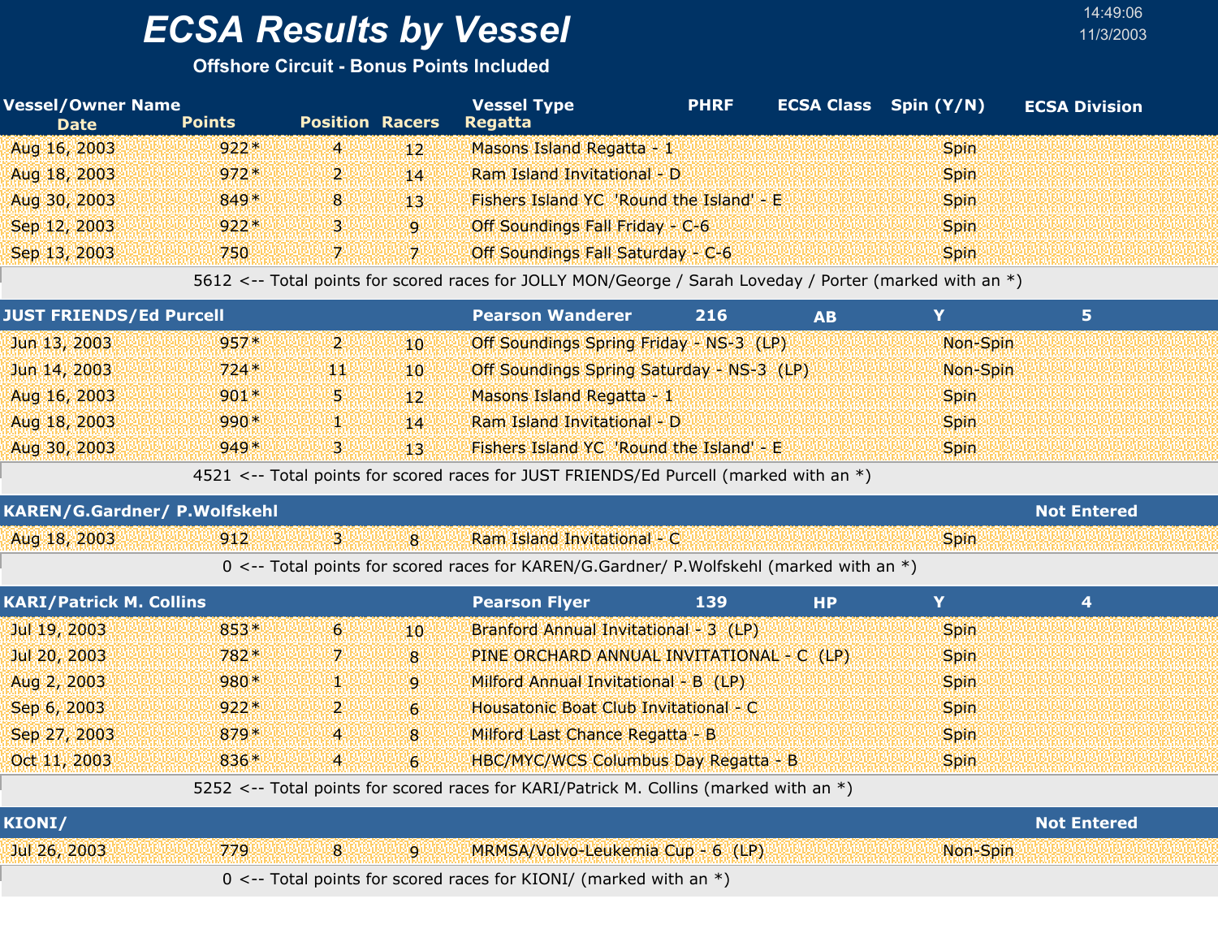# ECSA Results by Vessel

**Offshore Circuit - Bonus Points Included**

14:49:06
11/3/2003

| Vessel/Owner Name Date | Points | Position | Racers | Vessel Type Regatta | PHRF | ECSA Class | Spin (Y/N) | ECSA Division |
|---|---|---|---|---|---|---|---|---|
| Aug 16, 2003 | 922* | 4 | 12 | Masons Island Regatta - 1 | | | Spin | |
| Aug 18, 2003 | 972* | 2 | 14 | Ram Island Invitational - D | | | Spin | |
| Aug 30, 2003 | 849* | 8 | 13 | Fishers Island YC 'Round the Island' - E | | | Spin | |
| Sep 12, 2003 | 922* | 3 | 9 | Off Soundings Fall Friday - C-6 | | | Spin | |
| Sep 13, 2003 | 750 | 7 | 7 | Off Soundings Fall Saturday - C-6 | | | Spin | |
| 5612 <-- Total points for scored races for JOLLY MON/George / Sarah Loveday / Porter (marked with an *) | | | | | | | | |
| **JUST FRIENDS/Ed Purcell** | | | | **Pearson Wanderer** | **216** | **AB** | **Y** | **5** |
| Jun 13, 2003 | 957* | 2 | 10 | Off Soundings Spring Friday - NS-3 (LP) | | | Non-Spin | |
| Jun 14, 2003 | 724* | 11 | 10 | Off Soundings Spring Saturday - NS-3 (LP) | | | Non-Spin | |
| Aug 16, 2003 | 901* | 5 | 12 | Masons Island Regatta - 1 | | | Spin | |
| Aug 18, 2003 | 990* | 1 | 14 | Ram Island Invitational - D | | | Spin | |
| Aug 30, 2003 | 949* | 3 | 13 | Fishers Island YC 'Round the Island' - E | | | Spin | |
| 4521 <-- Total points for scored races for JUST FRIENDS/Ed Purcell (marked with an *) | | | | | | | | |
| **KAREN/G.Gardner/ P.Wolfskehl** | | | | | | | | **Not Entered** |
| Aug 18, 2003 | 912 | 3 | 8 | Ram Island Invitational - C | | | Spin | |
| 0 <-- Total points for scored races for KAREN/G.Gardner/ P.Wolfskehl (marked with an *) | | | | | | | | |
| **KARI/Patrick M. Collins** | | | | **Pearson Flyer** | **139** | **HP** | **Y** | **4** |
| Jul 19, 2003 | 853* | 6 | 10 | Branford Annual Invitational - 3 (LP) | | | Spin | |
| Jul 20, 2003 | 782* | 7 | 8 | PINE ORCHARD ANNUAL INVITATIONAL - C (LP) | | | Spin | |
| Aug 2, 2003 | 980* | 1 | 9 | Milford Annual Invitational - B (LP) | | | Spin | |
| Sep 6, 2003 | 922* | 2 | 6 | Housatonic Boat Club Invitational - C | | | Spin | |
| Sep 27, 2003 | 879* | 4 | 8 | Milford Last Chance Regatta - B | | | Spin | |
| Oct 11, 2003 | 836* | 4 | 6 | HBC/MYC/WCS Columbus Day Regatta - B | | | Spin | |
| 5252 <-- Total points for scored races for KARI/Patrick M. Collins (marked with an *) | | | | | | | | |
| **KIONI/** | | | | | | | | **Not Entered** |
| Jul 26, 2003 | 779 | 8 | 9 | MRMSA/Volvo-Leukemia Cup - 6 (LP) | | | Non-Spin | |
| 0 <-- Total points for scored races for KIONI/ (marked with an *) | | | | | | | | |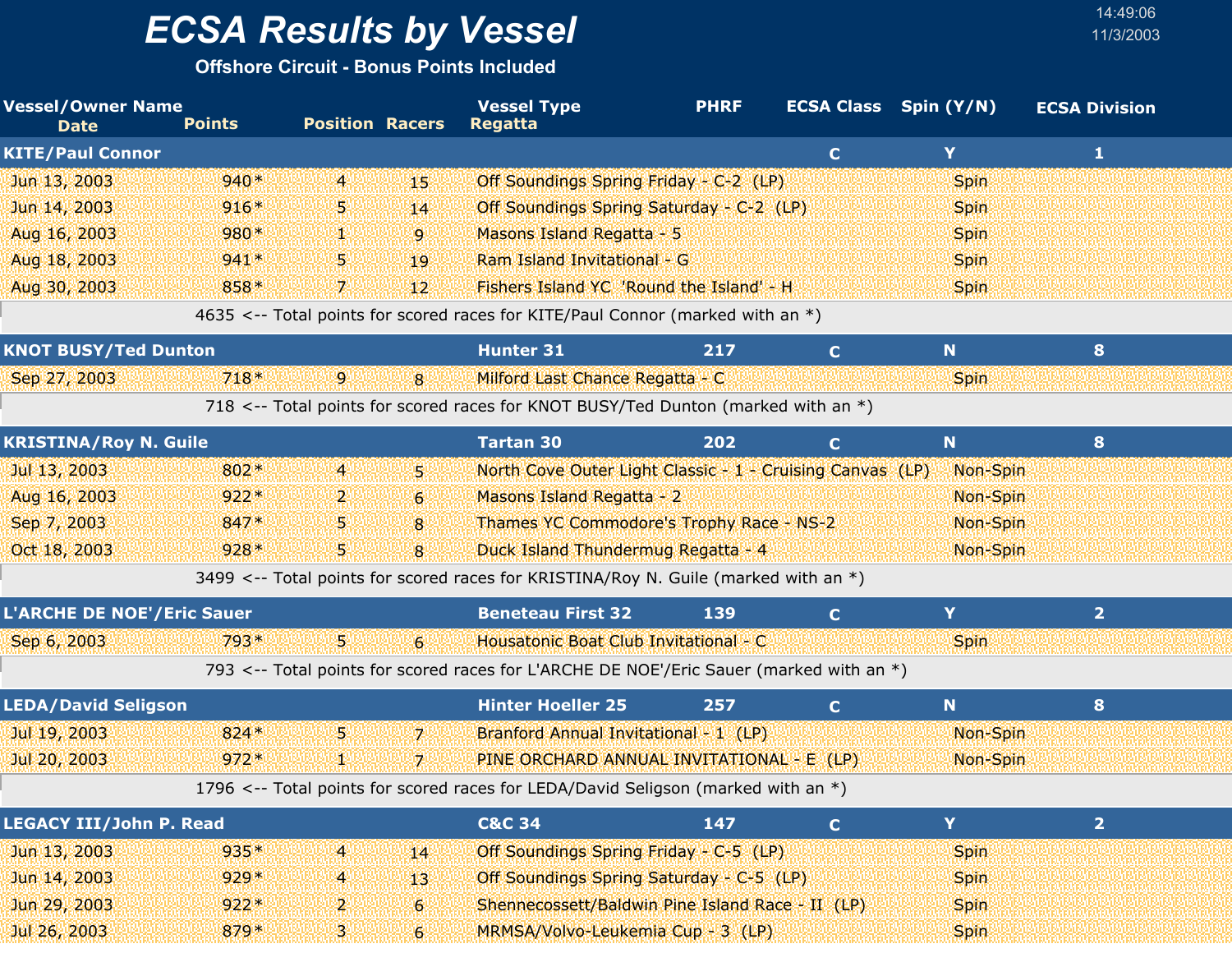# ECSA Results by Vessel

**Offshore Circuit - Bonus Points Included**

14:49:06
11/3/2003

| Vessel/Owner Name / Date | Points | Position | Racers | Vessel Type / Regatta | PHRF | ECSA Class | Spin (Y/N) | ECSA Division |
|---|---|---|---|---|---|---|---|---|
| **KITE/Paul Connor** | | | | | | C | Y | 1 |
| Jun 13, 2003 | 940* | 4 | 15 | Off Soundings Spring Friday - C-2 (LP) | | | Spin | |
| Jun 14, 2003 | 916* | 5 | 14 | Off Soundings Spring Saturday - C-2 (LP) | | | Spin | |
| Aug 16, 2003 | 980* | 1 | 9 | Masons Island Regatta - 5 | | | Spin | |
| Aug 18, 2003 | 941* | 5 | 19 | Ram Island Invitational - G | | | Spin | |
| Aug 30, 2003 | 858* | 7 | 12 | Fishers Island YC 'Round the Island' - H | | | Spin | |
| | 4635 <-- Total points for scored races for KITE/Paul Connor (marked with an *) | | | | | | | |
| **KNOT BUSY/Ted Dunton** | | | | **Hunter 31** | 217 | C | N | 8 |
| Sep 27, 2003 | 718* | 9 | 8 | Milford Last Chance Regatta - C | | | Spin | |
| | 718 <-- Total points for scored races for KNOT BUSY/Ted Dunton (marked with an *) | | | | | | | |
| **KRISTINA/Roy N. Guile** | | | | **Tartan 30** | 202 | C | N | 8 |
| Jul 13, 2003 | 802* | 4 | 5 | North Cove Outer Light Classic - 1 - Cruising Canvas (LP) | | | Non-Spin | |
| Aug 16, 2003 | 922* | 2 | 6 | Masons Island Regatta - 2 | | | Non-Spin | |
| Sep 7, 2003 | 847* | 5 | 8 | Thames YC Commodore's Trophy Race - NS-2 | | | Non-Spin | |
| Oct 18, 2003 | 928* | 5 | 8 | Duck Island Thundermug Regatta - 4 | | | Non-Spin | |
| | 3499 <-- Total points for scored races for KRISTINA/Roy N. Guile (marked with an *) | | | | | | | |
| **L'ARCHE DE NOE'/Eric Sauer** | | | | **Beneteau First 32** | 139 | C | Y | 2 |
| Sep 6, 2003 | 793* | 5 | 6 | Housatonic Boat Club Invitational - C | | | Spin | |
| | 793 <-- Total points for scored races for L'ARCHE DE NOE'/Eric Sauer (marked with an *) | | | | | | | |
| **LEDA/David Seligson** | | | | **Hinter Hoeller 25** | 257 | C | N | 8 |
| Jul 19, 2003 | 824* | 5 | 7 | Branford Annual Invitational - 1 (LP) | | | Non-Spin | |
| Jul 20, 2003 | 972* | 1 | 7 | PINE ORCHARD ANNUAL INVITATIONAL - E (LP) | | | Non-Spin | |
| | 1796 <-- Total points for scored races for LEDA/David Seligson (marked with an *) | | | | | | | |
| **LEGACY III/John P. Read** | | | | **C&C 34** | 147 | C | Y | 2 |
| Jun 13, 2003 | 935* | 4 | 14 | Off Soundings Spring Friday - C-5 (LP) | | | Spin | |
| Jun 14, 2003 | 929* | 4 | 13 | Off Soundings Spring Saturday - C-5 (LP) | | | Spin | |
| Jun 29, 2003 | 922* | 2 | 6 | Shennecossett/Baldwin Pine Island Race - II (LP) | | | Spin | |
| Jul 26, 2003 | 879* | 3 | 6 | MRMSA/Volvo-Leukemia Cup - 3 (LP) | | | Spin | |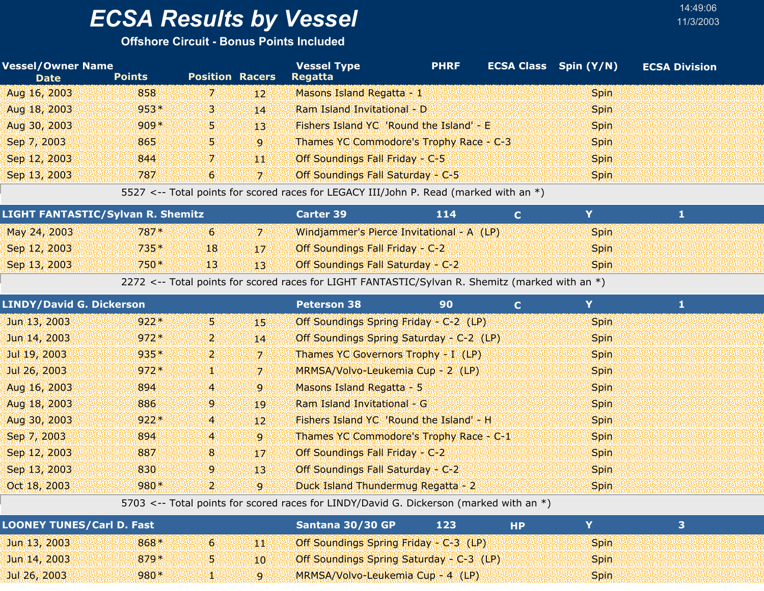# ECSA Results by Vessel

**Offshore Circuit - Bonus Points Included**

14:49:06
11/3/2003

| Vessel/Owner Name<br>Date | Points | Position | Racers | Vessel Type<br>Regatta | PHRF | ECSA Class | Spin (Y/N) | ECSA Division |
|---|---|---|---|---|---|---|---|---|
| Aug 16, 2003 | 858 | 7 | 12 | Masons Island Regatta - 1 | | | Spin | |
| Aug 18, 2003 | 953* | 3 | 14 | Ram Island Invitational - D | | | Spin | |
| Aug 30, 2003 | 909* | 5 | 13 | Fishers Island YC 'Round the Island' - E | | | Spin | |
| Sep 7, 2003 | 865 | 5 | 9 | Thames YC Commodore's Trophy Race - C-3 | | | Spin | |
| Sep 12, 2003 | 844 | 7 | 11 | Off Soundings Fall Friday - C-5 | | | Spin | |
| Sep 13, 2003 | 787 | 6 | 7 | Off Soundings Fall Saturday - C-5 | | | Spin | |
| 5527 <-- Total points for scored races for LEGACY III/John P. Read (marked with an *) | | | | | | | | |
| **LIGHT FANTASTIC/Sylvan R. Shemitz** | | | | **Carter 39** | **114** | **C** | **Y** | **1** |
| May 24, 2003 | 787* | 6 | 7 | Windjammer's Pierce Invitational - A (LP) | | | Spin | |
| Sep 12, 2003 | 735* | 18 | 17 | Off Soundings Fall Friday - C-2 | | | Spin | |
| Sep 13, 2003 | 750* | 13 | 13 | Off Soundings Fall Saturday - C-2 | | | Spin | |
| 2272 <-- Total points for scored races for LIGHT FANTASTIC/Sylvan R. Shemitz (marked with an *) | | | | | | | | |
| **LINDY/David G. Dickerson** | | | | **Peterson 38** | **90** | **C** | **Y** | **1** |
| Jun 13, 2003 | 922* | 5 | 15 | Off Soundings Spring Friday - C-2 (LP) | | | Spin | |
| Jun 14, 2003 | 972* | 2 | 14 | Off Soundings Spring Saturday - C-2 (LP) | | | Spin | |
| Jul 19, 2003 | 935* | 2 | 7 | Thames YC Governors Trophy - I (LP) | | | Spin | |
| Jul 26, 2003 | 972* | 1 | 7 | MRMSA/Volvo-Leukemia Cup - 2 (LP) | | | Spin | |
| Aug 16, 2003 | 894 | 4 | 9 | Masons Island Regatta - 5 | | | Spin | |
| Aug 18, 2003 | 886 | 9 | 19 | Ram Island Invitational - G | | | Spin | |
| Aug 30, 2003 | 922* | 4 | 12 | Fishers Island YC 'Round the Island' - H | | | Spin | |
| Sep 7, 2003 | 894 | 4 | 9 | Thames YC Commodore's Trophy Race - C-1 | | | Spin | |
| Sep 12, 2003 | 887 | 8 | 17 | Off Soundings Fall Friday - C-2 | | | Spin | |
| Sep 13, 2003 | 830 | 9 | 13 | Off Soundings Fall Saturday - C-2 | | | Spin | |
| Oct 18, 2003 | 980* | 2 | 9 | Duck Island Thundermug Regatta - 2 | | | Spin | |
| 5703 <-- Total points for scored races for LINDY/David G. Dickerson (marked with an *) | | | | | | | | |
| **LOONEY TUNES/Carl D. Fast** | | | | **Santana 30/30 GP** | **123** | **HP** | **Y** | **3** |
| Jun 13, 2003 | 868* | 6 | 11 | Off Soundings Spring Friday - C-3 (LP) | | | Spin | |
| Jun 14, 2003 | 879* | 5 | 10 | Off Soundings Spring Saturday - C-3 (LP) | | | Spin | |
| Jul 26, 2003 | 980* | 1 | 9 | MRMSA/Volvo-Leukemia Cup - 4 (LP) | | | Spin | |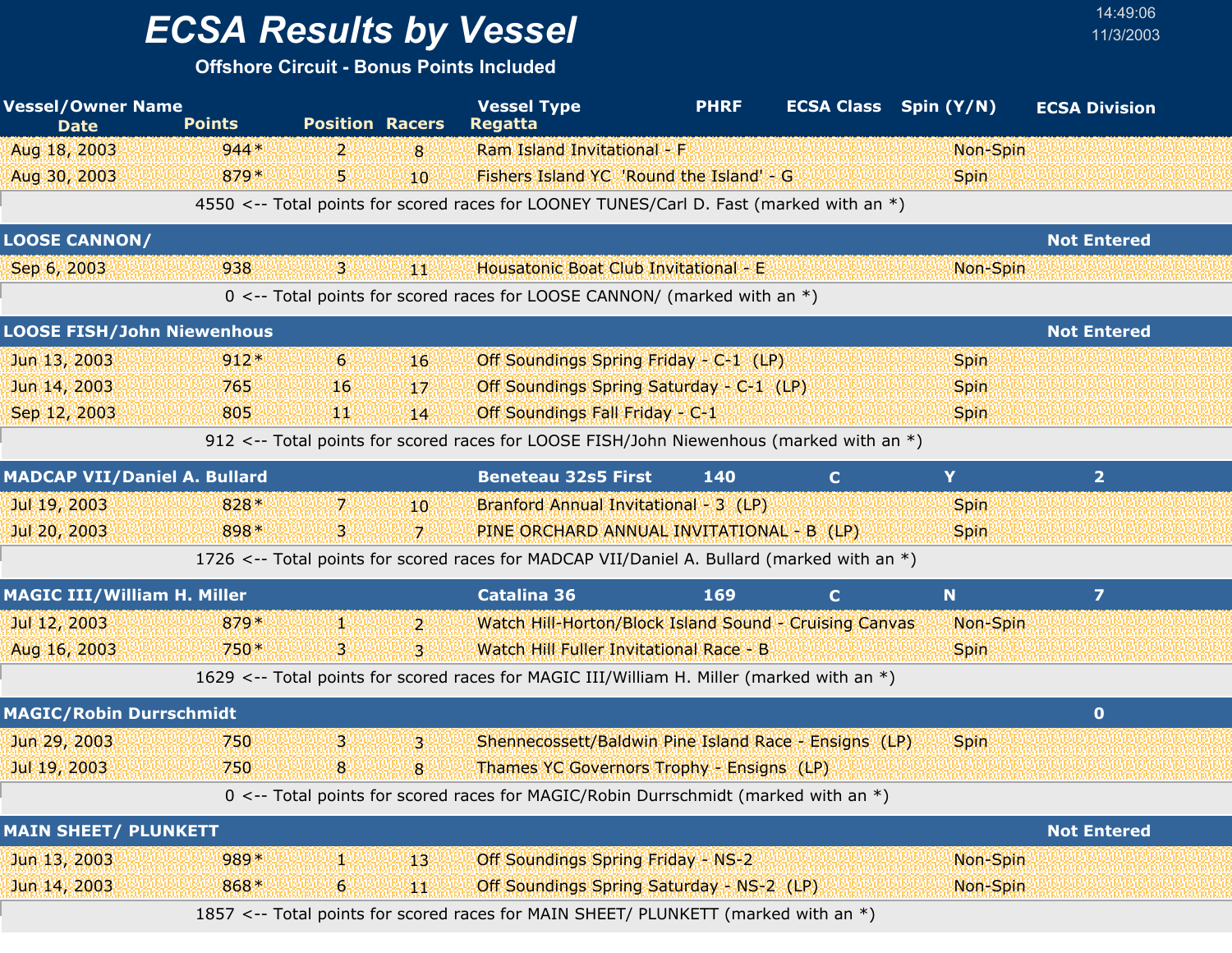# ECSA Results by Vessel

**Offshore Circuit - Bonus Points Included**

14:49:06
11/3/2003

| Vessel/Owner Name / Date | Points | Position | Racers | Vessel Type / Regatta | PHRF | ECSA Class | Spin (Y/N) | ECSA Division |
|---|---|---|---|---|---|---|---|---|
| Aug 18, 2003 | 944* | 2 | 8 | Ram Island Invitational - F | | | Non-Spin | |
| Aug 30, 2003 | 879* | 5 | 10 | Fishers Island YC 'Round the Island' - G | | | Spin | |
| 4550 <-- Total points for scored races for LOONEY TUNES/Carl D. Fast (marked with an *) | | | | | | | | |
| **LOOSE CANNON/** | | | | | | | | **Not Entered** |
| Sep 6, 2003 | 938 | 3 | 11 | Housatonic Boat Club Invitational - E | | | Non-Spin | |
| 0 <-- Total points for scored races for LOOSE CANNON/ (marked with an *) | | | | | | | | |
| **LOOSE FISH/John Niewenhous** | | | | | | | | **Not Entered** |
| Jun 13, 2003 | 912* | 6 | 16 | Off Soundings Spring Friday - C-1 (LP) | | | Spin | |
| Jun 14, 2003 | 765 | 16 | 17 | Off Soundings Spring Saturday - C-1 (LP) | | | Spin | |
| Sep 12, 2003 | 805 | 11 | 14 | Off Soundings Fall Friday - C-1 | | | Spin | |
| 912 <-- Total points for scored races for LOOSE FISH/John Niewenhous (marked with an *) | | | | | | | | |
| **MADCAP VII/Daniel A. Bullard** | | | | **Beneteau 32s5 First** | **140** | **C** | **Y** | **2** |
| Jul 19, 2003 | 828* | 7 | 10 | Branford Annual Invitational - 3 (LP) | | | Spin | |
| Jul 20, 2003 | 898* | 3 | 7 | PINE ORCHARD ANNUAL INVITATIONAL - B (LP) | | | Spin | |
| 1726 <-- Total points for scored races for MADCAP VII/Daniel A. Bullard (marked with an *) | | | | | | | | |
| **MAGIC III/William H. Miller** | | | | **Catalina 36** | **169** | **C** | **N** | **7** |
| Jul 12, 2003 | 879* | 1 | 2 | Watch Hill-Horton/Block Island Sound - Cruising Canvas | | | Non-Spin | |
| Aug 16, 2003 | 750* | 3 | 3 | Watch Hill Fuller Invitational Race - B | | | Spin | |
| 1629 <-- Total points for scored races for MAGIC III/William H. Miller (marked with an *) | | | | | | | | |
| **MAGIC/Robin Durrschmidt** | | | | | | | | **0** |
| Jun 29, 2003 | 750 | 3 | 3 | Shennecossett/Baldwin Pine Island Race - Ensigns (LP) | | | Spin | |
| Jul 19, 2003 | 750 | 8 | 8 | Thames YC Governors Trophy - Ensigns (LP) | | | | |
| 0 <-- Total points for scored races for MAGIC/Robin Durrschmidt (marked with an *) | | | | | | | | |
| **MAIN SHEET/ PLUNKETT** | | | | | | | | **Not Entered** |
| Jun 13, 2003 | 989* | 1 | 13 | Off Soundings Spring Friday - NS-2 | | | Non-Spin | |
| Jun 14, 2003 | 868* | 6 | 11 | Off Soundings Spring Saturday - NS-2 (LP) | | | Non-Spin | |
| 1857 <-- Total points for scored races for MAIN SHEET/ PLUNKETT (marked with an *) | | | | | | | | |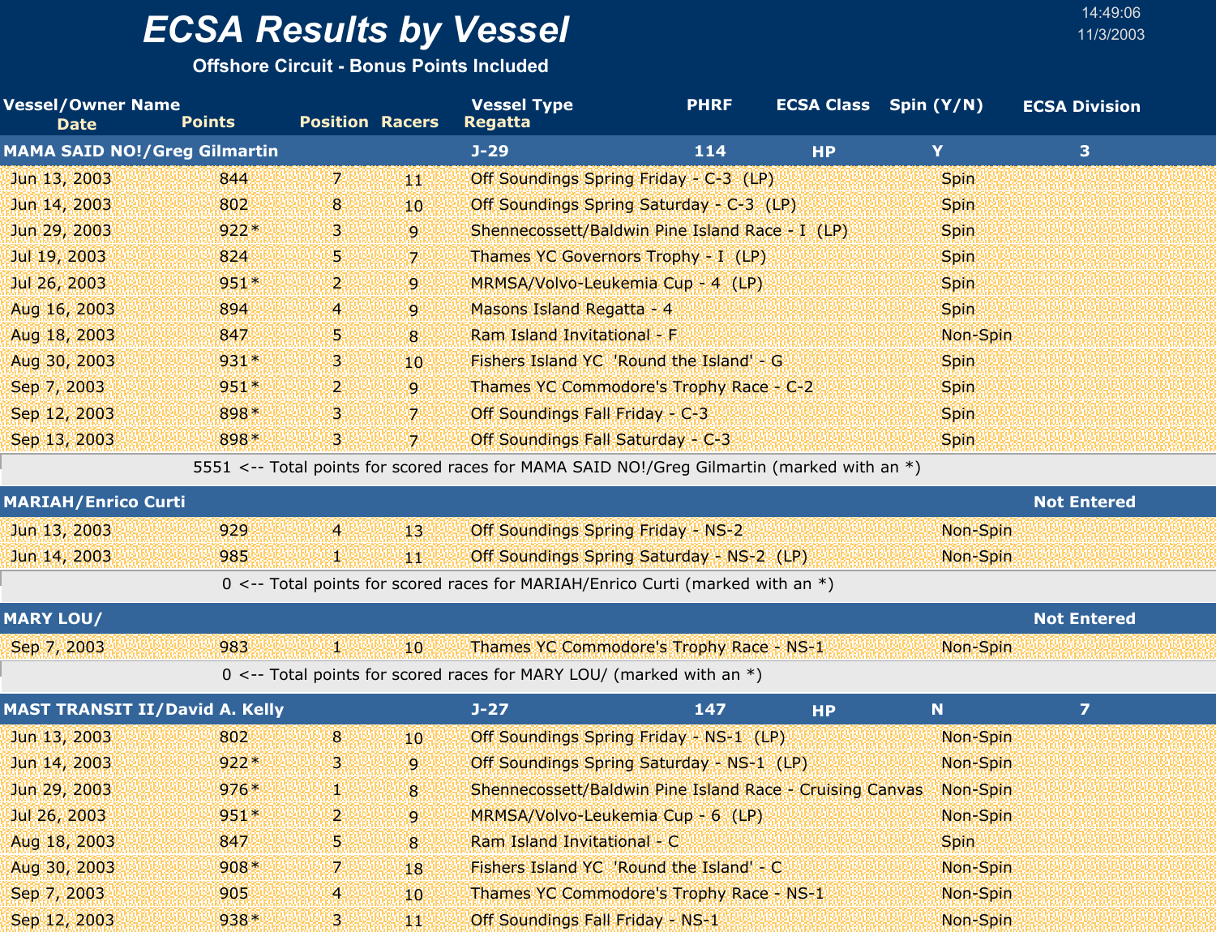# ECSA Results by Vessel

**Offshore Circuit - Bonus Points Included**

14:49:06
11/3/2003

| Vessel/Owner Name / Date | Points | Position | Racers | Vessel Type / Regatta | PHRF | ECSA Class | Spin (Y/N) | ECSA Division |
|---|---|---|---|---|---|---|---|---|
| **MAMA SAID NO!/Greg Gilmartin** | | | | **J-29** | **114** | **HP** | **Y** | **3** |
| Jun 13, 2003 | 844 | 7 | 11 | Off Soundings Spring Friday - C-3 (LP) | | | Spin | |
| Jun 14, 2003 | 802 | 8 | 10 | Off Soundings Spring Saturday - C-3 (LP) | | | Spin | |
| Jun 29, 2003 | 922* | 3 | 9 | Shennecossett/Baldwin Pine Island Race - I (LP) | | | Spin | |
| Jul 19, 2003 | 824 | 5 | 7 | Thames YC Governors Trophy - I (LP) | | | Spin | |
| Jul 26, 2003 | 951* | 2 | 9 | MRMSA/Volvo-Leukemia Cup - 4 (LP) | | | Spin | |
| Aug 16, 2003 | 894 | 4 | 9 | Masons Island Regatta - 4 | | | Spin | |
| Aug 18, 2003 | 847 | 5 | 8 | Ram Island Invitational - F | | | Non-Spin | |
| Aug 30, 2003 | 931* | 3 | 10 | Fishers Island YC 'Round the Island' - G | | | Spin | |
| Sep 7, 2003 | 951* | 2 | 9 | Thames YC Commodore's Trophy Race - C-2 | | | Spin | |
| Sep 12, 2003 | 898* | 3 | 7 | Off Soundings Fall Friday - C-3 | | | Spin | |
| Sep 13, 2003 | 898* | 3 | 7 | Off Soundings Fall Saturday - C-3 | | | Spin | |
| 5551 <-- Total points for scored races for MAMA SAID NO!/Greg Gilmartin (marked with an *) | | | | | | | | |
| **MARIAH/Enrico Curti** | | | | | | | | **Not Entered** |
| Jun 13, 2003 | 929 | 4 | 13 | Off Soundings Spring Friday - NS-2 | | | Non-Spin | |
| Jun 14, 2003 | 985 | 1 | 11 | Off Soundings Spring Saturday - NS-2 (LP) | | | Non-Spin | |
| 0 <-- Total points for scored races for MARIAH/Enrico Curti (marked with an *) | | | | | | | | |
| **MARY LOU/** | | | | | | | | **Not Entered** |
| Sep 7, 2003 | 983 | 1 | 10 | Thames YC Commodore's Trophy Race - NS-1 | | | Non-Spin | |
| 0 <-- Total points for scored races for MARY LOU/ (marked with an *) | | | | | | | | |
| **MAST TRANSIT II/David A. Kelly** | | | | **J-27** | **147** | **HP** | **N** | **7** |
| Jun 13, 2003 | 802 | 8 | 10 | Off Soundings Spring Friday - NS-1 (LP) | | | Non-Spin | |
| Jun 14, 2003 | 922* | 3 | 9 | Off Soundings Spring Saturday - NS-1 (LP) | | | Non-Spin | |
| Jun 29, 2003 | 976* | 1 | 8 | Shennecossett/Baldwin Pine Island Race - Cruising Canvas | | | Non-Spin | |
| Jul 26, 2003 | 951* | 2 | 9 | MRMSA/Volvo-Leukemia Cup - 6 (LP) | | | Non-Spin | |
| Aug 18, 2003 | 847 | 5 | 8 | Ram Island Invitational - C | | | Spin | |
| Aug 30, 2003 | 908* | 7 | 18 | Fishers Island YC 'Round the Island' - C | | | Non-Spin | |
| Sep 7, 2003 | 905 | 4 | 10 | Thames YC Commodore's Trophy Race - NS-1 | | | Non-Spin | |
| Sep 12, 2003 | 938* | 3 | 11 | Off Soundings Fall Friday - NS-1 | | | Non-Spin | |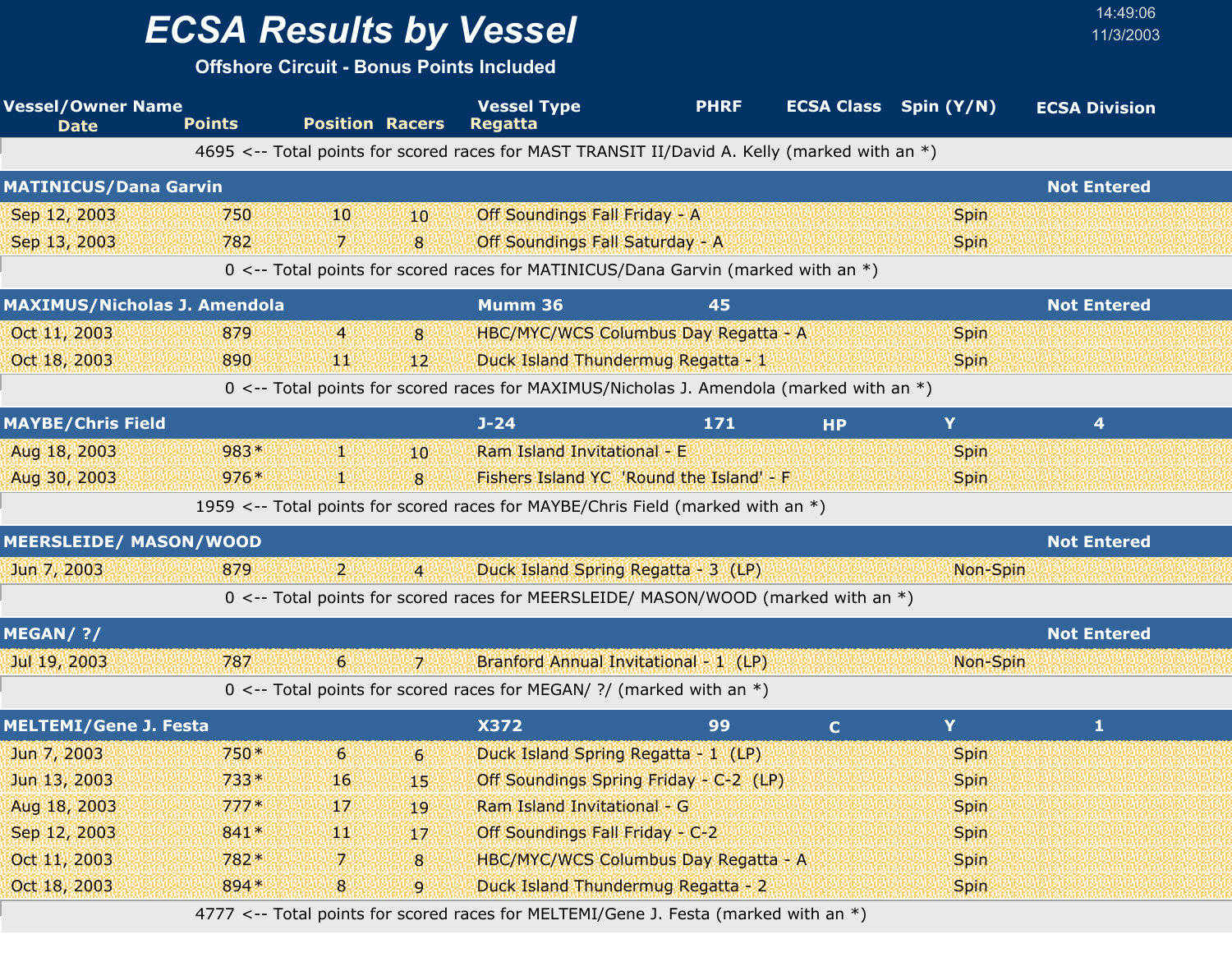# ECSA Results by Vessel

**Offshore Circuit - Bonus Points Included**

14:49:06
11/3/2003

| Vessel/Owner Name | | | | Vessel Type | PHRF | ECSA Class | Spin (Y/N) | ECSA Division |
|---|---|---|---|---|---|---|---|---|
| Date | Points | Position | Racers | Regatta | | | | |
| 4695 <-- Total points for scored races for MAST TRANSIT II/David A. Kelly (marked with an *) | | | | | | | | |
| **MATINICUS/Dana Garvin** | | | | | | | | **Not Entered** |
| Sep 12, 2003 | 750 | 10 | 10 | Off Soundings Fall Friday - A | | | Spin | |
| Sep 13, 2003 | 782 | 7 | 8 | Off Soundings Fall Saturday - A | | | Spin | |
| 0 <-- Total points for scored races for MATINICUS/Dana Garvin (marked with an *) | | | | | | | | |
| **MAXIMUS/Nicholas J. Amendola** | | | | **Mumm 36** | **45** | | | **Not Entered** |
| Oct 11, 2003 | 879 | 4 | 8 | HBC/MYC/WCS Columbus Day Regatta - A | | | Spin | |
| Oct 18, 2003 | 890 | 11 | 12 | Duck Island Thundermug Regatta - 1 | | | Spin | |
| 0 <-- Total points for scored races for MAXIMUS/Nicholas J. Amendola (marked with an *) | | | | | | | | |
| **MAYBE/Chris Field** | | | | **J-24** | **171** | **HP** | **Y** | **4** |
| Aug 18, 2003 | 983* | 1 | 10 | Ram Island Invitational - E | | | Spin | |
| Aug 30, 2003 | 976* | 1 | 8 | Fishers Island YC 'Round the Island' - F | | | Spin | |
| 1959 <-- Total points for scored races for MAYBE/Chris Field (marked with an *) | | | | | | | | |
| **MEERSLEIDE/ MASON/WOOD** | | | | | | | | **Not Entered** |
| Jun 7, 2003 | 879 | 2 | 4 | Duck Island Spring Regatta - 3 (LP) | | | Non-Spin | |
| 0 <-- Total points for scored races for MEERSLEIDE/ MASON/WOOD (marked with an *) | | | | | | | | |
| **MEGAN/ ?/** | | | | | | | | **Not Entered** |
| Jul 19, 2003 | 787 | 6 | 7 | Branford Annual Invitational - 1 (LP) | | | Non-Spin | |
| 0 <-- Total points for scored races for MEGAN/ ?/ (marked with an *) | | | | | | | | |
| **MELTEMI/Gene J. Festa** | | | | **X372** | **99** | **C** | **Y** | **1** |
| Jun 7, 2003 | 750* | 6 | 6 | Duck Island Spring Regatta - 1 (LP) | | | Spin | |
| Jun 13, 2003 | 733* | 16 | 15 | Off Soundings Spring Friday - C-2 (LP) | | | Spin | |
| Aug 18, 2003 | 777* | 17 | 19 | Ram Island Invitational - G | | | Spin | |
| Sep 12, 2003 | 841* | 11 | 17 | Off Soundings Fall Friday - C-2 | | | Spin | |
| Oct 11, 2003 | 782* | 7 | 8 | HBC/MYC/WCS Columbus Day Regatta - A | | | Spin | |
| Oct 18, 2003 | 894* | 8 | 9 | Duck Island Thundermug Regatta - 2 | | | Spin | |
| 4777 <-- Total points for scored races for MELTEMI/Gene J. Festa (marked with an *) | | | | | | | | |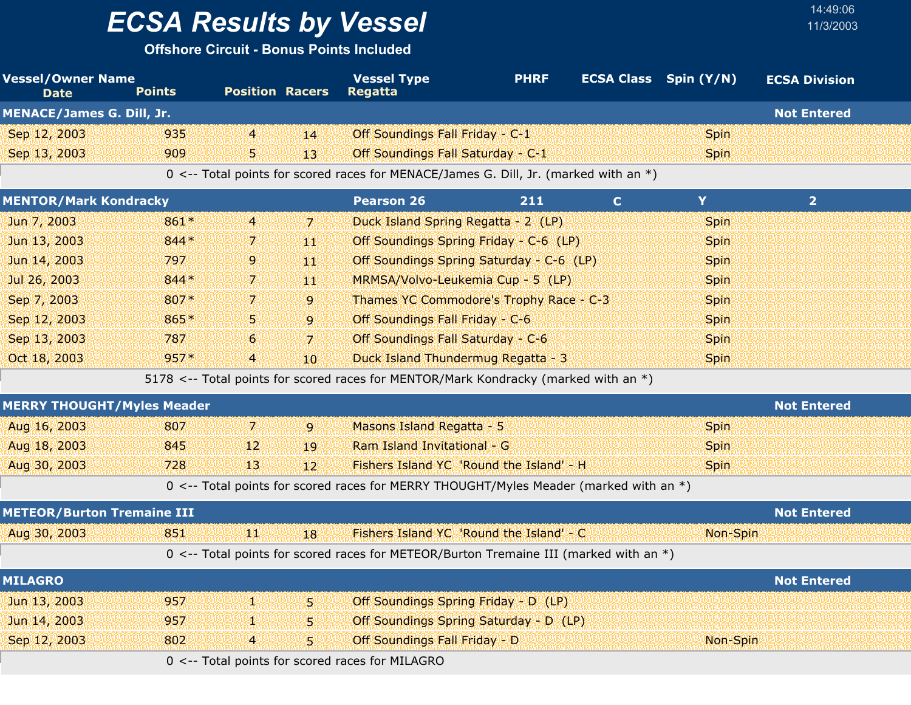# ECSA Results by Vessel

**Offshore Circuit - Bonus Points Included**

14:49:06
11/3/2003

| Vessel/Owner Name<br>Date | Points | Position | Racers | Vessel Type<br>Regatta | PHRF | ECSA Class | Spin (Y/N) | ECSA Division |
|---|---|---|---|---|---|---|---|---|
| **MENACE/James G. Dill, Jr.** | | | | | | | | **Not Entered** |
| Sep 12, 2003 | 935 | 4 | 14 | Off Soundings Fall Friday - C-1 | | | Spin | |
| Sep 13, 2003 | 909 | 5 | 13 | Off Soundings Fall Saturday - C-1 | | | Spin | |
| | 0 <-- Total points for scored races for MENACE/James G. Dill, Jr. (marked with an *) | | | | | | | |
| **MENTOR/Mark Kondracky** | | | | **Pearson 26** | **211** | **C** | **Y** | **2** |
| Jun 7, 2003 | 861* | 4 | 7 | Duck Island Spring Regatta - 2 (LP) | | | Spin | |
| Jun 13, 2003 | 844* | 7 | 11 | Off Soundings Spring Friday - C-6 (LP) | | | Spin | |
| Jun 14, 2003 | 797 | 9 | 11 | Off Soundings Spring Saturday - C-6 (LP) | | | Spin | |
| Jul 26, 2003 | 844* | 7 | 11 | MRMSA/Volvo-Leukemia Cup - 5 (LP) | | | Spin | |
| Sep 7, 2003 | 807* | 7 | 9 | Thames YC Commodore's Trophy Race - C-3 | | | Spin | |
| Sep 12, 2003 | 865* | 5 | 9 | Off Soundings Fall Friday - C-6 | | | Spin | |
| Sep 13, 2003 | 787 | 6 | 7 | Off Soundings Fall Saturday - C-6 | | | Spin | |
| Oct 18, 2003 | 957* | 4 | 10 | Duck Island Thundermug Regatta - 3 | | | Spin | |
| | 5178 <-- Total points for scored races for MENTOR/Mark Kondracky (marked with an *) | | | | | | | |
| **MERRY THOUGHT/Myles Meader** | | | | | | | | **Not Entered** |
| Aug 16, 2003 | 807 | 7 | 9 | Masons Island Regatta - 5 | | | Spin | |
| Aug 18, 2003 | 845 | 12 | 19 | Ram Island Invitational - G | | | Spin | |
| Aug 30, 2003 | 728 | 13 | 12 | Fishers Island YC 'Round the Island' - H | | | Spin | |
| | 0 <-- Total points for scored races for MERRY THOUGHT/Myles Meader (marked with an *) | | | | | | | |
| **METEOR/Burton Tremaine III** | | | | | | | | **Not Entered** |
| Aug 30, 2003 | 851 | 11 | 18 | Fishers Island YC 'Round the Island' - C | | | Non-Spin | |
| | 0 <-- Total points for scored races for METEOR/Burton Tremaine III (marked with an *) | | | | | | | |
| **MILAGRO** | | | | | | | | **Not Entered** |
| Jun 13, 2003 | 957 | 1 | 5 | Off Soundings Spring Friday - D (LP) | | | | |
| Jun 14, 2003 | 957 | 1 | 5 | Off Soundings Spring Saturday - D (LP) | | | | |
| Sep 12, 2003 | 802 | 4 | 5 | Off Soundings Fall Friday - D | | | Non-Spin | |
| | 0 <-- Total points for scored races for MILAGRO | | | | | | | |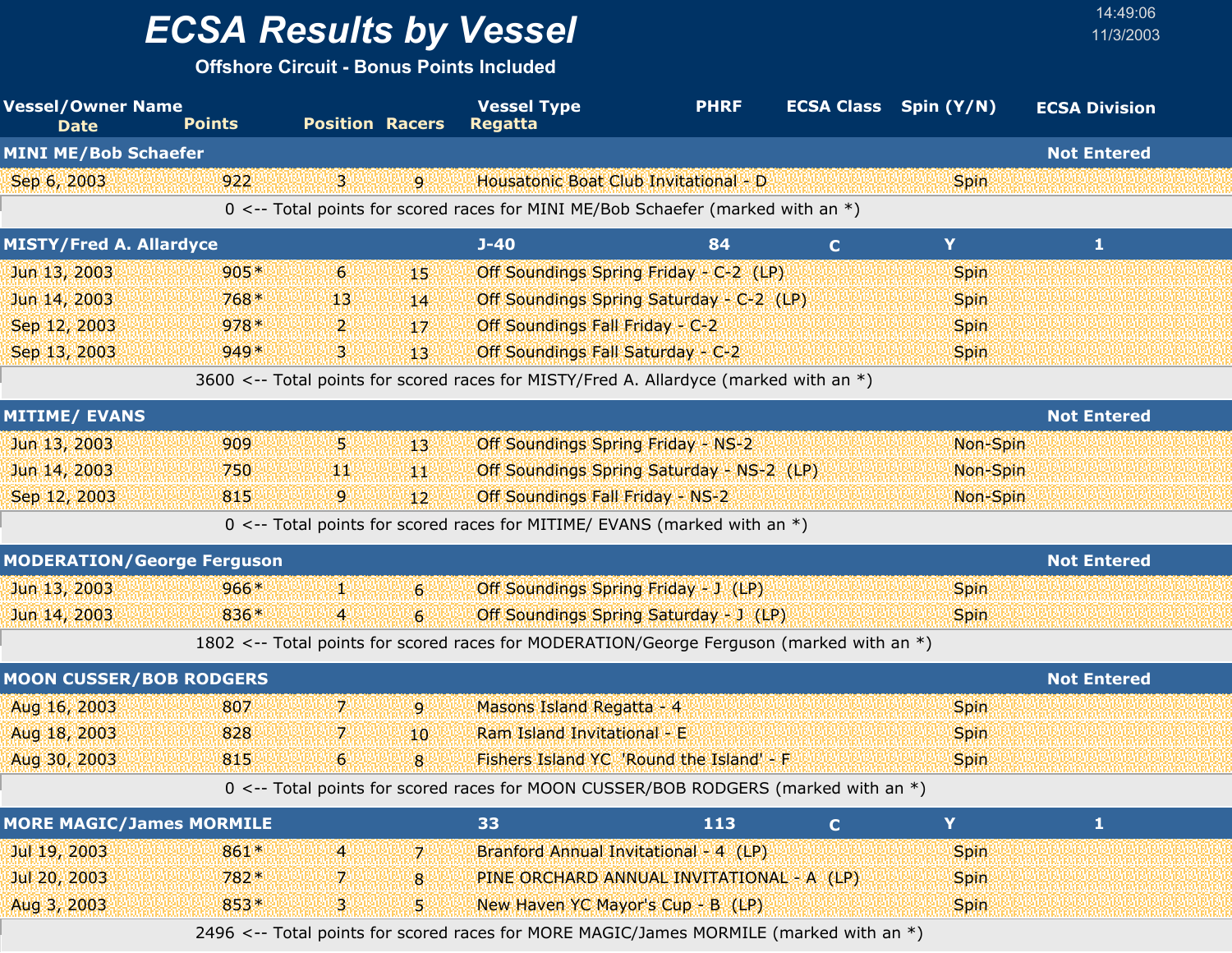# ECSA Results by Vessel

**Offshore Circuit - Bonus Points Included**

14:49:06
11/3/2003

| Vessel/Owner Name / Date | Points | Position | Racers | Vessel Type / Regatta | PHRF | ECSA Class | Spin (Y/N) | ECSA Division |
|---|---|---|---|---|---|---|---|---|
| **MINI ME/Bob Schaefer** | | | | | | | | **Not Entered** |
| Sep 6, 2003 | 922 | 3 | 9 | Housatonic Boat Club Invitational - D | | | Spin | |
| 0 <-- Total points for scored races for MINI ME/Bob Schaefer (marked with an *) | | | | | | | | |
| **MISTY/Fred A. Allardyce** | | | | **J-40** | **84** | **C** | **Y** | **1** |
| Jun 13, 2003 | 905* | 6 | 15 | Off Soundings Spring Friday - C-2 (LP) | | | Spin | |
| Jun 14, 2003 | 768* | 13 | 14 | Off Soundings Spring Saturday - C-2 (LP) | | | Spin | |
| Sep 12, 2003 | 978* | 2 | 17 | Off Soundings Fall Friday - C-2 | | | Spin | |
| Sep 13, 2003 | 949* | 3 | 13 | Off Soundings Fall Saturday - C-2 | | | Spin | |
| 3600 <-- Total points for scored races for MISTY/Fred A. Allardyce (marked with an *) | | | | | | | | |
| **MITIME/ EVANS** | | | | | | | | **Not Entered** |
| Jun 13, 2003 | 909 | 5 | 13 | Off Soundings Spring Friday - NS-2 | | | Non-Spin | |
| Jun 14, 2003 | 750 | 11 | 11 | Off Soundings Spring Saturday - NS-2 (LP) | | | Non-Spin | |
| Sep 12, 2003 | 815 | 9 | 12 | Off Soundings Fall Friday - NS-2 | | | Non-Spin | |
| 0 <-- Total points for scored races for MITIME/ EVANS (marked with an *) | | | | | | | | |
| **MODERATION/George Ferguson** | | | | | | | | **Not Entered** |
| Jun 13, 2003 | 966* | 1 | 6 | Off Soundings Spring Friday - J (LP) | | | Spin | |
| Jun 14, 2003 | 836* | 4 | 6 | Off Soundings Spring Saturday - J (LP) | | | Spin | |
| 1802 <-- Total points for scored races for MODERATION/George Ferguson (marked with an *) | | | | | | | | |
| **MOON CUSSER/BOB RODGERS** | | | | | | | | **Not Entered** |
| Aug 16, 2003 | 807 | 7 | 9 | Masons Island Regatta - 4 | | | Spin | |
| Aug 18, 2003 | 828 | 7 | 10 | Ram Island Invitational - E | | | Spin | |
| Aug 30, 2003 | 815 | 6 | 8 | Fishers Island YC 'Round the Island' - F | | | Spin | |
| 0 <-- Total points for scored races for MOON CUSSER/BOB RODGERS (marked with an *) | | | | | | | | |
| **MORE MAGIC/James MORMILE** | | | | **33** | **113** | **C** | **Y** | **1** |
| Jul 19, 2003 | 861* | 4 | 7 | Branford Annual Invitational - 4 (LP) | | | Spin | |
| Jul 20, 2003 | 782* | 7 | 8 | PINE ORCHARD ANNUAL INVITATIONAL - A (LP) | | | Spin | |
| Aug 3, 2003 | 853* | 3 | 5 | New Haven YC Mayor's Cup - B (LP) | | | Spin | |
| 2496 <-- Total points for scored races for MORE MAGIC/James MORMILE (marked with an *) | | | | | | | | |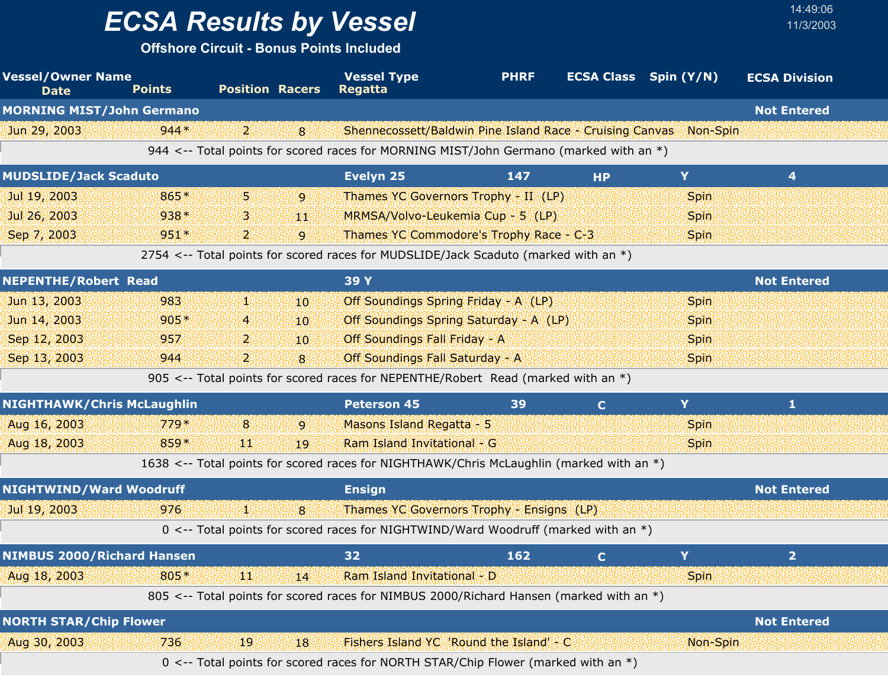# ECSA Results by Vessel

**Offshore Circuit - Bonus Points Included**

14:49:06
11/3/2003

| Vessel/Owner Name / Date | Points | Position | Racers | Vessel Type / Regatta | PHRF | ECSA Class | Spin (Y/N) | ECSA Division |
|---|---|---|---|---|---|---|---|---|
| **MORNING MIST/John Germano** | | | | | | | | **Not Entered** |
| Jun 29, 2003 | 944* | 2 | 8 | Shennecossett/Baldwin Pine Island Race - Cruising Canvas | | | Non-Spin | |
| 944 <-- Total points for scored races for MORNING MIST/John Germano (marked with an *) | | | | | | | | |
| **MUDSLIDE/Jack Scaduto** | | | | **Evelyn 25** | **147** | **HP** | **Y** | **4** |
| Jul 19, 2003 | 865* | 5 | 9 | Thames YC Governors Trophy - II (LP) | | | Spin | |
| Jul 26, 2003 | 938* | 3 | 11 | MRMSA/Volvo-Leukemia Cup - 5 (LP) | | | Spin | |
| Sep 7, 2003 | 951* | 2 | 9 | Thames YC Commodore's Trophy Race - C-3 | | | Spin | |
| 2754 <-- Total points for scored races for MUDSLIDE/Jack Scaduto (marked with an *) | | | | | | | | |
| **NEPENTHE/Robert Read** | | | | **39 Y** | | | | **Not Entered** |
| Jun 13, 2003 | 983 | 1 | 10 | Off Soundings Spring Friday - A (LP) | | | Spin | |
| Jun 14, 2003 | 905* | 4 | 10 | Off Soundings Spring Saturday - A (LP) | | | Spin | |
| Sep 12, 2003 | 957 | 2 | 10 | Off Soundings Fall Friday - A | | | Spin | |
| Sep 13, 2003 | 944 | 2 | 8 | Off Soundings Fall Saturday - A | | | Spin | |
| 905 <-- Total points for scored races for NEPENTHE/Robert Read (marked with an *) | | | | | | | | |
| **NIGHTHAWK/Chris McLaughlin** | | | | **Peterson 45** | **39** | **C** | **Y** | **1** |
| Aug 16, 2003 | 779* | 8 | 9 | Masons Island Regatta - 5 | | | Spin | |
| Aug 18, 2003 | 859* | 11 | 19 | Ram Island Invitational - G | | | Spin | |
| 1638 <-- Total points for scored races for NIGHTHAWK/Chris McLaughlin (marked with an *) | | | | | | | | |
| **NIGHTWIND/Ward Woodruff** | | | | **Ensign** | | | | **Not Entered** |
| Jul 19, 2003 | 976 | 1 | 8 | Thames YC Governors Trophy - Ensigns (LP) | | | | |
| 0 <-- Total points for scored races for NIGHTWIND/Ward Woodruff (marked with an *) | | | | | | | | |
| **NIMBUS 2000/Richard Hansen** | | | | **32** | **162** | **C** | **Y** | **2** |
| Aug 18, 2003 | 805* | 11 | 14 | Ram Island Invitational - D | | | Spin | |
| 805 <-- Total points for scored races for NIMBUS 2000/Richard Hansen (marked with an *) | | | | | | | | |
| **NORTH STAR/Chip Flower** | | | | | | | | **Not Entered** |
| Aug 30, 2003 | 736 | 19 | 18 | Fishers Island YC 'Round the Island' - C | | | Non-Spin | |
| 0 <-- Total points for scored races for NORTH STAR/Chip Flower (marked with an *) | | | | | | | | |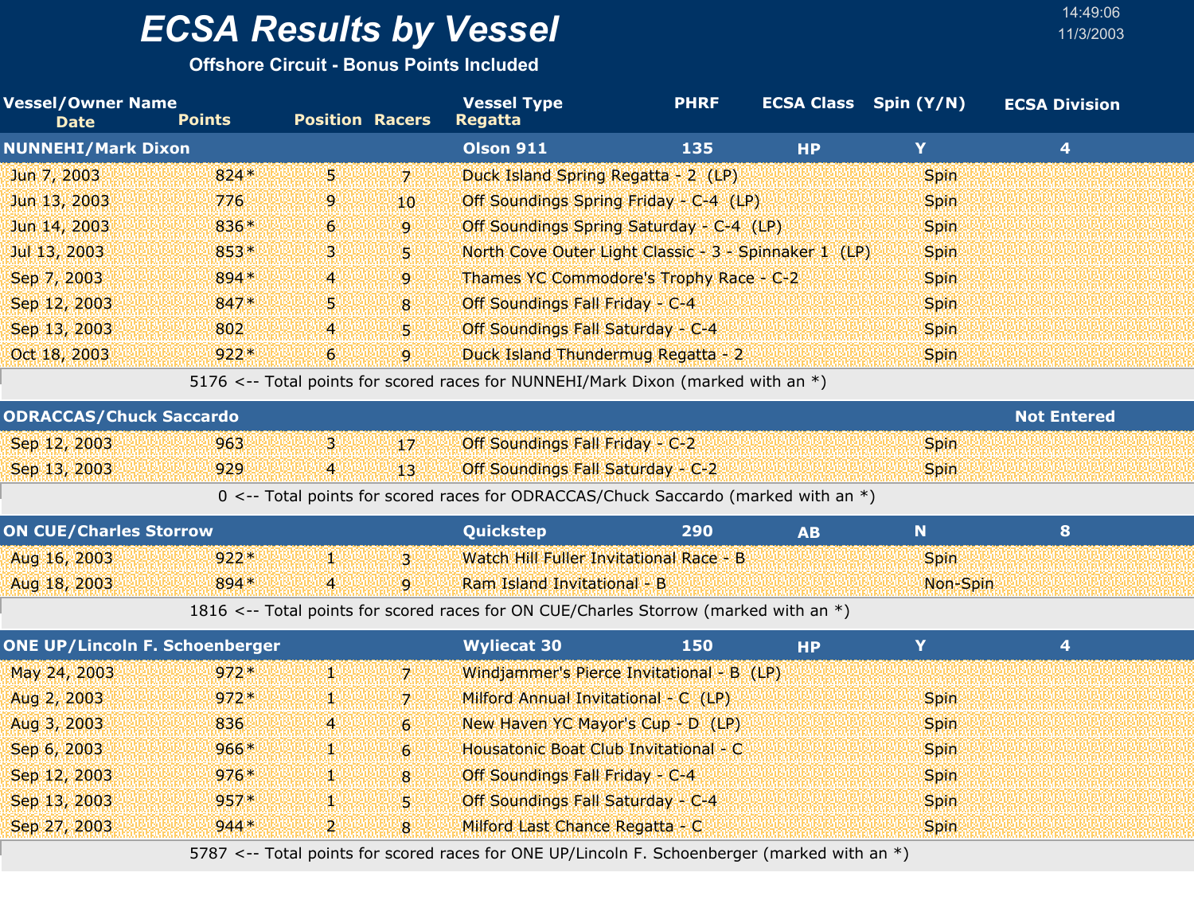# ECSA Results by Vessel

**Offshore Circuit - Bonus Points Included**

14:49:06
11/3/2003

| Vessel/Owner Name / Date | Points | Position | Racers | Vessel Type / Regatta | PHRF | ECSA Class | Spin (Y/N) | ECSA Division |
|---|---|---|---|---|---|---|---|---|
| **NUNNEHI/Mark Dixon** | | | | **Olson 911** | **135** | **HP** | **Y** | **4** |
| Jun 7, 2003 | 824* | 5 | 7 | Duck Island Spring Regatta - 2 (LP) | | | Spin | |
| Jun 13, 2003 | 776 | 9 | 10 | Off Soundings Spring Friday - C-4 (LP) | | | Spin | |
| Jun 14, 2003 | 836* | 6 | 9 | Off Soundings Spring Saturday - C-4 (LP) | | | Spin | |
| Jul 13, 2003 | 853* | 3 | 5 | North Cove Outer Light Classic - 3 - Spinnaker 1 (LP) | | | Spin | |
| Sep 7, 2003 | 894* | 4 | 9 | Thames YC Commodore's Trophy Race - C-2 | | | Spin | |
| Sep 12, 2003 | 847* | 5 | 8 | Off Soundings Fall Friday - C-4 | | | Spin | |
| Sep 13, 2003 | 802 | 4 | 5 | Off Soundings Fall Saturday - C-4 | | | Spin | |
| Oct 18, 2003 | 922* | 6 | 9 | Duck Island Thundermug Regatta - 2 | | | Spin | |
| 5176 <-- Total points for scored races for NUNNEHI/Mark Dixon (marked with an *) | | | | | | | | |
| **ODRACCAS/Chuck Saccardo** | | | | | | | | **Not Entered** |
| Sep 12, 2003 | 963 | 3 | 17 | Off Soundings Fall Friday - C-2 | | | Spin | |
| Sep 13, 2003 | 929 | 4 | 13 | Off Soundings Fall Saturday - C-2 | | | Spin | |
| 0 <-- Total points for scored races for ODRACCAS/Chuck Saccardo (marked with an *) | | | | | | | | |
| **ON CUE/Charles Storrow** | | | | **Quickstep** | **290** | **AB** | **N** | **8** |
| Aug 16, 2003 | 922* | 1 | 3 | Watch Hill Fuller Invitational Race - B | | | Spin | |
| Aug 18, 2003 | 894* | 4 | 9 | Ram Island Invitational - B | | | Non-Spin | |
| 1816 <-- Total points for scored races for ON CUE/Charles Storrow (marked with an *) | | | | | | | | |
| **ONE UP/Lincoln F. Schoenberger** | | | | **Wyliecat 30** | **150** | **HP** | **Y** | **4** |
| May 24, 2003 | 972* | 1 | 7 | Windjammer's Pierce Invitational - B (LP) | | | | |
| Aug 2, 2003 | 972* | 1 | 7 | Milford Annual Invitational - C (LP) | | | Spin | |
| Aug 3, 2003 | 836 | 4 | 6 | New Haven YC Mayor's Cup - D (LP) | | | Spin | |
| Sep 6, 2003 | 966* | 1 | 6 | Housatonic Boat Club Invitational - C | | | Spin | |
| Sep 12, 2003 | 976* | 1 | 8 | Off Soundings Fall Friday - C-4 | | | Spin | |
| Sep 13, 2003 | 957* | 1 | 5 | Off Soundings Fall Saturday - C-4 | | | Spin | |
| Sep 27, 2003 | 944* | 2 | 8 | Milford Last Chance Regatta - C | | | Spin | |
| 5787 <-- Total points for scored races for ONE UP/Lincoln F. Schoenberger (marked with an *) | | | | | | | | |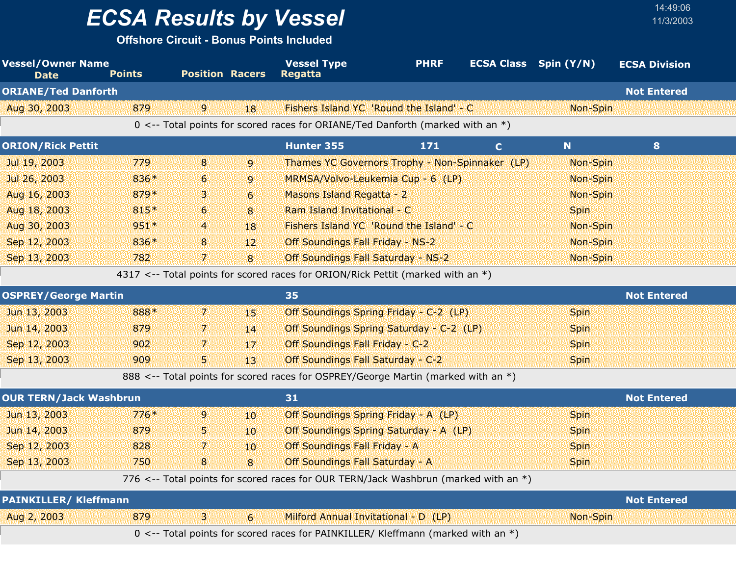# ECSA Results by Vessel

**Offshore Circuit - Bonus Points Included**

14:49:06
11/3/2003

| Vessel/Owner Name / Date | Points | Position | Racers | Vessel Type / Regatta | PHRF | ECSA Class | Spin (Y/N) | ECSA Division |
|---|---|---|---|---|---|---|---|---|
| **ORIANE/Ted Danforth** | | | | | | | | **Not Entered** |
| Aug 30, 2003 | 879 | 9 | 18 | Fishers Island YC 'Round the Island' - C | | | Non-Spin | |
| 0 <-- Total points for scored races for ORIANE/Ted Danforth (marked with an *) | | | | | | | | |
| **ORION/Rick Pettit** | | | | **Hunter 355** | **171** | **C** | **N** | **8** |
| Jul 19, 2003 | 779 | 8 | 9 | Thames YC Governors Trophy - Non-Spinnaker (LP) | | | Non-Spin | |
| Jul 26, 2003 | 836* | 6 | 9 | MRMSA/Volvo-Leukemia Cup - 6 (LP) | | | Non-Spin | |
| Aug 16, 2003 | 879* | 3 | 6 | Masons Island Regatta - 2 | | | Non-Spin | |
| Aug 18, 2003 | 815* | 6 | 8 | Ram Island Invitational - C | | | Spin | |
| Aug 30, 2003 | 951* | 4 | 18 | Fishers Island YC 'Round the Island' - C | | | Non-Spin | |
| Sep 12, 2003 | 836* | 8 | 12 | Off Soundings Fall Friday - NS-2 | | | Non-Spin | |
| Sep 13, 2003 | 782 | 7 | 8 | Off Soundings Fall Saturday - NS-2 | | | Non-Spin | |
| 4317 <-- Total points for scored races for ORION/Rick Pettit (marked with an *) | | | | | | | | |
| **OSPREY/George Martin** | | | | **35** | | | | **Not Entered** |
| Jun 13, 2003 | 888* | 7 | 15 | Off Soundings Spring Friday - C-2 (LP) | | | Spin | |
| Jun 14, 2003 | 879 | 7 | 14 | Off Soundings Spring Saturday - C-2 (LP) | | | Spin | |
| Sep 12, 2003 | 902 | 7 | 17 | Off Soundings Fall Friday - C-2 | | | Spin | |
| Sep 13, 2003 | 909 | 5 | 13 | Off Soundings Fall Saturday - C-2 | | | Spin | |
| 888 <-- Total points for scored races for OSPREY/George Martin (marked with an *) | | | | | | | | |
| **OUR TERN/Jack Washbrun** | | | | **31** | | | | **Not Entered** |
| Jun 13, 2003 | 776* | 9 | 10 | Off Soundings Spring Friday - A (LP) | | | Spin | |
| Jun 14, 2003 | 879 | 5 | 10 | Off Soundings Spring Saturday - A (LP) | | | Spin | |
| Sep 12, 2003 | 828 | 7 | 10 | Off Soundings Fall Friday - A | | | Spin | |
| Sep 13, 2003 | 750 | 8 | 8 | Off Soundings Fall Saturday - A | | | Spin | |
| 776 <-- Total points for scored races for OUR TERN/Jack Washbrun (marked with an *) | | | | | | | | |
| **PAINKILLER/ Kleffmann** | | | | | | | | **Not Entered** |
| Aug 2, 2003 | 879 | 3 | 6 | Milford Annual Invitational - D (LP) | | | Non-Spin | |
| 0 <-- Total points for scored races for PAINKILLER/ Kleffmann (marked with an *) | | | | | | | | |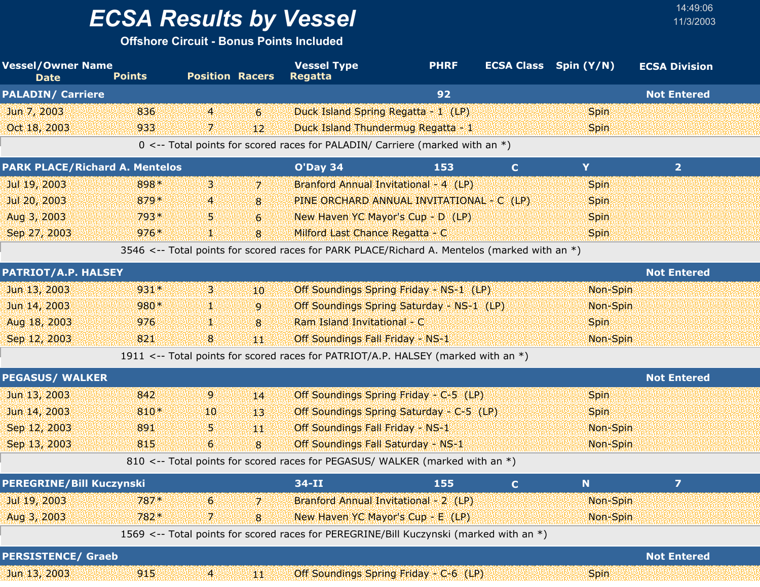# ECSA Results by Vessel

**Offshore Circuit - Bonus Points Included**

14:49:06
11/3/2003

| Vessel/Owner Name / Date | Points | Position | Racers | Vessel Type / Regatta | PHRF | ECSA Class | Spin (Y/N) | ECSA Division |
|---|---|---|---|---|---|---|---|---|
| **PALADIN/ Carriere** | | | | | **92** | | | **Not Entered** |
| Jun 7, 2003 | 836 | 4 | 6 | Duck Island Spring Regatta - 1 (LP) | | | Spin | |
| Oct 18, 2003 | 933 | 7 | 12 | Duck Island Thundermug Regatta - 1 | | | Spin | |
| 0 <-- Total points for scored races for PALADIN/ Carriere (marked with an *) | | | | | | | | |
| **PARK PLACE/Richard A. Mentelos** | | | | **O'Day 34** | **153** | **C** | **Y** | **2** |
| Jul 19, 2003 | 898* | 3 | 7 | Branford Annual Invitational - 4 (LP) | | | Spin | |
| Jul 20, 2003 | 879* | 4 | 8 | PINE ORCHARD ANNUAL INVITATIONAL - C (LP) | | | Spin | |
| Aug 3, 2003 | 793* | 5 | 6 | New Haven YC Mayor's Cup - D (LP) | | | Spin | |
| Sep 27, 2003 | 976* | 1 | 8 | Milford Last Chance Regatta - C | | | Spin | |
| 3546 <-- Total points for scored races for PARK PLACE/Richard A. Mentelos (marked with an *) | | | | | | | | |
| **PATRIOT/A.P. HALSEY** | | | | | | | | **Not Entered** |
| Jun 13, 2003 | 931* | 3 | 10 | Off Soundings Spring Friday - NS-1 (LP) | | | Non-Spin | |
| Jun 14, 2003 | 980* | 1 | 9 | Off Soundings Spring Saturday - NS-1 (LP) | | | Non-Spin | |
| Aug 18, 2003 | 976 | 1 | 8 | Ram Island Invitational - C | | | Spin | |
| Sep 12, 2003 | 821 | 8 | 11 | Off Soundings Fall Friday - NS-1 | | | Non-Spin | |
| 1911 <-- Total points for scored races for PATRIOT/A.P. HALSEY (marked with an *) | | | | | | | | |
| **PEGASUS/ WALKER** | | | | | | | | **Not Entered** |
| Jun 13, 2003 | 842 | 9 | 14 | Off Soundings Spring Friday - C-5 (LP) | | | Spin | |
| Jun 14, 2003 | 810* | 10 | 13 | Off Soundings Spring Saturday - C-5 (LP) | | | Spin | |
| Sep 12, 2003 | 891 | 5 | 11 | Off Soundings Fall Friday - NS-1 | | | Non-Spin | |
| Sep 13, 2003 | 815 | 6 | 8 | Off Soundings Fall Saturday - NS-1 | | | Non-Spin | |
| 810 <-- Total points for scored races for PEGASUS/ WALKER (marked with an *) | | | | | | | | |
| **PEREGRINE/Bill Kuczynski** | | | | **34-II** | **155** | **C** | **N** | **7** |
| Jul 19, 2003 | 787* | 6 | 7 | Branford Annual Invitational - 2 (LP) | | | Non-Spin | |
| Aug 3, 2003 | 782* | 7 | 8 | New Haven YC Mayor's Cup - E (LP) | | | Non-Spin | |
| 1569 <-- Total points for scored races for PEREGRINE/Bill Kuczynski (marked with an *) | | | | | | | | |
| **PERSISTENCE/ Graeb** | | | | | | | | **Not Entered** |
| Jun 13, 2003 | 915 | 4 | 11 | Off Soundings Spring Friday - C-6 (LP) | | | Spin | |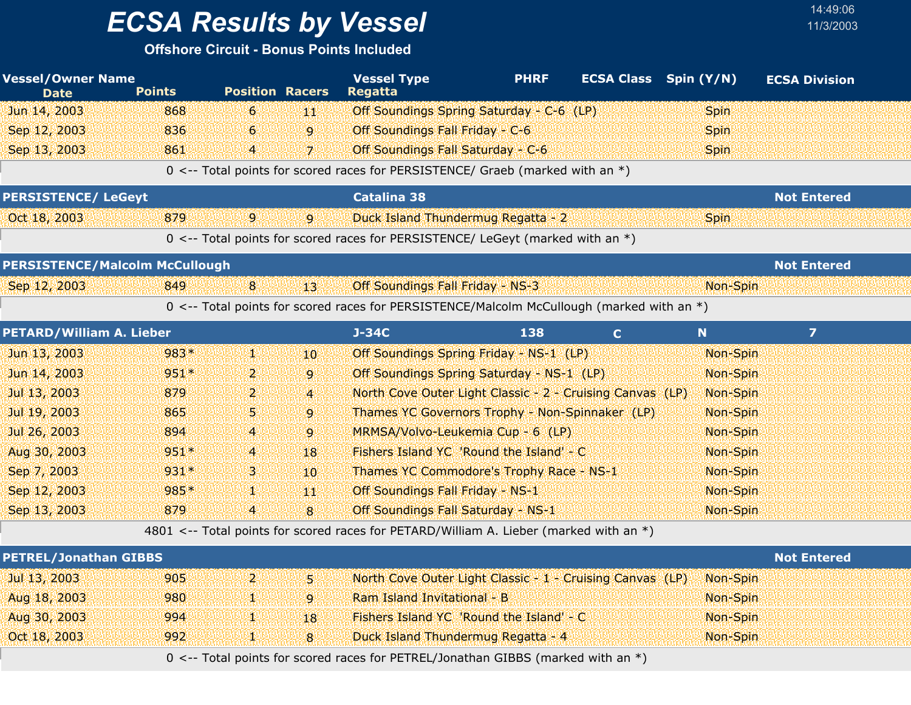# ECSA Results by Vessel

**Offshore Circuit - Bonus Points Included**

14:49:06
11/3/2003

| Vessel/Owner Name / Date | Points | Position | Racers | Vessel Type / Regatta | PHRF | ECSA Class | Spin (Y/N) | ECSA Division |
|---|---|---|---|---|---|---|---|---|
| Jun 14, 2003 | 868 | 6 | 11 | Off Soundings Spring Saturday - C-6 (LP) | | | Spin | |
| Sep 12, 2003 | 836 | 6 | 9 | Off Soundings Fall Friday - C-6 | | | Spin | |
| Sep 13, 2003 | 861 | 4 | 7 | Off Soundings Fall Saturday - C-6 | | | Spin | |
| 0 <-- Total points for scored races for PERSISTENCE/ Graeb (marked with an *) | | | | | | | | |
| **PERSISTENCE/ LeGeyt** | | | | **Catalina 38** | | | | **Not Entered** |
| Oct 18, 2003 | 879 | 9 | 9 | Duck Island Thundermug Regatta - 2 | | | Spin | |
| 0 <-- Total points for scored races for PERSISTENCE/ LeGeyt (marked with an *) | | | | | | | | |
| **PERSISTENCE/Malcolm McCullough** | | | | | | | | **Not Entered** |
| Sep 12, 2003 | 849 | 8 | 13 | Off Soundings Fall Friday - NS-3 | | | Non-Spin | |
| 0 <-- Total points for scored races for PERSISTENCE/Malcolm McCullough (marked with an *) | | | | | | | | |
| **PETARD/William A. Lieber** | | | | **J-34C** | **138** | **C** | **N** | **7** |
| Jun 13, 2003 | 983* | 1 | 10 | Off Soundings Spring Friday - NS-1 (LP) | | | Non-Spin | |
| Jun 14, 2003 | 951* | 2 | 9 | Off Soundings Spring Saturday - NS-1 (LP) | | | Non-Spin | |
| Jul 13, 2003 | 879 | 2 | 4 | North Cove Outer Light Classic - 2 - Cruising Canvas (LP) | | | Non-Spin | |
| Jul 19, 2003 | 865 | 5 | 9 | Thames YC Governors Trophy - Non-Spinnaker (LP) | | | Non-Spin | |
| Jul 26, 2003 | 894 | 4 | 9 | MRMSA/Volvo-Leukemia Cup - 6 (LP) | | | Non-Spin | |
| Aug 30, 2003 | 951* | 4 | 18 | Fishers Island YC 'Round the Island' - C | | | Non-Spin | |
| Sep 7, 2003 | 931* | 3 | 10 | Thames YC Commodore's Trophy Race - NS-1 | | | Non-Spin | |
| Sep 12, 2003 | 985* | 1 | 11 | Off Soundings Fall Friday - NS-1 | | | Non-Spin | |
| Sep 13, 2003 | 879 | 4 | 8 | Off Soundings Fall Saturday - NS-1 | | | Non-Spin | |
| 4801 <-- Total points for scored races for PETARD/William A. Lieber (marked with an *) | | | | | | | | |
| **PETREL/Jonathan GIBBS** | | | | | | | | **Not Entered** |
| Jul 13, 2003 | 905 | 2 | 5 | North Cove Outer Light Classic - 1 - Cruising Canvas (LP) | | | Non-Spin | |
| Aug 18, 2003 | 980 | 1 | 9 | Ram Island Invitational - B | | | Non-Spin | |
| Aug 30, 2003 | 994 | 1 | 18 | Fishers Island YC 'Round the Island' - C | | | Non-Spin | |
| Oct 18, 2003 | 992 | 1 | 8 | Duck Island Thundermug Regatta - 4 | | | Non-Spin | |
| 0 <-- Total points for scored races for PETREL/Jonathan GIBBS (marked with an *) | | | | | | | | |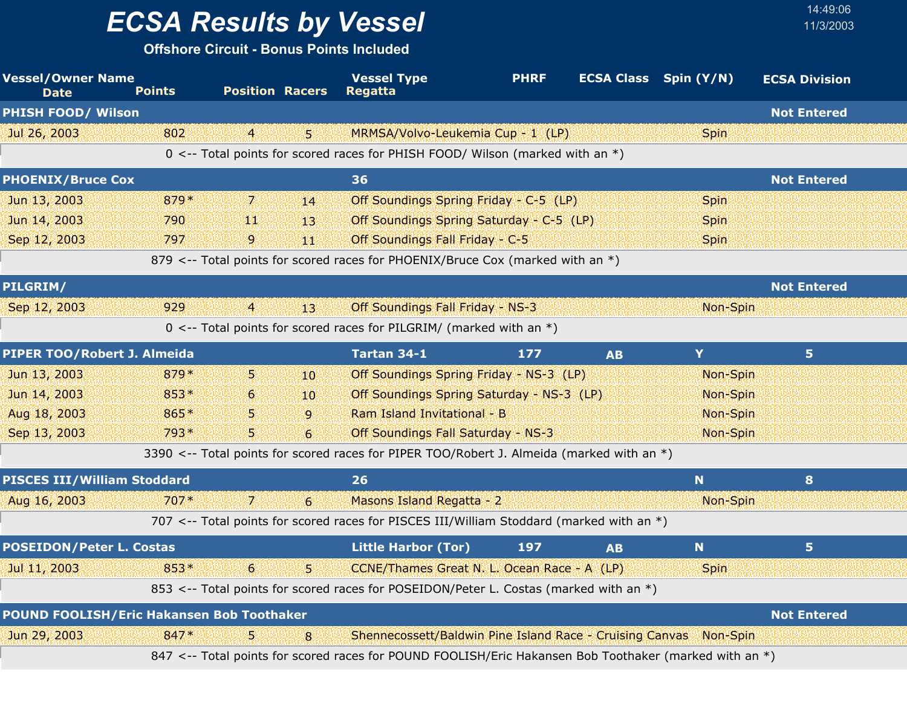# ECSA Results by Vessel

**Offshore Circuit - Bonus Points Included**

14:49:06
11/3/2003

| Vessel/Owner Name / Date | Points | Position | Racers | Vessel Type / Regatta | PHRF | ECSA Class | Spin (Y/N) | ECSA Division |
|---|---|---|---|---|---|---|---|---|
| **PHISH FOOD/ Wilson** | | | | | | | | **Not Entered** |
| Jul 26, 2003 | 802 | 4 | 5 | MRMSA/Volvo-Leukemia Cup - 1 (LP) | | | Spin | |
| 0 <-- Total points for scored races for PHISH FOOD/ Wilson (marked with an *) | | | | | | | | |
| **PHOENIX/Bruce Cox** | | | | **36** | | | | **Not Entered** |
| Jun 13, 2003 | 879* | 7 | 14 | Off Soundings Spring Friday - C-5 (LP) | | | Spin | |
| Jun 14, 2003 | 790 | 11 | 13 | Off Soundings Spring Saturday - C-5 (LP) | | | Spin | |
| Sep 12, 2003 | 797 | 9 | 11 | Off Soundings Fall Friday - C-5 | | | Spin | |
| 879 <-- Total points for scored races for PHOENIX/Bruce Cox (marked with an *) | | | | | | | | |
| **PILGRIM/** | | | | | | | | **Not Entered** |
| Sep 12, 2003 | 929 | 4 | 13 | Off Soundings Fall Friday - NS-3 | | | Non-Spin | |
| 0 <-- Total points for scored races for PILGRIM/ (marked with an *) | | | | | | | | |
| **PIPER TOO/Robert J. Almeida** | | | | **Tartan 34-1** | **177** | **AB** | **Y** | **5** |
| Jun 13, 2003 | 879* | 5 | 10 | Off Soundings Spring Friday - NS-3 (LP) | | | Non-Spin | |
| Jun 14, 2003 | 853* | 6 | 10 | Off Soundings Spring Saturday - NS-3 (LP) | | | Non-Spin | |
| Aug 18, 2003 | 865* | 5 | 9 | Ram Island Invitational - B | | | Non-Spin | |
| Sep 13, 2003 | 793* | 5 | 6 | Off Soundings Fall Saturday - NS-3 | | | Non-Spin | |
| 3390 <-- Total points for scored races for PIPER TOO/Robert J. Almeida (marked with an *) | | | | | | | | |
| **PISCES III/William Stoddard** | | | | **26** | | | **N** | **8** |
| Aug 16, 2003 | 707* | 7 | 6 | Masons Island Regatta - 2 | | | Non-Spin | |
| 707 <-- Total points for scored races for PISCES III/William Stoddard (marked with an *) | | | | | | | | |
| **POSEIDON/Peter L. Costas** | | | | **Little Harbor (Tor)** | **197** | **AB** | **N** | **5** |
| Jul 11, 2003 | 853* | 6 | 5 | CCNE/Thames Great N. L. Ocean Race - A (LP) | | | Spin | |
| 853 <-- Total points for scored races for POSEIDON/Peter L. Costas (marked with an *) | | | | | | | | |
| **POUND FOOLISH/Eric Hakansen Bob Toothaker** | | | | | | | | **Not Entered** |
| Jun 29, 2003 | 847* | 5 | 8 | Shennecossett/Baldwin Pine Island Race - Cruising Canvas | | | Non-Spin | |
| 847 <-- Total points for scored races for POUND FOOLISH/Eric Hakansen Bob Toothaker (marked with an *) | | | | | | | | |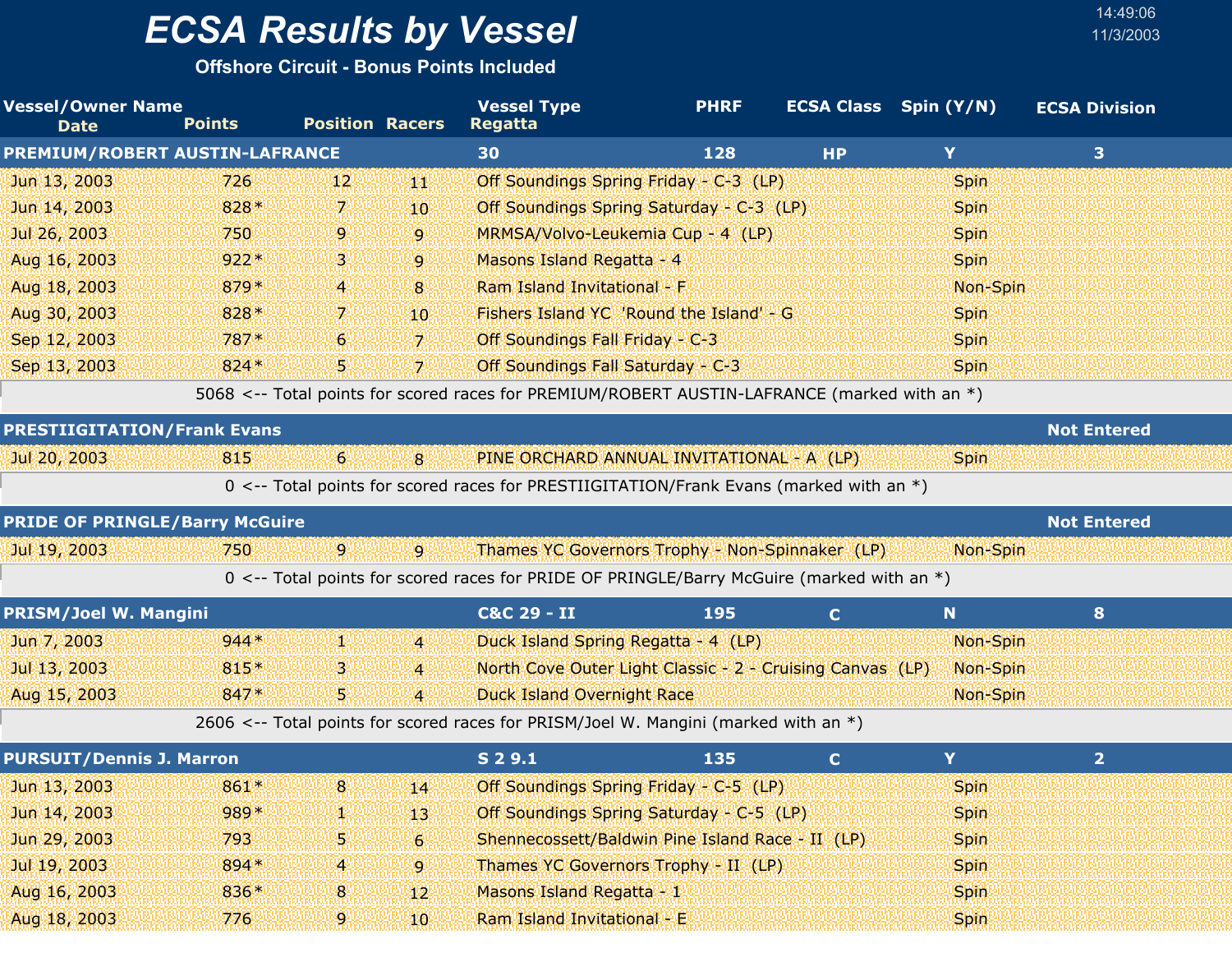# ECSA Results by Vessel

**Offshore Circuit - Bonus Points Included**

14:49:06
11/3/2003

| Vessel/Owner Name<br>Date | Points | Position | Racers | Vessel Type<br>Regatta | PHRF | ECSA Class | Spin (Y/N) | ECSA Division |
|---|---|---|---|---|---|---|---|---|
| **PREMIUM/ROBERT AUSTIN-LAFRANCE** | | | | **30** | **128** | **HP** | **Y** | **3** |
| Jun 13, 2003 | 726 | 12 | 11 | Off Soundings Spring Friday - C-3 (LP) | | | Spin | |
| Jun 14, 2003 | 828* | 7 | 10 | Off Soundings Spring Saturday - C-3 (LP) | | | Spin | |
| Jul 26, 2003 | 750 | 9 | 9 | MRMSA/Volvo-Leukemia Cup - 4 (LP) | | | Spin | |
| Aug 16, 2003 | 922* | 3 | 9 | Masons Island Regatta - 4 | | | Spin | |
| Aug 18, 2003 | 879* | 4 | 8 | Ram Island Invitational - F | | | Non-Spin | |
| Aug 30, 2003 | 828* | 7 | 10 | Fishers Island YC 'Round the Island' - G | | | Spin | |
| Sep 12, 2003 | 787* | 6 | 7 | Off Soundings Fall Friday - C-3 | | | Spin | |
| Sep 13, 2003 | 824* | 5 | 7 | Off Soundings Fall Saturday - C-3 | | | Spin | |
| 5068 <-- Total points for scored races for PREMIUM/ROBERT AUSTIN-LAFRANCE (marked with an *) | | | | | | | | |
| **PRESTIIGITATION/Frank Evans** | | | | | | | | **Not Entered** |
| Jul 20, 2003 | 815 | 6 | 8 | PINE ORCHARD ANNUAL INVITATIONAL - A (LP) | | | Spin | |
| 0 <-- Total points for scored races for PRESTIIGITATION/Frank Evans (marked with an *) | | | | | | | | |
| **PRIDE OF PRINGLE/Barry McGuire** | | | | | | | | **Not Entered** |
| Jul 19, 2003 | 750 | 9 | 9 | Thames YC Governors Trophy - Non-Spinnaker (LP) | | | Non-Spin | |
| 0 <-- Total points for scored races for PRIDE OF PRINGLE/Barry McGuire (marked with an *) | | | | | | | | |
| **PRISM/Joel W. Mangini** | | | | **C&C 29 - II** | **195** | **C** | **N** | **8** |
| Jun 7, 2003 | 944* | 1 | 4 | Duck Island Spring Regatta - 4 (LP) | | | Non-Spin | |
| Jul 13, 2003 | 815* | 3 | 4 | North Cove Outer Light Classic - 2 - Cruising Canvas (LP) | | | Non-Spin | |
| Aug 15, 2003 | 847* | 5 | 4 | Duck Island Overnight Race | | | Non-Spin | |
| 2606 <-- Total points for scored races for PRISM/Joel W. Mangini (marked with an *) | | | | | | | | |
| **PURSUIT/Dennis J. Marron** | | | | **S 2 9.1** | **135** | **C** | **Y** | **2** |
| Jun 13, 2003 | 861* | 8 | 14 | Off Soundings Spring Friday - C-5 (LP) | | | Spin | |
| Jun 14, 2003 | 989* | 1 | 13 | Off Soundings Spring Saturday - C-5 (LP) | | | Spin | |
| Jun 29, 2003 | 793 | 5 | 6 | Shennecossett/Baldwin Pine Island Race - II (LP) | | | Spin | |
| Jul 19, 2003 | 894* | 4 | 9 | Thames YC Governors Trophy - II (LP) | | | Spin | |
| Aug 16, 2003 | 836* | 8 | 12 | Masons Island Regatta - 1 | | | Spin | |
| Aug 18, 2003 | 776 | 9 | 10 | Ram Island Invitational - E | | | Spin | |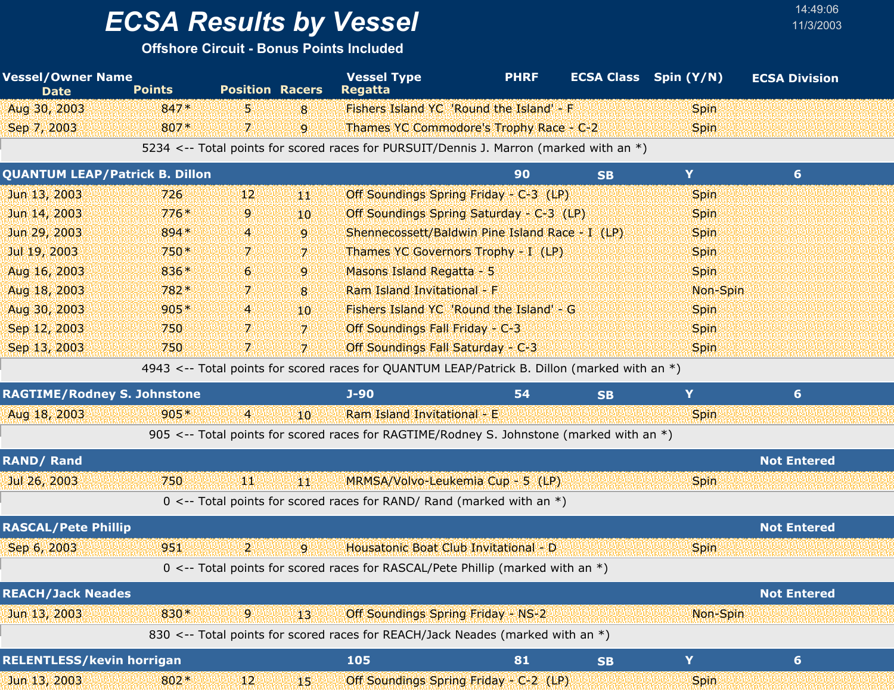# ECSA Results by Vessel

**Offshore Circuit - Bonus Points Included**

14:49:06
11/3/2003

| Vessel/Owner Name / Date | Points | Position | Racers | Vessel Type / Regatta | PHRF | ECSA Class | Spin (Y/N) | ECSA Division |
|---|---|---|---|---|---|---|---|---|
| Aug 30, 2003 | 847* | 5 | 8 | Fishers Island YC 'Round the Island' - F | | | Spin | |
| Sep 7, 2003 | 807* | 7 | 9 | Thames YC Commodore's Trophy Race - C-2 | | | Spin | |
| 5234 <-- Total points for scored races for PURSUIT/Dennis J. Marron (marked with an *) | | | | | | | | |
| **QUANTUM LEAP/Patrick B. Dillon** | | | | | **90** | **SB** | **Y** | **6** |
| Jun 13, 2003 | 726 | 12 | 11 | Off Soundings Spring Friday - C-3 (LP) | | | Spin | |
| Jun 14, 2003 | 776* | 9 | 10 | Off Soundings Spring Saturday - C-3 (LP) | | | Spin | |
| Jun 29, 2003 | 894* | 4 | 9 | Shennecossett/Baldwin Pine Island Race - I (LP) | | | Spin | |
| Jul 19, 2003 | 750* | 7 | 7 | Thames YC Governors Trophy - I (LP) | | | Spin | |
| Aug 16, 2003 | 836* | 6 | 9 | Masons Island Regatta - 5 | | | Spin | |
| Aug 18, 2003 | 782* | 7 | 8 | Ram Island Invitational - F | | | Non-Spin | |
| Aug 30, 2003 | 905* | 4 | 10 | Fishers Island YC 'Round the Island' - G | | | Spin | |
| Sep 12, 2003 | 750 | 7 | 7 | Off Soundings Fall Friday - C-3 | | | Spin | |
| Sep 13, 2003 | 750 | 7 | 7 | Off Soundings Fall Saturday - C-3 | | | Spin | |
| 4943 <-- Total points for scored races for QUANTUM LEAP/Patrick B. Dillon (marked with an *) | | | | | | | | |
| **RAGTIME/Rodney S. Johnstone** | | | | **J-90** | **54** | **SB** | **Y** | **6** |
| Aug 18, 2003 | 905* | 4 | 10 | Ram Island Invitational - E | | | Spin | |
| 905 <-- Total points for scored races for RAGTIME/Rodney S. Johnstone (marked with an *) | | | | | | | | |
| **RAND/ Rand** | | | | | | | | **Not Entered** |
| Jul 26, 2003 | 750 | 11 | 11 | MRMSA/Volvo-Leukemia Cup - 5 (LP) | | | Spin | |
| 0 <-- Total points for scored races for RAND/ Rand (marked with an *) | | | | | | | | |
| **RASCAL/Pete Phillip** | | | | | | | | **Not Entered** |
| Sep 6, 2003 | 951 | 2 | 9 | Housatonic Boat Club Invitational - D | | | Spin | |
| 0 <-- Total points for scored races for RASCAL/Pete Phillip (marked with an *) | | | | | | | | |
| **REACH/Jack Neades** | | | | | | | | **Not Entered** |
| Jun 13, 2003 | 830* | 9 | 13 | Off Soundings Spring Friday - NS-2 | | | Non-Spin | |
| 830 <-- Total points for scored races for REACH/Jack Neades (marked with an *) | | | | | | | | |
| **RELENTLESS/kevin horrigan** | | | | **105** | **81** | **SB** | **Y** | **6** |
| Jun 13, 2003 | 802* | 12 | 15 | Off Soundings Spring Friday - C-2 (LP) | | | Spin | |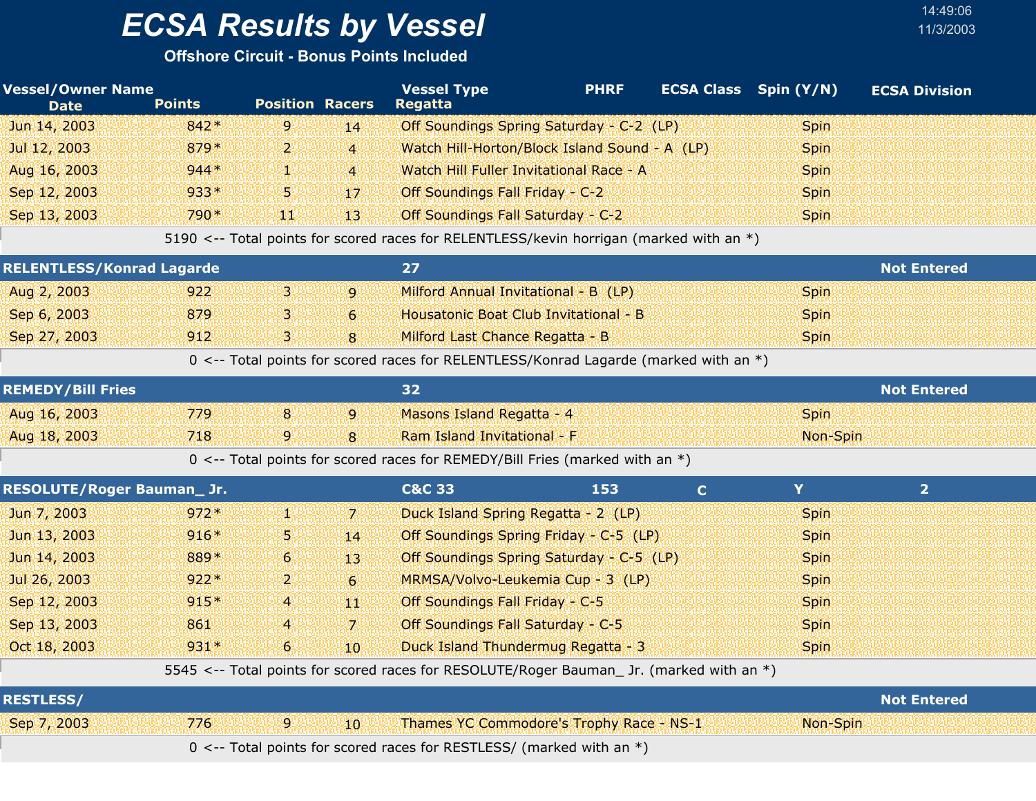# ECSA Results by Vessel

**Offshore Circuit - Bonus Points Included**

14:49:06
11/3/2003

| Vessel/Owner Name | | | | Vessel Type | PHRF | ECSA Class | Spin (Y/N) | ECSA Division |
|---|---|---|---|---|---|---|---|---|
| **Date** | **Points** | **Position** | **Racers** | **Regatta** | | | | |
| Jun 14, 2003 | 842* | 9 | 14 | Off Soundings Spring Saturday - C-2 (LP) | | | Spin | |
| Jul 12, 2003 | 879* | 2 | 4 | Watch Hill-Horton/Block Island Sound - A (LP) | | | Spin | |
| Aug 16, 2003 | 944* | 1 | 4 | Watch Hill Fuller Invitational Race - A | | | Spin | |
| Sep 12, 2003 | 933* | 5 | 17 | Off Soundings Fall Friday - C-2 | | | Spin | |
| Sep 13, 2003 | 790* | 11 | 13 | Off Soundings Fall Saturday - C-2 | | | Spin | |
| | 5190 <-- Total points for scored races for RELENTLESS/kevin horrigan (marked with an *) | | | | | | | |
| **RELENTLESS/Konrad Lagarde** | | | | **27** | | | | **Not Entered** |
| Aug 2, 2003 | 922 | 3 | 9 | Milford Annual Invitational - B (LP) | | | Spin | |
| Sep 6, 2003 | 879 | 3 | 6 | Housatonic Boat Club Invitational - B | | | Spin | |
| Sep 27, 2003 | 912 | 3 | 8 | Milford Last Chance Regatta - B | | | Spin | |
| | 0 <-- Total points for scored races for RELENTLESS/Konrad Lagarde (marked with an *) | | | | | | | |
| **REMEDY/Bill Fries** | | | | **32** | | | | **Not Entered** |
| Aug 16, 2003 | 779 | 8 | 9 | Masons Island Regatta - 4 | | | Spin | |
| Aug 18, 2003 | 718 | 9 | 8 | Ram Island Invitational - F | | | Non-Spin | |
| | 0 <-- Total points for scored races for REMEDY/Bill Fries (marked with an *) | | | | | | | |
| **RESOLUTE/Roger Bauman_ Jr.** | | | | **C&C 33** | **153** | **C** | **Y** | **2** |
| Jun 7, 2003 | 972* | 1 | 7 | Duck Island Spring Regatta - 2 (LP) | | | Spin | |
| Jun 13, 2003 | 916* | 5 | 14 | Off Soundings Spring Friday - C-5 (LP) | | | Spin | |
| Jun 14, 2003 | 889* | 6 | 13 | Off Soundings Spring Saturday - C-5 (LP) | | | Spin | |
| Jul 26, 2003 | 922* | 2 | 6 | MRMSA/Volvo-Leukemia Cup - 3 (LP) | | | Spin | |
| Sep 12, 2003 | 915* | 4 | 11 | Off Soundings Fall Friday - C-5 | | | Spin | |
| Sep 13, 2003 | 861 | 4 | 7 | Off Soundings Fall Saturday - C-5 | | | Spin | |
| Oct 18, 2003 | 931* | 6 | 10 | Duck Island Thundermug Regatta - 3 | | | Spin | |
| | 5545 <-- Total points for scored races for RESOLUTE/Roger Bauman_ Jr. (marked with an *) | | | | | | | |
| **RESTLESS/** | | | | | | | | **Not Entered** |
| Sep 7, 2003 | 776 | 9 | 10 | Thames YC Commodore's Trophy Race - NS-1 | | | Non-Spin | |
| | 0 <-- Total points for scored races for RESTLESS/ (marked with an *) | | | | | | | |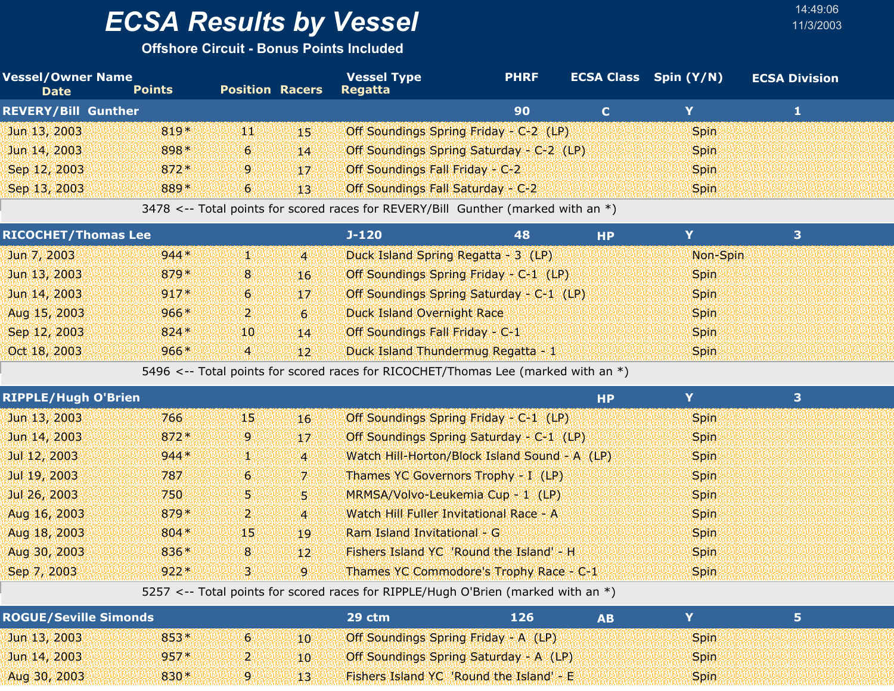# ECSA Results by Vessel

**Offshore Circuit - Bonus Points Included**

14:49:06
11/3/2003

| Vessel/Owner Name<br>Date | Points | Position | Racers | Vessel Type<br>Regatta | PHRF | ECSA Class | Spin (Y/N) | ECSA Division |
|---|---|---|---|---|---|---|---|---|
| **REVERY/Bill Gunther** | | | | | **90** | **C** | **Y** | **1** |
| Jun 13, 2003 | 819* | 11 | 15 | Off Soundings Spring Friday - C-2 (LP) | | | Spin | |
| Jun 14, 2003 | 898* | 6 | 14 | Off Soundings Spring Saturday - C-2 (LP) | | | Spin | |
| Sep 12, 2003 | 872* | 9 | 17 | Off Soundings Fall Friday - C-2 | | | Spin | |
| Sep 13, 2003 | 889* | 6 | 13 | Off Soundings Fall Saturday - C-2 | | | Spin | |
| 3478 <-- Total points for scored races for REVERY/Bill Gunther (marked with an *) | | | | | | | | |
| **RICOCHET/Thomas Lee** | | | | **J-120** | **48** | **HP** | **Y** | **3** |
| Jun 7, 2003 | 944* | 1 | 4 | Duck Island Spring Regatta - 3 (LP) | | | Non-Spin | |
| Jun 13, 2003 | 879* | 8 | 16 | Off Soundings Spring Friday - C-1 (LP) | | | Spin | |
| Jun 14, 2003 | 917* | 6 | 17 | Off Soundings Spring Saturday - C-1 (LP) | | | Spin | |
| Aug 15, 2003 | 966* | 2 | 6 | Duck Island Overnight Race | | | Spin | |
| Sep 12, 2003 | 824* | 10 | 14 | Off Soundings Fall Friday - C-1 | | | Spin | |
| Oct 18, 2003 | 966* | 4 | 12 | Duck Island Thundermug Regatta - 1 | | | Spin | |
| 5496 <-- Total points for scored races for RICOCHET/Thomas Lee (marked with an *) | | | | | | | | |
| **RIPPLE/Hugh O'Brien** | | | | | | **HP** | **Y** | **3** |
| Jun 13, 2003 | 766 | 15 | 16 | Off Soundings Spring Friday - C-1 (LP) | | | Spin | |
| Jun 14, 2003 | 872* | 9 | 17 | Off Soundings Spring Saturday - C-1 (LP) | | | Spin | |
| Jul 12, 2003 | 944* | 1 | 4 | Watch Hill-Horton/Block Island Sound - A (LP) | | | Spin | |
| Jul 19, 2003 | 787 | 6 | 7 | Thames YC Governors Trophy - I (LP) | | | Spin | |
| Jul 26, 2003 | 750 | 5 | 5 | MRMSA/Volvo-Leukemia Cup - 1 (LP) | | | Spin | |
| Aug 16, 2003 | 879* | 2 | 4 | Watch Hill Fuller Invitational Race - A | | | Spin | |
| Aug 18, 2003 | 804* | 15 | 19 | Ram Island Invitational - G | | | Spin | |
| Aug 30, 2003 | 836* | 8 | 12 | Fishers Island YC 'Round the Island' - H | | | Spin | |
| Sep 7, 2003 | 922* | 3 | 9 | Thames YC Commodore's Trophy Race - C-1 | | | Spin | |
| 5257 <-- Total points for scored races for RIPPLE/Hugh O'Brien (marked with an *) | | | | | | | | |
| **ROGUE/Seville Simonds** | | | | **29 ctm** | **126** | **AB** | **Y** | **5** |
| Jun 13, 2003 | 853* | 6 | 10 | Off Soundings Spring Friday - A (LP) | | | Spin | |
| Jun 14, 2003 | 957* | 2 | 10 | Off Soundings Spring Saturday - A (LP) | | | Spin | |
| Aug 30, 2003 | 830* | 9 | 13 | Fishers Island YC 'Round the Island' - E | | | Spin | |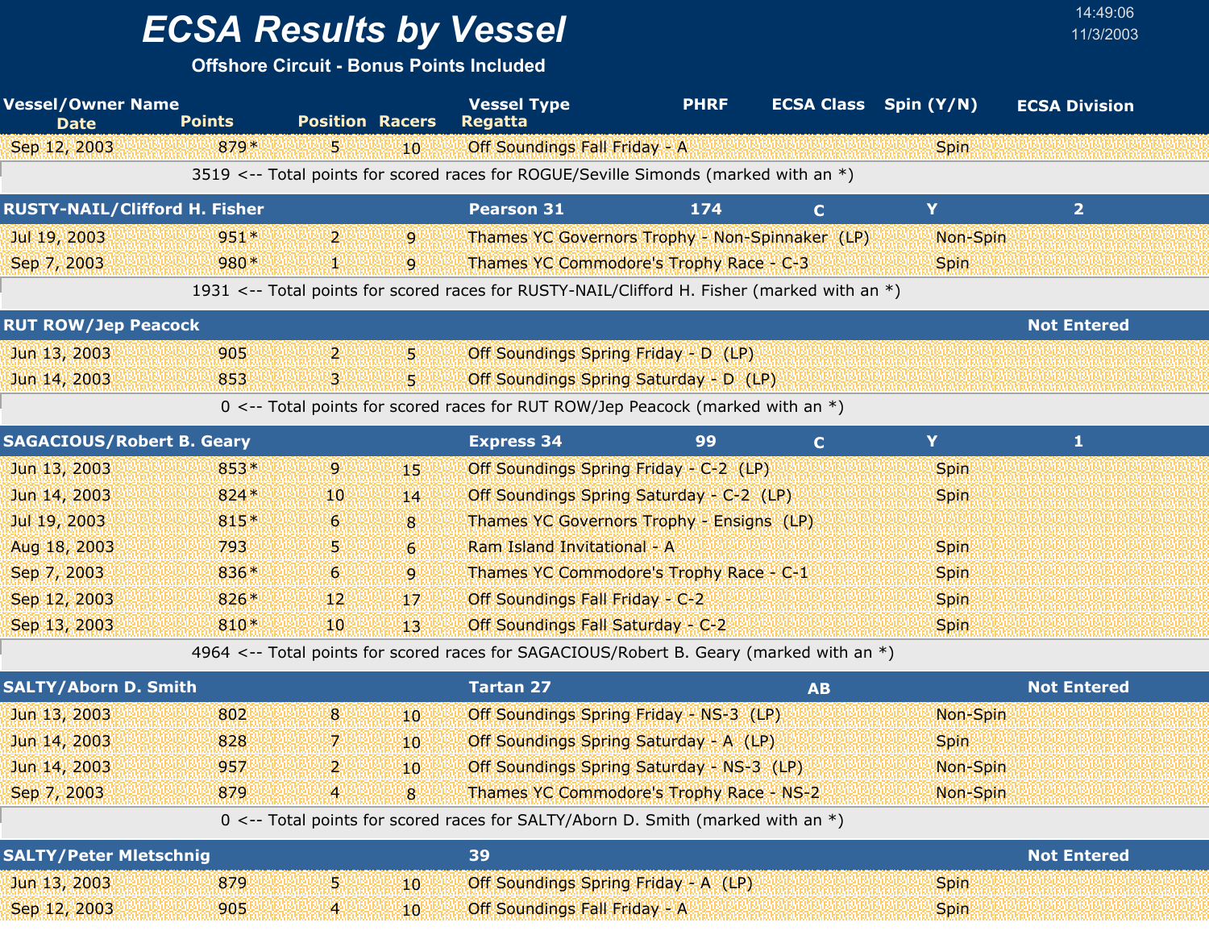# ECSA Results by Vessel

**Offshore Circuit - Bonus Points Included**

14:49:06
11/3/2003

| Vessel/Owner Name | | | | Vessel Type | PHRF | ECSA Class | Spin (Y/N) | ECSA Division |
|---|---|---|---|---|---|---|---|---|
| Date | Points | Position | Racers | Regatta | | | | |
| Sep 12, 2003 | 879* | 5 | 10 | Off Soundings Fall Friday - A | | | Spin | |
| | 3519 <-- Total points for scored races for ROGUE/Seville Simonds (marked with an *) | | | | | | | |
| **RUSTY-NAIL/Clifford H. Fisher** | | | | **Pearson 31** | **174** | **C** | **Y** | **2** |
| Jul 19, 2003 | 951* | 2 | 9 | Thames YC Governors Trophy - Non-Spinnaker (LP) | | | Non-Spin | |
| Sep 7, 2003 | 980* | 1 | 9 | Thames YC Commodore's Trophy Race - C-3 | | | Spin | |
| | 1931 <-- Total points for scored races for RUSTY-NAIL/Clifford H. Fisher (marked with an *) | | | | | | | |
| **RUT ROW/Jep Peacock** | | | | | | | | **Not Entered** |
| Jun 13, 2003 | 905 | 2 | 5 | Off Soundings Spring Friday - D (LP) | | | | |
| Jun 14, 2003 | 853 | 3 | 5 | Off Soundings Spring Saturday - D (LP) | | | | |
| | 0 <-- Total points for scored races for RUT ROW/Jep Peacock (marked with an *) | | | | | | | |
| **SAGACIOUS/Robert B. Geary** | | | | **Express 34** | **99** | **C** | **Y** | **1** |
| Jun 13, 2003 | 853* | 9 | 15 | Off Soundings Spring Friday - C-2 (LP) | | | Spin | |
| Jun 14, 2003 | 824* | 10 | 14 | Off Soundings Spring Saturday - C-2 (LP) | | | Spin | |
| Jul 19, 2003 | 815* | 6 | 8 | Thames YC Governors Trophy - Ensigns (LP) | | | | |
| Aug 18, 2003 | 793 | 5 | 6 | Ram Island Invitational - A | | | Spin | |
| Sep 7, 2003 | 836* | 6 | 9 | Thames YC Commodore's Trophy Race - C-1 | | | Spin | |
| Sep 12, 2003 | 826* | 12 | 17 | Off Soundings Fall Friday - C-2 | | | Spin | |
| Sep 13, 2003 | 810* | 10 | 13 | Off Soundings Fall Saturday - C-2 | | | Spin | |
| | 4964 <-- Total points for scored races for SAGACIOUS/Robert B. Geary (marked with an *) | | | | | | | |
| **SALTY/Aborn D. Smith** | | | | **Tartan 27** | | **AB** | | **Not Entered** |
| Jun 13, 2003 | 802 | 8 | 10 | Off Soundings Spring Friday - NS-3 (LP) | | | Non-Spin | |
| Jun 14, 2003 | 828 | 7 | 10 | Off Soundings Spring Saturday - A (LP) | | | Spin | |
| Jun 14, 2003 | 957 | 2 | 10 | Off Soundings Spring Saturday - NS-3 (LP) | | | Non-Spin | |
| Sep 7, 2003 | 879 | 4 | 8 | Thames YC Commodore's Trophy Race - NS-2 | | | Non-Spin | |
| | 0 <-- Total points for scored races for SALTY/Aborn D. Smith (marked with an *) | | | | | | | |
| **SALTY/Peter Mletschnig** | | | | **39** | | | | **Not Entered** |
| Jun 13, 2003 | 879 | 5 | 10 | Off Soundings Spring Friday - A (LP) | | | Spin | |
| Sep 12, 2003 | 905 | 4 | 10 | Off Soundings Fall Friday - A | | | Spin | |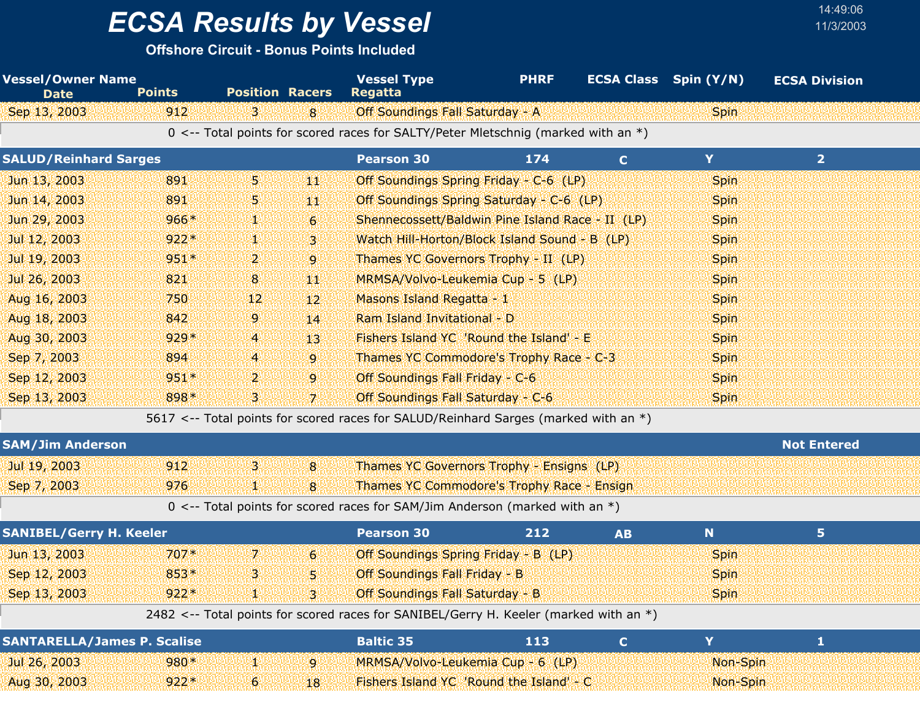# ECSA Results by Vessel

**Offshore Circuit - Bonus Points Included**

14:49:06
11/3/2003

| Vessel/Owner Name / Date | Points | Position | Racers | Vessel Type / Regatta | PHRF | ECSA Class | Spin (Y/N) | ECSA Division |
|---|---|---|---|---|---|---|---|---|
| Sep 13, 2003 | 912 | 3 | 8 | Off Soundings Fall Saturday - A | | | Spin | |
| 0 <-- Total points for scored races for SALTY/Peter Mletschnig (marked with an *) | | | | | | | | |
| **SALUD/Reinhard Sarges** | | | | **Pearson 30** | **174** | **C** | **Y** | **2** |
| Jun 13, 2003 | 891 | 5 | 11 | Off Soundings Spring Friday - C-6 (LP) | | | Spin | |
| Jun 14, 2003 | 891 | 5 | 11 | Off Soundings Spring Saturday - C-6 (LP) | | | Spin | |
| Jun 29, 2003 | 966* | 1 | 6 | Shennecossett/Baldwin Pine Island Race - II (LP) | | | Spin | |
| Jul 12, 2003 | 922* | 1 | 3 | Watch Hill-Horton/Block Island Sound - B (LP) | | | Spin | |
| Jul 19, 2003 | 951* | 2 | 9 | Thames YC Governors Trophy - II (LP) | | | Spin | |
| Jul 26, 2003 | 821 | 8 | 11 | MRMSA/Volvo-Leukemia Cup - 5 (LP) | | | Spin | |
| Aug 16, 2003 | 750 | 12 | 12 | Masons Island Regatta - 1 | | | Spin | |
| Aug 18, 2003 | 842 | 9 | 14 | Ram Island Invitational - D | | | Spin | |
| Aug 30, 2003 | 929* | 4 | 13 | Fishers Island YC 'Round the Island' - E | | | Spin | |
| Sep 7, 2003 | 894 | 4 | 9 | Thames YC Commodore's Trophy Race - C-3 | | | Spin | |
| Sep 12, 2003 | 951* | 2 | 9 | Off Soundings Fall Friday - C-6 | | | Spin | |
| Sep 13, 2003 | 898* | 3 | 7 | Off Soundings Fall Saturday - C-6 | | | Spin | |
| 5617 <-- Total points for scored races for SALUD/Reinhard Sarges (marked with an *) | | | | | | | | |
| **SAM/Jim Anderson** | | | | | | | | **Not Entered** |
| Jul 19, 2003 | 912 | 3 | 8 | Thames YC Governors Trophy - Ensigns (LP) | | | | |
| Sep 7, 2003 | 976 | 1 | 8 | Thames YC Commodore's Trophy Race - Ensign | | | | |
| 0 <-- Total points for scored races for SAM/Jim Anderson (marked with an *) | | | | | | | | |
| **SANIBEL/Gerry H. Keeler** | | | | **Pearson 30** | **212** | **AB** | **N** | **5** |
| Jun 13, 2003 | 707* | 7 | 6 | Off Soundings Spring Friday - B (LP) | | | Spin | |
| Sep 12, 2003 | 853* | 3 | 5 | Off Soundings Fall Friday - B | | | Spin | |
| Sep 13, 2003 | 922* | 1 | 3 | Off Soundings Fall Saturday - B | | | Spin | |
| 2482 <-- Total points for scored races for SANIBEL/Gerry H. Keeler (marked with an *) | | | | | | | | |
| **SANTARELLA/James P. Scalise** | | | | **Baltic 35** | **113** | **C** | **Y** | **1** |
| Jul 26, 2003 | 980* | 1 | 9 | MRMSA/Volvo-Leukemia Cup - 6 (LP) | | | Non-Spin | |
| Aug 30, 2003 | 922* | 6 | 18 | Fishers Island YC 'Round the Island' - C | | | Non-Spin | |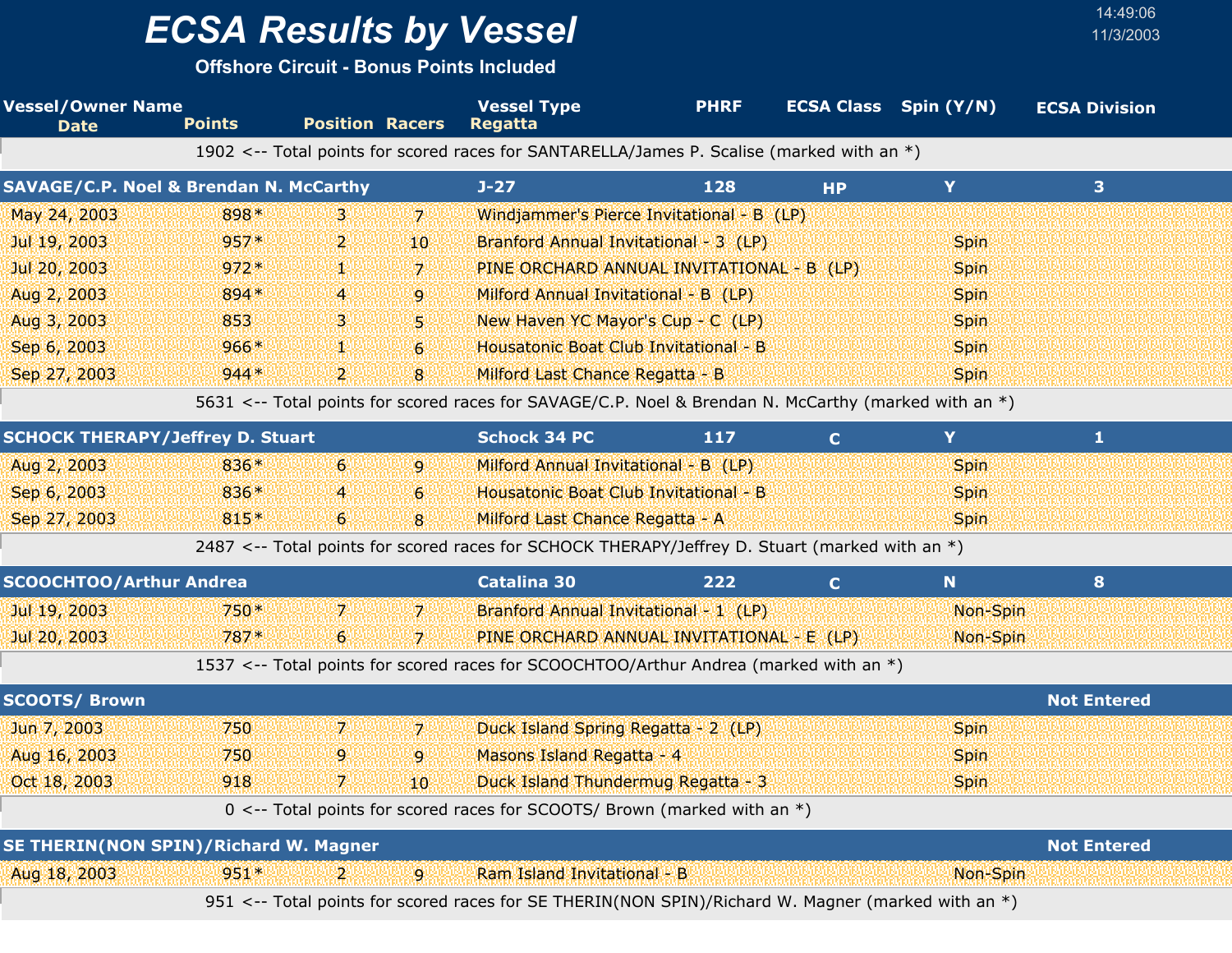# ECSA Results by Vessel

**Offshore Circuit - Bonus Points Included**

14:49:06
11/3/2003

| Vessel/Owner Name | | | | Vessel Type | PHRF | ECSA Class | Spin (Y/N) | ECSA Division |
|---|---|---|---|---|---|---|---|---|
| Date | Points | Position | Racers | Regatta | | | | |
| 1902 <-- Total points for scored races for SANTARELLA/James P. Scalise (marked with an *) | | | | | | | | |
| **SAVAGE/C.P. Noel & Brendan N. McCarthy** | | | | **J-27** | **128** | **HP** | **Y** | **3** |
| May 24, 2003 | 898* | 3 | 7 | Windjammer's Pierce Invitational - B (LP) | | | | |
| Jul 19, 2003 | 957* | 2 | 10 | Branford Annual Invitational - 3 (LP) | | | Spin | |
| Jul 20, 2003 | 972* | 1 | 7 | PINE ORCHARD ANNUAL INVITATIONAL - B (LP) | | | Spin | |
| Aug 2, 2003 | 894* | 4 | 9 | Milford Annual Invitational - B (LP) | | | Spin | |
| Aug 3, 2003 | 853 | 3 | 5 | New Haven YC Mayor's Cup - C (LP) | | | Spin | |
| Sep 6, 2003 | 966* | 1 | 6 | Housatonic Boat Club Invitational - B | | | Spin | |
| Sep 27, 2003 | 944* | 2 | 8 | Milford Last Chance Regatta - B | | | Spin | |
| 5631 <-- Total points for scored races for SAVAGE/C.P. Noel & Brendan N. McCarthy (marked with an *) | | | | | | | | |
| **SCHOCK THERAPY/Jeffrey D. Stuart** | | | | **Schock 34 PC** | **117** | **C** | **Y** | **1** |
| Aug 2, 2003 | 836* | 6 | 9 | Milford Annual Invitational - B (LP) | | | Spin | |
| Sep 6, 2003 | 836* | 4 | 6 | Housatonic Boat Club Invitational - B | | | Spin | |
| Sep 27, 2003 | 815* | 6 | 8 | Milford Last Chance Regatta - A | | | Spin | |
| 2487 <-- Total points for scored races for SCHOCK THERAPY/Jeffrey D. Stuart (marked with an *) | | | | | | | | |
| **SCOOCHTOO/Arthur Andrea** | | | | **Catalina 30** | **222** | **C** | **N** | **8** |
| Jul 19, 2003 | 750* | 7 | 7 | Branford Annual Invitational - 1 (LP) | | | Non-Spin | |
| Jul 20, 2003 | 787* | 6 | 7 | PINE ORCHARD ANNUAL INVITATIONAL - E (LP) | | | Non-Spin | |
| 1537 <-- Total points for scored races for SCOOCHTOO/Arthur Andrea (marked with an *) | | | | | | | | |
| **SCOOTS/ Brown** | | | | | | | | **Not Entered** |
| Jun 7, 2003 | 750 | 7 | 7 | Duck Island Spring Regatta - 2 (LP) | | | Spin | |
| Aug 16, 2003 | 750 | 9 | 9 | Masons Island Regatta - 4 | | | Spin | |
| Oct 18, 2003 | 918 | 7 | 10 | Duck Island Thundermug Regatta - 3 | | | Spin | |
| 0 <-- Total points for scored races for SCOOTS/ Brown (marked with an *) | | | | | | | | |
| **SE THERIN(NON SPIN)/Richard W. Magner** | | | | | | | | **Not Entered** |
| Aug 18, 2003 | 951* | 2 | 9 | Ram Island Invitational - B | | | Non-Spin | |
| 951 <-- Total points for scored races for SE THERIN(NON SPIN)/Richard W. Magner (marked with an *) | | | | | | | | |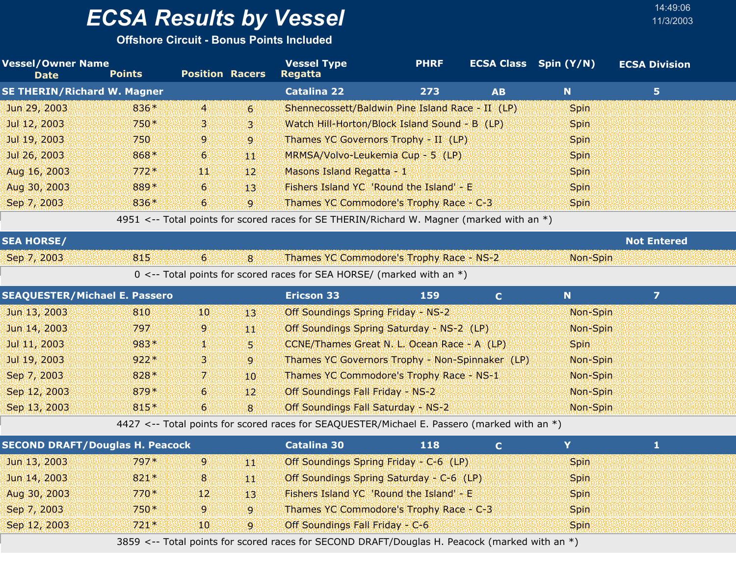# ECSA Results by Vessel

**Offshore Circuit - Bonus Points Included**

14:49:06
11/3/2003

| Vessel/Owner Name Date | Points | Position | Racers | Vessel Type Regatta | PHRF | ECSA Class | Spin (Y/N) | ECSA Division |
|---|---|---|---|---|---|---|---|---|
| **SE THERIN/Richard W. Magner** | | | | **Catalina 22** | **273** | **AB** | **N** | **5** |
| Jun 29, 2003 | 836* | 4 | 6 | Shennecossett/Baldwin Pine Island Race - II (LP) | | | Spin | |
| Jul 12, 2003 | 750* | 3 | 3 | Watch Hill-Horton/Block Island Sound - B (LP) | | | Spin | |
| Jul 19, 2003 | 750 | 9 | 9 | Thames YC Governors Trophy - II (LP) | | | Spin | |
| Jul 26, 2003 | 868* | 6 | 11 | MRMSA/Volvo-Leukemia Cup - 5 (LP) | | | Spin | |
| Aug 16, 2003 | 772* | 11 | 12 | Masons Island Regatta - 1 | | | Spin | |
| Aug 30, 2003 | 889* | 6 | 13 | Fishers Island YC 'Round the Island' - E | | | Spin | |
| Sep 7, 2003 | 836* | 6 | 9 | Thames YC Commodore's Trophy Race - C-3 | | | Spin | |
| 4951 <-- Total points for scored races for SE THERIN/Richard W. Magner (marked with an *) | | | | | | | | |
| **SEA HORSE/** | | | | | | | | **Not Entered** |
| Sep 7, 2003 | 815 | 6 | 8 | Thames YC Commodore's Trophy Race - NS-2 | | | Non-Spin | |
| 0 <-- Total points for scored races for SEA HORSE/ (marked with an *) | | | | | | | | |
| **SEAQUESTER/Michael E. Passero** | | | | **Ericson 33** | **159** | **C** | **N** | **7** |
| Jun 13, 2003 | 810 | 10 | 13 | Off Soundings Spring Friday - NS-2 | | | Non-Spin | |
| Jun 14, 2003 | 797 | 9 | 11 | Off Soundings Spring Saturday - NS-2 (LP) | | | Non-Spin | |
| Jul 11, 2003 | 983* | 1 | 5 | CCNE/Thames Great N. L. Ocean Race - A (LP) | | | Spin | |
| Jul 19, 2003 | 922* | 3 | 9 | Thames YC Governors Trophy - Non-Spinnaker (LP) | | | Non-Spin | |
| Sep 7, 2003 | 828* | 7 | 10 | Thames YC Commodore's Trophy Race - NS-1 | | | Non-Spin | |
| Sep 12, 2003 | 879* | 6 | 12 | Off Soundings Fall Friday - NS-2 | | | Non-Spin | |
| Sep 13, 2003 | 815* | 6 | 8 | Off Soundings Fall Saturday - NS-2 | | | Non-Spin | |
| 4427 <-- Total points for scored races for SEAQUESTER/Michael E. Passero (marked with an *) | | | | | | | | |
| **SECOND DRAFT/Douglas H. Peacock** | | | | **Catalina 30** | **118** | **C** | **Y** | **1** |
| Jun 13, 2003 | 797* | 9 | 11 | Off Soundings Spring Friday - C-6 (LP) | | | Spin | |
| Jun 14, 2003 | 821* | 8 | 11 | Off Soundings Spring Saturday - C-6 (LP) | | | Spin | |
| Aug 30, 2003 | 770* | 12 | 13 | Fishers Island YC 'Round the Island' - E | | | Spin | |
| Sep 7, 2003 | 750* | 9 | 9 | Thames YC Commodore's Trophy Race - C-3 | | | Spin | |
| Sep 12, 2003 | 721* | 10 | 9 | Off Soundings Fall Friday - C-6 | | | Spin | |
| 3859 <-- Total points for scored races for SECOND DRAFT/Douglas H. Peacock (marked with an *) | | | | | | | | |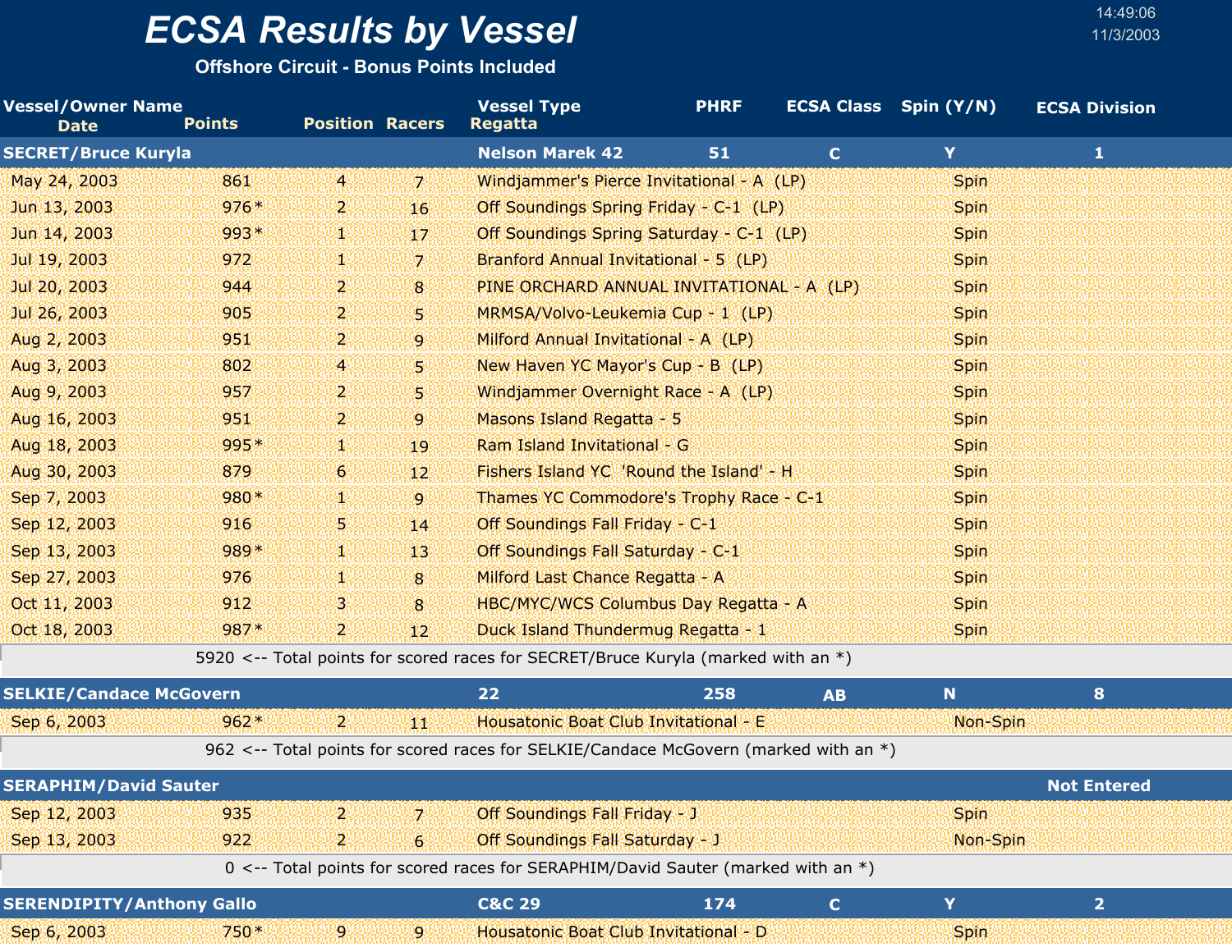# ECSA Results by Vessel

**Offshore Circuit - Bonus Points Included**

14:49:06
11/3/2003

| Vessel/Owner Name<br>Date | Points | Position | Racers | Vessel Type<br>Regatta | PHRF | ECSA Class | Spin (Y/N) | ECSA Division |
|---|---|---|---|---|---|---|---|---|
| **SECRET/Bruce Kuryla** | | | | **Nelson Marek 42** | **51** | **C** | **Y** | **1** |
| May 24, 2003 | 861 | 4 | 7 | Windjammer's Pierce Invitational - A (LP) | | | Spin | |
| Jun 13, 2003 | 976* | 2 | 16 | Off Soundings Spring Friday - C-1 (LP) | | | Spin | |
| Jun 14, 2003 | 993* | 1 | 17 | Off Soundings Spring Saturday - C-1 (LP) | | | Spin | |
| Jul 19, 2003 | 972 | 1 | 7 | Branford Annual Invitational - 5 (LP) | | | Spin | |
| Jul 20, 2003 | 944 | 2 | 8 | PINE ORCHARD ANNUAL INVITATIONAL - A (LP) | | | Spin | |
| Jul 26, 2003 | 905 | 2 | 5 | MRMSA/Volvo-Leukemia Cup - 1 (LP) | | | Spin | |
| Aug 2, 2003 | 951 | 2 | 9 | Milford Annual Invitational - A (LP) | | | Spin | |
| Aug 3, 2003 | 802 | 4 | 5 | New Haven YC Mayor's Cup - B (LP) | | | Spin | |
| Aug 9, 2003 | 957 | 2 | 5 | Windjammer Overnight Race - A (LP) | | | Spin | |
| Aug 16, 2003 | 951 | 2 | 9 | Masons Island Regatta - 5 | | | Spin | |
| Aug 18, 2003 | 995* | 1 | 19 | Ram Island Invitational - G | | | Spin | |
| Aug 30, 2003 | 879 | 6 | 12 | Fishers Island YC 'Round the Island' - H | | | Spin | |
| Sep 7, 2003 | 980* | 1 | 9 | Thames YC Commodore's Trophy Race - C-1 | | | Spin | |
| Sep 12, 2003 | 916 | 5 | 14 | Off Soundings Fall Friday - C-1 | | | Spin | |
| Sep 13, 2003 | 989* | 1 | 13 | Off Soundings Fall Saturday - C-1 | | | Spin | |
| Sep 27, 2003 | 976 | 1 | 8 | Milford Last Chance Regatta - A | | | Spin | |
| Oct 11, 2003 | 912 | 3 | 8 | HBC/MYC/WCS Columbus Day Regatta - A | | | Spin | |
| Oct 18, 2003 | 987* | 2 | 12 | Duck Island Thundermug Regatta - 1 | | | Spin | |
| | 5920 <-- Total points for scored races for SECRET/Bruce Kuryla (marked with an *) | | | | | | | |
| **SELKIE/Candace McGovern** | | | | **22** | **258** | **AB** | **N** | **8** |
| Sep 6, 2003 | 962* | 2 | 11 | Housatonic Boat Club Invitational - E | | | Non-Spin | |
| | 962 <-- Total points for scored races for SELKIE/Candace McGovern (marked with an *) | | | | | | | |
| **SERAPHIM/David Sauter** | | | | | | | | **Not Entered** |
| Sep 12, 2003 | 935 | 2 | 7 | Off Soundings Fall Friday - J | | | Spin | |
| Sep 13, 2003 | 922 | 2 | 6 | Off Soundings Fall Saturday - J | | | Non-Spin | |
| | 0 <-- Total points for scored races for SERAPHIM/David Sauter (marked with an *) | | | | | | | |
| **SERENDIPITY/Anthony Gallo** | | | | **C&C 29** | **174** | **C** | **Y** | **2** |
| Sep 6, 2003 | 750* | 9 | 9 | Housatonic Boat Club Invitational - D | | | Spin | |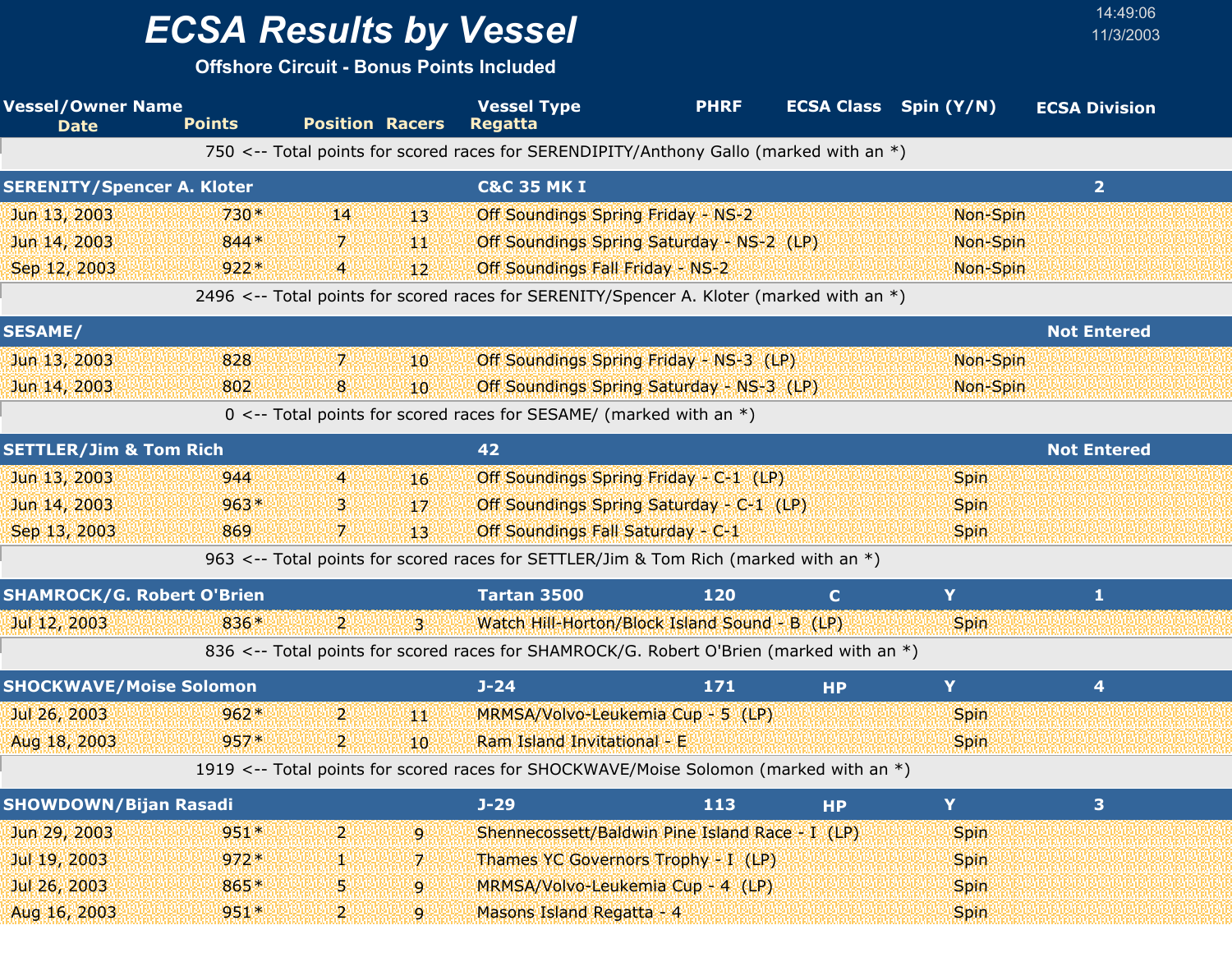# ECSA Results by Vessel

**Offshore Circuit - Bonus Points Included**

14:49:06
11/3/2003

| Vessel/Owner Name / Date | Points | Position | Racers | Vessel Type / Regatta | PHRF | ECSA Class | Spin (Y/N) | ECSA Division |
|---|---|---|---|---|---|---|---|---|
| 750 <-- Total points for scored races for SERENDIPITY/Anthony Gallo (marked with an *) | | | | | | | | |
| **SERENITY/Spencer A. Kloter** | | | | **C&C 35 MK I** | | | | **2** |
| Jun 13, 2003 | 730* | 14 | 13 | Off Soundings Spring Friday - NS-2 | | | Non-Spin | |
| Jun 14, 2003 | 844* | 7 | 11 | Off Soundings Spring Saturday - NS-2 (LP) | | | Non-Spin | |
| Sep 12, 2003 | 922* | 4 | 12 | Off Soundings Fall Friday - NS-2 | | | Non-Spin | |
| 2496 <-- Total points for scored races for SERENITY/Spencer A. Kloter (marked with an *) | | | | | | | | |
| **SESAME/** | | | | | | | | **Not Entered** |
| Jun 13, 2003 | 828 | 7 | 10 | Off Soundings Spring Friday - NS-3 (LP) | | | Non-Spin | |
| Jun 14, 2003 | 802 | 8 | 10 | Off Soundings Spring Saturday - NS-3 (LP) | | | Non-Spin | |
| 0 <-- Total points for scored races for SESAME/ (marked with an *) | | | | | | | | |
| **SETTLER/Jim & Tom Rich** | | | | **42** | | | | **Not Entered** |
| Jun 13, 2003 | 944 | 4 | 16 | Off Soundings Spring Friday - C-1 (LP) | | | Spin | |
| Jun 14, 2003 | 963* | 3 | 17 | Off Soundings Spring Saturday - C-1 (LP) | | | Spin | |
| Sep 13, 2003 | 869 | 7 | 13 | Off Soundings Fall Saturday - C-1 | | | Spin | |
| 963 <-- Total points for scored races for SETTLER/Jim & Tom Rich (marked with an *) | | | | | | | | |
| **SHAMROCK/G. Robert O'Brien** | | | | **Tartan 3500** | **120** | **C** | **Y** | **1** |
| Jul 12, 2003 | 836* | 2 | 3 | Watch Hill-Horton/Block Island Sound - B (LP) | | | Spin | |
| 836 <-- Total points for scored races for SHAMROCK/G. Robert O'Brien (marked with an *) | | | | | | | | |
| **SHOCKWAVE/Moise Solomon** | | | | **J-24** | **171** | **HP** | **Y** | **4** |
| Jul 26, 2003 | 962* | 2 | 11 | MRMSA/Volvo-Leukemia Cup - 5 (LP) | | | Spin | |
| Aug 18, 2003 | 957* | 2 | 10 | Ram Island Invitational - E | | | Spin | |
| 1919 <-- Total points for scored races for SHOCKWAVE/Moise Solomon (marked with an *) | | | | | | | | |
| **SHOWDOWN/Bijan Rasadi** | | | | **J-29** | **113** | **HP** | **Y** | **3** |
| Jun 29, 2003 | 951* | 2 | 9 | Shennecossett/Baldwin Pine Island Race - I (LP) | | | Spin | |
| Jul 19, 2003 | 972* | 1 | 7 | Thames YC Governors Trophy - I (LP) | | | Spin | |
| Jul 26, 2003 | 865* | 5 | 9 | MRMSA/Volvo-Leukemia Cup - 4 (LP) | | | Spin | |
| Aug 16, 2003 | 951* | 2 | 9 | Masons Island Regatta - 4 | | | Spin | |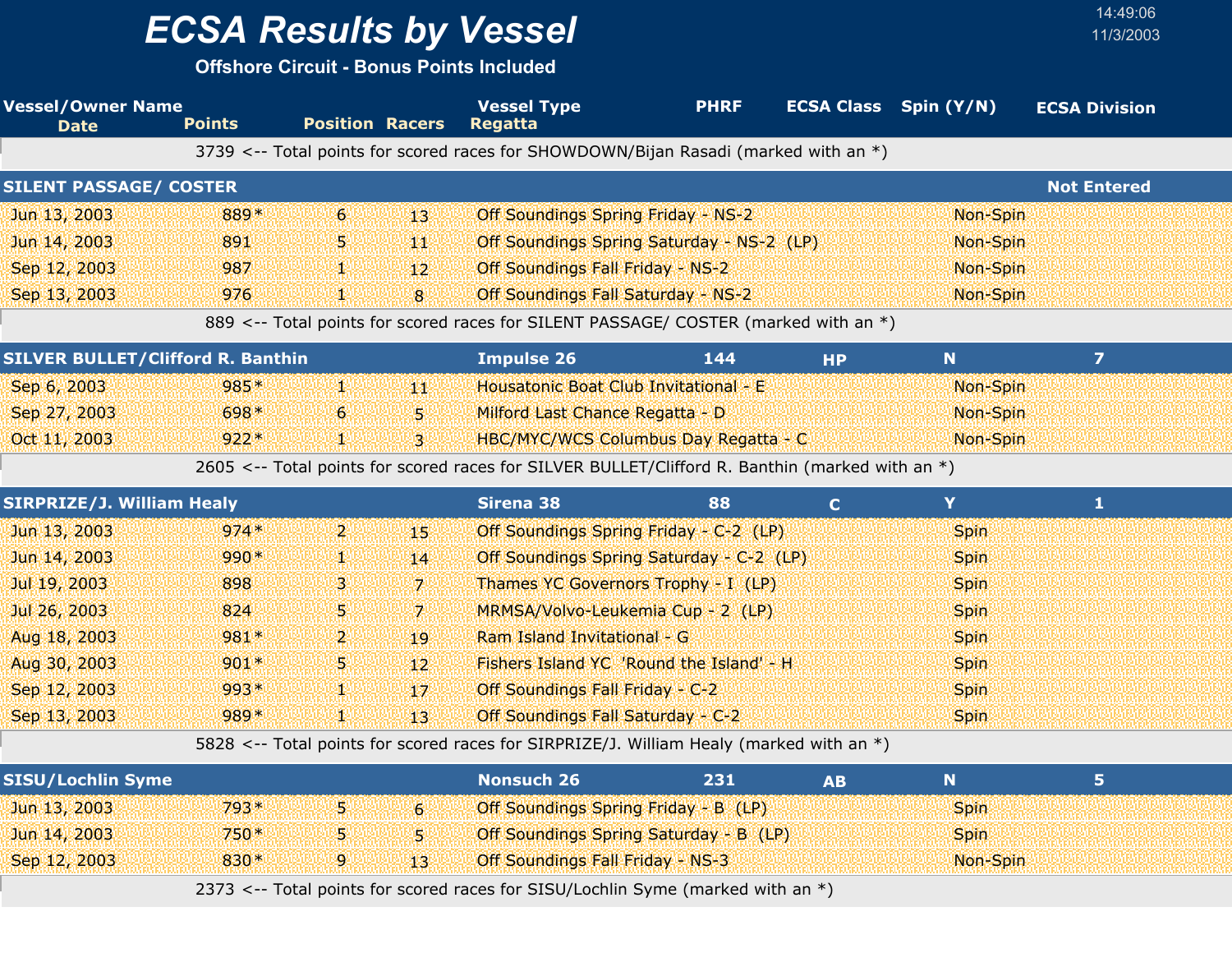# ECSA Results by Vessel

**Offshore Circuit - Bonus Points Included**

14:49:06
11/3/2003

| Vessel/Owner Name / Date | Points | Position | Racers | Vessel Type / Regatta | PHRF | ECSA Class | Spin (Y/N) | ECSA Division |
|---|---|---|---|---|---|---|---|---|
| | 3739 <-- Total points for scored races for SHOWDOWN/Bijan Rasadi (marked with an *) | | | | | | | |
| **SILENT PASSAGE/ COSTER** | | | | | | | | **Not Entered** |
| Jun 13, 2003 | 889* | 6 | 13 | Off Soundings Spring Friday - NS-2 | | | Non-Spin | |
| Jun 14, 2003 | 891 | 5 | 11 | Off Soundings Spring Saturday - NS-2 (LP) | | | Non-Spin | |
| Sep 12, 2003 | 987 | 1 | 12 | Off Soundings Fall Friday - NS-2 | | | Non-Spin | |
| Sep 13, 2003 | 976 | 1 | 8 | Off Soundings Fall Saturday - NS-2 | | | Non-Spin | |
| | 889 <-- Total points for scored races for SILENT PASSAGE/ COSTER (marked with an *) | | | | | | | |
| **SILVER BULLET/Clifford R. Banthin** | | | | **Impulse 26** | **144** | **HP** | **N** | **7** |
| Sep 6, 2003 | 985* | 1 | 11 | Housatonic Boat Club Invitational - E | | | Non-Spin | |
| Sep 27, 2003 | 698* | 6 | 5 | Milford Last Chance Regatta - D | | | Non-Spin | |
| Oct 11, 2003 | 922* | 1 | 3 | HBC/MYC/WCS Columbus Day Regatta - C | | | Non-Spin | |
| | 2605 <-- Total points for scored races for SILVER BULLET/Clifford R. Banthin (marked with an *) | | | | | | | |
| **SIRPRIZE/J. William Healy** | | | | **Sirena 38** | **88** | **C** | **Y** | **1** |
| Jun 13, 2003 | 974* | 2 | 15 | Off Soundings Spring Friday - C-2 (LP) | | | Spin | |
| Jun 14, 2003 | 990* | 1 | 14 | Off Soundings Spring Saturday - C-2 (LP) | | | Spin | |
| Jul 19, 2003 | 898 | 3 | 7 | Thames YC Governors Trophy - I (LP) | | | Spin | |
| Jul 26, 2003 | 824 | 5 | 7 | MRMSA/Volvo-Leukemia Cup - 2 (LP) | | | Spin | |
| Aug 18, 2003 | 981* | 2 | 19 | Ram Island Invitational - G | | | Spin | |
| Aug 30, 2003 | 901* | 5 | 12 | Fishers Island YC 'Round the Island' - H | | | Spin | |
| Sep 12, 2003 | 993* | 1 | 17 | Off Soundings Fall Friday - C-2 | | | Spin | |
| Sep 13, 2003 | 989* | 1 | 13 | Off Soundings Fall Saturday - C-2 | | | Spin | |
| | 5828 <-- Total points for scored races for SIRPRIZE/J. William Healy (marked with an *) | | | | | | | |
| **SISU/Lochlin Syme** | | | | **Nonsuch 26** | **231** | **AB** | **N** | **5** |
| Jun 13, 2003 | 793* | 5 | 6 | Off Soundings Spring Friday - B (LP) | | | Spin | |
| Jun 14, 2003 | 750* | 5 | 5 | Off Soundings Spring Saturday - B (LP) | | | Spin | |
| Sep 12, 2003 | 830* | 9 | 13 | Off Soundings Fall Friday - NS-3 | | | Non-Spin | |
| | 2373 <-- Total points for scored races for SISU/Lochlin Syme (marked with an *) | | | | | | | |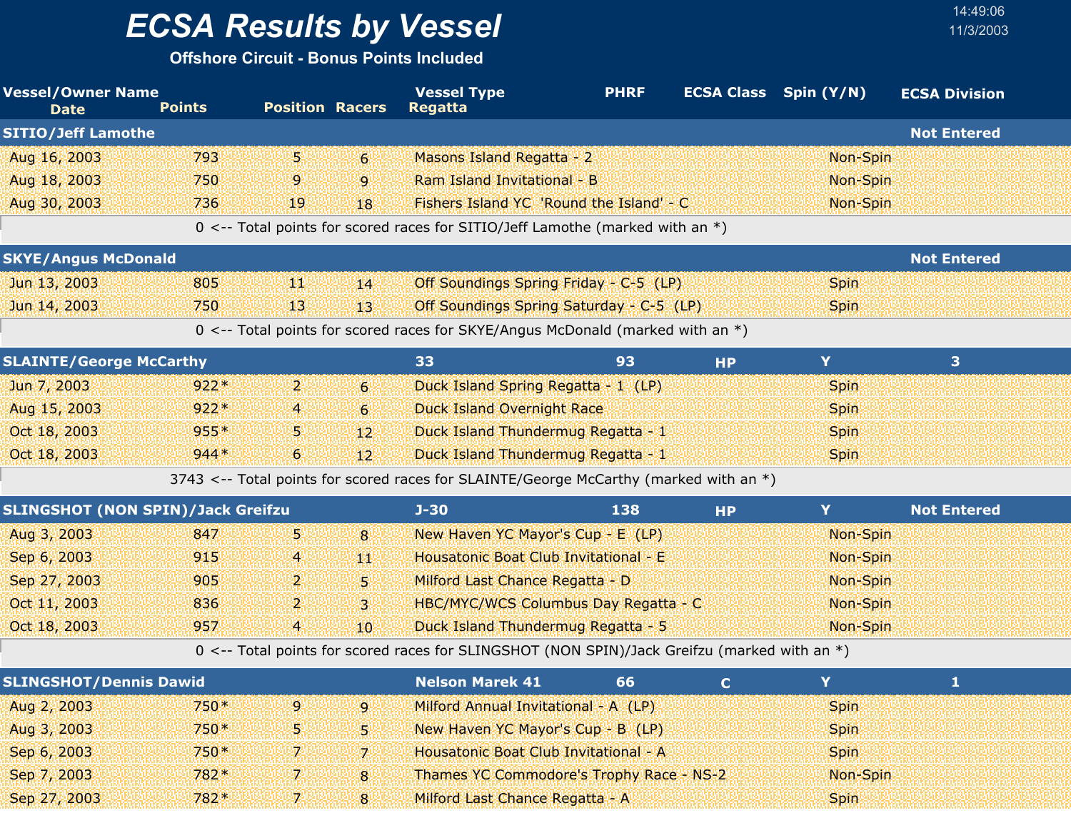# ECSA Results by Vessel

**Offshore Circuit - Bonus Points Included**

14:49:06
11/3/2003

| Vessel/Owner Name<br>Date | Points | Position | Racers | Vessel Type<br>Regatta | PHRF | ECSA Class | Spin (Y/N) | ECSA Division |
|---|---|---|---|---|---|---|---|---|
| **SITIO/Jeff Lamothe** | | | | | | | | **Not Entered** |
| Aug 16, 2003 | 793 | 5 | 6 | Masons Island Regatta - 2 | | | Non-Spin | |
| Aug 18, 2003 | 750 | 9 | 9 | Ram Island Invitational - B | | | Non-Spin | |
| Aug 30, 2003 | 736 | 19 | 18 | Fishers Island YC 'Round the Island' - C | | | Non-Spin | |
| 0 <-- Total points for scored races for SITIO/Jeff Lamothe (marked with an *) | | | | | | | | |
| **SKYE/Angus McDonald** | | | | | | | | **Not Entered** |
| Jun 13, 2003 | 805 | 11 | 14 | Off Soundings Spring Friday - C-5 (LP) | | | Spin | |
| Jun 14, 2003 | 750 | 13 | 13 | Off Soundings Spring Saturday - C-5 (LP) | | | Spin | |
| 0 <-- Total points for scored races for SKYE/Angus McDonald (marked with an *) | | | | | | | | |
| **SLAINTE/George McCarthy** | | | | **33** | **93** | **HP** | **Y** | **3** |
| Jun 7, 2003 | 922* | 2 | 6 | Duck Island Spring Regatta - 1 (LP) | | | Spin | |
| Aug 15, 2003 | 922* | 4 | 6 | Duck Island Overnight Race | | | Spin | |
| Oct 18, 2003 | 955* | 5 | 12 | Duck Island Thundermug Regatta - 1 | | | Spin | |
| Oct 18, 2003 | 944* | 6 | 12 | Duck Island Thundermug Regatta - 1 | | | Spin | |
| 3743 <-- Total points for scored races for SLAINTE/George McCarthy (marked with an *) | | | | | | | | |
| **SLINGSHOT (NON SPIN)/Jack Greifzu** | | | | **J-30** | **138** | **HP** | **Y** | **Not Entered** |
| Aug 3, 2003 | 847 | 5 | 8 | New Haven YC Mayor's Cup - E (LP) | | | Non-Spin | |
| Sep 6, 2003 | 915 | 4 | 11 | Housatonic Boat Club Invitational - E | | | Non-Spin | |
| Sep 27, 2003 | 905 | 2 | 5 | Milford Last Chance Regatta - D | | | Non-Spin | |
| Oct 11, 2003 | 836 | 2 | 3 | HBC/MYC/WCS Columbus Day Regatta - C | | | Non-Spin | |
| Oct 18, 2003 | 957 | 4 | 10 | Duck Island Thundermug Regatta - 5 | | | Non-Spin | |
| 0 <-- Total points for scored races for SLINGSHOT (NON SPIN)/Jack Greifzu (marked with an *) | | | | | | | | |
| **SLINGSHOT/Dennis Dawid** | | | | **Nelson Marek 41** | **66** | **C** | **Y** | **1** |
| Aug 2, 2003 | 750* | 9 | 9 | Milford Annual Invitational - A (LP) | | | Spin | |
| Aug 3, 2003 | 750* | 5 | 5 | New Haven YC Mayor's Cup - B (LP) | | | Spin | |
| Sep 6, 2003 | 750* | 7 | 7 | Housatonic Boat Club Invitational - A | | | Spin | |
| Sep 7, 2003 | 782* | 7 | 8 | Thames YC Commodore's Trophy Race - NS-2 | | | Non-Spin | |
| Sep 27, 2003 | 782* | 7 | 8 | Milford Last Chance Regatta - A | | | Spin | |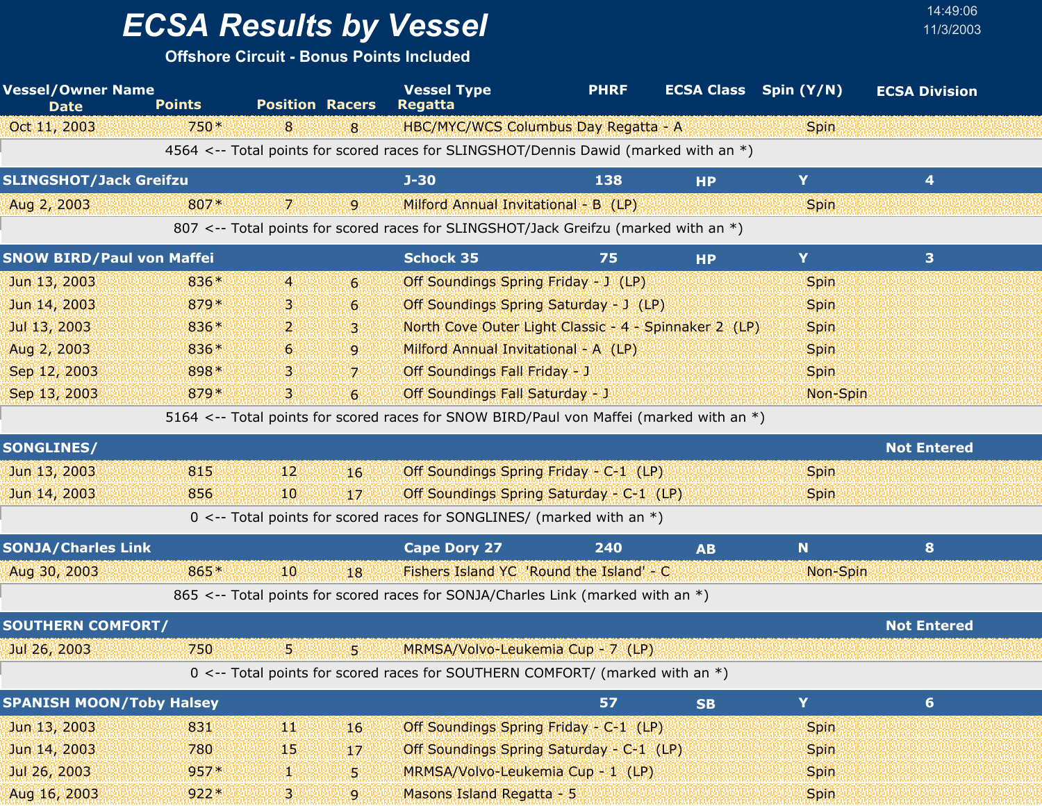# ECSA Results by Vessel

**Offshore Circuit - Bonus Points Included**

| Vessel/Owner Name | | | | Vessel Type | PHRF | ECSA Class | Spin (Y/N) | ECSA Division |
|---|---|---|---|---|---|---|---|---|
| Date | Points | Position | Racers | Regatta | | | | |
| Oct 11, 2003 | 750* | 8 | 8 | HBC/MYC/WCS Columbus Day Regatta - A | | | Spin | |
| | 4564 <-- Total points for scored races for SLINGSHOT/Dennis Dawid (marked with an *) | | | | | | | |
| **SLINGSHOT/Jack Greifzu** | | | | **J-30** | **138** | **HP** | **Y** | **4** |
| Aug 2, 2003 | 807* | 7 | 9 | Milford Annual Invitational - B (LP) | | | Spin | |
| | 807 <-- Total points for scored races for SLINGSHOT/Jack Greifzu (marked with an *) | | | | | | | |
| **SNOW BIRD/Paul von Maffei** | | | | **Schock 35** | **75** | **HP** | **Y** | **3** |
| Jun 13, 2003 | 836* | 4 | 6 | Off Soundings Spring Friday - J (LP) | | | Spin | |
| Jun 14, 2003 | 879* | 3 | 6 | Off Soundings Spring Saturday - J (LP) | | | Spin | |
| Jul 13, 2003 | 836* | 2 | 3 | North Cove Outer Light Classic - 4 - Spinnaker 2 (LP) | | | Spin | |
| Aug 2, 2003 | 836* | 6 | 9 | Milford Annual Invitational - A (LP) | | | Spin | |
| Sep 12, 2003 | 898* | 3 | 7 | Off Soundings Fall Friday - J | | | Spin | |
| Sep 13, 2003 | 879* | 3 | 6 | Off Soundings Fall Saturday - J | | | Non-Spin | |
| | 5164 <-- Total points for scored races for SNOW BIRD/Paul von Maffei (marked with an *) | | | | | | | |
| **SONGLINES/** | | | | | | | | **Not Entered** |
| Jun 13, 2003 | 815 | 12 | 16 | Off Soundings Spring Friday - C-1 (LP) | | | Spin | |
| Jun 14, 2003 | 856 | 10 | 17 | Off Soundings Spring Saturday - C-1 (LP) | | | Spin | |
| | 0 <-- Total points for scored races for SONGLINES/ (marked with an *) | | | | | | | |
| **SONJA/Charles Link** | | | | **Cape Dory 27** | **240** | **AB** | **N** | **8** |
| Aug 30, 2003 | 865* | 10 | 18 | Fishers Island YC 'Round the Island' - C | | | Non-Spin | |
| | 865 <-- Total points for scored races for SONJA/Charles Link (marked with an *) | | | | | | | |
| **SOUTHERN COMFORT/** | | | | | | | | **Not Entered** |
| Jul 26, 2003 | 750 | 5 | 5 | MRMSA/Volvo-Leukemia Cup - 7 (LP) | | | | |
| | 0 <-- Total points for scored races for SOUTHERN COMFORT/ (marked with an *) | | | | | | | |
| **SPANISH MOON/Toby Halsey** | | | | | **57** | **SB** | **Y** | **6** |
| Jun 13, 2003 | 831 | 11 | 16 | Off Soundings Spring Friday - C-1 (LP) | | | Spin | |
| Jun 14, 2003 | 780 | 15 | 17 | Off Soundings Spring Saturday - C-1 (LP) | | | Spin | |
| Jul 26, 2003 | 957* | 1 | 5 | MRMSA/Volvo-Leukemia Cup - 1 (LP) | | | Spin | |
| Aug 16, 2003 | 922* | 3 | 9 | Masons Island Regatta - 5 | | | Spin | |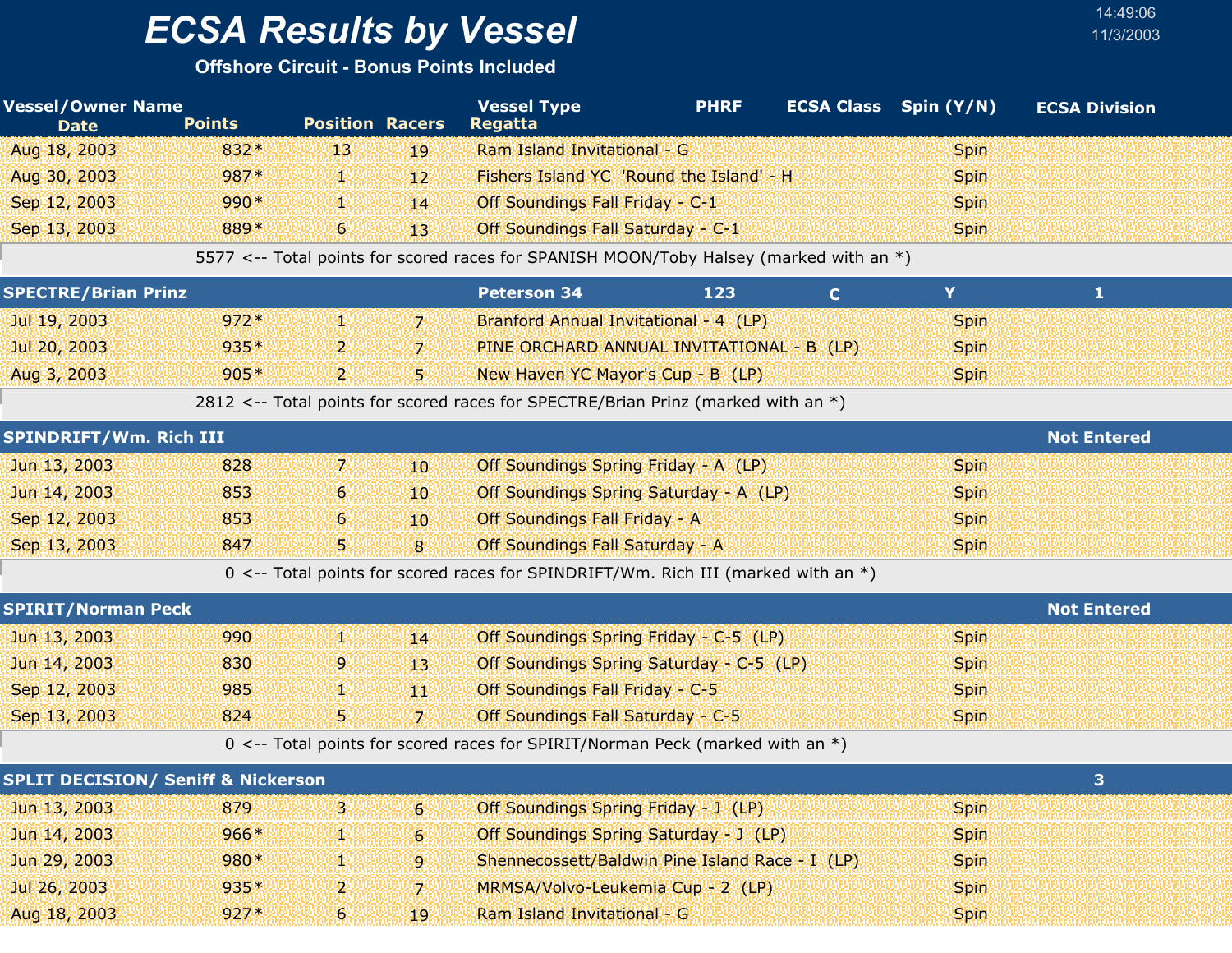# ECSA Results by Vessel

**Offshore Circuit - Bonus Points Included**

14:49:06
11/3/2003

| Vessel/Owner Name<br>Date | Points | Position | Racers | Vessel Type<br>Regatta | PHRF | ECSA Class | Spin (Y/N) | ECSA Division |
|---|---|---|---|---|---|---|---|---|
| Aug 18, 2003 | 832* | 13 | 19 | Ram Island Invitational - G | | | Spin | |
| Aug 30, 2003 | 987* | 1 | 12 | Fishers Island YC 'Round the Island' - H | | | Spin | |
| Sep 12, 2003 | 990* | 1 | 14 | Off Soundings Fall Friday - C-1 | | | Spin | |
| Sep 13, 2003 | 889* | 6 | 13 | Off Soundings Fall Saturday - C-1 | | | Spin | |
| | 5577 <-- Total points for scored races for SPANISH MOON/Toby Halsey (marked with an *) | | | | | | | |
| **SPECTRE/Brian Prinz** | | | | **Peterson 34** | **123** | **C** | **Y** | **1** |
| Jul 19, 2003 | 972* | 1 | 7 | Branford Annual Invitational - 4 (LP) | | | Spin | |
| Jul 20, 2003 | 935* | 2 | 7 | PINE ORCHARD ANNUAL INVITATIONAL - B (LP) | | | Spin | |
| Aug 3, 2003 | 905* | 2 | 5 | New Haven YC Mayor's Cup - B (LP) | | | Spin | |
| | 2812 <-- Total points for scored races for SPECTRE/Brian Prinz (marked with an *) | | | | | | | |
| **SPINDRIFT/Wm. Rich III** | | | | | | | | **Not Entered** |
| Jun 13, 2003 | 828 | 7 | 10 | Off Soundings Spring Friday - A (LP) | | | Spin | |
| Jun 14, 2003 | 853 | 6 | 10 | Off Soundings Spring Saturday - A (LP) | | | Spin | |
| Sep 12, 2003 | 853 | 6 | 10 | Off Soundings Fall Friday - A | | | Spin | |
| Sep 13, 2003 | 847 | 5 | 8 | Off Soundings Fall Saturday - A | | | Spin | |
| | 0 <-- Total points for scored races for SPINDRIFT/Wm. Rich III (marked with an *) | | | | | | | |
| **SPIRIT/Norman Peck** | | | | | | | | **Not Entered** |
| Jun 13, 2003 | 990 | 1 | 14 | Off Soundings Spring Friday - C-5 (LP) | | | Spin | |
| Jun 14, 2003 | 830 | 9 | 13 | Off Soundings Spring Saturday - C-5 (LP) | | | Spin | |
| Sep 12, 2003 | 985 | 1 | 11 | Off Soundings Fall Friday - C-5 | | | Spin | |
| Sep 13, 2003 | 824 | 5 | 7 | Off Soundings Fall Saturday - C-5 | | | Spin | |
| | 0 <-- Total points for scored races for SPIRIT/Norman Peck (marked with an *) | | | | | | | |
| **SPLIT DECISION/ Seniff & Nickerson** | | | | | | | | **3** |
| Jun 13, 2003 | 879 | 3 | 6 | Off Soundings Spring Friday - J (LP) | | | Spin | |
| Jun 14, 2003 | 966* | 1 | 6 | Off Soundings Spring Saturday - J (LP) | | | Spin | |
| Jun 29, 2003 | 980* | 1 | 9 | Shennecossett/Baldwin Pine Island Race - I (LP) | | | Spin | |
| Jul 26, 2003 | 935* | 2 | 7 | MRMSA/Volvo-Leukemia Cup - 2 (LP) | | | Spin | |
| Aug 18, 2003 | 927* | 6 | 19 | Ram Island Invitational - G | | | Spin | |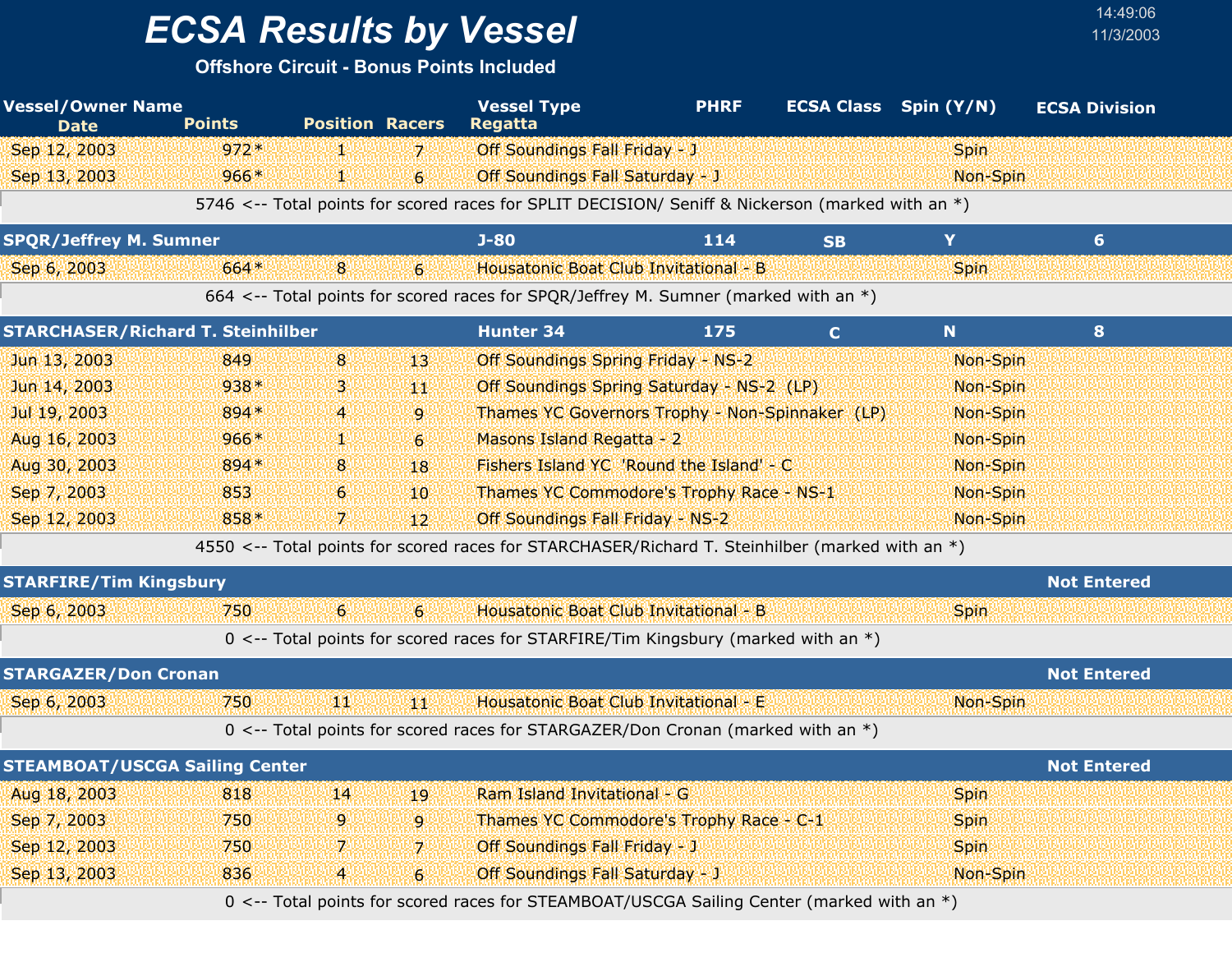# ECSA Results by Vessel

**Offshore Circuit - Bonus Points Included**

14:49:06
11/3/2003

| Vessel/Owner Name / Date | Points | Position | Racers | Vessel Type / Regatta | PHRF | ECSA Class | Spin (Y/N) | ECSA Division |
|---|---|---|---|---|---|---|---|---|
| Sep 12, 2003 | 972* | 1 | 7 | Off Soundings Fall Friday - J | | | Spin | |
| Sep 13, 2003 | 966* | 1 | 6 | Off Soundings Fall Saturday - J | | | Non-Spin | |
| 5746 <-- Total points for scored races for SPLIT DECISION/ Seniff & Nickerson (marked with an *) | | | | | | | | |
| **SPQR/Jeffrey M. Sumner** | | | | **J-80** | **114** | **SB** | **Y** | **6** |
| Sep 6, 2003 | 664* | 8 | 6 | Housatonic Boat Club Invitational - B | | | Spin | |
| 664 <-- Total points for scored races for SPQR/Jeffrey M. Sumner (marked with an *) | | | | | | | | |
| **STARCHASER/Richard T. Steinhilber** | | | | **Hunter 34** | **175** | **C** | **N** | **8** |
| Jun 13, 2003 | 849 | 8 | 13 | Off Soundings Spring Friday - NS-2 | | | Non-Spin | |
| Jun 14, 2003 | 938* | 3 | 11 | Off Soundings Spring Saturday - NS-2 (LP) | | | Non-Spin | |
| Jul 19, 2003 | 894* | 4 | 9 | Thames YC Governors Trophy - Non-Spinnaker (LP) | | | Non-Spin | |
| Aug 16, 2003 | 966* | 1 | 6 | Masons Island Regatta - 2 | | | Non-Spin | |
| Aug 30, 2003 | 894* | 8 | 18 | Fishers Island YC 'Round the Island' - C | | | Non-Spin | |
| Sep 7, 2003 | 853 | 6 | 10 | Thames YC Commodore's Trophy Race - NS-1 | | | Non-Spin | |
| Sep 12, 2003 | 858* | 7 | 12 | Off Soundings Fall Friday - NS-2 | | | Non-Spin | |
| 4550 <-- Total points for scored races for STARCHASER/Richard T. Steinhilber (marked with an *) | | | | | | | | |
| **STARFIRE/Tim Kingsbury** | | | | | | | | **Not Entered** |
| Sep 6, 2003 | 750 | 6 | 6 | Housatonic Boat Club Invitational - B | | | Spin | |
| 0 <-- Total points for scored races for STARFIRE/Tim Kingsbury (marked with an *) | | | | | | | | |
| **STARGAZER/Don Cronan** | | | | | | | | **Not Entered** |
| Sep 6, 2003 | 750 | 11 | 11 | Housatonic Boat Club Invitational - E | | | Non-Spin | |
| 0 <-- Total points for scored races for STARGAZER/Don Cronan (marked with an *) | | | | | | | | |
| **STEAMBOAT/USCGA Sailing Center** | | | | | | | | **Not Entered** |
| Aug 18, 2003 | 818 | 14 | 19 | Ram Island Invitational - G | | | Spin | |
| Sep 7, 2003 | 750 | 9 | 9 | Thames YC Commodore's Trophy Race - C-1 | | | Spin | |
| Sep 12, 2003 | 750 | 7 | 7 | Off Soundings Fall Friday - J | | | Spin | |
| Sep 13, 2003 | 836 | 4 | 6 | Off Soundings Fall Saturday - J | | | Non-Spin | |
| 0 <-- Total points for scored races for STEAMBOAT/USCGA Sailing Center (marked with an *) | | | | | | | | |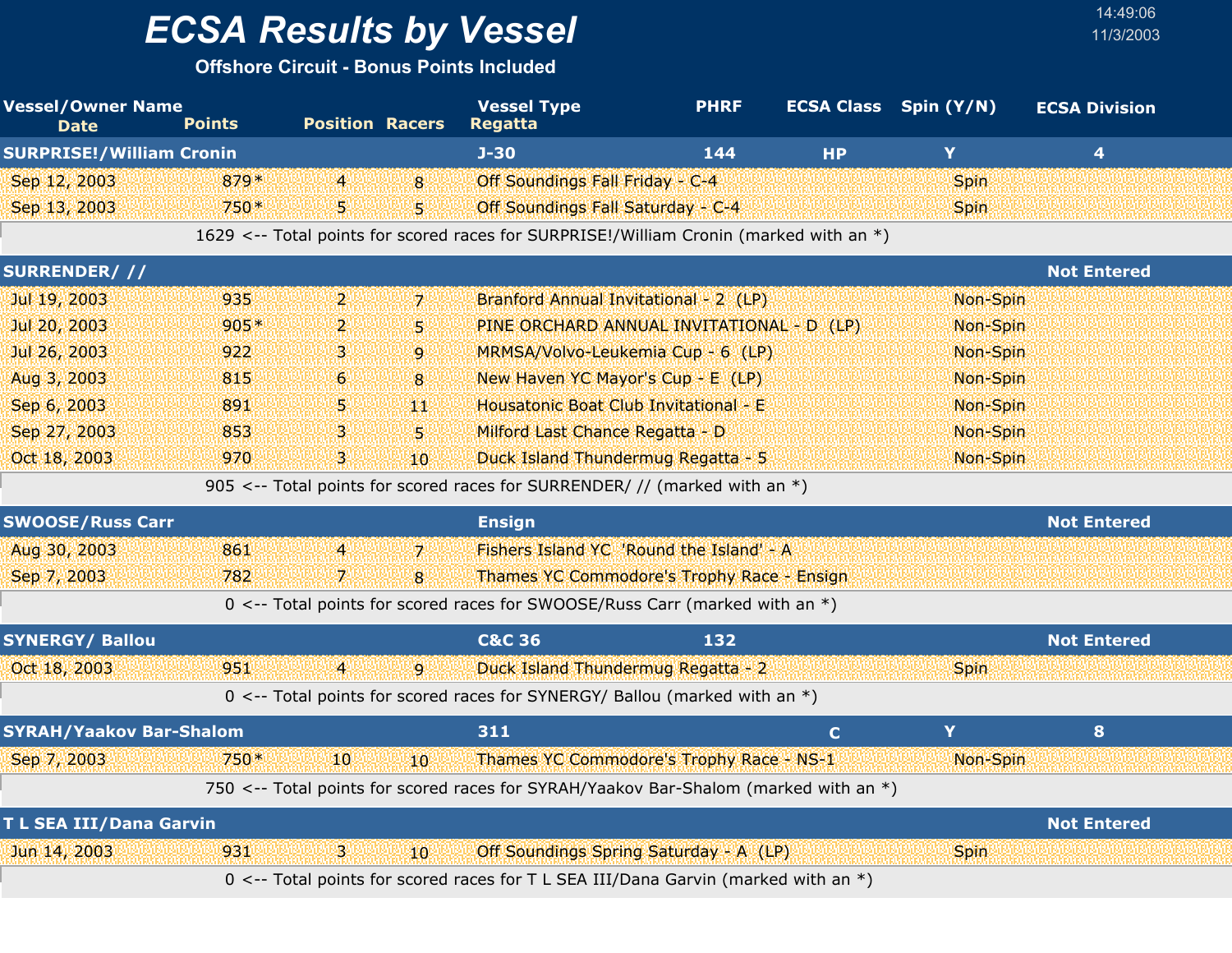# ECSA Results by Vessel

**Offshore Circuit - Bonus Points Included**

14:49:06
11/3/2003

| Vessel/Owner Name / Date | Points | Position | Racers | Vessel Type / Regatta | PHRF | ECSA Class | Spin (Y/N) | ECSA Division |
|---|---|---|---|---|---|---|---|---|
| **SURPRISE!/William Cronin** | | | | **J-30** | **144** | **HP** | **Y** | **4** |
| Sep 12, 2003 | 879* | 4 | 8 | Off Soundings Fall Friday - C-4 | | | Spin | |
| Sep 13, 2003 | 750* | 5 | 5 | Off Soundings Fall Saturday - C-4 | | | Spin | |
| | 1629 <-- Total points for scored races for SURPRISE!/William Cronin (marked with an *) | | | | | | | |
| **SURRENDER/ //** | | | | | | | | **Not Entered** |
| Jul 19, 2003 | 935 | 2 | 7 | Branford Annual Invitational - 2 (LP) | | | Non-Spin | |
| Jul 20, 2003 | 905* | 2 | 5 | PINE ORCHARD ANNUAL INVITATIONAL - D (LP) | | | Non-Spin | |
| Jul 26, 2003 | 922 | 3 | 9 | MRMSA/Volvo-Leukemia Cup - 6 (LP) | | | Non-Spin | |
| Aug 3, 2003 | 815 | 6 | 8 | New Haven YC Mayor's Cup - E (LP) | | | Non-Spin | |
| Sep 6, 2003 | 891 | 5 | 11 | Housatonic Boat Club Invitational - E | | | Non-Spin | |
| Sep 27, 2003 | 853 | 3 | 5 | Milford Last Chance Regatta - D | | | Non-Spin | |
| Oct 18, 2003 | 970 | 3 | 10 | Duck Island Thundermug Regatta - 5 | | | Non-Spin | |
| | 905 <-- Total points for scored races for SURRENDER/ // (marked with an *) | | | | | | | |
| **SWOOSE/Russ Carr** | | | | **Ensign** | | | | **Not Entered** |
| Aug 30, 2003 | 861 | 4 | 7 | Fishers Island YC 'Round the Island' - A | | | | |
| Sep 7, 2003 | 782 | 7 | 8 | Thames YC Commodore's Trophy Race - Ensign | | | | |
| | 0 <-- Total points for scored races for SWOOSE/Russ Carr (marked with an *) | | | | | | | |
| **SYNERGY/ Ballou** | | | | **C&C 36** | **132** | | | **Not Entered** |
| Oct 18, 2003 | 951 | 4 | 9 | Duck Island Thundermug Regatta - 2 | | | Spin | |
| | 0 <-- Total points for scored races for SYNERGY/ Ballou (marked with an *) | | | | | | | |
| **SYRAH/Yaakov Bar-Shalom** | | | | **311** | | **C** | **Y** | **8** |
| Sep 7, 2003 | 750* | 10 | 10 | Thames YC Commodore's Trophy Race - NS-1 | | | Non-Spin | |
| | 750 <-- Total points for scored races for SYRAH/Yaakov Bar-Shalom (marked with an *) | | | | | | | |
| **T L SEA III/Dana Garvin** | | | | | | | | **Not Entered** |
| Jun 14, 2003 | 931 | 3 | 10 | Off Soundings Spring Saturday - A (LP) | | | Spin | |
| | 0 <-- Total points for scored races for T L SEA III/Dana Garvin (marked with an *) | | | | | | | |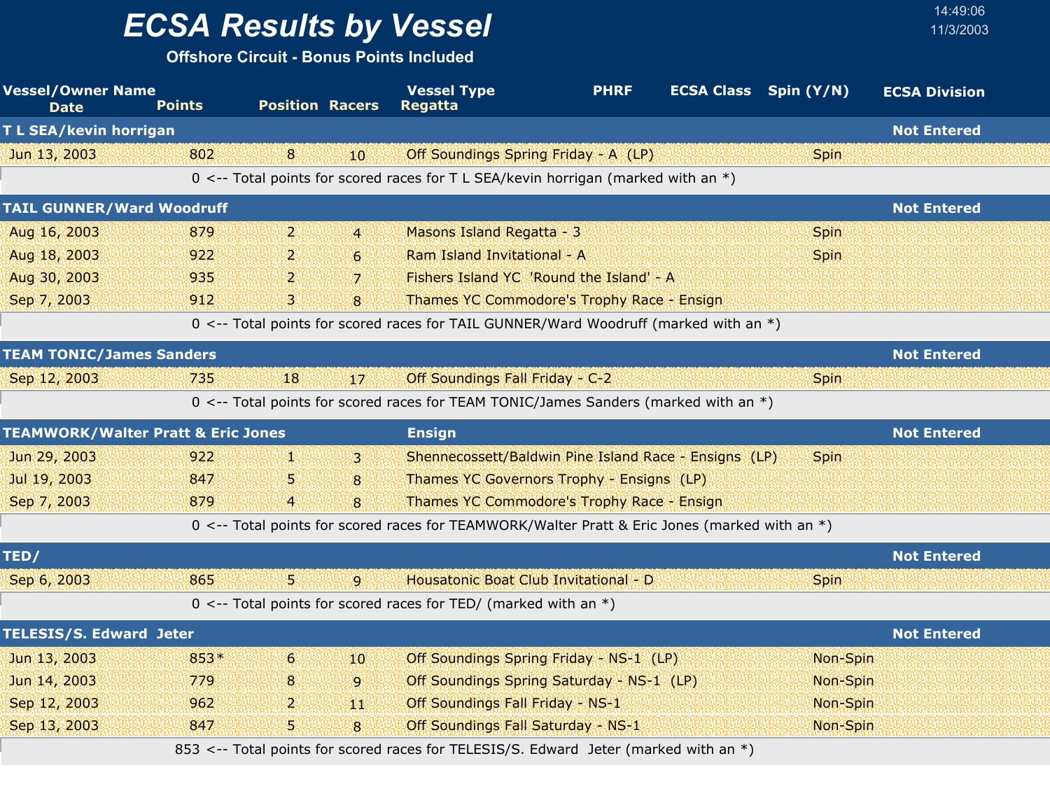# ECSA Results by Vessel

**Offshore Circuit - Bonus Points Included**

14:49:06
11/3/2003

| Vessel/Owner Name<br>Date | Points | Position | Racers | Vessel Type<br>Regatta | PHRF | ECSA Class | Spin (Y/N) | ECSA Division |
|---|---|---|---|---|---|---|---|---|
| **T L SEA/kevin horrigan** | | | | | | | | **Not Entered** |
| Jun 13, 2003 | 802 | 8 | 10 | Off Soundings Spring Friday - A (LP) | | | Spin | |
| 0 <-- Total points for scored races for T L SEA/kevin horrigan (marked with an *) | | | | | | | | |
| **TAIL GUNNER/Ward Woodruff** | | | | | | | | **Not Entered** |
| Aug 16, 2003 | 879 | 2 | 4 | Masons Island Regatta - 3 | | | Spin | |
| Aug 18, 2003 | 922 | 2 | 6 | Ram Island Invitational - A | | | Spin | |
| Aug 30, 2003 | 935 | 2 | 7 | Fishers Island YC 'Round the Island' - A | | | | |
| Sep 7, 2003 | 912 | 3 | 8 | Thames YC Commodore's Trophy Race - Ensign | | | | |
| 0 <-- Total points for scored races for TAIL GUNNER/Ward Woodruff (marked with an *) | | | | | | | | |
| **TEAM TONIC/James Sanders** | | | | | | | | **Not Entered** |
| Sep 12, 2003 | 735 | 18 | 17 | Off Soundings Fall Friday - C-2 | | | Spin | |
| 0 <-- Total points for scored races for TEAM TONIC/James Sanders (marked with an *) | | | | | | | | |
| **TEAMWORK/Walter Pratt & Eric Jones** | | | | **Ensign** | | | | **Not Entered** |
| Jun 29, 2003 | 922 | 1 | 3 | Shennecossett/Baldwin Pine Island Race - Ensigns (LP) | | | Spin | |
| Jul 19, 2003 | 847 | 5 | 8 | Thames YC Governors Trophy - Ensigns (LP) | | | | |
| Sep 7, 2003 | 879 | 4 | 8 | Thames YC Commodore's Trophy Race - Ensign | | | | |
| 0 <-- Total points for scored races for TEAMWORK/Walter Pratt & Eric Jones (marked with an *) | | | | | | | | |
| **TED/** | | | | | | | | **Not Entered** |
| Sep 6, 2003 | 865 | 5 | 9 | Housatonic Boat Club Invitational - D | | | Spin | |
| 0 <-- Total points for scored races for TED/ (marked with an *) | | | | | | | | |
| **TELESIS/S. Edward Jeter** | | | | | | | | **Not Entered** |
| Jun 13, 2003 | 853* | 6 | 10 | Off Soundings Spring Friday - NS-1 (LP) | | | Non-Spin | |
| Jun 14, 2003 | 779 | 8 | 9 | Off Soundings Spring Saturday - NS-1 (LP) | | | Non-Spin | |
| Sep 12, 2003 | 962 | 2 | 11 | Off Soundings Fall Friday - NS-1 | | | Non-Spin | |
| Sep 13, 2003 | 847 | 5 | 8 | Off Soundings Fall Saturday - NS-1 | | | Non-Spin | |
| 853 <-- Total points for scored races for TELESIS/S. Edward Jeter (marked with an *) | | | | | | | | |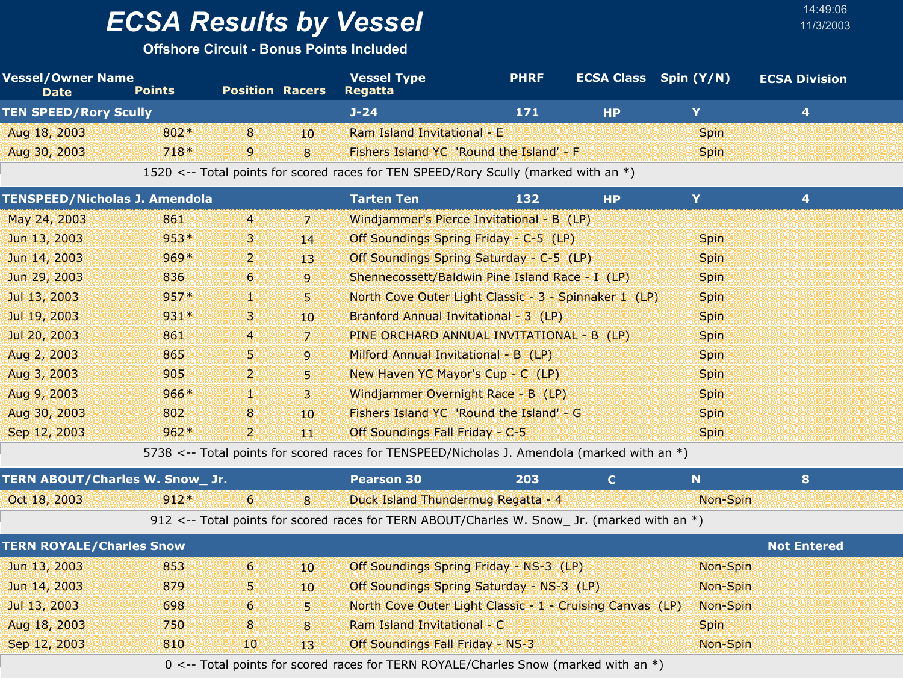# ECSA Results by Vessel

**Offshore Circuit - Bonus Points Included**

14:49:06
11/3/2003

| Vessel/Owner Name Date | Points | Position | Racers | Vessel Type Regatta | PHRF | ECSA Class | Spin (Y/N) | ECSA Division |
|---|---|---|---|---|---|---|---|---|
| **TEN SPEED/Rory Scully** | | | | **J-24** | **171** | **HP** | **Y** | **4** |
| Aug 18, 2003 | 802* | 8 | 10 | Ram Island Invitational - E | | | Spin | |
| Aug 30, 2003 | 718* | 9 | 8 | Fishers Island YC 'Round the Island' - F | | | Spin | |
| 1520 <-- Total points for scored races for TEN SPEED/Rory Scully (marked with an *) | | | | | | | | |
| **TENSPEED/Nicholas J. Amendola** | | | | **Tarten Ten** | **132** | **HP** | **Y** | **4** |
| May 24, 2003 | 861 | 4 | 7 | Windjammer's Pierce Invitational - B (LP) | | | | |
| Jun 13, 2003 | 953* | 3 | 14 | Off Soundings Spring Friday - C-5 (LP) | | | Spin | |
| Jun 14, 2003 | 969* | 2 | 13 | Off Soundings Spring Saturday - C-5 (LP) | | | Spin | |
| Jun 29, 2003 | 836 | 6 | 9 | Shennecossett/Baldwin Pine Island Race - I (LP) | | | Spin | |
| Jul 13, 2003 | 957* | 1 | 5 | North Cove Outer Light Classic - 3 - Spinnaker 1 (LP) | | | Spin | |
| Jul 19, 2003 | 931* | 3 | 10 | Branford Annual Invitational - 3 (LP) | | | Spin | |
| Jul 20, 2003 | 861 | 4 | 7 | PINE ORCHARD ANNUAL INVITATIONAL - B (LP) | | | Spin | |
| Aug 2, 2003 | 865 | 5 | 9 | Milford Annual Invitational - B (LP) | | | Spin | |
| Aug 3, 2003 | 905 | 2 | 5 | New Haven YC Mayor's Cup - C (LP) | | | Spin | |
| Aug 9, 2003 | 966* | 1 | 3 | Windjammer Overnight Race - B (LP) | | | Spin | |
| Aug 30, 2003 | 802 | 8 | 10 | Fishers Island YC 'Round the Island' - G | | | Spin | |
| Sep 12, 2003 | 962* | 2 | 11 | Off Soundings Fall Friday - C-5 | | | Spin | |
| 5738 <-- Total points for scored races for TENSPEED/Nicholas J. Amendola (marked with an *) | | | | | | | | |
| **TERN ABOUT/Charles W. Snow_ Jr.** | | | | **Pearson 30** | **203** | **C** | **N** | **8** |
| Oct 18, 2003 | 912* | 6 | 8 | Duck Island Thundermug Regatta - 4 | | | Non-Spin | |
| 912 <-- Total points for scored races for TERN ABOUT/Charles W. Snow_ Jr. (marked with an *) | | | | | | | | |
| **TERN ROYALE/Charles Snow** | | | | | | | | **Not Entered** |
| Jun 13, 2003 | 853 | 6 | 10 | Off Soundings Spring Friday - NS-3 (LP) | | | Non-Spin | |
| Jun 14, 2003 | 879 | 5 | 10 | Off Soundings Spring Saturday - NS-3 (LP) | | | Non-Spin | |
| Jul 13, 2003 | 698 | 6 | 5 | North Cove Outer Light Classic - 1 - Cruising Canvas (LP) | | | Non-Spin | |
| Aug 18, 2003 | 750 | 8 | 8 | Ram Island Invitational - C | | | Spin | |
| Sep 12, 2003 | 810 | 10 | 13 | Off Soundings Fall Friday - NS-3 | | | Non-Spin | |
| 0 <-- Total points for scored races for TERN ROYALE/Charles Snow (marked with an *) | | | | | | | | |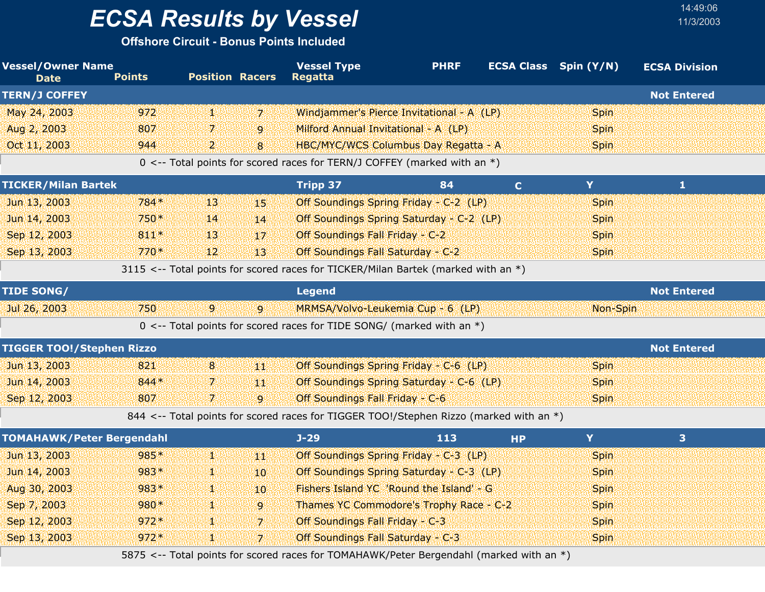# ECSA Results by Vessel

**Offshore Circuit - Bonus Points Included**

14:49:06
11/3/2003

| Vessel/Owner Name / Date | Points | Position | Racers | Vessel Type / Regatta | PHRF | ECSA Class | Spin (Y/N) | ECSA Division |
|---|---|---|---|---|---|---|---|---|
| **TERN/J COFFEY** | | | | | | | | **Not Entered** |
| May 24, 2003 | 972 | 1 | 7 | Windjammer's Pierce Invitational - A (LP) | | | Spin | |
| Aug 2, 2003 | 807 | 7 | 9 | Milford Annual Invitational - A (LP) | | | Spin | |
| Oct 11, 2003 | 944 | 2 | 8 | HBC/MYC/WCS Columbus Day Regatta - A | | | Spin | |
| 0 <-- Total points for scored races for TERN/J COFFEY (marked with an *) | | | | | | | | |
| **TICKER/Milan Bartek** | | | | **Tripp 37** | **84** | **C** | **Y** | **1** |
| Jun 13, 2003 | 784* | 13 | 15 | Off Soundings Spring Friday - C-2 (LP) | | | Spin | |
| Jun 14, 2003 | 750* | 14 | 14 | Off Soundings Spring Saturday - C-2 (LP) | | | Spin | |
| Sep 12, 2003 | 811* | 13 | 17 | Off Soundings Fall Friday - C-2 | | | Spin | |
| Sep 13, 2003 | 770* | 12 | 13 | Off Soundings Fall Saturday - C-2 | | | Spin | |
| 3115 <-- Total points for scored races for TICKER/Milan Bartek (marked with an *) | | | | | | | | |
| **TIDE SONG/** | | | | **Legend** | | | | **Not Entered** |
| Jul 26, 2003 | 750 | 9 | 9 | MRMSA/Volvo-Leukemia Cup - 6 (LP) | | | Non-Spin | |
| 0 <-- Total points for scored races for TIDE SONG/ (marked with an *) | | | | | | | | |
| **TIGGER TOO!/Stephen Rizzo** | | | | | | | | **Not Entered** |
| Jun 13, 2003 | 821 | 8 | 11 | Off Soundings Spring Friday - C-6 (LP) | | | Spin | |
| Jun 14, 2003 | 844* | 7 | 11 | Off Soundings Spring Saturday - C-6 (LP) | | | Spin | |
| Sep 12, 2003 | 807 | 7 | 9 | Off Soundings Fall Friday - C-6 | | | Spin | |
| 844 <-- Total points for scored races for TIGGER TOO!/Stephen Rizzo (marked with an *) | | | | | | | | |
| **TOMAHAWK/Peter Bergendahl** | | | | **J-29** | **113** | **HP** | **Y** | **3** |
| Jun 13, 2003 | 985* | 1 | 11 | Off Soundings Spring Friday - C-3 (LP) | | | Spin | |
| Jun 14, 2003 | 983* | 1 | 10 | Off Soundings Spring Saturday - C-3 (LP) | | | Spin | |
| Aug 30, 2003 | 983* | 1 | 10 | Fishers Island YC 'Round the Island' - G | | | Spin | |
| Sep 7, 2003 | 980* | 1 | 9 | Thames YC Commodore's Trophy Race - C-2 | | | Spin | |
| Sep 12, 2003 | 972* | 1 | 7 | Off Soundings Fall Friday - C-3 | | | Spin | |
| Sep 13, 2003 | 972* | 1 | 7 | Off Soundings Fall Saturday - C-3 | | | Spin | |
| 5875 <-- Total points for scored races for TOMAHAWK/Peter Bergendahl (marked with an *) | | | | | | | | |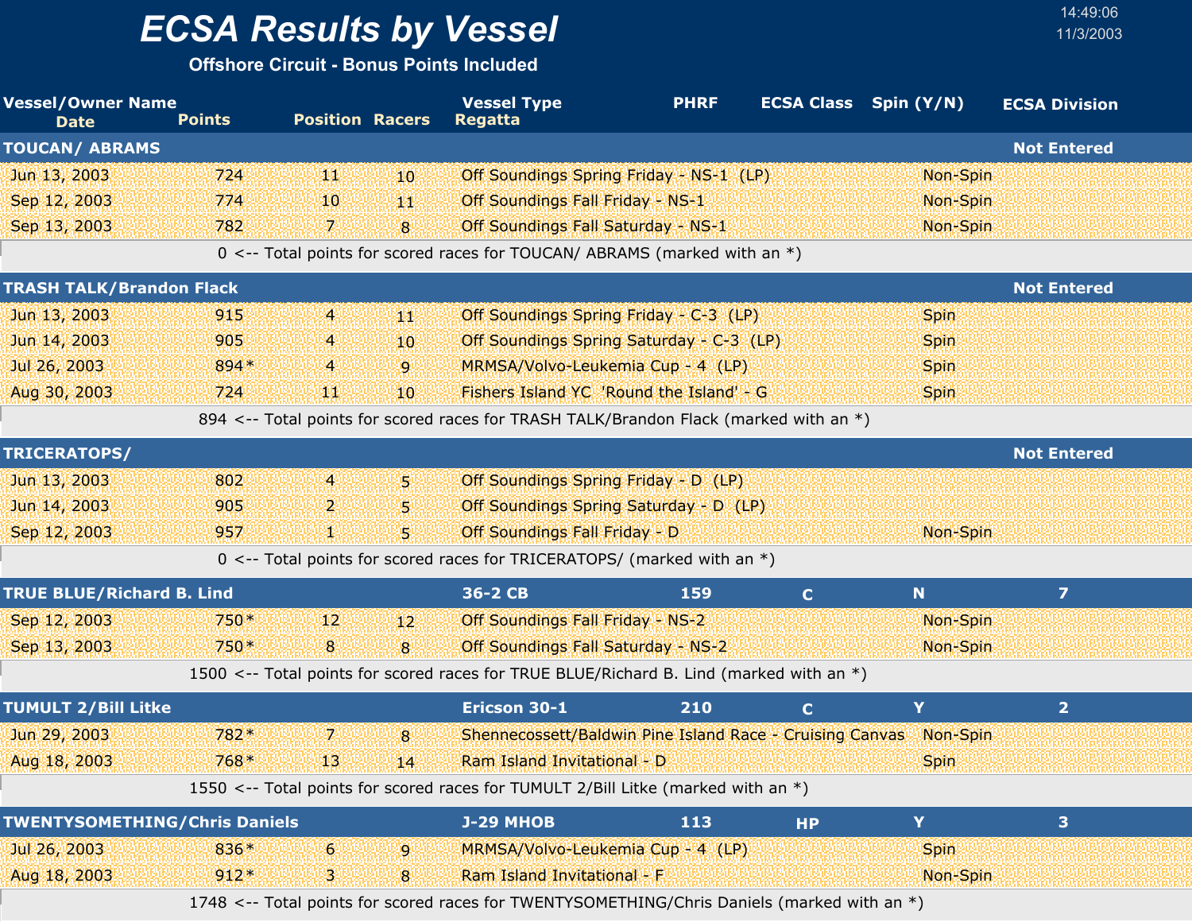# ECSA Results by Vessel

**Offshore Circuit - Bonus Points Included**

14:49:06
11/3/2003

| Vessel/Owner Name / Date | Points | Position | Racers | Vessel Type / Regatta | PHRF | ECSA Class | Spin (Y/N) | ECSA Division |
|---|---|---|---|---|---|---|---|---|
| **TOUCAN/ ABRAMS** | | | | | | | | **Not Entered** |
| Jun 13, 2003 | 724 | 11 | 10 | Off Soundings Spring Friday - NS-1 (LP) | | | Non-Spin | |
| Sep 12, 2003 | 774 | 10 | 11 | Off Soundings Fall Friday - NS-1 | | | Non-Spin | |
| Sep 13, 2003 | 782 | 7 | 8 | Off Soundings Fall Saturday - NS-1 | | | Non-Spin | |
| 0 <-- Total points for scored races for TOUCAN/ ABRAMS (marked with an *) | | | | | | | | |
| **TRASH TALK/Brandon Flack** | | | | | | | | **Not Entered** |
| Jun 13, 2003 | 915 | 4 | 11 | Off Soundings Spring Friday - C-3 (LP) | | | Spin | |
| Jun 14, 2003 | 905 | 4 | 10 | Off Soundings Spring Saturday - C-3 (LP) | | | Spin | |
| Jul 26, 2003 | 894* | 4 | 9 | MRMSA/Volvo-Leukemia Cup - 4 (LP) | | | Spin | |
| Aug 30, 2003 | 724 | 11 | 10 | Fishers Island YC 'Round the Island' - G | | | Spin | |
| 894 <-- Total points for scored races for TRASH TALK/Brandon Flack (marked with an *) | | | | | | | | |
| **TRICERATOPS/** | | | | | | | | **Not Entered** |
| Jun 13, 2003 | 802 | 4 | 5 | Off Soundings Spring Friday - D (LP) | | | | |
| Jun 14, 2003 | 905 | 2 | 5 | Off Soundings Spring Saturday - D (LP) | | | | |
| Sep 12, 2003 | 957 | 1 | 5 | Off Soundings Fall Friday - D | | | Non-Spin | |
| 0 <-- Total points for scored races for TRICERATOPS/ (marked with an *) | | | | | | | | |
| **TRUE BLUE/Richard B. Lind** | | | | **36-2 CB** | **159** | **C** | **N** | **7** |
| Sep 12, 2003 | 750* | 12 | 12 | Off Soundings Fall Friday - NS-2 | | | Non-Spin | |
| Sep 13, 2003 | 750* | 8 | 8 | Off Soundings Fall Saturday - NS-2 | | | Non-Spin | |
| 1500 <-- Total points for scored races for TRUE BLUE/Richard B. Lind (marked with an *) | | | | | | | | |
| **TUMULT 2/Bill Litke** | | | | **Ericson 30-1** | **210** | **C** | **Y** | **2** |
| Jun 29, 2003 | 782* | 7 | 8 | Shennecossett/Baldwin Pine Island Race - Cruising Canvas | | | Non-Spin | |
| Aug 18, 2003 | 768* | 13 | 14 | Ram Island Invitational - D | | | Spin | |
| 1550 <-- Total points for scored races for TUMULT 2/Bill Litke (marked with an *) | | | | | | | | |
| **TWENTYSOMETHING/Chris Daniels** | | | | **J-29 MHOB** | **113** | **HP** | **Y** | **3** |
| Jul 26, 2003 | 836* | 6 | 9 | MRMSA/Volvo-Leukemia Cup - 4 (LP) | | | Spin | |
| Aug 18, 2003 | 912* | 3 | 8 | Ram Island Invitational - F | | | Non-Spin | |
| 1748 <-- Total points for scored races for TWENTYSOMETHING/Chris Daniels (marked with an *) | | | | | | | | |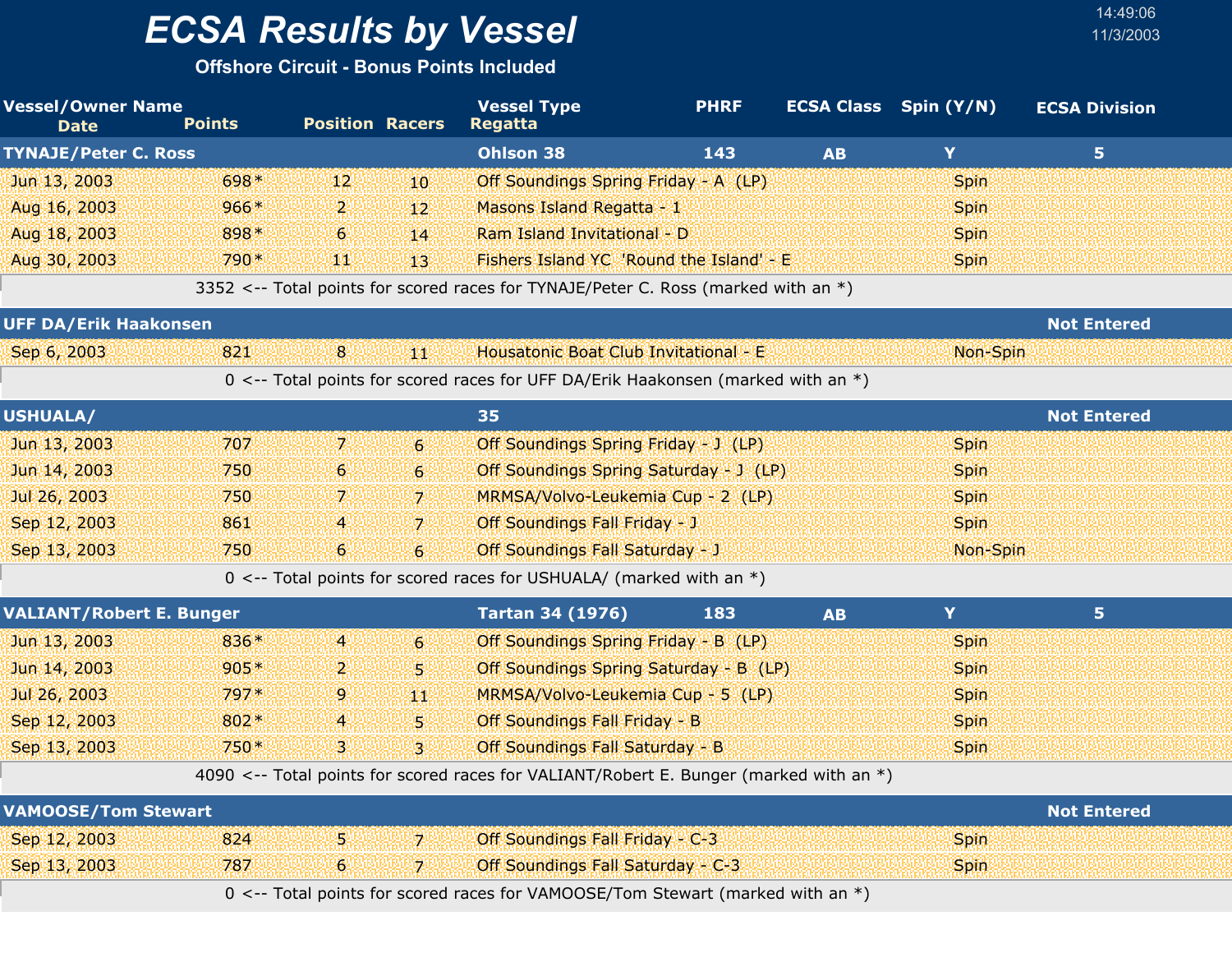# ECSA Results by Vessel

**Offshore Circuit - Bonus Points Included**

14:49:06
11/3/2003

| Vessel/Owner Name | | | | Vessel Type | PHRF | ECSA Class | Spin (Y/N) | ECSA Division |
|---|---|---|---|---|---|---|---|---|
| Date | Points | Position | Racers | Regatta | | | | |
| **TYNAJE/Peter C. Ross** | | | | **Ohlson 38** | **143** | **AB** | **Y** | **5** |
| Jun 13, 2003 | 698* | 12 | 10 | Off Soundings Spring Friday - A (LP) | | | Spin | |
| Aug 16, 2003 | 966* | 2 | 12 | Masons Island Regatta - 1 | | | Spin | |
| Aug 18, 2003 | 898* | 6 | 14 | Ram Island Invitational - D | | | Spin | |
| Aug 30, 2003 | 790* | 11 | 13 | Fishers Island YC 'Round the Island' - E | | | Spin | |
| 3352 <-- Total points for scored races for TYNAJE/Peter C. Ross (marked with an *) | | | | | | | | |
| **UFF DA/Erik Haakonsen** | | | | | | | | **Not Entered** |
| Sep 6, 2003 | 821 | 8 | 11 | Housatonic Boat Club Invitational - E | | | Non-Spin | |
| 0 <-- Total points for scored races for UFF DA/Erik Haakonsen (marked with an *) | | | | | | | | |
| **USHUALA/** | | | | **35** | | | | **Not Entered** |
| Jun 13, 2003 | 707 | 7 | 6 | Off Soundings Spring Friday - J (LP) | | | Spin | |
| Jun 14, 2003 | 750 | 6 | 6 | Off Soundings Spring Saturday - J (LP) | | | Spin | |
| Jul 26, 2003 | 750 | 7 | 7 | MRMSA/Volvo-Leukemia Cup - 2 (LP) | | | Spin | |
| Sep 12, 2003 | 861 | 4 | 7 | Off Soundings Fall Friday - J | | | Spin | |
| Sep 13, 2003 | 750 | 6 | 6 | Off Soundings Fall Saturday - J | | | Non-Spin | |
| 0 <-- Total points for scored races for USHUALA/ (marked with an *) | | | | | | | | |
| **VALIANT/Robert E. Bunger** | | | | **Tartan 34 (1976)** | **183** | **AB** | **Y** | **5** |
| Jun 13, 2003 | 836* | 4 | 6 | Off Soundings Spring Friday - B (LP) | | | Spin | |
| Jun 14, 2003 | 905* | 2 | 5 | Off Soundings Spring Saturday - B (LP) | | | Spin | |
| Jul 26, 2003 | 797* | 9 | 11 | MRMSA/Volvo-Leukemia Cup - 5 (LP) | | | Spin | |
| Sep 12, 2003 | 802* | 4 | 5 | Off Soundings Fall Friday - B | | | Spin | |
| Sep 13, 2003 | 750* | 3 | 3 | Off Soundings Fall Saturday - B | | | Spin | |
| 4090 <-- Total points for scored races for VALIANT/Robert E. Bunger (marked with an *) | | | | | | | | |
| **VAMOOSE/Tom Stewart** | | | | | | | | **Not Entered** |
| Sep 12, 2003 | 824 | 5 | 7 | Off Soundings Fall Friday - C-3 | | | Spin | |
| Sep 13, 2003 | 787 | 6 | 7 | Off Soundings Fall Saturday - C-3 | | | Spin | |
| 0 <-- Total points for scored races for VAMOOSE/Tom Stewart (marked with an *) | | | | | | | | |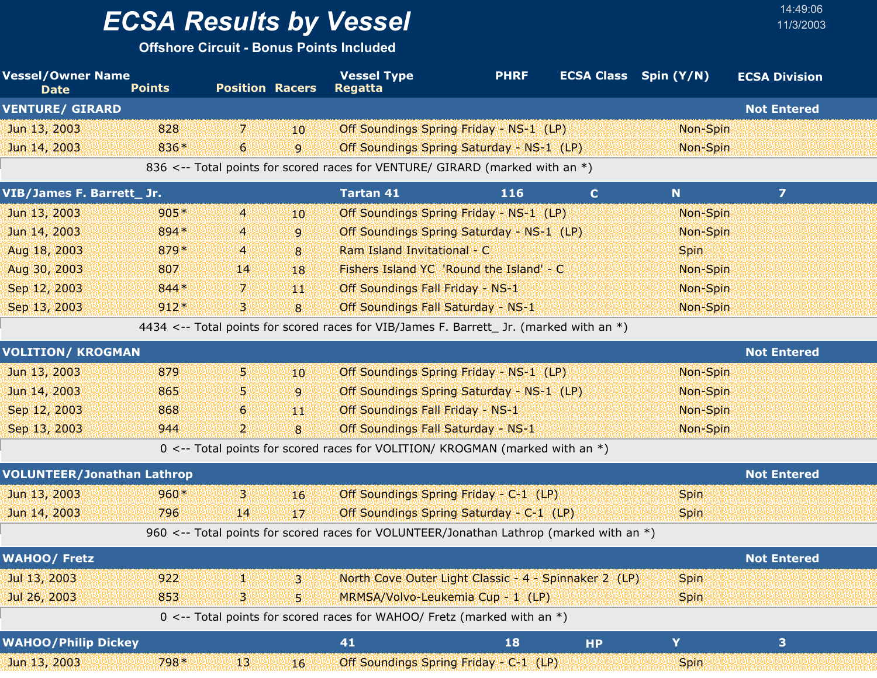# ECSA Results by Vessel

**Offshore Circuit - Bonus Points Included**

14:49:06
11/3/2003

| Vessel/Owner Name / Date | Points | Position | Racers | Vessel Type / Regatta | PHRF | ECSA Class | Spin (Y/N) | ECSA Division |
|---|---|---|---|---|---|---|---|---|
| **VENTURE/ GIRARD** | | | | | | | | **Not Entered** |
| Jun 13, 2003 | 828 | 7 | 10 | Off Soundings Spring Friday - NS-1 (LP) | | | Non-Spin | |
| Jun 14, 2003 | 836* | 6 | 9 | Off Soundings Spring Saturday - NS-1 (LP) | | | Non-Spin | |
| | 836 <-- Total points for scored races for VENTURE/ GIRARD (marked with an *) | | | | | | | |
| **VIB/James F. Barrett_ Jr.** | | | | **Tartan 41** | **116** | **C** | **N** | **7** |
| Jun 13, 2003 | 905* | 4 | 10 | Off Soundings Spring Friday - NS-1 (LP) | | | Non-Spin | |
| Jun 14, 2003 | 894* | 4 | 9 | Off Soundings Spring Saturday - NS-1 (LP) | | | Non-Spin | |
| Aug 18, 2003 | 879* | 4 | 8 | Ram Island Invitational - C | | | Spin | |
| Aug 30, 2003 | 807 | 14 | 18 | Fishers Island YC 'Round the Island' - C | | | Non-Spin | |
| Sep 12, 2003 | 844* | 7 | 11 | Off Soundings Fall Friday - NS-1 | | | Non-Spin | |
| Sep 13, 2003 | 912* | 3 | 8 | Off Soundings Fall Saturday - NS-1 | | | Non-Spin | |
| | 4434 <-- Total points for scored races for VIB/James F. Barrett_ Jr. (marked with an *) | | | | | | | |
| **VOLITION/ KROGMAN** | | | | | | | | **Not Entered** |
| Jun 13, 2003 | 879 | 5 | 10 | Off Soundings Spring Friday - NS-1 (LP) | | | Non-Spin | |
| Jun 14, 2003 | 865 | 5 | 9 | Off Soundings Spring Saturday - NS-1 (LP) | | | Non-Spin | |
| Sep 12, 2003 | 868 | 6 | 11 | Off Soundings Fall Friday - NS-1 | | | Non-Spin | |
| Sep 13, 2003 | 944 | 2 | 8 | Off Soundings Fall Saturday - NS-1 | | | Non-Spin | |
| | 0 <-- Total points for scored races for VOLITION/ KROGMAN (marked with an *) | | | | | | | |
| **VOLUNTEER/Jonathan Lathrop** | | | | | | | | **Not Entered** |
| Jun 13, 2003 | 960* | 3 | 16 | Off Soundings Spring Friday - C-1 (LP) | | | Spin | |
| Jun 14, 2003 | 796 | 14 | 17 | Off Soundings Spring Saturday - C-1 (LP) | | | Spin | |
| | 960 <-- Total points for scored races for VOLUNTEER/Jonathan Lathrop (marked with an *) | | | | | | | |
| **WAHOO/ Fretz** | | | | | | | | **Not Entered** |
| Jul 13, 2003 | 922 | 1 | 3 | North Cove Outer Light Classic - 4 - Spinnaker 2 (LP) | | | Spin | |
| Jul 26, 2003 | 853 | 3 | 5 | MRMSA/Volvo-Leukemia Cup - 1 (LP) | | | Spin | |
| | 0 <-- Total points for scored races for WAHOO/ Fretz (marked with an *) | | | | | | | |
| **WAHOO/Philip Dickey** | | | | **41** | **18** | **HP** | **Y** | **3** |
| Jun 13, 2003 | 798* | 13 | 16 | Off Soundings Spring Friday - C-1 (LP) | | | Spin | |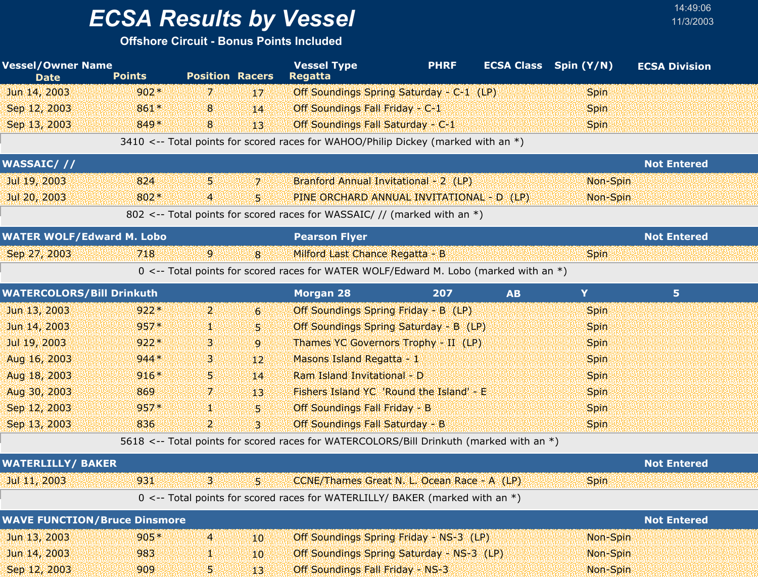# ECSA Results by Vessel

**Offshore Circuit - Bonus Points Included**

14:49:06
11/3/2003

| Vessel/Owner Name<br>Date | Points | Position | Racers | Vessel Type<br>Regatta | PHRF | ECSA Class | Spin (Y/N) | ECSA Division |
|---|---|---|---|---|---|---|---|---|
| Jun 14, 2003 | 902* | 7 | 17 | Off Soundings Spring Saturday - C-1 (LP) | | | Spin | |
| Sep 12, 2003 | 861* | 8 | 14 | Off Soundings Fall Friday - C-1 | | | Spin | |
| Sep 13, 2003 | 849* | 8 | 13 | Off Soundings Fall Saturday - C-1 | | | Spin | |
| | 3410 <-- Total points for scored races for WAHOO/Philip Dickey (marked with an *) | | | | | | | |
| **WASSAIC/ //** | | | | | | | | **Not Entered** |
| Jul 19, 2003 | 824 | 5 | 7 | Branford Annual Invitational - 2 (LP) | | | Non-Spin | |
| Jul 20, 2003 | 802* | 4 | 5 | PINE ORCHARD ANNUAL INVITATIONAL - D (LP) | | | Non-Spin | |
| | 802 <-- Total points for scored races for WASSAIC/ // (marked with an *) | | | | | | | |
| **WATER WOLF/Edward M. Lobo** | | | | **Pearson Flyer** | | | | **Not Entered** |
| Sep 27, 2003 | 718 | 9 | 8 | Milford Last Chance Regatta - B | | | Spin | |
| | 0 <-- Total points for scored races for WATER WOLF/Edward M. Lobo (marked with an *) | | | | | | | |
| **WATERCOLORS/Bill Drinkuth** | | | | **Morgan 28** | **207** | **AB** | **Y** | **5** |
| Jun 13, 2003 | 922* | 2 | 6 | Off Soundings Spring Friday - B (LP) | | | Spin | |
| Jun 14, 2003 | 957* | 1 | 5 | Off Soundings Spring Saturday - B (LP) | | | Spin | |
| Jul 19, 2003 | 922* | 3 | 9 | Thames YC Governors Trophy - II (LP) | | | Spin | |
| Aug 16, 2003 | 944* | 3 | 12 | Masons Island Regatta - 1 | | | Spin | |
| Aug 18, 2003 | 916* | 5 | 14 | Ram Island Invitational - D | | | Spin | |
| Aug 30, 2003 | 869 | 7 | 13 | Fishers Island YC 'Round the Island' - E | | | Spin | |
| Sep 12, 2003 | 957* | 1 | 5 | Off Soundings Fall Friday - B | | | Spin | |
| Sep 13, 2003 | 836 | 2 | 3 | Off Soundings Fall Saturday - B | | | Spin | |
| | 5618 <-- Total points for scored races for WATERCOLORS/Bill Drinkuth (marked with an *) | | | | | | | |
| **WATERLILLY/ BAKER** | | | | | | | | **Not Entered** |
| Jul 11, 2003 | 931 | 3 | 5 | CCNE/Thames Great N. L. Ocean Race - A (LP) | | | Spin | |
| | 0 <-- Total points for scored races for WATERLILLY/ BAKER (marked with an *) | | | | | | | |
| **WAVE FUNCTION/Bruce Dinsmore** | | | | | | | | **Not Entered** |
| Jun 13, 2003 | 905* | 4 | 10 | Off Soundings Spring Friday - NS-3 (LP) | | | Non-Spin | |
| Jun 14, 2003 | 983 | 1 | 10 | Off Soundings Spring Saturday - NS-3 (LP) | | | Non-Spin | |
| Sep 12, 2003 | 909 | 5 | 13 | Off Soundings Fall Friday - NS-3 | | | Non-Spin | |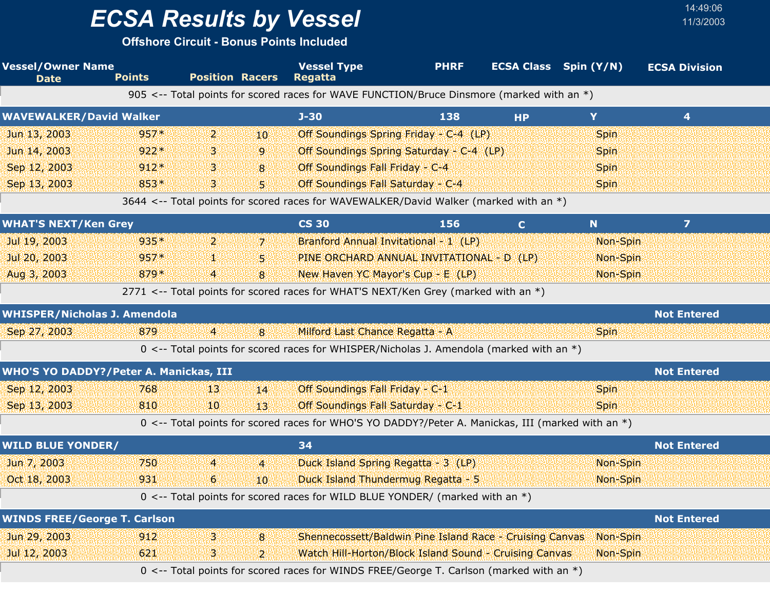# ECSA Results by Vessel

**Offshore Circuit - Bonus Points Included**

14:49:06
11/3/2003

| Vessel/Owner Name / Date | Points | Position | Racers | Vessel Type / Regatta | PHRF | ECSA Class | Spin (Y/N) | ECSA Division |
|---|---|---|---|---|---|---|---|---|
| 905 <-- Total points for scored races for WAVE FUNCTION/Bruce Dinsmore (marked with an *) | | | | | | | | |
| **WAVEWALKER/David Walker** | | | | **J-30** | **138** | **HP** | **Y** | **4** |
| Jun 13, 2003 | 957* | 2 | 10 | Off Soundings Spring Friday - C-4 (LP) | | | Spin | |
| Jun 14, 2003 | 922* | 3 | 9 | Off Soundings Spring Saturday - C-4 (LP) | | | Spin | |
| Sep 12, 2003 | 912* | 3 | 8 | Off Soundings Fall Friday - C-4 | | | Spin | |
| Sep 13, 2003 | 853* | 3 | 5 | Off Soundings Fall Saturday - C-4 | | | Spin | |
| 3644 <-- Total points for scored races for WAVEWALKER/David Walker (marked with an *) | | | | | | | | |
| **WHAT'S NEXT/Ken Grey** | | | | **CS 30** | **156** | **C** | **N** | **7** |
| Jul 19, 2003 | 935* | 2 | 7 | Branford Annual Invitational - 1 (LP) | | | Non-Spin | |
| Jul 20, 2003 | 957* | 1 | 5 | PINE ORCHARD ANNUAL INVITATIONAL - D (LP) | | | Non-Spin | |
| Aug 3, 2003 | 879* | 4 | 8 | New Haven YC Mayor's Cup - E (LP) | | | Non-Spin | |
| 2771 <-- Total points for scored races for WHAT'S NEXT/Ken Grey (marked with an *) | | | | | | | | |
| **WHISPER/Nicholas J. Amendola** | | | | | | | | **Not Entered** |
| Sep 27, 2003 | 879 | 4 | 8 | Milford Last Chance Regatta - A | | | Spin | |
| 0 <-- Total points for scored races for WHISPER/Nicholas J. Amendola (marked with an *) | | | | | | | | |
| **WHO'S YO DADDY?/Peter A. Manickas, III** | | | | | | | | **Not Entered** |
| Sep 12, 2003 | 768 | 13 | 14 | Off Soundings Fall Friday - C-1 | | | Spin | |
| Sep 13, 2003 | 810 | 10 | 13 | Off Soundings Fall Saturday - C-1 | | | Spin | |
| 0 <-- Total points for scored races for WHO'S YO DADDY?/Peter A. Manickas, III (marked with an *) | | | | | | | | |
| **WILD BLUE YONDER/** | | | | **34** | | | | **Not Entered** |
| Jun 7, 2003 | 750 | 4 | 4 | Duck Island Spring Regatta - 3 (LP) | | | Non-Spin | |
| Oct 18, 2003 | 931 | 6 | 10 | Duck Island Thundermug Regatta - 5 | | | Non-Spin | |
| 0 <-- Total points for scored races for WILD BLUE YONDER/ (marked with an *) | | | | | | | | |
| **WINDS FREE/George T. Carlson** | | | | | | | | **Not Entered** |
| Jun 29, 2003 | 912 | 3 | 8 | Shennecossett/Baldwin Pine Island Race - Cruising Canvas | | | Non-Spin | |
| Jul 12, 2003 | 621 | 3 | 2 | Watch Hill-Horton/Block Island Sound - Cruising Canvas | | | Non-Spin | |
| 0 <-- Total points for scored races for WINDS FREE/George T. Carlson (marked with an *) | | | | | | | | |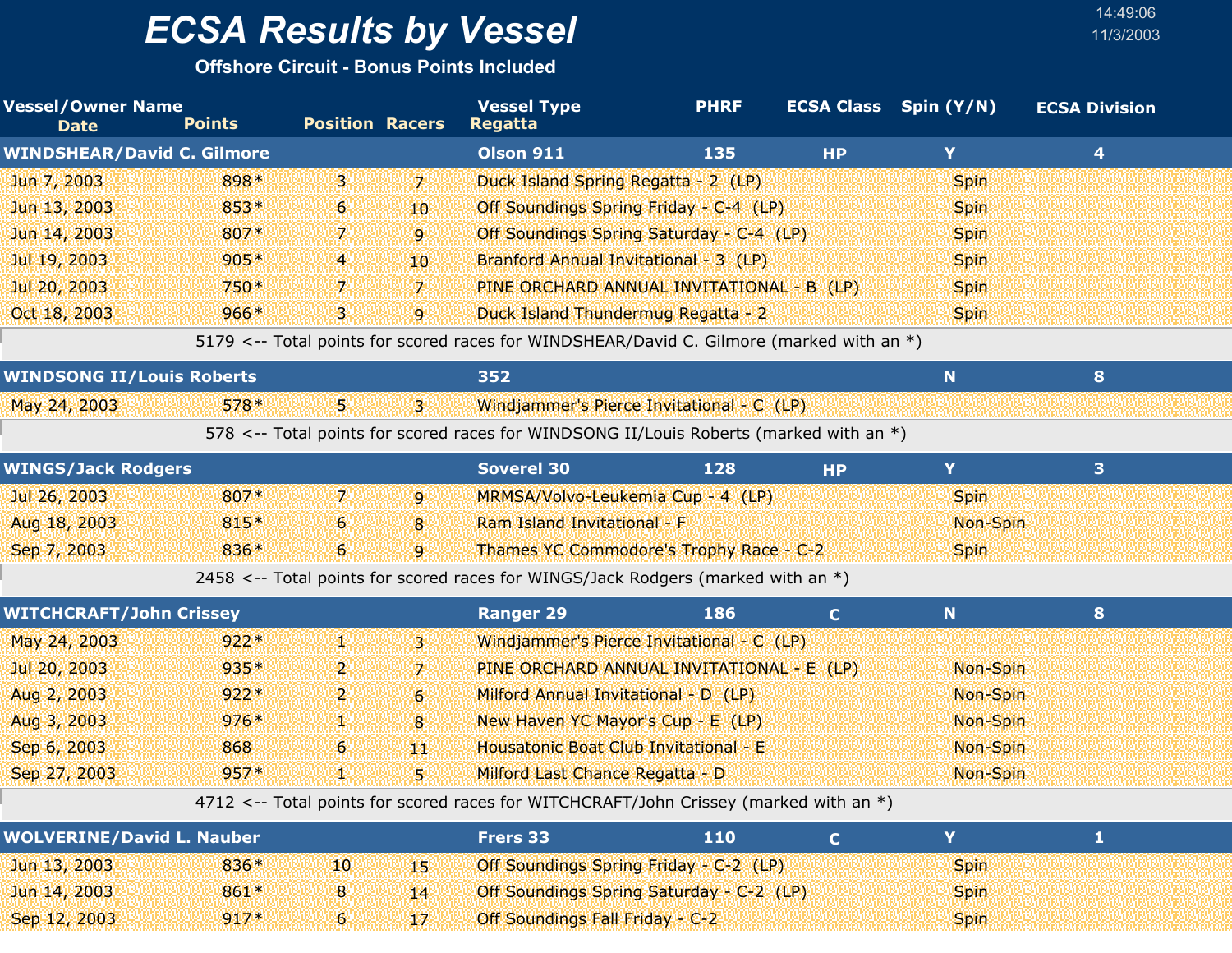# ECSA Results by Vessel

**Offshore Circuit - Bonus Points Included**

14:49:06
11/3/2003

| Vessel/Owner Name<br>Date | Points | Position | Racers | Vessel Type<br>Regatta | PHRF | ECSA Class | Spin (Y/N) | ECSA Division |
|---|---|---|---|---|---|---|---|---|
| **WINDSHEAR/David C. Gilmore** | | | | **Olson 911** | **135** | **HP** | **Y** | **4** |
| Jun 7, 2003 | 898* | 3 | 7 | Duck Island Spring Regatta - 2 (LP) | | | Spin | |
| Jun 13, 2003 | 853* | 6 | 10 | Off Soundings Spring Friday - C-4 (LP) | | | Spin | |
| Jun 14, 2003 | 807* | 7 | 9 | Off Soundings Spring Saturday - C-4 (LP) | | | Spin | |
| Jul 19, 2003 | 905* | 4 | 10 | Branford Annual Invitational - 3 (LP) | | | Spin | |
| Jul 20, 2003 | 750* | 7 | 7 | PINE ORCHARD ANNUAL INVITATIONAL - B (LP) | | | Spin | |
| Oct 18, 2003 | 966* | 3 | 9 | Duck Island Thundermug Regatta - 2 | | | Spin | |
| 5179 <-- Total points for scored races for WINDSHEAR/David C. Gilmore (marked with an *) | | | | | | | | |
| **WINDSONG II/Louis Roberts** | | | | **352** | | | **N** | **8** |
| May 24, 2003 | 578* | 5 | 3 | Windjammer's Pierce Invitational - C (LP) | | | | |
| 578 <-- Total points for scored races for WINDSONG II/Louis Roberts (marked with an *) | | | | | | | | |
| **WINGS/Jack Rodgers** | | | | **Soverel 30** | **128** | **HP** | **Y** | **3** |
| Jul 26, 2003 | 807* | 7 | 9 | MRMSA/Volvo-Leukemia Cup - 4 (LP) | | | Spin | |
| Aug 18, 2003 | 815* | 6 | 8 | Ram Island Invitational - F | | | Non-Spin | |
| Sep 7, 2003 | 836* | 6 | 9 | Thames YC Commodore's Trophy Race - C-2 | | | Spin | |
| 2458 <-- Total points for scored races for WINGS/Jack Rodgers (marked with an *) | | | | | | | | |
| **WITCHCRAFT/John Crissey** | | | | **Ranger 29** | **186** | **C** | **N** | **8** |
| May 24, 2003 | 922* | 1 | 3 | Windjammer's Pierce Invitational - C (LP) | | | | |
| Jul 20, 2003 | 935* | 2 | 7 | PINE ORCHARD ANNUAL INVITATIONAL - E (LP) | | | Non-Spin | |
| Aug 2, 2003 | 922* | 2 | 6 | Milford Annual Invitational - D (LP) | | | Non-Spin | |
| Aug 3, 2003 | 976* | 1 | 8 | New Haven YC Mayor's Cup - E (LP) | | | Non-Spin | |
| Sep 6, 2003 | 868 | 6 | 11 | Housatonic Boat Club Invitational - E | | | Non-Spin | |
| Sep 27, 2003 | 957* | 1 | 5 | Milford Last Chance Regatta - D | | | Non-Spin | |
| 4712 <-- Total points for scored races for WITCHCRAFT/John Crissey (marked with an *) | | | | | | | | |
| **WOLVERINE/David L. Nauber** | | | | **Frers 33** | **110** | **C** | **Y** | **1** |
| Jun 13, 2003 | 836* | 10 | 15 | Off Soundings Spring Friday - C-2 (LP) | | | Spin | |
| Jun 14, 2003 | 861* | 8 | 14 | Off Soundings Spring Saturday - C-2 (LP) | | | Spin | |
| Sep 12, 2003 | 917* | 6 | 17 | Off Soundings Fall Friday - C-2 | | | Spin | |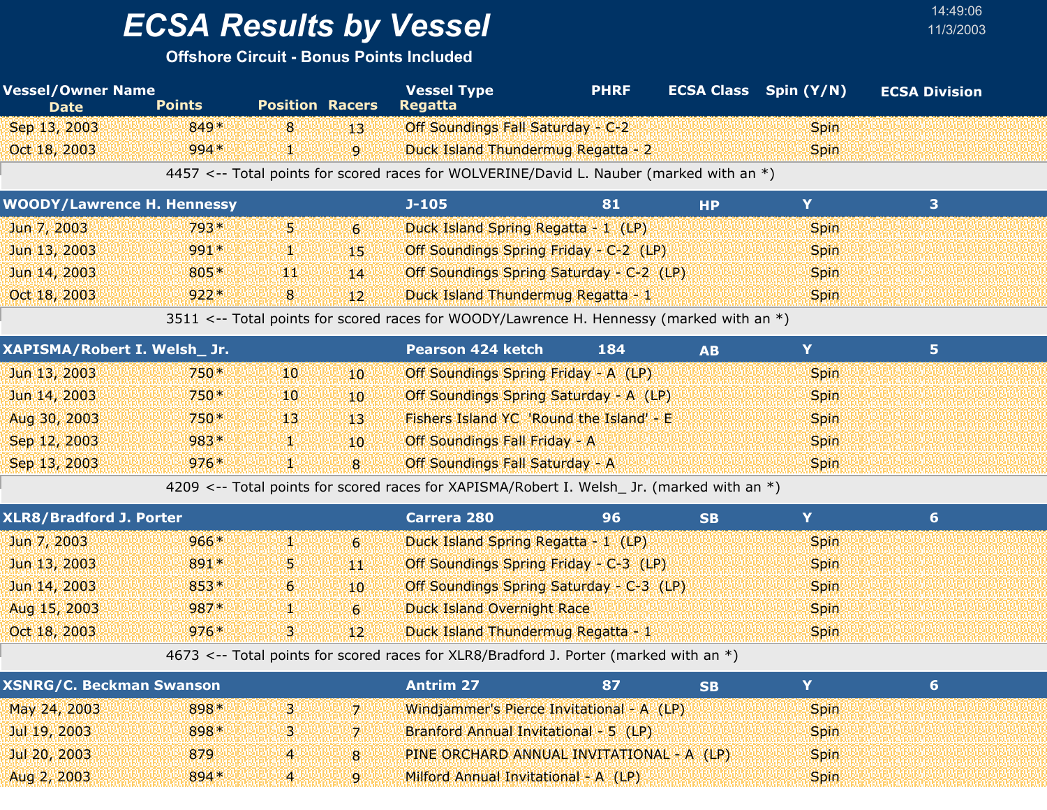# ECSA Results by Vessel

**Offshore Circuit - Bonus Points Included**

14:49:06
11/3/2003

| Vessel/Owner Name<br>Date | Points | Position | Racers | Vessel Type<br>Regatta | PHRF | ECSA Class | Spin (Y/N) | ECSA Division |
|---|---|---|---|---|---|---|---|---|
| Sep 13, 2003 | 849* | 8 | 13 | Off Soundings Fall Saturday - C-2 | | | Spin | |
| Oct 18, 2003 | 994* | 1 | 9 | Duck Island Thundermug Regatta - 2 | | | Spin | |
| | | | | 4457 <-- Total points for scored races for WOLVERINE/David L. Nauber (marked with an *) | | | | |
| **WOODY/Lawrence H. Hennessy** | | | | **J-105** | **81** | **HP** | **Y** | **3** |
| Jun 7, 2003 | 793* | 5 | 6 | Duck Island Spring Regatta - 1 (LP) | | | Spin | |
| Jun 13, 2003 | 991* | 1 | 15 | Off Soundings Spring Friday - C-2 (LP) | | | Spin | |
| Jun 14, 2003 | 805* | 11 | 14 | Off Soundings Spring Saturday - C-2 (LP) | | | Spin | |
| Oct 18, 2003 | 922* | 8 | 12 | Duck Island Thundermug Regatta - 1 | | | Spin | |
| | | | | 3511 <-- Total points for scored races for WOODY/Lawrence H. Hennessy (marked with an *) | | | | |
| **XAPISMA/Robert I. Welsh_ Jr.** | | | | **Pearson 424 ketch** | **184** | **AB** | **Y** | **5** |
| Jun 13, 2003 | 750* | 10 | 10 | Off Soundings Spring Friday - A (LP) | | | Spin | |
| Jun 14, 2003 | 750* | 10 | 10 | Off Soundings Spring Saturday - A (LP) | | | Spin | |
| Aug 30, 2003 | 750* | 13 | 13 | Fishers Island YC 'Round the Island' - E | | | Spin | |
| Sep 12, 2003 | 983* | 1 | 10 | Off Soundings Fall Friday - A | | | Spin | |
| Sep 13, 2003 | 976* | 1 | 8 | Off Soundings Fall Saturday - A | | | Spin | |
| | | | | 4209 <-- Total points for scored races for XAPISMA/Robert I. Welsh_ Jr. (marked with an *) | | | | |
| **XLR8/Bradford J. Porter** | | | | **Carrera 280** | **96** | **SB** | **Y** | **6** |
| Jun 7, 2003 | 966* | 1 | 6 | Duck Island Spring Regatta - 1 (LP) | | | Spin | |
| Jun 13, 2003 | 891* | 5 | 11 | Off Soundings Spring Friday - C-3 (LP) | | | Spin | |
| Jun 14, 2003 | 853* | 6 | 10 | Off Soundings Spring Saturday - C-3 (LP) | | | Spin | |
| Aug 15, 2003 | 987* | 1 | 6 | Duck Island Overnight Race | | | Spin | |
| Oct 18, 2003 | 976* | 3 | 12 | Duck Island Thundermug Regatta - 1 | | | Spin | |
| | | | | 4673 <-- Total points for scored races for XLR8/Bradford J. Porter (marked with an *) | | | | |
| **XSNRG/C. Beckman Swanson** | | | | **Antrim 27** | **87** | **SB** | **Y** | **6** |
| May 24, 2003 | 898* | 3 | 7 | Windjammer's Pierce Invitational - A (LP) | | | Spin | |
| Jul 19, 2003 | 898* | 3 | 7 | Branford Annual Invitational - 5 (LP) | | | Spin | |
| Jul 20, 2003 | 879 | 4 | 8 | PINE ORCHARD ANNUAL INVITATIONAL - A (LP) | | | Spin | |
| Aug 2, 2003 | 894* | 4 | 9 | Milford Annual Invitational - A (LP) | | | Spin | |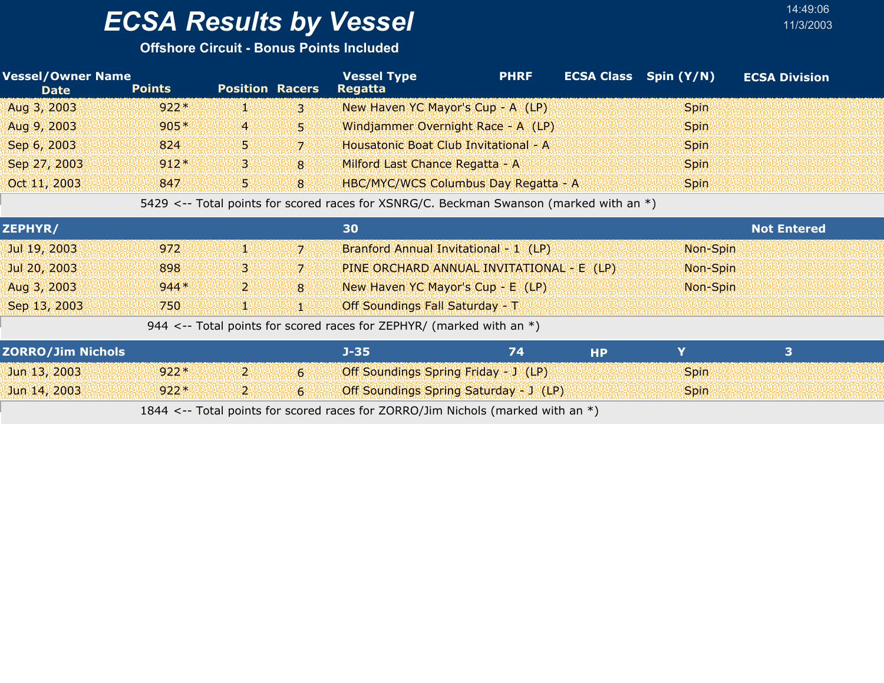# ECSA Results by Vessel

**Offshore Circuit - Bonus Points Included**

14:49:06
11/3/2003

| Vessel/Owner Name / Date | Points | Position | Racers | Vessel Type / Regatta | PHRF | ECSA Class | Spin (Y/N) | ECSA Division |
|---|---|---|---|---|---|---|---|---|
| Aug 3, 2003 | 922* | 1 | 3 | New Haven YC Mayor's Cup - A (LP) | | | Spin | |
| Aug 9, 2003 | 905* | 4 | 5 | Windjammer Overnight Race - A (LP) | | | Spin | |
| Sep 6, 2003 | 824 | 5 | 7 | Housatonic Boat Club Invitational - A | | | Spin | |
| Sep 27, 2003 | 912* | 3 | 8 | Milford Last Chance Regatta - A | | | Spin | |
| Oct 11, 2003 | 847 | 5 | 8 | HBC/MYC/WCS Columbus Day Regatta - A | | | Spin | |
| 5429 <-- Total points for scored races for XSNRG/C. Beckman Swanson (marked with an *) | | | | | | | | |
| **ZEPHYR/** | | | | **30** | | | | **Not Entered** |
| Jul 19, 2003 | 972 | 1 | 7 | Branford Annual Invitational - 1 (LP) | | | Non-Spin | |
| Jul 20, 2003 | 898 | 3 | 7 | PINE ORCHARD ANNUAL INVITATIONAL - E (LP) | | | Non-Spin | |
| Aug 3, 2003 | 944* | 2 | 8 | New Haven YC Mayor's Cup - E (LP) | | | Non-Spin | |
| Sep 13, 2003 | 750 | 1 | 1 | Off Soundings Fall Saturday - T | | | | |
| 944 <-- Total points for scored races for ZEPHYR/ (marked with an *) | | | | | | | | |
| **ZORRO/Jim Nichols** | | | | **J-35** | **74** | **HP** | **Y** | **3** |
| Jun 13, 2003 | 922* | 2 | 6 | Off Soundings Spring Friday - J (LP) | | | Spin | |
| Jun 14, 2003 | 922* | 2 | 6 | Off Soundings Spring Saturday - J (LP) | | | Spin | |
| 1844 <-- Total points for scored races for ZORRO/Jim Nichols (marked with an *) | | | | | | | | |